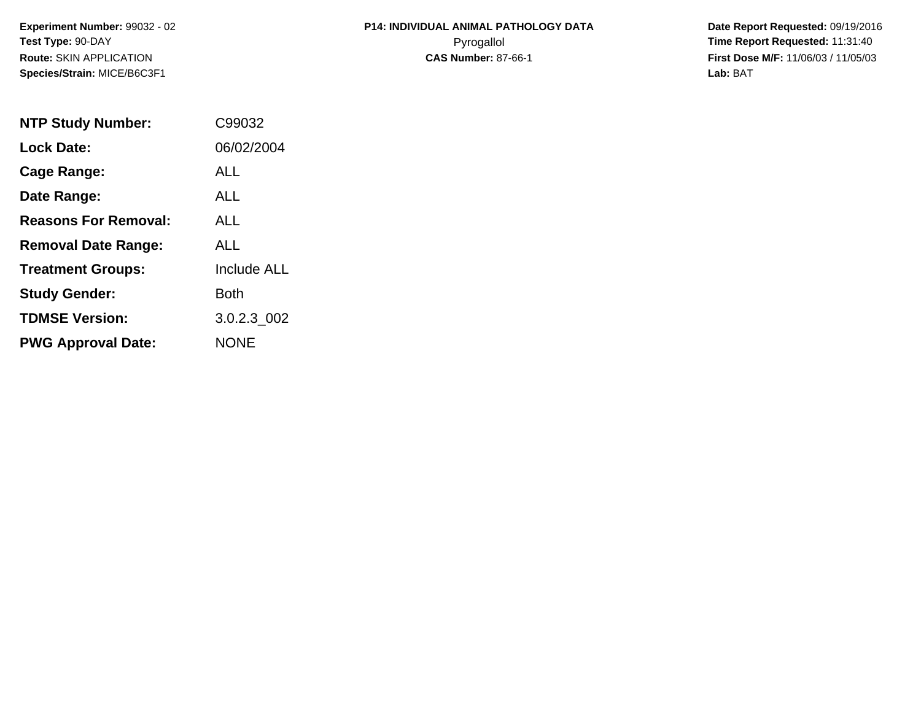**Experiment Number:** 99032 - 02
**Test Type:** 90-DAY
**Route:** SKIN APPLICATION
**Species/Strain:** MICE/B6C3F1

**P14: INDIVIDUAL ANIMAL PATHOLOGY DATA**
Pyrogallol
**CAS Number:** 87-66-1

**Date Report Requested:** 09/19/2016
**Time Report Requested:** 11:31:40
**First Dose M/F:** 11/06/03 / 11/05/03
**Lab:** BAT

| | |
|---|---|
| **NTP Study Number:** | C99032 |
| **Lock Date:** | 06/02/2004 |
| **Cage Range:** | ALL |
| **Date Range:** | ALL |
| **Reasons For Removal:** | ALL |
| **Removal Date Range:** | ALL |
| **Treatment Groups:** | Include ALL |
| **Study Gender:** | Both |
| **TDMSE Version:** | 3.0.2.3_002 |
| **PWG Approval Date:** | NONE |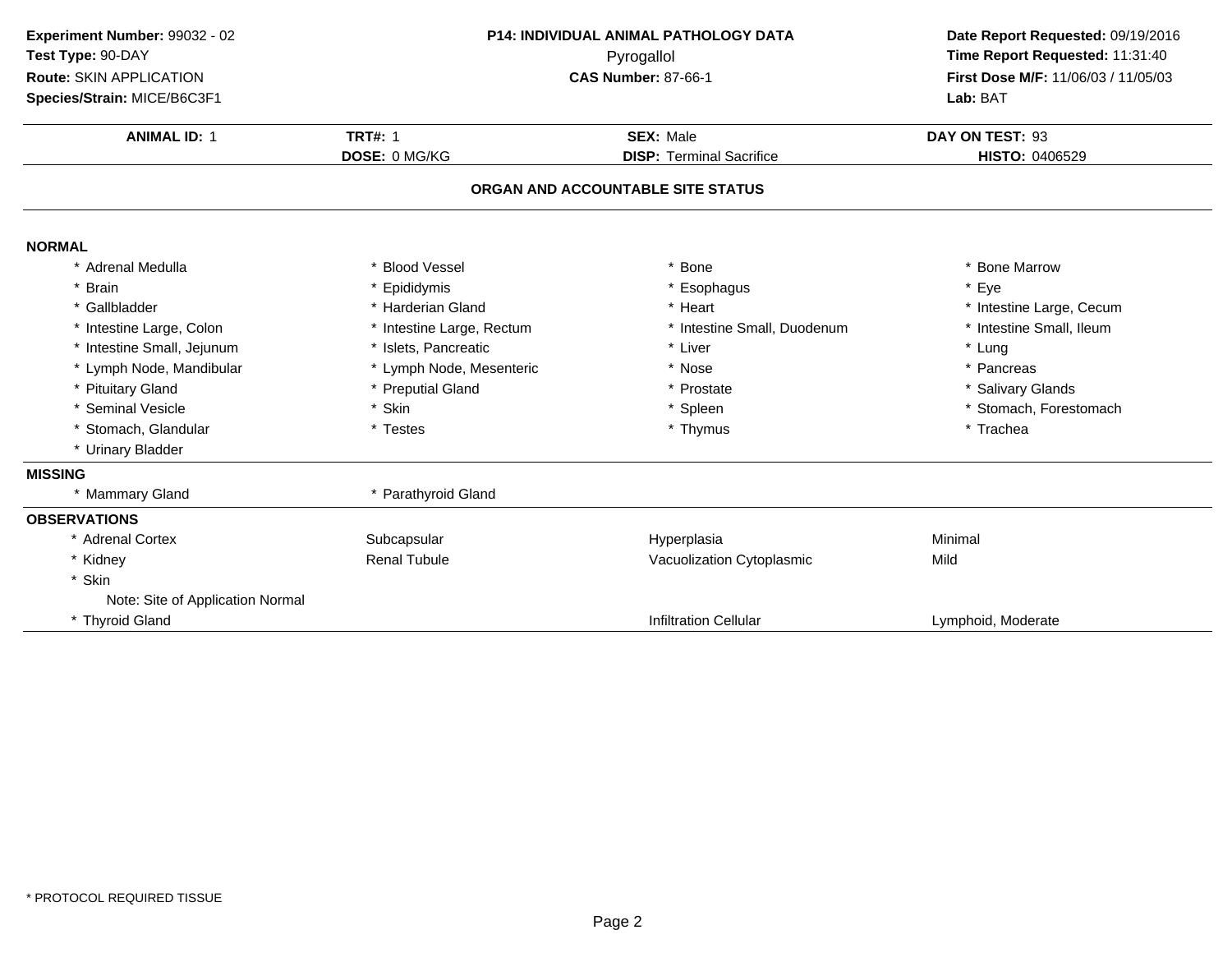**Experiment Number:** 99032 - 02
**Test Type:** 90-DAY
**Route:** SKIN APPLICATION
**Species/Strain:** MICE/B6C3F1

**P14: INDIVIDUAL ANIMAL PATHOLOGY DATA**
Pyrogallol
**CAS Number:** 87-66-1

**Date Report Requested:** 09/19/2016
**Time Report Requested:** 11:31:40
**First Dose M/F:** 11/06/03 / 11/05/03
**Lab:** BAT

| **ANIMAL ID:** 1 | **TRT#:** 1 | **SEX:** Male | **DAY ON TEST:** 93 |
|---|---|---|---|
| | **DOSE:** 0 MG/KG | **DISP:** Terminal Sacrifice | **HISTO:** 0406529 |

## ORGAN AND ACCOUNTABLE SITE STATUS

### NORMAL

| | | | |
|---|---|---|---|
| * Adrenal Medulla | * Blood Vessel | * Bone | * Bone Marrow |
| * Brain | * Epididymis | * Esophagus | * Eye |
| * Gallbladder | * Harderian Gland | * Heart | * Intestine Large, Cecum |
| * Intestine Large, Colon | * Intestine Large, Rectum | * Intestine Small, Duodenum | * Intestine Small, Ileum |
| * Intestine Small, Jejunum | * Islets, Pancreatic | * Liver | * Lung |
| * Lymph Node, Mandibular | * Lymph Node, Mesenteric | * Nose | * Pancreas |
| * Pituitary Gland | * Preputial Gland | * Prostate | * Salivary Glands |
| * Seminal Vesicle | * Skin | * Spleen | * Stomach, Forestomach |
| * Stomach, Glandular | * Testes | * Thymus | * Trachea |
| * Urinary Bladder | | | |

### MISSING

| | |
|---|---|
| * Mammary Gland | * Parathyroid Gland |

### OBSERVATIONS

| | | | |
|---|---|---|---|
| * Adrenal Cortex | Subcapsular | Hyperplasia | Minimal |
| * Kidney | Renal Tubule | Vacuolization Cytoplasmic | Mild |
| * Skin | | | |
| Note: Site of Application Normal | | | |
| * Thyroid Gland | | Infiltration Cellular | Lymphoid, Moderate |

* PROTOCOL REQUIRED TISSUE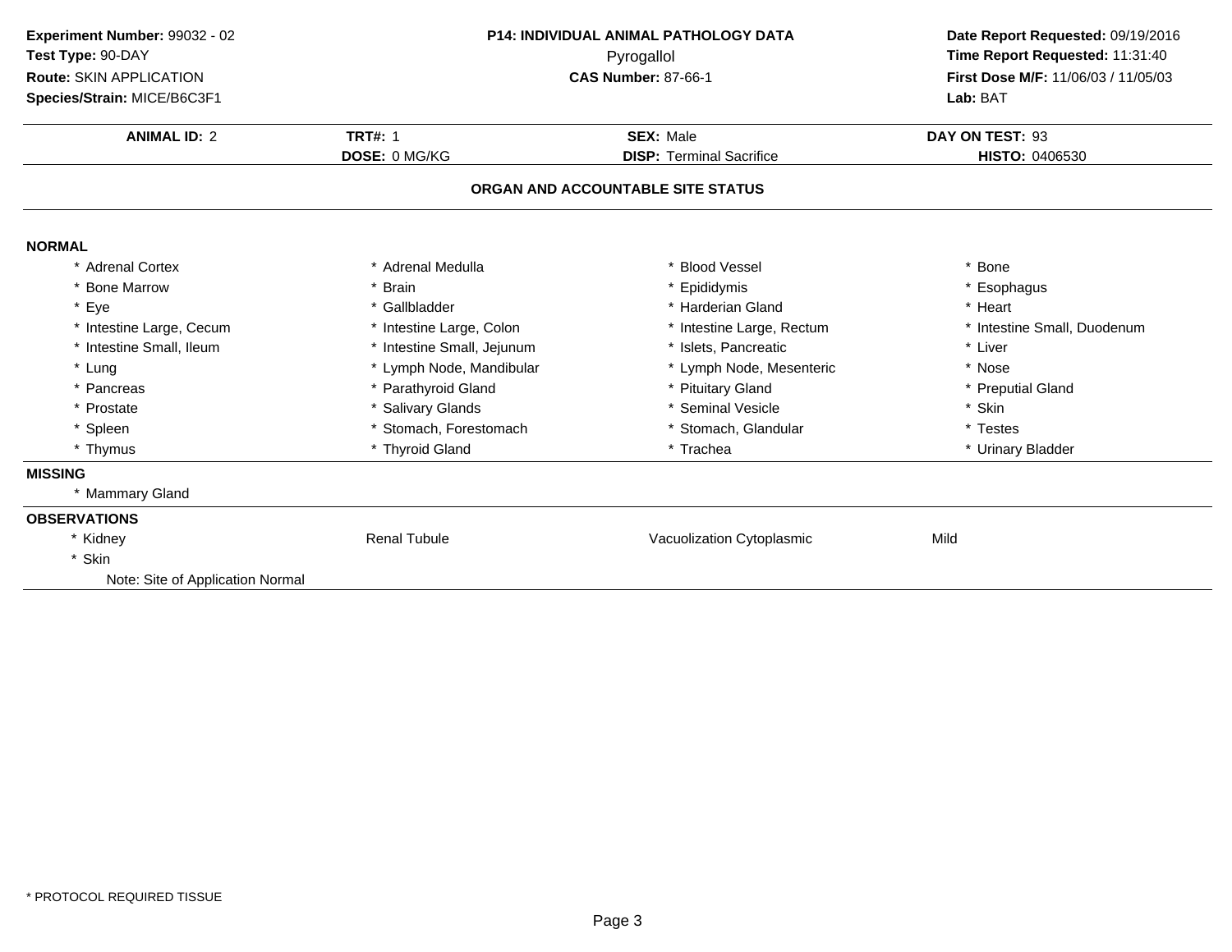**Experiment Number:** 99032 - 02
**Test Type:** 90-DAY
**Route:** SKIN APPLICATION
**Species/Strain:** MICE/B6C3F1

**P14: INDIVIDUAL ANIMAL PATHOLOGY DATA**
Pyrogallol
**CAS Number:** 87-66-1

**Date Report Requested:** 09/19/2016
**Time Report Requested:** 11:31:40
**First Dose M/F:** 11/06/03 / 11/05/03
**Lab:** BAT

| **ANIMAL ID:** 2 | **TRT#:** 1 | **SEX:** Male | **DAY ON TEST:** 93 |
|---|---|---|---|
| | **DOSE:** 0 MG/KG | **DISP:** Terminal Sacrifice | **HISTO:** 0406530 |

## ORGAN AND ACCOUNTABLE SITE STATUS

### NORMAL

| | | | |
|---|---|---|---|
| * Adrenal Cortex | * Adrenal Medulla | * Blood Vessel | * Bone |
| * Bone Marrow | * Brain | * Epididymis | * Esophagus |
| * Eye | * Gallbladder | * Harderian Gland | * Heart |
| * Intestine Large, Cecum | * Intestine Large, Colon | * Intestine Large, Rectum | * Intestine Small, Duodenum |
| * Intestine Small, Ileum | * Intestine Small, Jejunum | * Islets, Pancreatic | * Liver |
| * Lung | * Lymph Node, Mandibular | * Lymph Node, Mesenteric | * Nose |
| * Pancreas | * Parathyroid Gland | * Pituitary Gland | * Preputial Gland |
| * Prostate | * Salivary Glands | * Seminal Vesicle | * Skin |
| * Spleen | * Stomach, Forestomach | * Stomach, Glandular | * Testes |
| * Thymus | * Thyroid Gland | * Trachea | * Urinary Bladder |

### MISSING

* Mammary Gland

### OBSERVATIONS

| | | | |
|---|---|---|---|
| * Kidney | Renal Tubule | Vacuolization Cytoplasmic | Mild |
| * Skin | | | |

Note: Site of Application Normal

* PROTOCOL REQUIRED TISSUE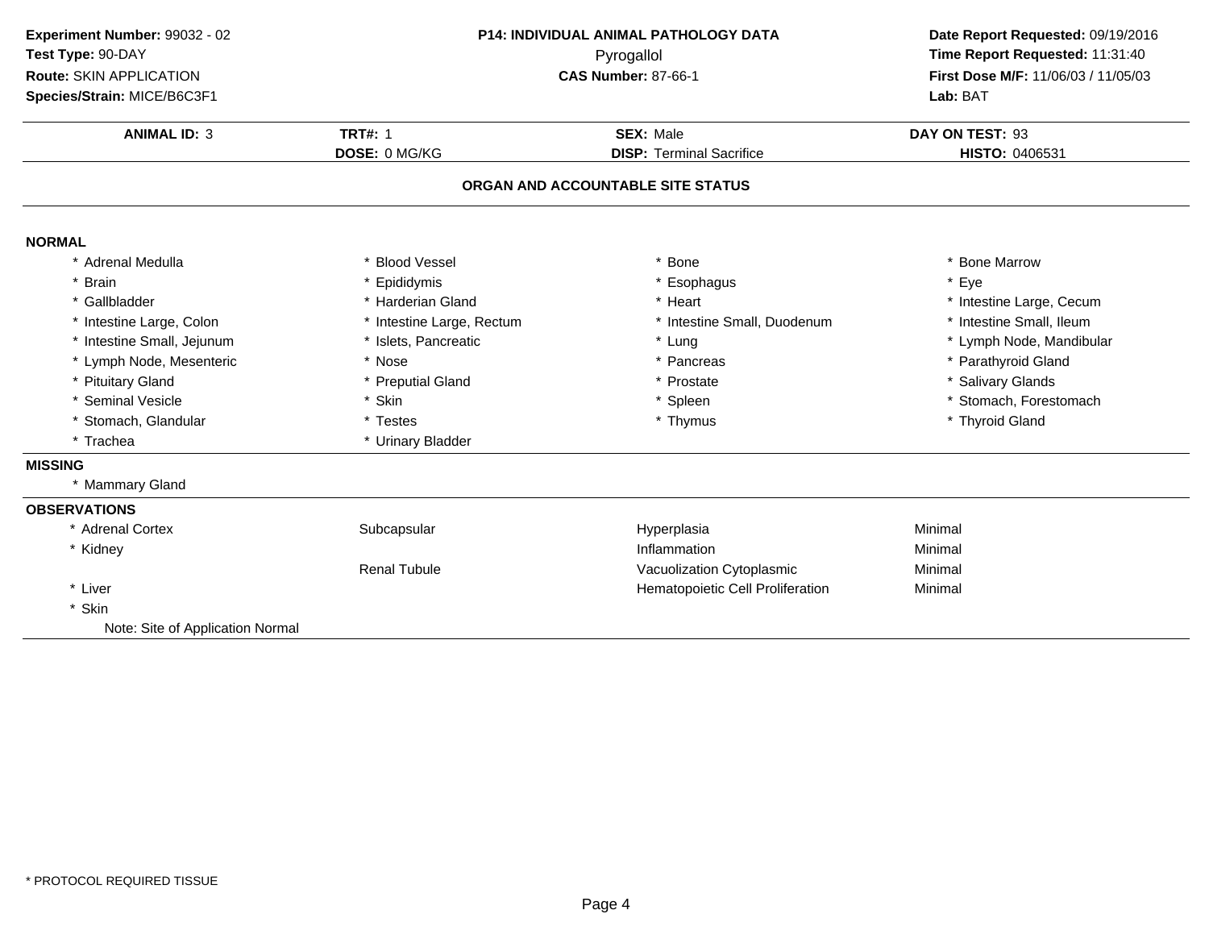**Experiment Number:** 99032 - 02
**Test Type:** 90-DAY
**Route:** SKIN APPLICATION
**Species/Strain:** MICE/B6C3F1

**P14: INDIVIDUAL ANIMAL PATHOLOGY DATA**
Pyrogallol
**CAS Number:** 87-66-1

**Date Report Requested:** 09/19/2016
**Time Report Requested:** 11:31:40
**First Dose M/F:** 11/06/03 / 11/05/03
**Lab:** BAT

| **ANIMAL ID:** 3 | **TRT#:** 1 | **SEX:** Male | **DAY ON TEST:** 93 |
|---|---|---|---|
| | **DOSE:** 0 MG/KG | **DISP:** Terminal Sacrifice | **HISTO:** 0406531 |

## ORGAN AND ACCOUNTABLE SITE STATUS

**NORMAL**

| | | | |
|---|---|---|---|
| * Adrenal Medulla | * Blood Vessel | * Bone | * Bone Marrow |
| * Brain | * Epididymis | * Esophagus | * Eye |
| * Gallbladder | * Harderian Gland | * Heart | * Intestine Large, Cecum |
| * Intestine Large, Colon | * Intestine Large, Rectum | * Intestine Small, Duodenum | * Intestine Small, Ileum |
| * Intestine Small, Jejunum | * Islets, Pancreatic | * Lung | * Lymph Node, Mandibular |
| * Lymph Node, Mesenteric | * Nose | * Pancreas | * Parathyroid Gland |
| * Pituitary Gland | * Preputial Gland | * Prostate | * Salivary Glands |
| * Seminal Vesicle | * Skin | * Spleen | * Stomach, Forestomach |
| * Stomach, Glandular | * Testes | * Thymus | * Thyroid Gland |
| * Trachea | * Urinary Bladder | | |

**MISSING**

* Mammary Gland

**OBSERVATIONS**

| | | | |
|---|---|---|---|
| * Adrenal Cortex | Subcapsular | Hyperplasia | Minimal |
| * Kidney | | Inflammation | Minimal |
| | Renal Tubule | Vacuolization Cytoplasmic | Minimal |
| * Liver | | Hematopoietic Cell Proliferation | Minimal |
| * Skin | | | |
| Note: Site of Application Normal | | | |

* PROTOCOL REQUIRED TISSUE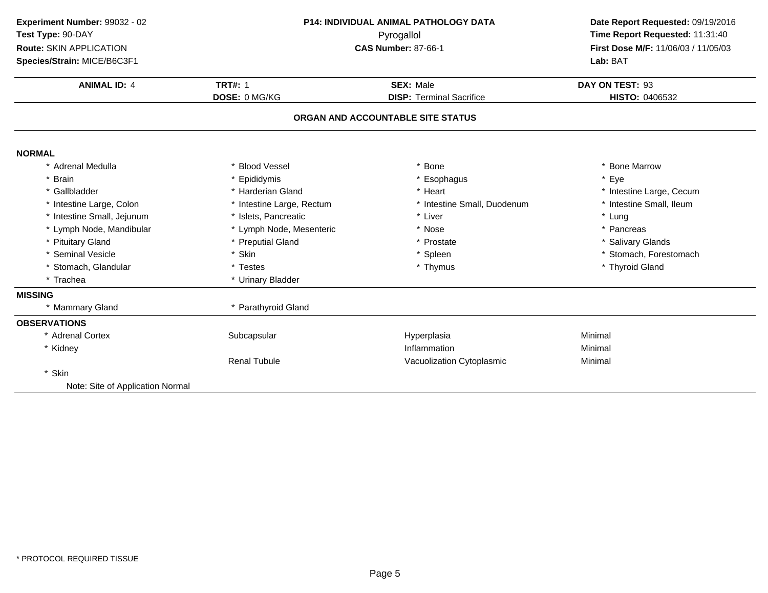**Experiment Number:** 99032 - 02
**Test Type:** 90-DAY
**Route:** SKIN APPLICATION
**Species/Strain:** MICE/B6C3F1

**P14: INDIVIDUAL ANIMAL PATHOLOGY DATA**
Pyrogallol
**CAS Number:** 87-66-1

**Date Report Requested:** 09/19/2016
**Time Report Requested:** 11:31:40
**First Dose M/F:** 11/06/03 / 11/05/03
**Lab:** BAT

| **ANIMAL ID:** 4 | **TRT#:** 1 | **SEX:** Male | **DAY ON TEST:** 93 |
|---|---|---|---|
| | **DOSE:** 0 MG/KG | **DISP:** Terminal Sacrifice | **HISTO:** 0406532 |

**ORGAN AND ACCOUNTABLE SITE STATUS**

**NORMAL**

| | | | |
|---|---|---|---|
| * Adrenal Medulla | * Blood Vessel | * Bone | * Bone Marrow |
| * Brain | * Epididymis | * Esophagus | * Eye |
| * Gallbladder | * Harderian Gland | * Heart | * Intestine Large, Cecum |
| * Intestine Large, Colon | * Intestine Large, Rectum | * Intestine Small, Duodenum | * Intestine Small, Ileum |
| * Intestine Small, Jejunum | * Islets, Pancreatic | * Liver | * Lung |
| * Lymph Node, Mandibular | * Lymph Node, Mesenteric | * Nose | * Pancreas |
| * Pituitary Gland | * Preputial Gland | * Prostate | * Salivary Glands |
| * Seminal Vesicle | * Skin | * Spleen | * Stomach, Forestomach |
| * Stomach, Glandular | * Testes | * Thymus | * Thyroid Gland |
| * Trachea | * Urinary Bladder | | |

**MISSING**

| | |
|---|---|
| * Mammary Gland | * Parathyroid Gland |

**OBSERVATIONS**

| | | | |
|---|---|---|---|
| * Adrenal Cortex | Subcapsular | Hyperplasia | Minimal |
| * Kidney | | Inflammation | Minimal |
| | Renal Tubule | Vacuolization Cytoplasmic | Minimal |
| * Skin | | | |
| Note: Site of Application Normal | | | |

* PROTOCOL REQUIRED TISSUE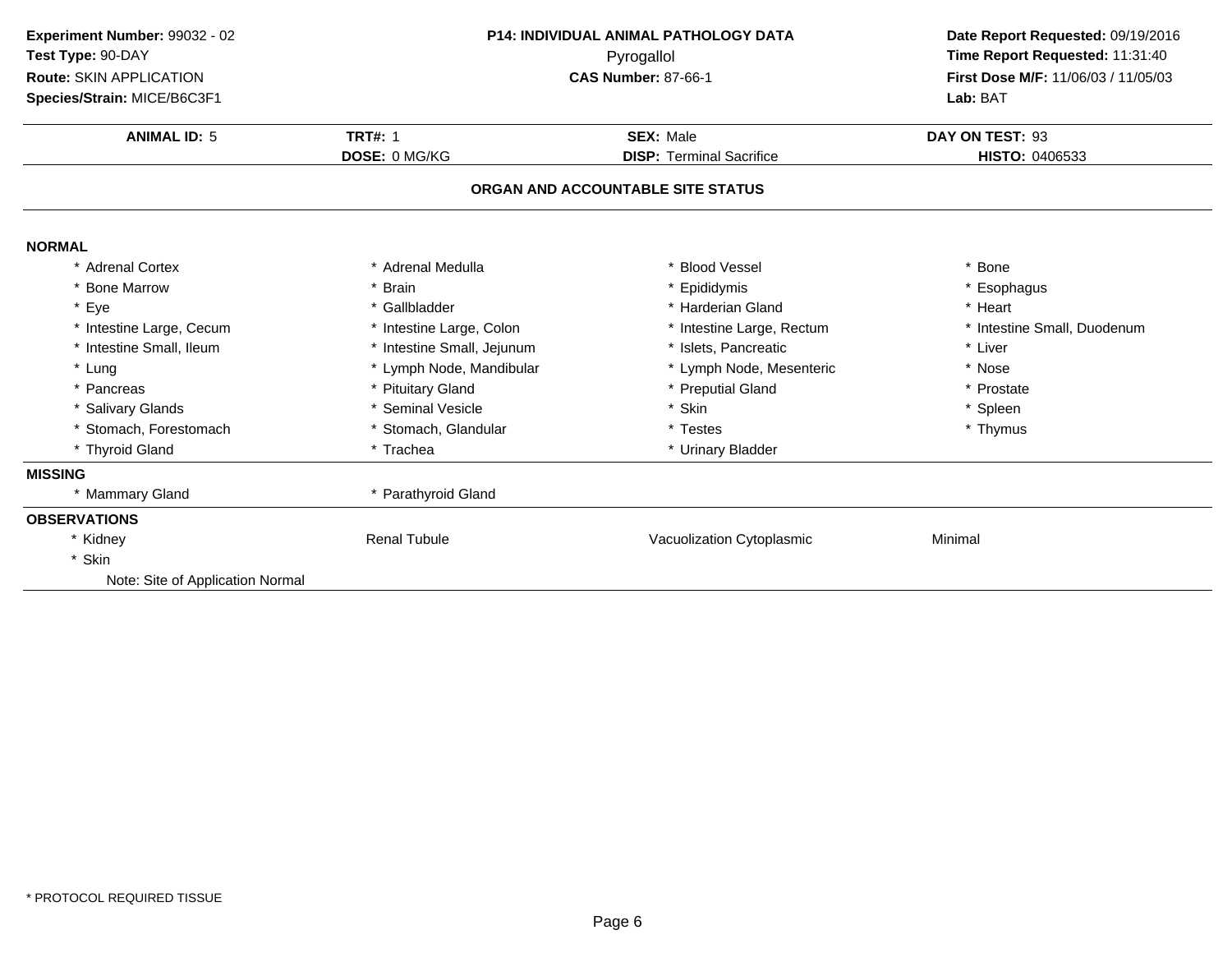**Experiment Number:** 99032 - 02
**Test Type:** 90-DAY
**Route:** SKIN APPLICATION
**Species/Strain:** MICE/B6C3F1

**P14: INDIVIDUAL ANIMAL PATHOLOGY DATA**
Pyrogallol
**CAS Number:** 87-66-1

**Date Report Requested:** 09/19/2016
**Time Report Requested:** 11:31:40
**First Dose M/F:** 11/06/03 / 11/05/03
**Lab:** BAT

| **ANIMAL ID:** 5 | **TRT#:** 1 | **SEX:** Male | **DAY ON TEST:** 93 |
|---|---|---|---|
| | **DOSE:** 0 MG/KG | **DISP:** Terminal Sacrifice | **HISTO:** 0406533 |

## ORGAN AND ACCOUNTABLE SITE STATUS

**NORMAL**

| | | | |
|---|---|---|---|
| * Adrenal Cortex | * Adrenal Medulla | * Blood Vessel | * Bone |
| * Bone Marrow | * Brain | * Epididymis | * Esophagus |
| * Eye | * Gallbladder | * Harderian Gland | * Heart |
| * Intestine Large, Cecum | * Intestine Large, Colon | * Intestine Large, Rectum | * Intestine Small, Duodenum |
| * Intestine Small, Ileum | * Intestine Small, Jejunum | * Islets, Pancreatic | * Liver |
| * Lung | * Lymph Node, Mandibular | * Lymph Node, Mesenteric | * Nose |
| * Pancreas | * Pituitary Gland | * Preputial Gland | * Prostate |
| * Salivary Glands | * Seminal Vesicle | * Skin | * Spleen |
| * Stomach, Forestomach | * Stomach, Glandular | * Testes | * Thymus |
| * Thyroid Gland | * Trachea | * Urinary Bladder | |

**MISSING**

| | |
|---|---|
| * Mammary Gland | * Parathyroid Gland |

**OBSERVATIONS**

| | | | |
|---|---|---|---|
| * Kidney | Renal Tubule | Vacuolization Cytoplasmic | Minimal |
| * Skin | | | |
| Note: Site of Application Normal | | | |

* PROTOCOL REQUIRED TISSUE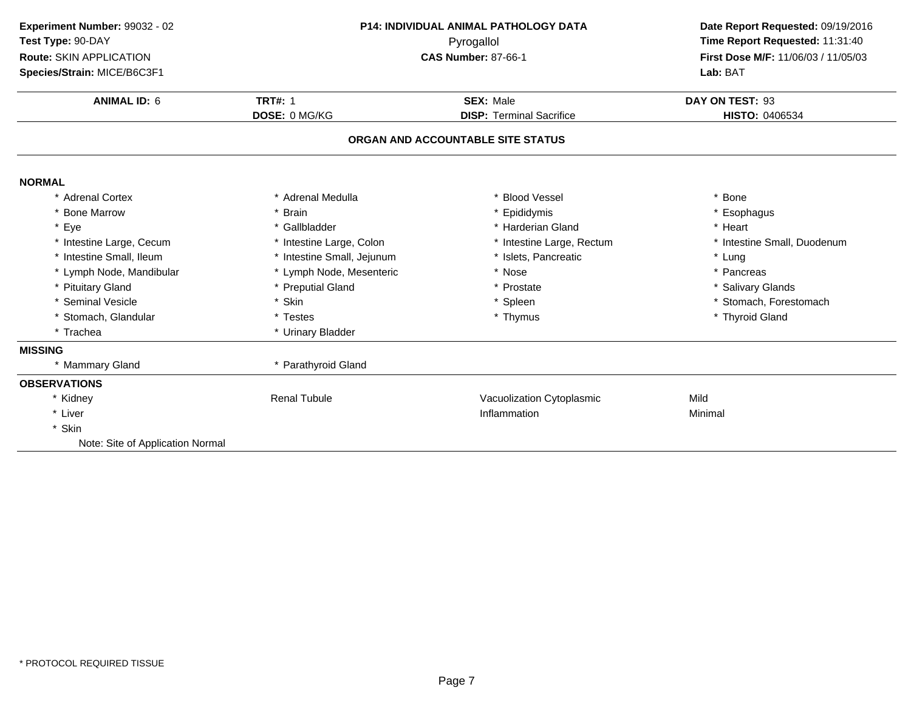**Experiment Number:** 99032 - 02
**Test Type:** 90-DAY
**Route:** SKIN APPLICATION
**Species/Strain:** MICE/B6C3F1

**P14: INDIVIDUAL ANIMAL PATHOLOGY DATA**
Pyrogallol
**CAS Number:** 87-66-1

**Date Report Requested:** 09/19/2016
**Time Report Requested:** 11:31:40
**First Dose M/F:** 11/06/03 / 11/05/03
**Lab:** BAT

| **ANIMAL ID:** 6 | **TRT#:** 1 | **SEX:** Male | **DAY ON TEST:** 93 |
|---|---|---|---|
| | **DOSE:** 0 MG/KG | **DISP:** Terminal Sacrifice | **HISTO:** 0406534 |

**ORGAN AND ACCOUNTABLE SITE STATUS**

**NORMAL**

| | | | |
|---|---|---|---|
| * Adrenal Cortex | * Adrenal Medulla | * Blood Vessel | * Bone |
| * Bone Marrow | * Brain | * Epididymis | * Esophagus |
| * Eye | * Gallbladder | * Harderian Gland | * Heart |
| * Intestine Large, Cecum | * Intestine Large, Colon | * Intestine Large, Rectum | * Intestine Small, Duodenum |
| * Intestine Small, Ileum | * Intestine Small, Jejunum | * Islets, Pancreatic | * Lung |
| * Lymph Node, Mandibular | * Lymph Node, Mesenteric | * Nose | * Pancreas |
| * Pituitary Gland | * Preputial Gland | * Prostate | * Salivary Glands |
| * Seminal Vesicle | * Skin | * Spleen | * Stomach, Forestomach |
| * Stomach, Glandular | * Testes | * Thymus | * Thyroid Gland |
| * Trachea | * Urinary Bladder | | |

**MISSING**

| | |
|---|---|
| * Mammary Gland | * Parathyroid Gland |

**OBSERVATIONS**

| | | | |
|---|---|---|---|
| * Kidney | Renal Tubule | Vacuolization Cytoplasmic | Mild |
| * Liver | | Inflammation | Minimal |
| * Skin | | | |
| Note: Site of Application Normal | | | |

\* PROTOCOL REQUIRED TISSUE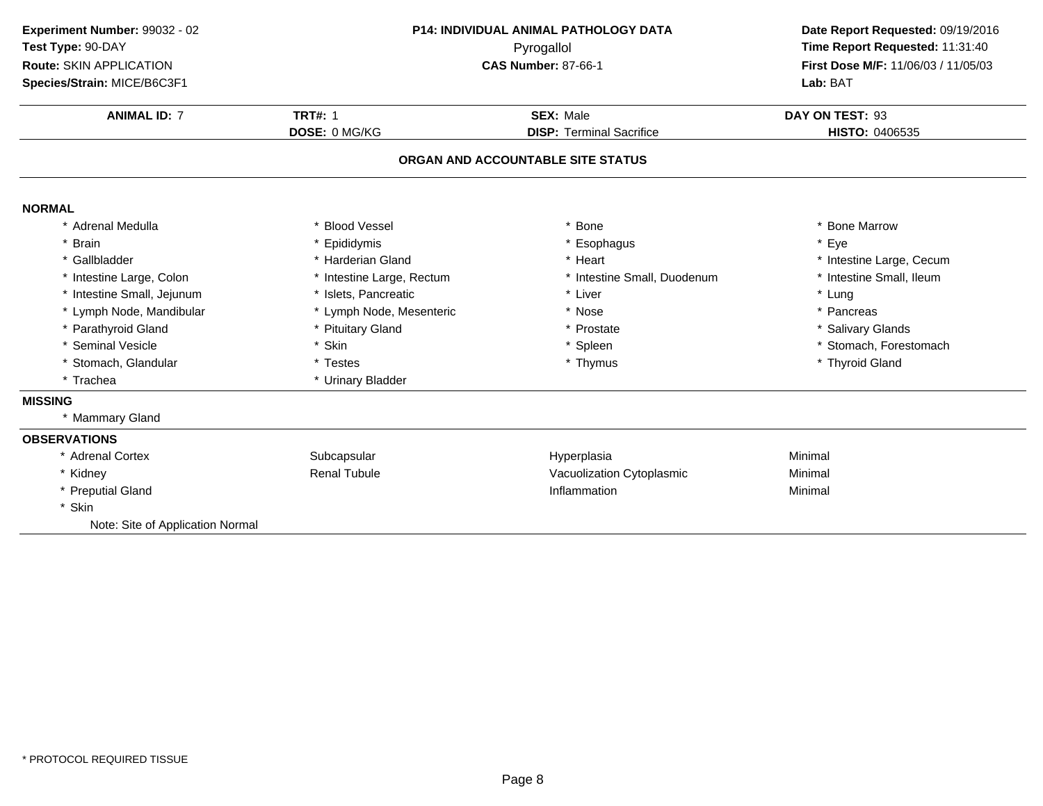**Experiment Number:** 99032 - 02
**Test Type:** 90-DAY
**Route:** SKIN APPLICATION
**Species/Strain:** MICE/B6C3F1

**P14: INDIVIDUAL ANIMAL PATHOLOGY DATA**
Pyrogallol
**CAS Number:** 87-66-1

**Date Report Requested:** 09/19/2016
**Time Report Requested:** 11:31:40
**First Dose M/F:** 11/06/03 / 11/05/03
**Lab:** BAT

| **ANIMAL ID:** 7 | **TRT#:** 1 | **SEX:** Male | **DAY ON TEST:** 93 |
|---|---|---|---|
| | **DOSE:** 0 MG/KG | **DISP:** Terminal Sacrifice | **HISTO:** 0406535 |

**ORGAN AND ACCOUNTABLE SITE STATUS**

**NORMAL**

| | | | |
|---|---|---|---|
| * Adrenal Medulla | * Blood Vessel | * Bone | * Bone Marrow |
| * Brain | * Epididymis | * Esophagus | * Eye |
| * Gallbladder | * Harderian Gland | * Heart | * Intestine Large, Cecum |
| * Intestine Large, Colon | * Intestine Large, Rectum | * Intestine Small, Duodenum | * Intestine Small, Ileum |
| * Intestine Small, Jejunum | * Islets, Pancreatic | * Liver | * Lung |
| * Lymph Node, Mandibular | * Lymph Node, Mesenteric | * Nose | * Pancreas |
| * Parathyroid Gland | * Pituitary Gland | * Prostate | * Salivary Glands |
| * Seminal Vesicle | * Skin | * Spleen | * Stomach, Forestomach |
| * Stomach, Glandular | * Testes | * Thymus | * Thyroid Gland |
| * Trachea | * Urinary Bladder | | |

**MISSING**

* Mammary Gland

**OBSERVATIONS**

| | | | |
|---|---|---|---|
| * Adrenal Cortex | Subcapsular | Hyperplasia | Minimal |
| * Kidney | Renal Tubule | Vacuolization Cytoplasmic | Minimal |
| * Preputial Gland | | Inflammation | Minimal |
| * Skin | | | |

Note: Site of Application Normal

* PROTOCOL REQUIRED TISSUE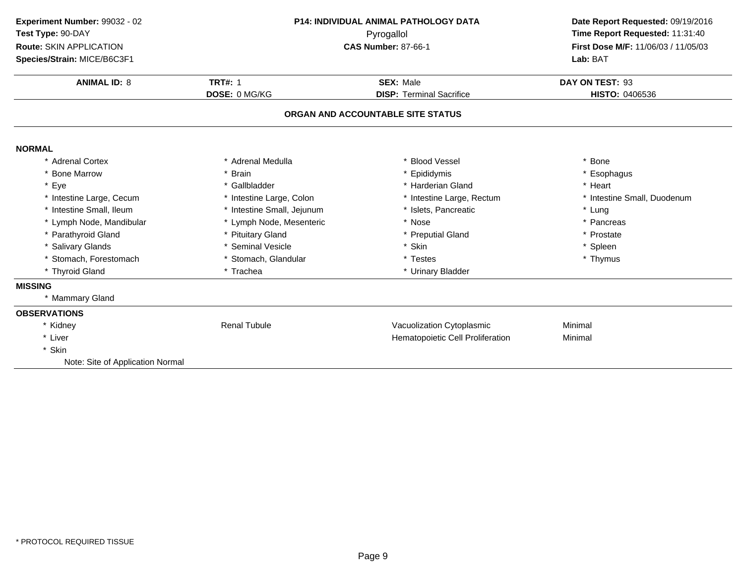**Experiment Number:** 99032 - 02
**Test Type:** 90-DAY
**Route:** SKIN APPLICATION
**Species/Strain:** MICE/B6C3F1

**P14: INDIVIDUAL ANIMAL PATHOLOGY DATA**
Pyrogallol
**CAS Number:** 87-66-1

**Date Report Requested:** 09/19/2016
**Time Report Requested:** 11:31:40
**First Dose M/F:** 11/06/03 / 11/05/03
**Lab:** BAT

| **ANIMAL ID:** 8 | **TRT#:** 1 | **SEX:** Male | **DAY ON TEST:** 93 |
|---|---|---|---|
| | **DOSE:** 0 MG/KG | **DISP:** Terminal Sacrifice | **HISTO:** 0406536 |

## ORGAN AND ACCOUNTABLE SITE STATUS

**NORMAL**

| | | | |
|---|---|---|---|
| * Adrenal Cortex | * Adrenal Medulla | * Blood Vessel | * Bone |
| * Bone Marrow | * Brain | * Epididymis | * Esophagus |
| * Eye | * Gallbladder | * Harderian Gland | * Heart |
| * Intestine Large, Cecum | * Intestine Large, Colon | * Intestine Large, Rectum | * Intestine Small, Duodenum |
| * Intestine Small, Ileum | * Intestine Small, Jejunum | * Islets, Pancreatic | * Lung |
| * Lymph Node, Mandibular | * Lymph Node, Mesenteric | * Nose | * Pancreas |
| * Parathyroid Gland | * Pituitary Gland | * Preputial Gland | * Prostate |
| * Salivary Glands | * Seminal Vesicle | * Skin | * Spleen |
| * Stomach, Forestomach | * Stomach, Glandular | * Testes | * Thymus |
| * Thyroid Gland | * Trachea | * Urinary Bladder | |

**MISSING**

* Mammary Gland

**OBSERVATIONS**

| | | | |
|---|---|---|---|
| * Kidney | Renal Tubule | Vacuolization Cytoplasmic | Minimal |
| * Liver | | Hematopoietic Cell Proliferation | Minimal |
| * Skin | | | |

Note: Site of Application Normal

* PROTOCOL REQUIRED TISSUE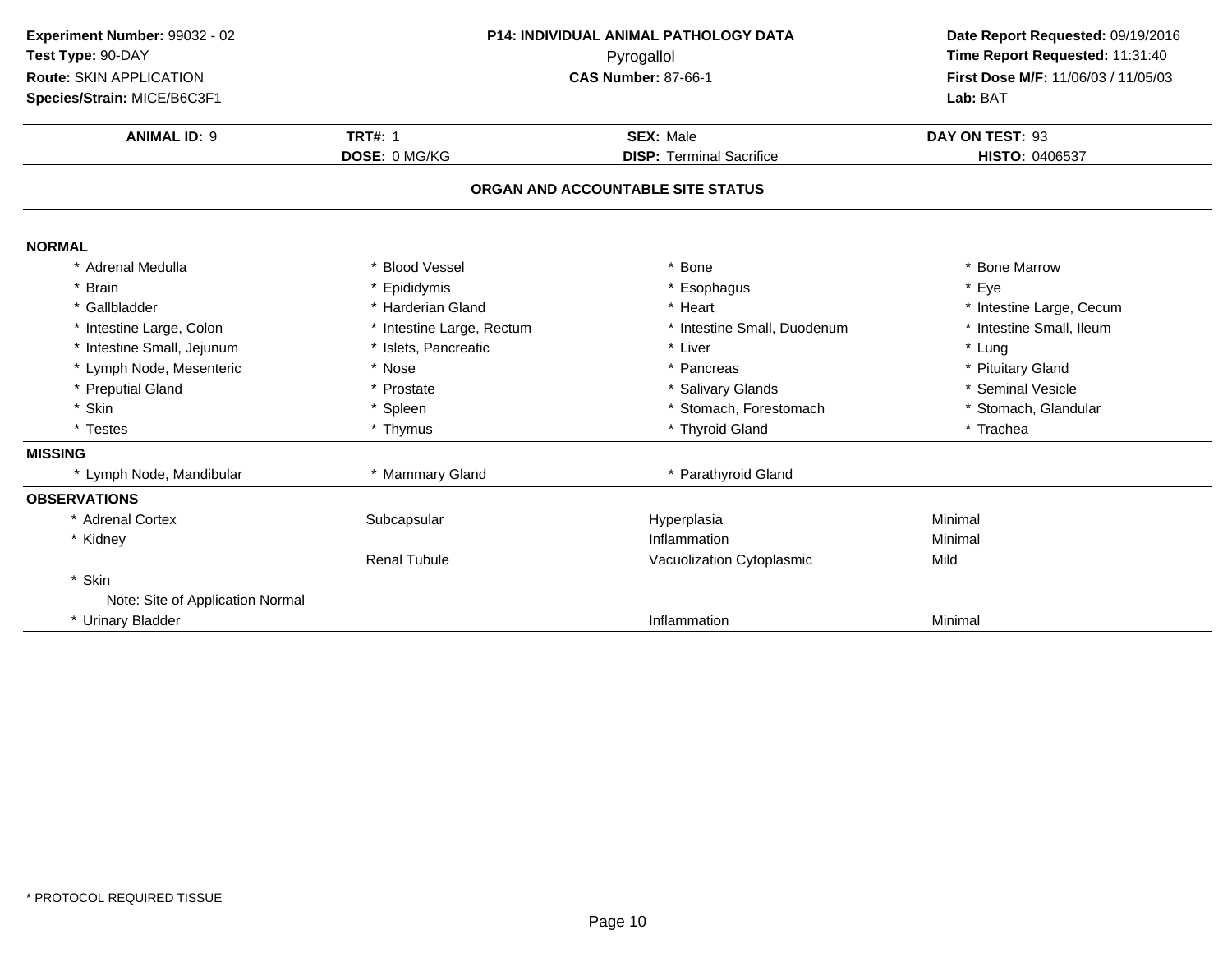**Experiment Number:** 99032 - 02
**Test Type:** 90-DAY
**Route:** SKIN APPLICATION
**Species/Strain:** MICE/B6C3F1

**P14: INDIVIDUAL ANIMAL PATHOLOGY DATA**
Pyrogallol
**CAS Number:** 87-66-1

**Date Report Requested:** 09/19/2016
**Time Report Requested:** 11:31:40
**First Dose M/F:** 11/06/03 / 11/05/03
**Lab:** BAT

| **ANIMAL ID:** 9 | **TRT#:** 1 | **SEX:** Male | **DAY ON TEST:** 93 |
|---|---|---|---|
| | **DOSE:** 0 MG/KG | **DISP:** Terminal Sacrifice | **HISTO:** 0406537 |

## ORGAN AND ACCOUNTABLE SITE STATUS

**NORMAL**

| | | | |
|---|---|---|---|
| * Adrenal Medulla | * Blood Vessel | * Bone | * Bone Marrow |
| * Brain | * Epididymis | * Esophagus | * Eye |
| * Gallbladder | * Harderian Gland | * Heart | * Intestine Large, Cecum |
| * Intestine Large, Colon | * Intestine Large, Rectum | * Intestine Small, Duodenum | * Intestine Small, Ileum |
| * Intestine Small, Jejunum | * Islets, Pancreatic | * Liver | * Lung |
| * Lymph Node, Mesenteric | * Nose | * Pancreas | * Pituitary Gland |
| * Preputial Gland | * Prostate | * Salivary Glands | * Seminal Vesicle |
| * Skin | * Spleen | * Stomach, Forestomach | * Stomach, Glandular |
| * Testes | * Thymus | * Thyroid Gland | * Trachea |

**MISSING**

| | | |
|---|---|---|
| * Lymph Node, Mandibular | * Mammary Gland | * Parathyroid Gland |

**OBSERVATIONS**

| | | | |
|---|---|---|---|
| * Adrenal Cortex | Subcapsular | Hyperplasia | Minimal |
| * Kidney | | Inflammation | Minimal |
| | Renal Tubule | Vacuolization Cytoplasmic | Mild |
| * Skin | | | |
| Note: Site of Application Normal | | | |
| * Urinary Bladder | | Inflammation | Minimal |

\* PROTOCOL REQUIRED TISSUE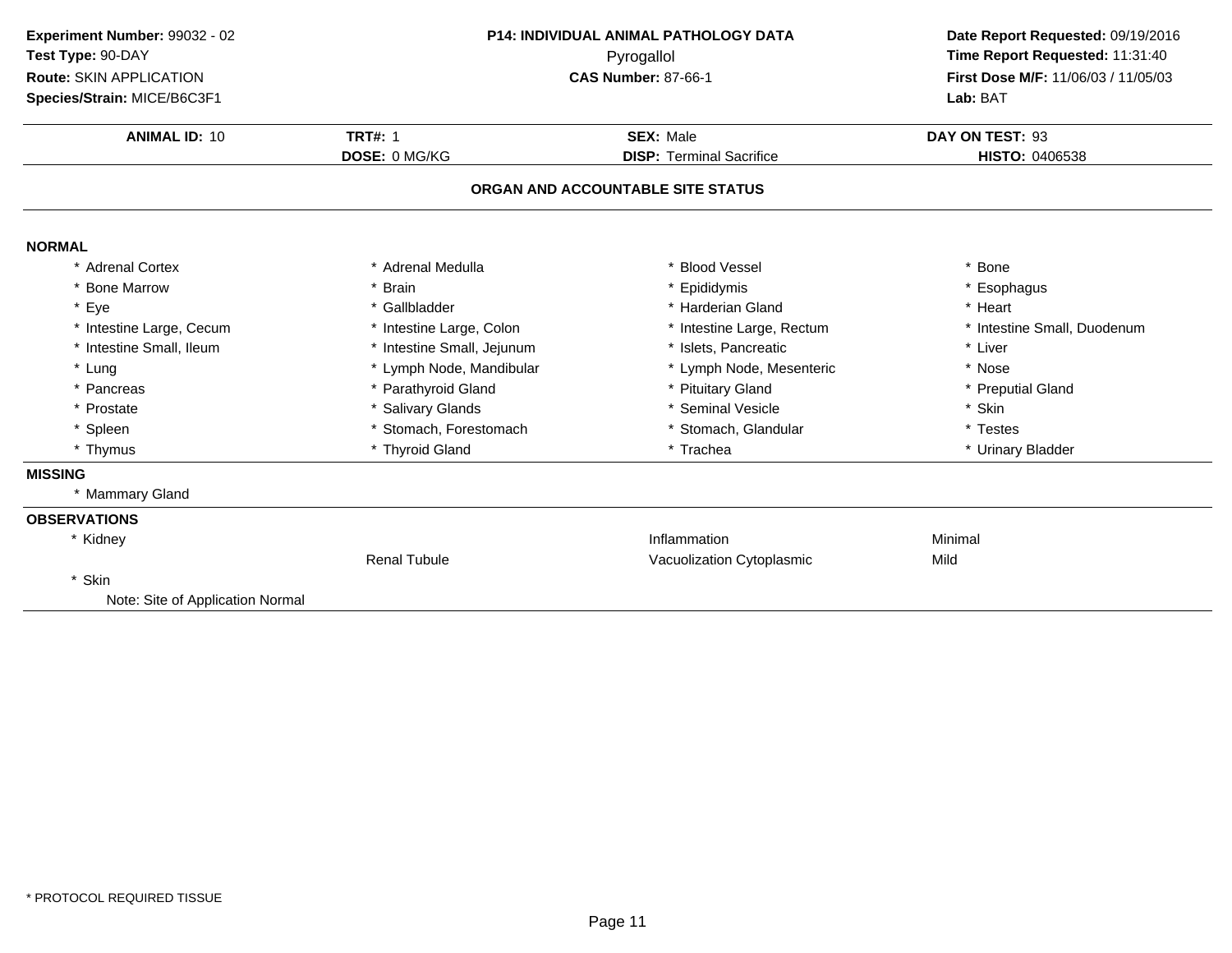**Experiment Number:** 99032 - 02
**Test Type:** 90-DAY
**Route:** SKIN APPLICATION
**Species/Strain:** MICE/B6C3F1

**P14: INDIVIDUAL ANIMAL PATHOLOGY DATA**
Pyrogallol
**CAS Number:** 87-66-1

**Date Report Requested:** 09/19/2016
**Time Report Requested:** 11:31:40
**First Dose M/F:** 11/06/03 / 11/05/03
**Lab:** BAT

| **ANIMAL ID:** 10 | **TRT#:** 1 | **SEX:** Male | **DAY ON TEST:** 93 |
|---|---|---|---|
| | **DOSE:** 0 MG/KG | **DISP:** Terminal Sacrifice | **HISTO:** 0406538 |

**ORGAN AND ACCOUNTABLE SITE STATUS**

**NORMAL**

| | | | |
|---|---|---|---|
| * Adrenal Cortex | * Adrenal Medulla | * Blood Vessel | * Bone |
| * Bone Marrow | * Brain | * Epididymis | * Esophagus |
| * Eye | * Gallbladder | * Harderian Gland | * Heart |
| * Intestine Large, Cecum | * Intestine Large, Colon | * Intestine Large, Rectum | * Intestine Small, Duodenum |
| * Intestine Small, Ileum | * Intestine Small, Jejunum | * Islets, Pancreatic | * Liver |
| * Lung | * Lymph Node, Mandibular | * Lymph Node, Mesenteric | * Nose |
| * Pancreas | * Parathyroid Gland | * Pituitary Gland | * Preputial Gland |
| * Prostate | * Salivary Glands | * Seminal Vesicle | * Skin |
| * Spleen | * Stomach, Forestomach | * Stomach, Glandular | * Testes |
| * Thymus | * Thyroid Gland | * Trachea | * Urinary Bladder |

**MISSING**

* Mammary Gland

**OBSERVATIONS**

| | | | |
|---|---|---|---|
| * Kidney | | Inflammation | Minimal |
| | Renal Tubule | Vacuolization Cytoplasmic | Mild |
| * Skin | | | |
| Note: Site of Application Normal | | | |

* PROTOCOL REQUIRED TISSUE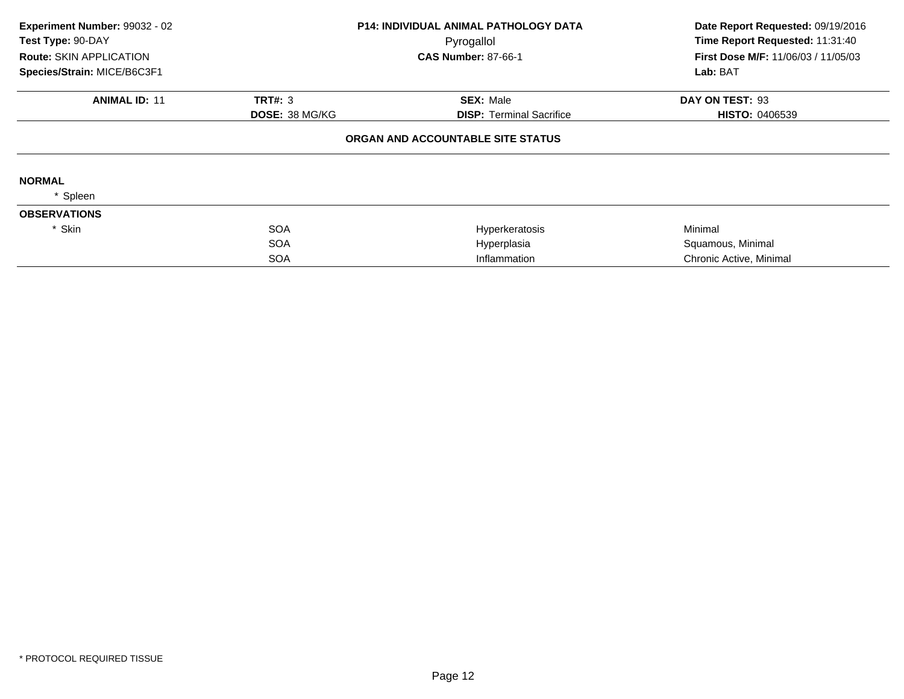**Experiment Number:** 99032 - 02
**Test Type:** 90-DAY
**Route:** SKIN APPLICATION
**Species/Strain:** MICE/B6C3F1

**P14: INDIVIDUAL ANIMAL PATHOLOGY DATA**
Pyrogallol
**CAS Number:** 87-66-1

**Date Report Requested:** 09/19/2016
**Time Report Requested:** 11:31:40
**First Dose M/F:** 11/06/03 / 11/05/03
**Lab:** BAT

| **ANIMAL ID:** 11 | **TRT#:** 3 | **SEX:** Male | **DAY ON TEST:** 93 |
|---|---|---|---|
| | **DOSE:** 38 MG/KG | **DISP:** Terminal Sacrifice | **HISTO:** 0406539 |

**ORGAN AND ACCOUNTABLE SITE STATUS**

**NORMAL**

* Spleen

**OBSERVATIONS**

| | | | |
|---|---|---|---|
| * Skin | SOA | Hyperkeratosis | Minimal |
| | SOA | Hyperplasia | Squamous, Minimal |
| | SOA | Inflammation | Chronic Active, Minimal |

* PROTOCOL REQUIRED TISSUE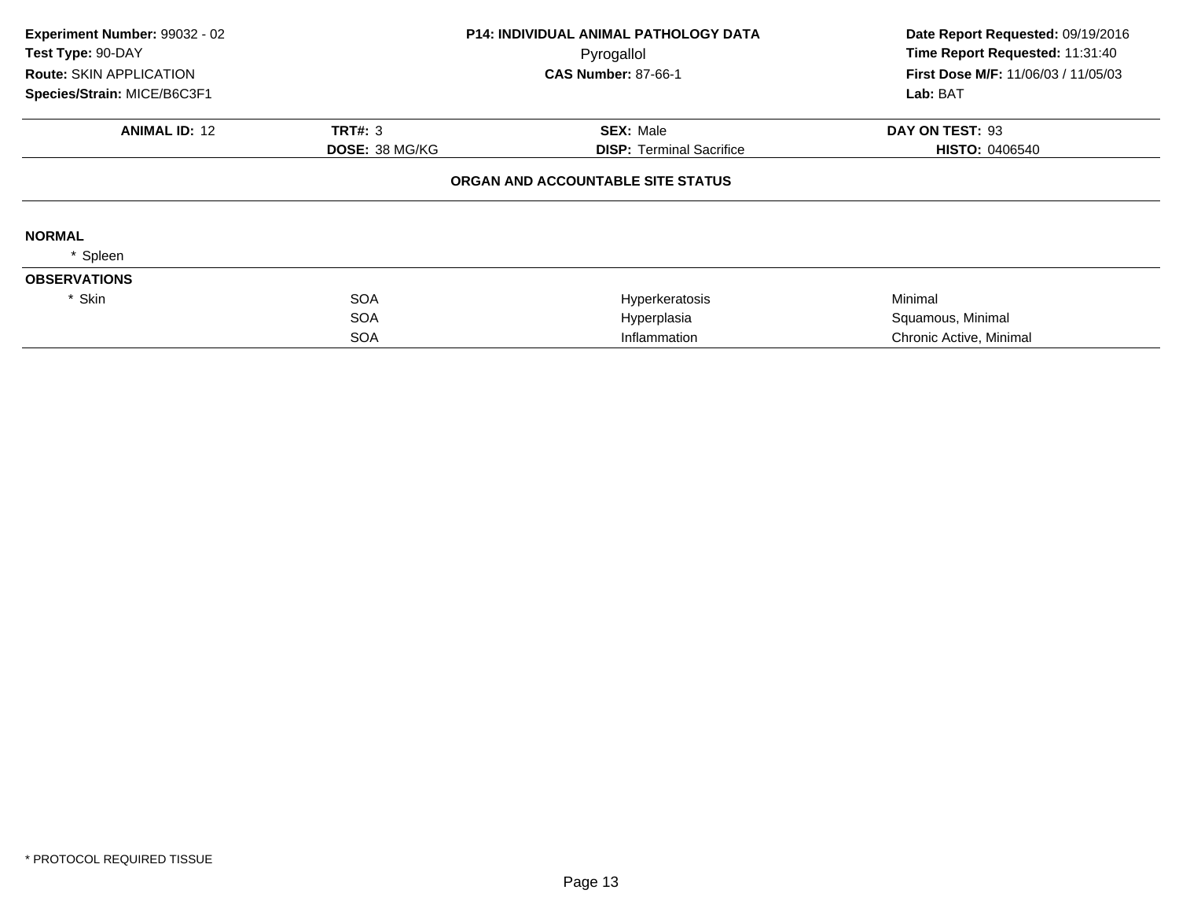| Experiment Number: 99032 - 02 | P14: INDIVIDUAL ANIMAL PATHOLOGY DATA | Date Report Requested: 09/19/2016 |
|---|---|---|
| Test Type: 90-DAY | Pyrogallol | Time Report Requested: 11:31:40 |
| Route: SKIN APPLICATION | CAS Number: 87-66-1 | First Dose M/F: 11/06/03 / 11/05/03 |
| Species/Strain: MICE/B6C3F1 | | Lab: BAT |

| ANIMAL ID: 12 | TRT#: 3 | SEX: Male | DAY ON TEST: 93 |
|---|---|---|---|
| | DOSE: 38 MG/KG | DISP: Terminal Sacrifice | HISTO: 0406540 |

**ORGAN AND ACCOUNTABLE SITE STATUS**

**NORMAL**

* Spleen

**OBSERVATIONS**

| | | | |
|---|---|---|---|
| * Skin | SOA | Hyperkeratosis | Minimal |
| | SOA | Hyperplasia | Squamous, Minimal |
| | SOA | Inflammation | Chronic Active, Minimal |

* PROTOCOL REQUIRED TISSUE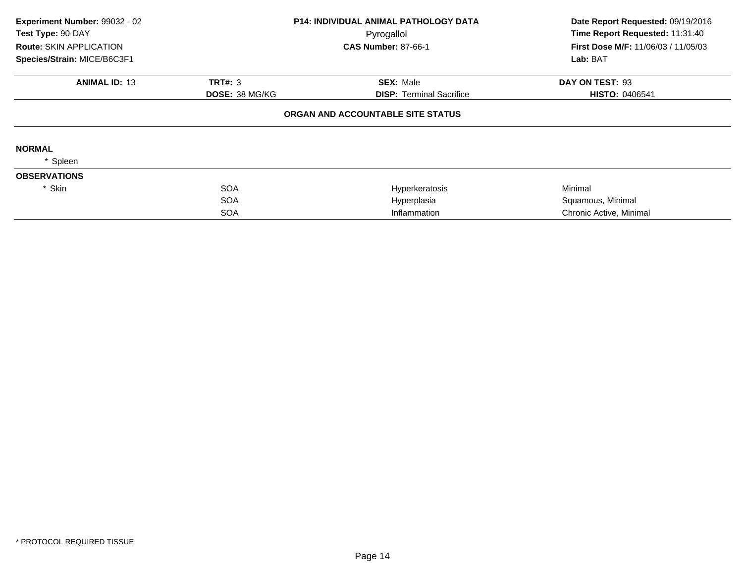| | | | |
|---|---|---|---|
| **Experiment Number:** 99032 - 02 | **P14: INDIVIDUAL ANIMAL PATHOLOGY DATA** | | **Date Report Requested:** 09/19/2016 |
| **Test Type:** 90-DAY | Pyrogallol | | **Time Report Requested:** 11:31:40 |
| **Route:** SKIN APPLICATION | **CAS Number:** 87-66-1 | | **First Dose M/F:** 11/06/03 / 11/05/03 |
| **Species/Strain:** MICE/B6C3F1 | | | **Lab:** BAT |

| **ANIMAL ID:** 13 | **TRT#:** 3 | **SEX:** Male | **DAY ON TEST:** 93 |
|---|---|---|---|
| | **DOSE:** 38 MG/KG | **DISP:** Terminal Sacrifice | **HISTO:** 0406541 |

**ORGAN AND ACCOUNTABLE SITE STATUS**

**NORMAL**

| | | | |
|---|---|---|---|
| * Spleen | | | |

**OBSERVATIONS**

| | | | |
|---|---|---|---|
| * Skin | SOA | Hyperkeratosis | Minimal |
| | SOA | Hyperplasia | Squamous, Minimal |
| | SOA | Inflammation | Chronic Active, Minimal |

* PROTOCOL REQUIRED TISSUE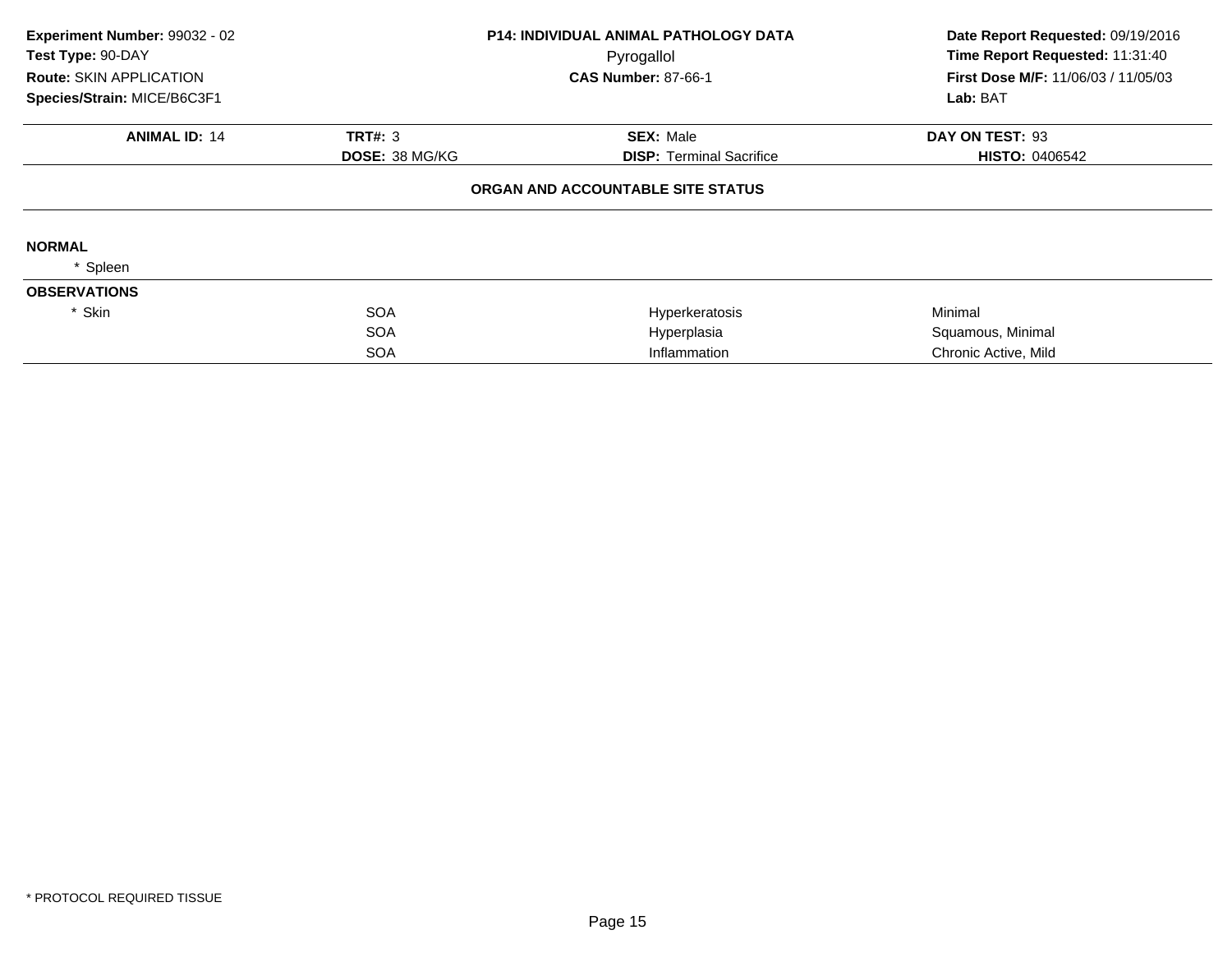**Experiment Number:** 99032 - 02
**Test Type:** 90-DAY
**Route:** SKIN APPLICATION
**Species/Strain:** MICE/B6C3F1

**P14: INDIVIDUAL ANIMAL PATHOLOGY DATA**
Pyrogallol
**CAS Number:** 87-66-1

**Date Report Requested:** 09/19/2016
**Time Report Requested:** 11:31:40
**First Dose M/F:** 11/06/03 / 11/05/03
**Lab:** BAT

| **ANIMAL ID:** 14 | **TRT#:** 3 | **SEX:** Male | **DAY ON TEST:** 93 |
|---|---|---|---|
| | **DOSE:** 38 MG/KG | **DISP:** Terminal Sacrifice | **HISTO:** 0406542 |

**ORGAN AND ACCOUNTABLE SITE STATUS**

**NORMAL**

* Spleen

**OBSERVATIONS**

| | | | |
|---|---|---|---|
| * Skin | SOA | Hyperkeratosis | Minimal |
| | SOA | Hyperplasia | Squamous, Minimal |
| | SOA | Inflammation | Chronic Active, Mild |

\* PROTOCOL REQUIRED TISSUE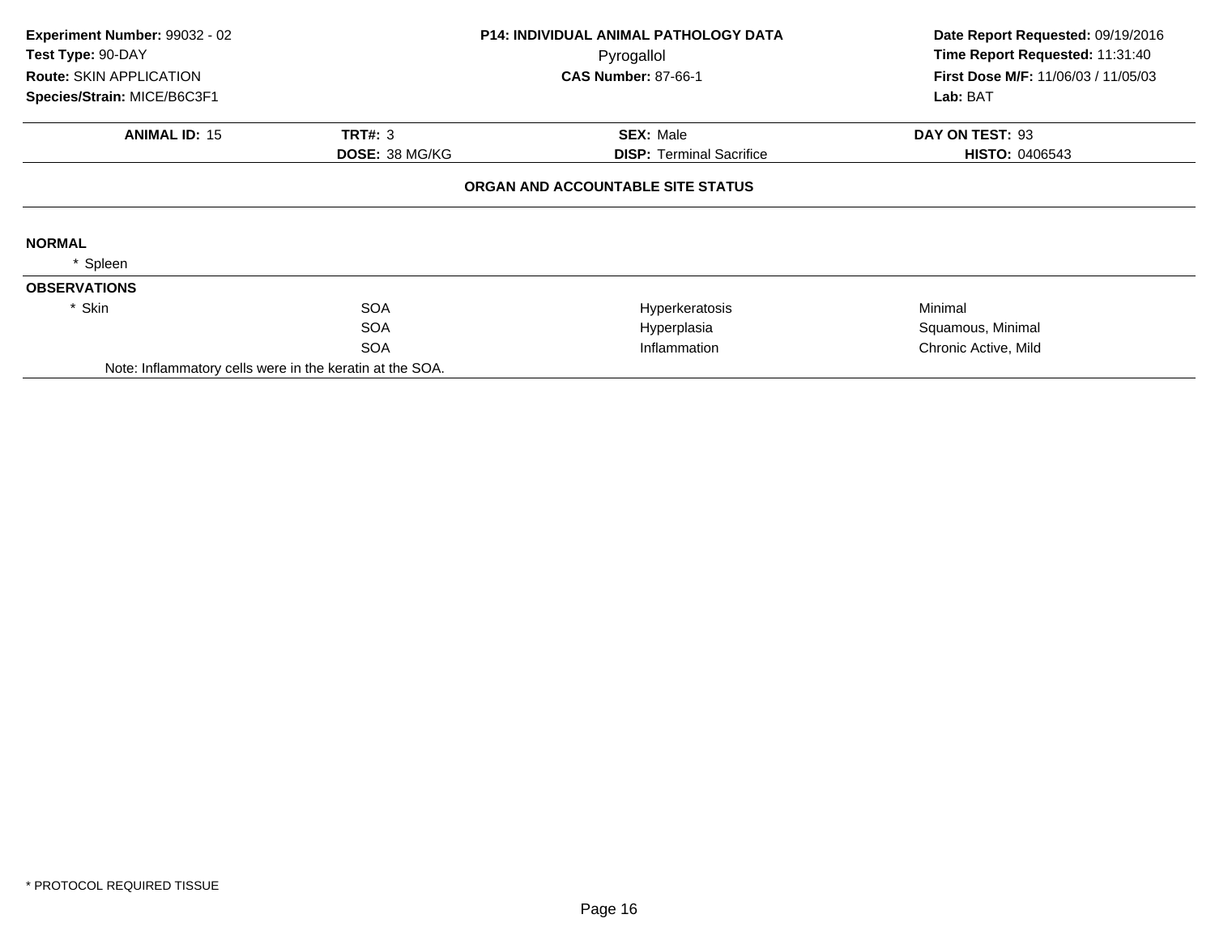**Experiment Number:** 99032 - 02
**Test Type:** 90-DAY
**Route:** SKIN APPLICATION
**Species/Strain:** MICE/B6C3F1

**P14: INDIVIDUAL ANIMAL PATHOLOGY DATA**
Pyrogallol
**CAS Number:** 87-66-1

**Date Report Requested:** 09/19/2016
**Time Report Requested:** 11:31:40
**First Dose M/F:** 11/06/03 / 11/05/03
**Lab:** BAT

| **ANIMAL ID:** 15 | **TRT#:** 3 | **SEX:** Male | **DAY ON TEST:** 93 |
|---|---|---|---|
| | **DOSE:** 38 MG/KG | **DISP:** Terminal Sacrifice | **HISTO:** 0406543 |

## ORGAN AND ACCOUNTABLE SITE STATUS

**NORMAL**

* Spleen

**OBSERVATIONS**

| | | | |
|---|---|---|---|
| * Skin | SOA | Hyperkeratosis | Minimal |
| | SOA | Hyperplasia | Squamous, Minimal |
| | SOA | Inflammation | Chronic Active, Mild |

Note: Inflammatory cells were in the keratin at the SOA.

* PROTOCOL REQUIRED TISSUE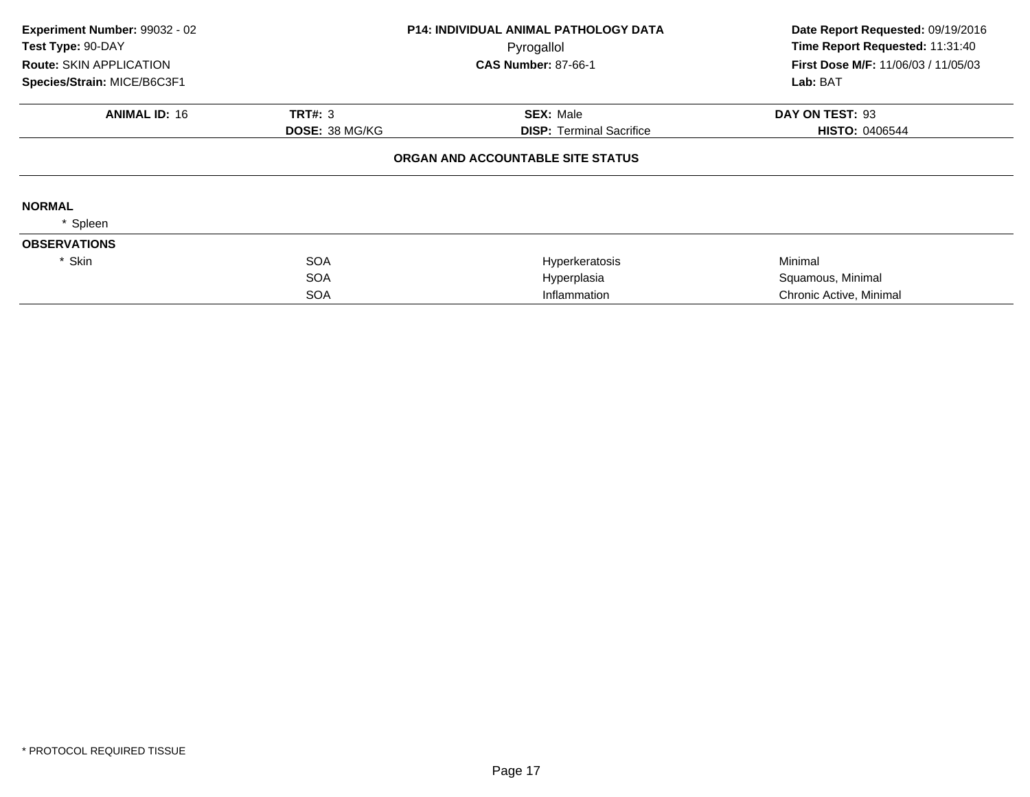**Experiment Number:** 99032 - 02
**Test Type:** 90-DAY
**Route:** SKIN APPLICATION
**Species/Strain:** MICE/B6C3F1

**P14: INDIVIDUAL ANIMAL PATHOLOGY DATA**
Pyrogallol
**CAS Number:** 87-66-1

**Date Report Requested:** 09/19/2016
**Time Report Requested:** 11:31:40
**First Dose M/F:** 11/06/03 / 11/05/03
**Lab:** BAT

| **ANIMAL ID:** 16 | **TRT#:** 3 | **SEX:** Male | **DAY ON TEST:** 93 |
|---|---|---|---|
| | **DOSE:** 38 MG/KG | **DISP:** Terminal Sacrifice | **HISTO:** 0406544 |

**ORGAN AND ACCOUNTABLE SITE STATUS**

**NORMAL**

* Spleen

**OBSERVATIONS**

| | | | |
|---|---|---|---|
| * Skin | SOA | Hyperkeratosis | Minimal |
| | SOA | Hyperplasia | Squamous, Minimal |
| | SOA | Inflammation | Chronic Active, Minimal |

* PROTOCOL REQUIRED TISSUE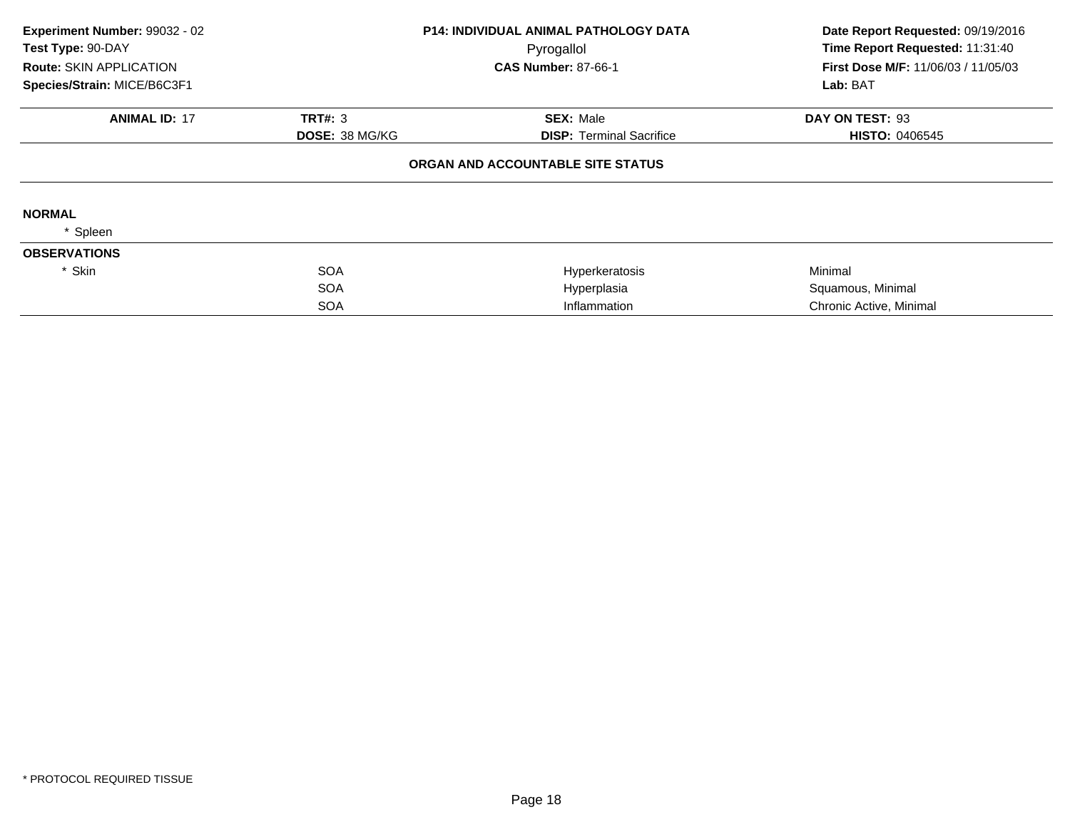**Experiment Number:** 99032 - 02
**Test Type:** 90-DAY
**Route:** SKIN APPLICATION
**Species/Strain:** MICE/B6C3F1

**P14: INDIVIDUAL ANIMAL PATHOLOGY DATA**
Pyrogallol
**CAS Number:** 87-66-1

**Date Report Requested:** 09/19/2016
**Time Report Requested:** 11:31:40
**First Dose M/F:** 11/06/03 / 11/05/03
**Lab:** BAT

| **ANIMAL ID:** 17 | **TRT#:** 3 | **SEX:** Male | **DAY ON TEST:** 93 |
|---|---|---|---|
| | **DOSE:** 38 MG/KG | **DISP:** Terminal Sacrifice | **HISTO:** 0406545 |

**ORGAN AND ACCOUNTABLE SITE STATUS**

**NORMAL**

* Spleen

**OBSERVATIONS**

| | | | |
|---|---|---|---|
| * Skin | SOA | Hyperkeratosis | Minimal |
| | SOA | Hyperplasia | Squamous, Minimal |
| | SOA | Inflammation | Chronic Active, Minimal |

* PROTOCOL REQUIRED TISSUE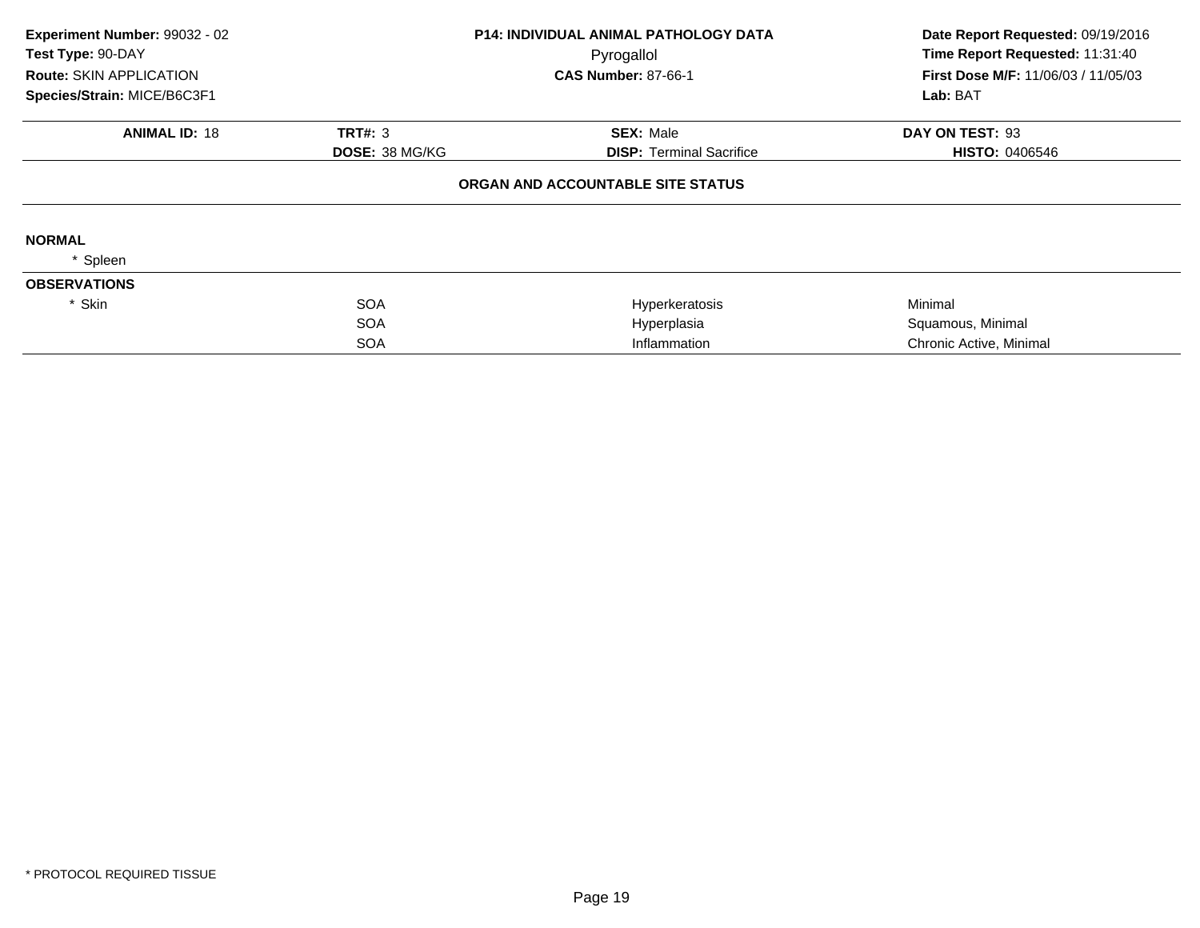**Experiment Number:** 99032 - 02
**Test Type:** 90-DAY
**Route:** SKIN APPLICATION
**Species/Strain:** MICE/B6C3F1

**P14: INDIVIDUAL ANIMAL PATHOLOGY DATA**
Pyrogallol
**CAS Number:** 87-66-1

**Date Report Requested:** 09/19/2016
**Time Report Requested:** 11:31:40
**First Dose M/F:** 11/06/03 / 11/05/03
**Lab:** BAT

| **ANIMAL ID:** 18 | **TRT#:** 3 | **SEX:** Male | **DAY ON TEST:** 93 |
|---|---|---|---|
| | **DOSE:** 38 MG/KG | **DISP:** Terminal Sacrifice | **HISTO:** 0406546 |

### ORGAN AND ACCOUNTABLE SITE STATUS

**NORMAL**

* Spleen

**OBSERVATIONS**

| | | | |
|---|---|---|---|
| * Skin | SOA | Hyperkeratosis | Minimal |
| | SOA | Hyperplasia | Squamous, Minimal |
| | SOA | Inflammation | Chronic Active, Minimal |

* PROTOCOL REQUIRED TISSUE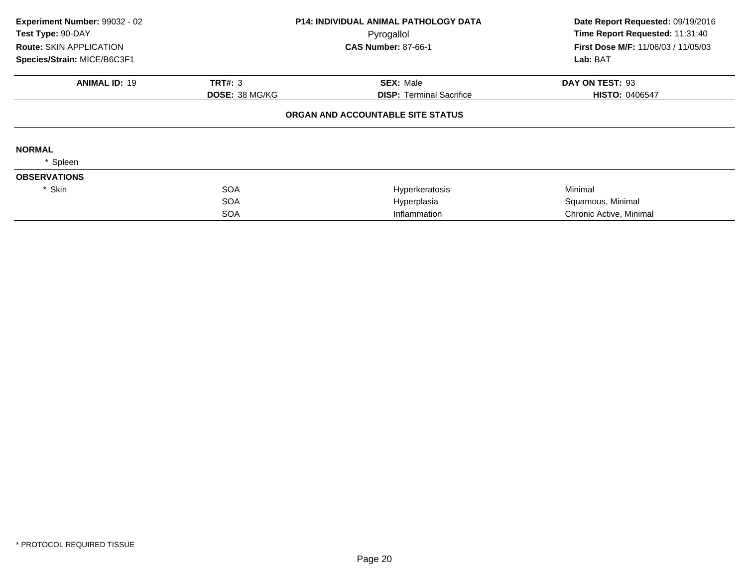**Experiment Number:** 99032 - 02
**Test Type:** 90-DAY
**Route:** SKIN APPLICATION
**Species/Strain:** MICE/B6C3F1

**P14: INDIVIDUAL ANIMAL PATHOLOGY DATA**
Pyrogallol
**CAS Number:** 87-66-1

**Date Report Requested:** 09/19/2016
**Time Report Requested:** 11:31:40
**First Dose M/F:** 11/06/03 / 11/05/03
**Lab:** BAT

| **ANIMAL ID:** 19 | **TRT#:** 3 | **SEX:** Male | **DAY ON TEST:** 93 |
|---|---|---|---|
| | **DOSE:** 38 MG/KG | **DISP:** Terminal Sacrifice | **HISTO:** 0406547 |

**ORGAN AND ACCOUNTABLE SITE STATUS**

**NORMAL**

* Spleen

**OBSERVATIONS**

| | | | |
|---|---|---|---|
| * Skin | SOA | Hyperkeratosis | Minimal |
| | SOA | Hyperplasia | Squamous, Minimal |
| | SOA | Inflammation | Chronic Active, Minimal |

* PROTOCOL REQUIRED TISSUE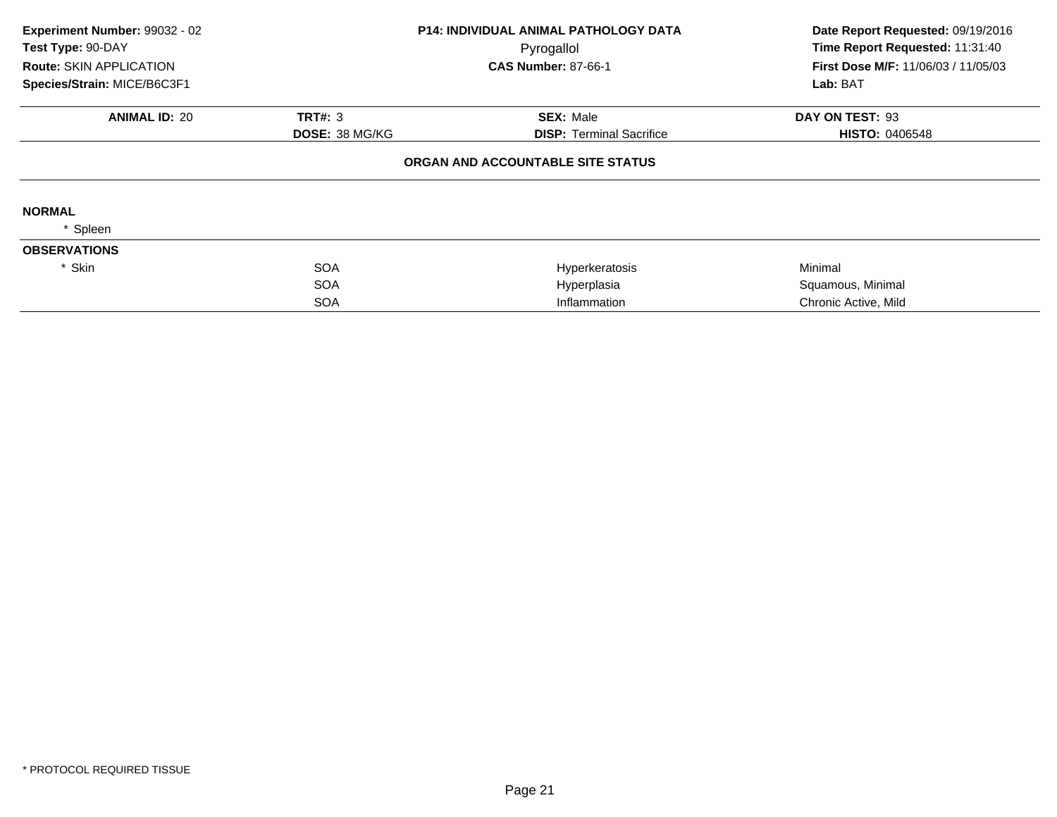| Experiment Number: 99032 - 02 | P14: INDIVIDUAL ANIMAL PATHOLOGY DATA | Date Report Requested: 09/19/2016 |
|---|---|---|
| Test Type: 90-DAY | Pyrogallol | Time Report Requested: 11:31:40 |
| Route: SKIN APPLICATION | CAS Number: 87-66-1 | First Dose M/F: 11/06/03 / 11/05/03 |
| Species/Strain: MICE/B6C3F1 | | Lab: BAT |

| ANIMAL ID: 20 | TRT#: 3 | SEX: Male | DAY ON TEST: 93 |
|---|---|---|---|
| | DOSE: 38 MG/KG | DISP: Terminal Sacrifice | HISTO: 0406548 |

**ORGAN AND ACCOUNTABLE SITE STATUS**

**NORMAL**

* Spleen

**OBSERVATIONS**

| | | | |
|---|---|---|---|
| * Skin | SOA | Hyperkeratosis | Minimal |
| | SOA | Hyperplasia | Squamous, Minimal |
| | SOA | Inflammation | Chronic Active, Mild |

* PROTOCOL REQUIRED TISSUE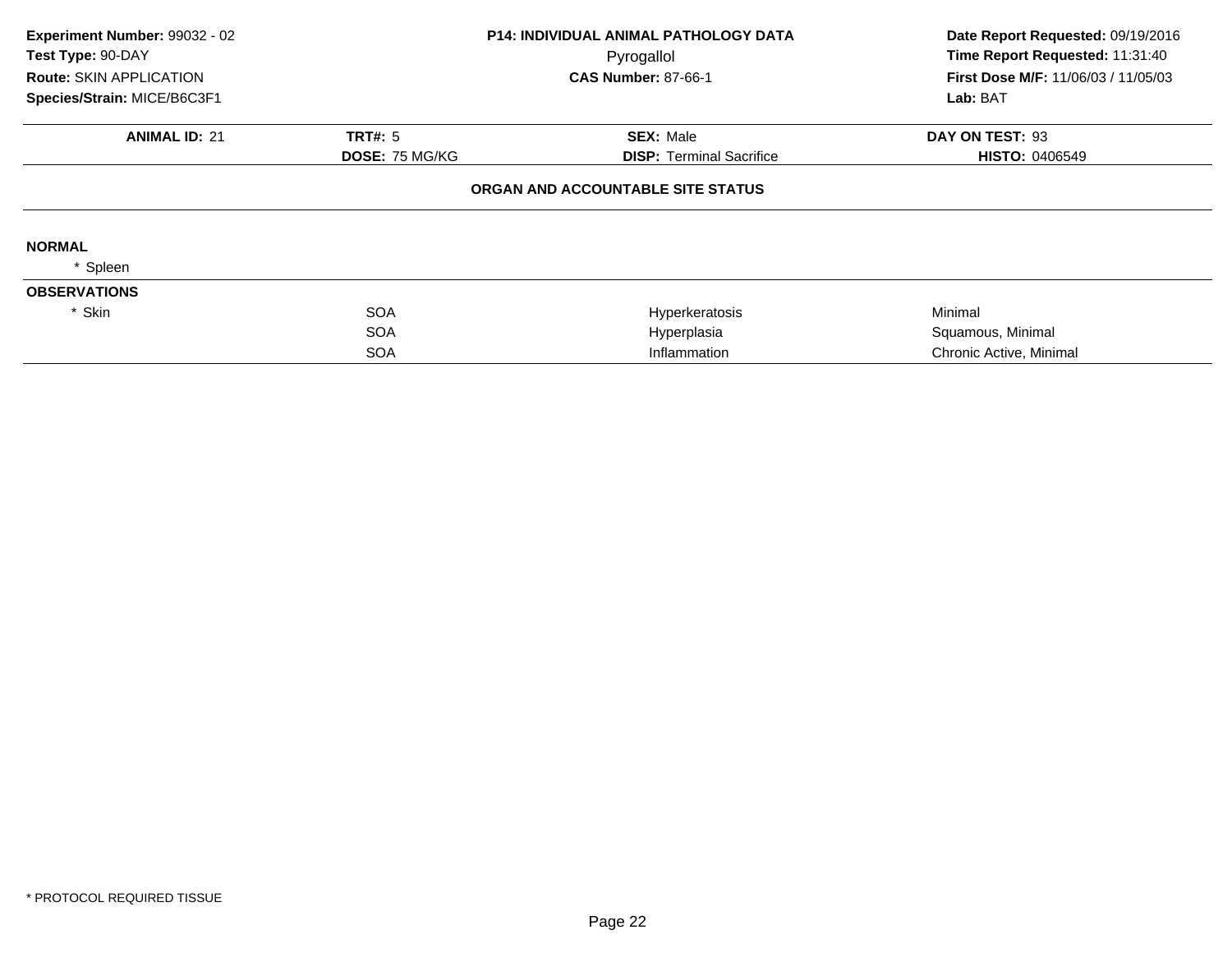**Experiment Number:** 99032 - 02
**Test Type:** 90-DAY
**Route:** SKIN APPLICATION
**Species/Strain:** MICE/B6C3F1

**P14: INDIVIDUAL ANIMAL PATHOLOGY DATA**
Pyrogallol
**CAS Number:** 87-66-1

**Date Report Requested:** 09/19/2016
**Time Report Requested:** 11:31:40
**First Dose M/F:** 11/06/03 / 11/05/03
**Lab:** BAT

| **ANIMAL ID:** 21 | **TRT#:** 5 | **SEX:** Male | **DAY ON TEST:** 93 |
|---|---|---|---|
| | **DOSE:** 75 MG/KG | **DISP:** Terminal Sacrifice | **HISTO:** 0406549 |

**ORGAN AND ACCOUNTABLE SITE STATUS**

**NORMAL**

\* Spleen

**OBSERVATIONS**

| | | | |
|---|---|---|---|
| * Skin | SOA | Hyperkeratosis | Minimal |
| | SOA | Hyperplasia | Squamous, Minimal |
| | SOA | Inflammation | Chronic Active, Minimal |

\* PROTOCOL REQUIRED TISSUE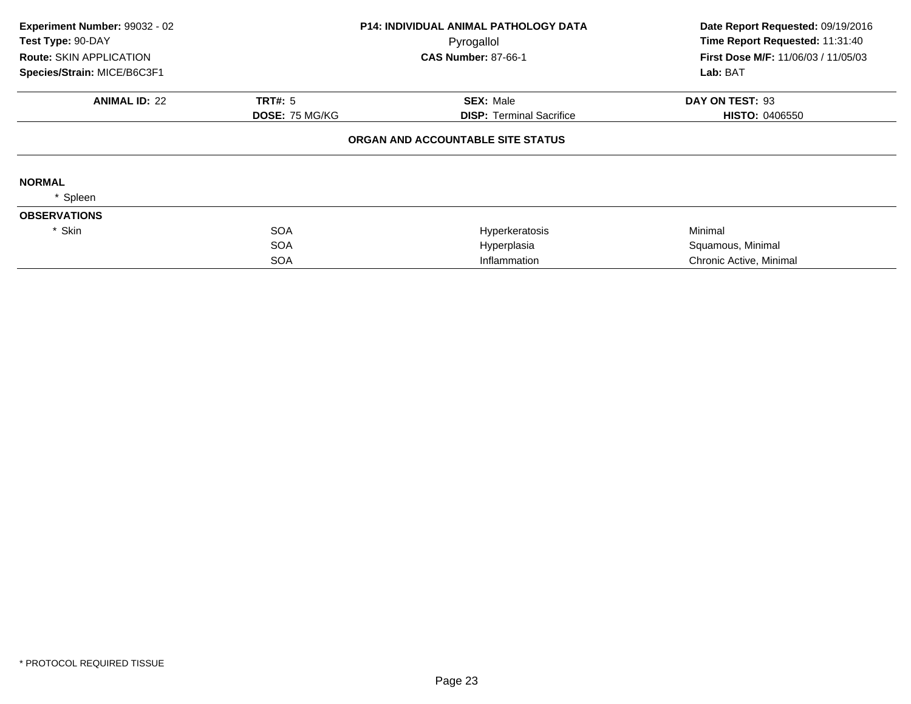**Experiment Number:** 99032 - 02
**Test Type:** 90-DAY
**Route:** SKIN APPLICATION
**Species/Strain:** MICE/B6C3F1

**P14: INDIVIDUAL ANIMAL PATHOLOGY DATA**
Pyrogallol
**CAS Number:** 87-66-1

**Date Report Requested:** 09/19/2016
**Time Report Requested:** 11:31:40
**First Dose M/F:** 11/06/03 / 11/05/03
**Lab:** BAT

| **ANIMAL ID:** 22 | **TRT#:** 5 | **SEX:** Male | **DAY ON TEST:** 93 |
|---|---|---|---|
| | **DOSE:** 75 MG/KG | **DISP:** Terminal Sacrifice | **HISTO:** 0406550 |

**ORGAN AND ACCOUNTABLE SITE STATUS**

**NORMAL**

* Spleen

**OBSERVATIONS**

| | | | |
|---|---|---|---|
| * Skin | SOA | Hyperkeratosis | Minimal |
| | SOA | Hyperplasia | Squamous, Minimal |
| | SOA | Inflammation | Chronic Active, Minimal |

* PROTOCOL REQUIRED TISSUE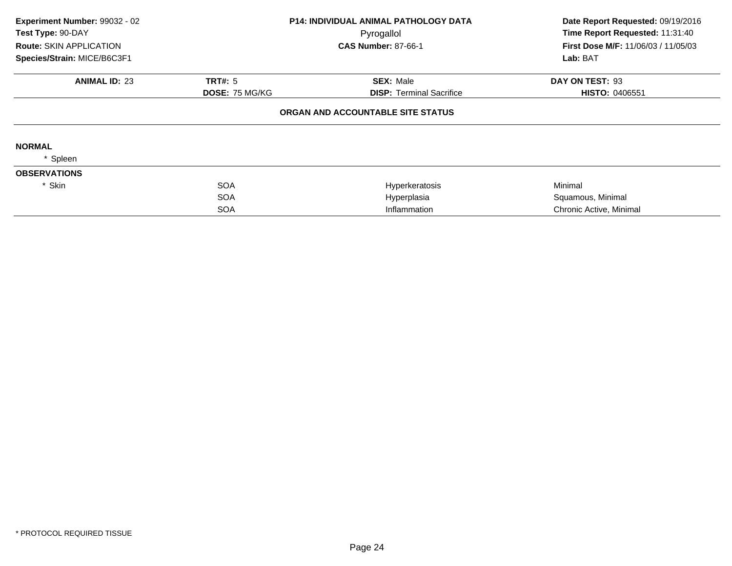**Experiment Number:** 99032 - 02
**Test Type:** 90-DAY
**Route:** SKIN APPLICATION
**Species/Strain:** MICE/B6C3F1

**P14: INDIVIDUAL ANIMAL PATHOLOGY DATA**
Pyrogallol
**CAS Number:** 87-66-1

**Date Report Requested:** 09/19/2016
**Time Report Requested:** 11:31:40
**First Dose M/F:** 11/06/03 / 11/05/03
**Lab:** BAT

| **ANIMAL ID:** 23 | **TRT#:** 5 | **SEX:** Male | **DAY ON TEST:** 93 |
|---|---|---|---|
| | **DOSE:** 75 MG/KG | **DISP:** Terminal Sacrifice | **HISTO:** 0406551 |

**ORGAN AND ACCOUNTABLE SITE STATUS**

**NORMAL**

* Spleen

**OBSERVATIONS**

| | | | |
|---|---|---|---|
| * Skin | SOA | Hyperkeratosis | Minimal |
| | SOA | Hyperplasia | Squamous, Minimal |
| | SOA | Inflammation | Chronic Active, Minimal |

* PROTOCOL REQUIRED TISSUE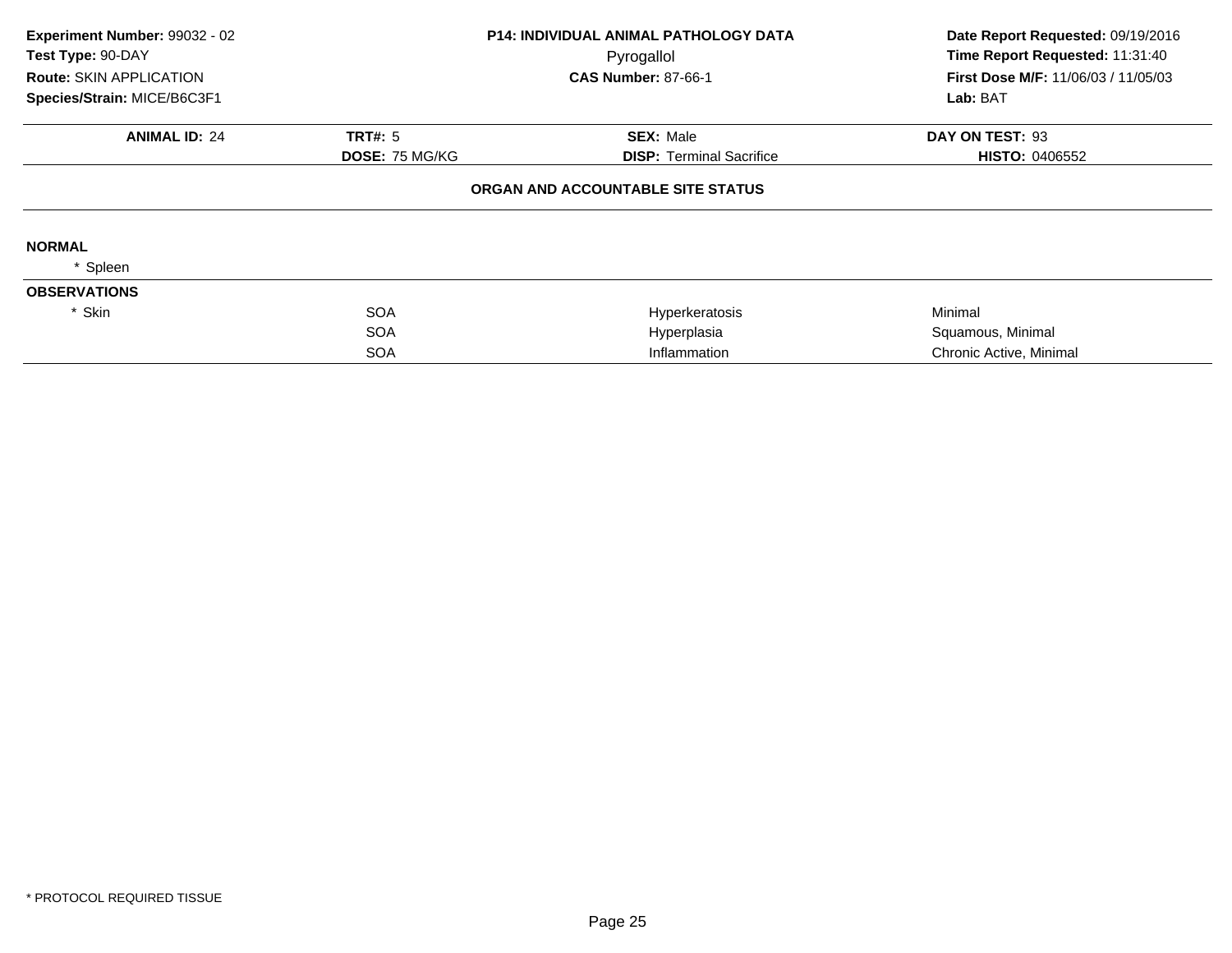**Experiment Number:** 99032 - 02
**Test Type:** 90-DAY
**Route:** SKIN APPLICATION
**Species/Strain:** MICE/B6C3F1

**P14: INDIVIDUAL ANIMAL PATHOLOGY DATA**
Pyrogallol
**CAS Number:** 87-66-1

**Date Report Requested:** 09/19/2016
**Time Report Requested:** 11:31:40
**First Dose M/F:** 11/06/03 / 11/05/03
**Lab:** BAT

| **ANIMAL ID:** 24 | **TRT#:** 5 | **SEX:** Male | **DAY ON TEST:** 93 |
|---|---|---|---|
| | **DOSE:** 75 MG/KG | **DISP:** Terminal Sacrifice | **HISTO:** 0406552 |

**ORGAN AND ACCOUNTABLE SITE STATUS**

**NORMAL**

* Spleen

**OBSERVATIONS**

| | | | |
|---|---|---|---|
| * Skin | SOA | Hyperkeratosis | Minimal |
| | SOA | Hyperplasia | Squamous, Minimal |
| | SOA | Inflammation | Chronic Active, Minimal |

* PROTOCOL REQUIRED TISSUE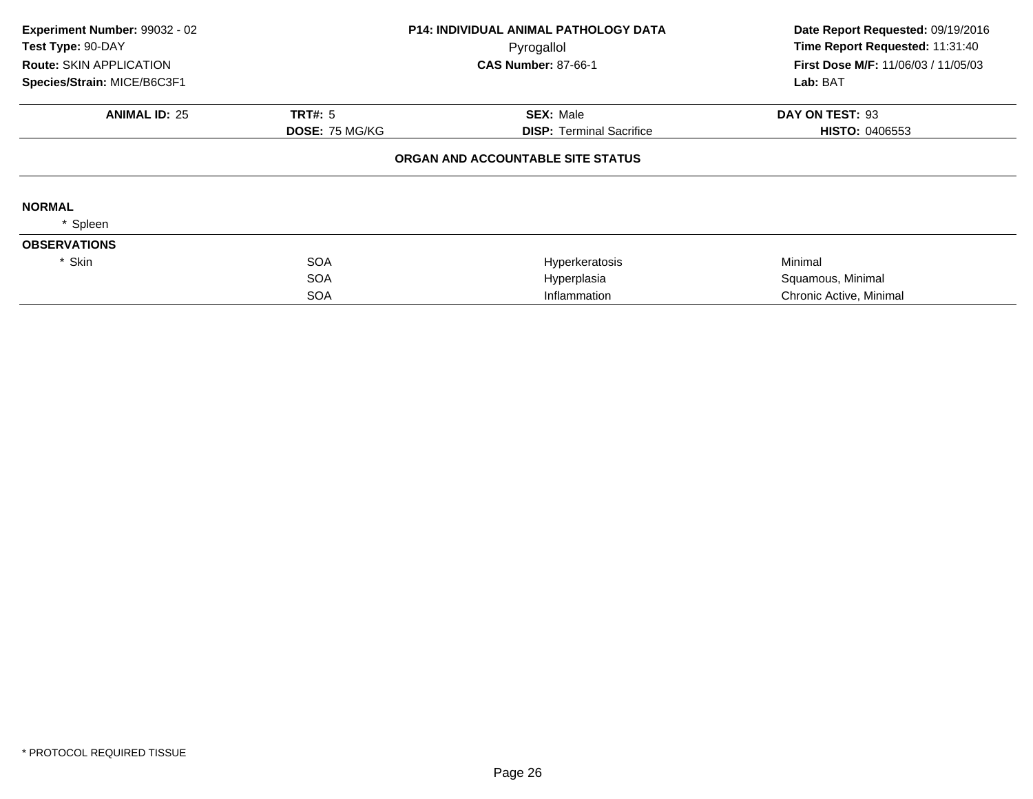**Experiment Number:** 99032 - 02
**Test Type:** 90-DAY
**Route:** SKIN APPLICATION
**Species/Strain:** MICE/B6C3F1

**P14: INDIVIDUAL ANIMAL PATHOLOGY DATA**
Pyrogallol
**CAS Number:** 87-66-1

**Date Report Requested:** 09/19/2016
**Time Report Requested:** 11:31:40
**First Dose M/F:** 11/06/03 / 11/05/03
**Lab:** BAT

| **ANIMAL ID:** 25 | **TRT#:** 5 | **SEX:** Male | **DAY ON TEST:** 93 |
|---|---|---|---|
| | **DOSE:** 75 MG/KG | **DISP:** Terminal Sacrifice | **HISTO:** 0406553 |

**ORGAN AND ACCOUNTABLE SITE STATUS**

**NORMAL**

* Spleen

**OBSERVATIONS**

| | | | |
|---|---|---|---|
| * Skin | SOA | Hyperkeratosis | Minimal |
| | SOA | Hyperplasia | Squamous, Minimal |
| | SOA | Inflammation | Chronic Active, Minimal |

* PROTOCOL REQUIRED TISSUE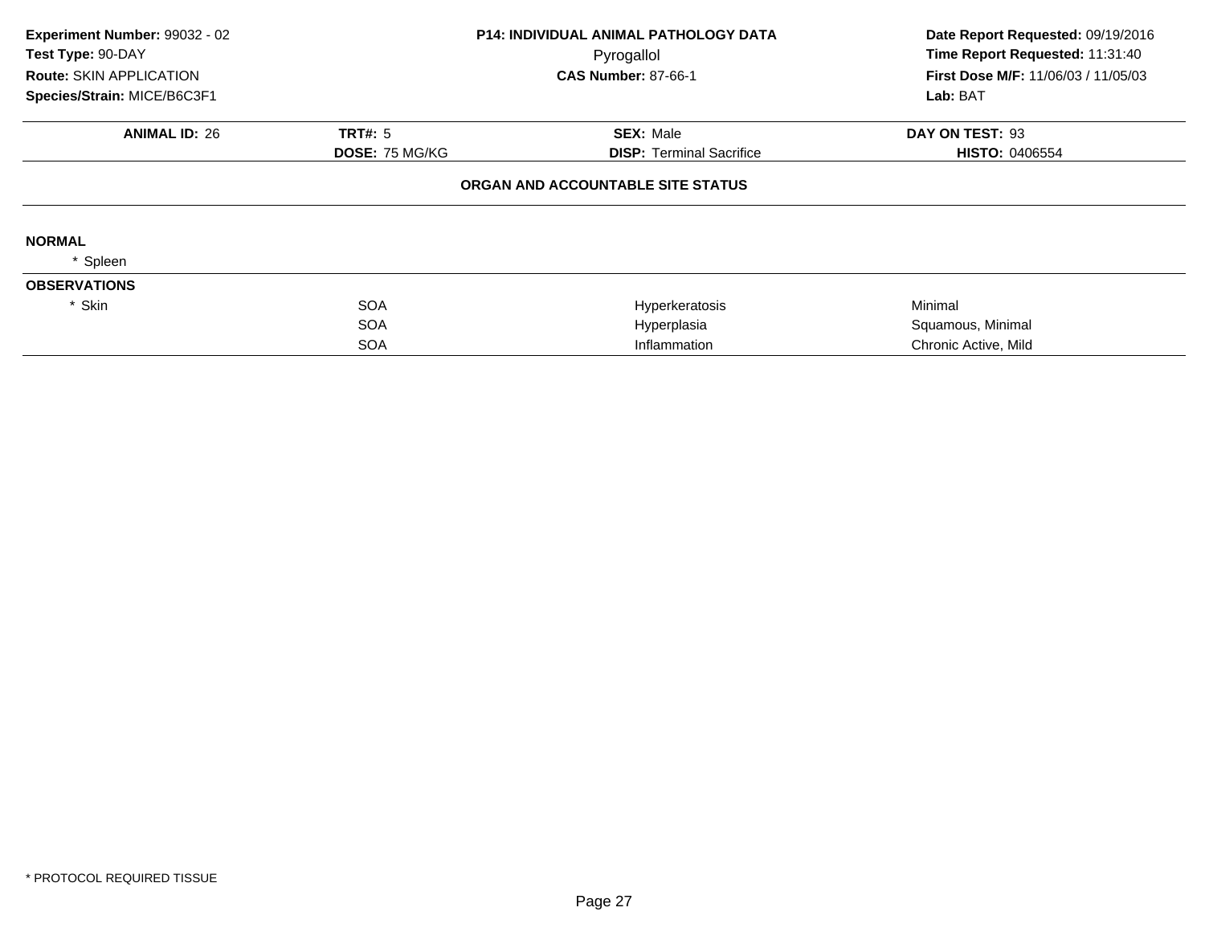| | | | |
|---|---|---|---|
| **Experiment Number:** 99032 - 02 | **P14: INDIVIDUAL ANIMAL PATHOLOGY DATA** | | **Date Report Requested:** 09/19/2016 |
| **Test Type:** 90-DAY | Pyrogallol | | **Time Report Requested:** 11:31:40 |
| **Route:** SKIN APPLICATION | **CAS Number:** 87-66-1 | | **First Dose M/F:** 11/06/03 / 11/05/03 |
| **Species/Strain:** MICE/B6C3F1 | | | **Lab:** BAT |

| **ANIMAL ID:** 26 | **TRT#:** 5 | **SEX:** Male | **DAY ON TEST:** 93 |
|---|---|---|---|
| | **DOSE:** 75 MG/KG | **DISP:** Terminal Sacrifice | **HISTO:** 0406554 |

**ORGAN AND ACCOUNTABLE SITE STATUS**

**NORMAL**

\* Spleen

**OBSERVATIONS**

| | | | |
|---|---|---|---|
| * Skin | SOA | Hyperkeratosis | Minimal |
| | SOA | Hyperplasia | Squamous, Minimal |
| | SOA | Inflammation | Chronic Active, Mild |

\* PROTOCOL REQUIRED TISSUE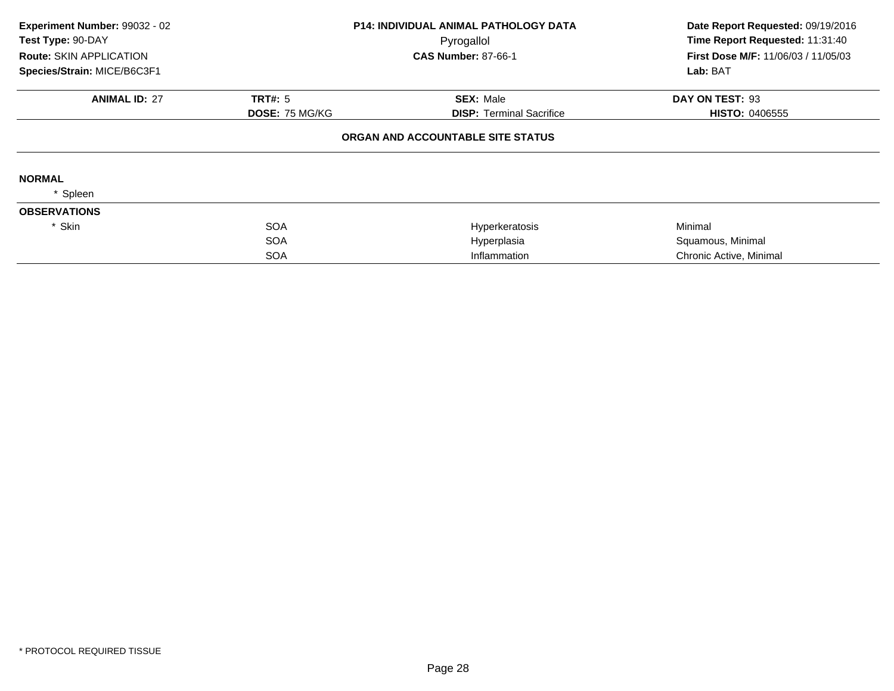**Experiment Number:** 99032 - 02
**Test Type:** 90-DAY
**Route:** SKIN APPLICATION
**Species/Strain:** MICE/B6C3F1

**P14: INDIVIDUAL ANIMAL PATHOLOGY DATA**
Pyrogallol
**CAS Number:** 87-66-1

**Date Report Requested:** 09/19/2016
**Time Report Requested:** 11:31:40
**First Dose M/F:** 11/06/03 / 11/05/03
**Lab:** BAT

| **ANIMAL ID:** 27 | **TRT#:** 5 | **SEX:** Male | **DAY ON TEST:** 93 |
|---|---|---|---|
| | **DOSE:** 75 MG/KG | **DISP:** Terminal Sacrifice | **HISTO:** 0406555 |

**ORGAN AND ACCOUNTABLE SITE STATUS**

**NORMAL**

* Spleen

**OBSERVATIONS**

| | | | |
|---|---|---|---|
| * Skin | SOA | Hyperkeratosis | Minimal |
| | SOA | Hyperplasia | Squamous, Minimal |
| | SOA | Inflammation | Chronic Active, Minimal |

* PROTOCOL REQUIRED TISSUE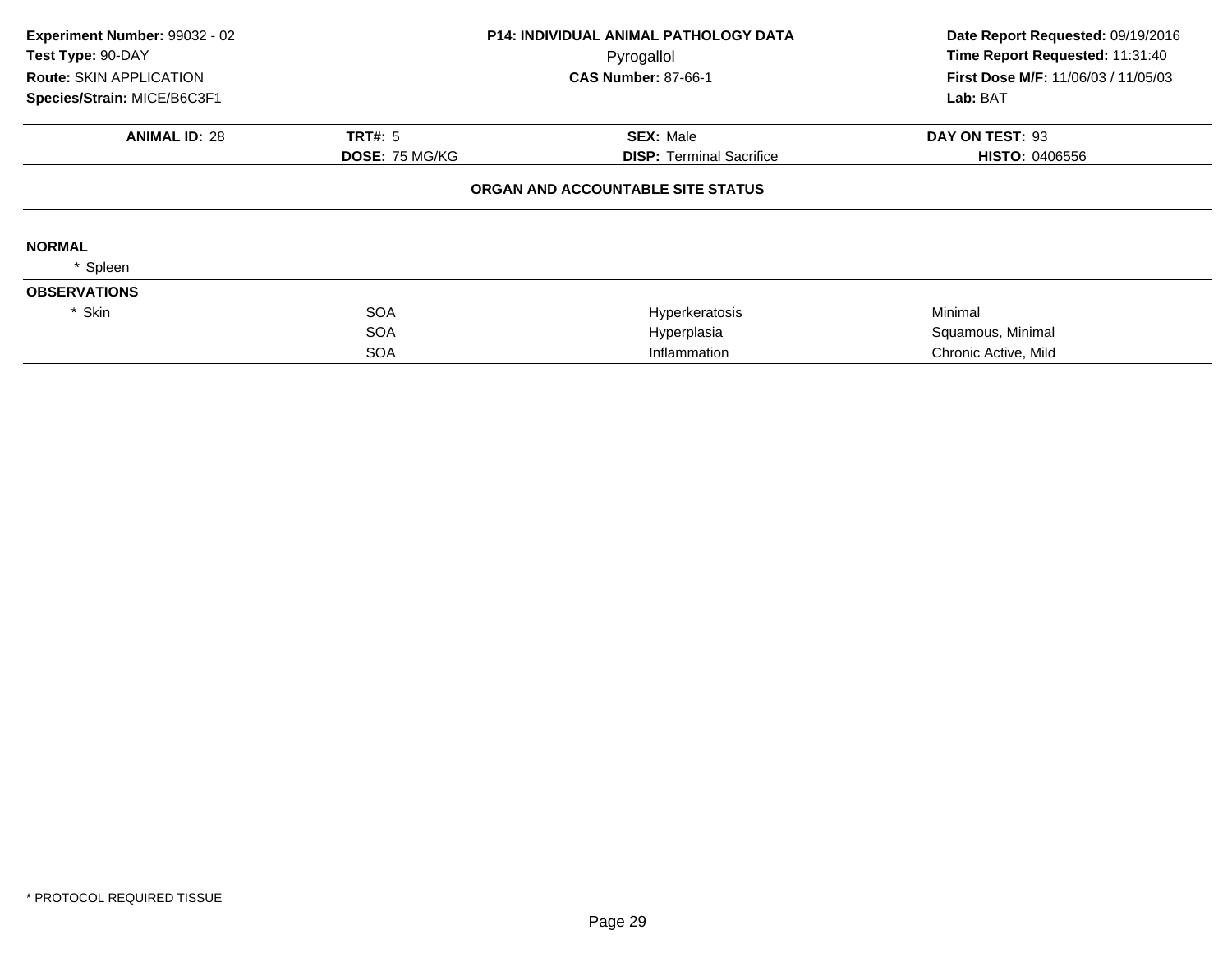**Experiment Number:** 99032 - 02
**Test Type:** 90-DAY
**Route:** SKIN APPLICATION
**Species/Strain:** MICE/B6C3F1

**P14: INDIVIDUAL ANIMAL PATHOLOGY DATA**
Pyrogallol
**CAS Number:** 87-66-1

**Date Report Requested:** 09/19/2016
**Time Report Requested:** 11:31:40
**First Dose M/F:** 11/06/03 / 11/05/03
**Lab:** BAT

| **ANIMAL ID:** 28 | **TRT#:** 5 | **SEX:** Male | **DAY ON TEST:** 93 |
|---|---|---|---|
| | **DOSE:** 75 MG/KG | **DISP:** Terminal Sacrifice | **HISTO:** 0406556 |

**ORGAN AND ACCOUNTABLE SITE STATUS**

**NORMAL**

* Spleen

**OBSERVATIONS**

| | | | |
|---|---|---|---|
| * Skin | SOA | Hyperkeratosis | Minimal |
| | SOA | Hyperplasia | Squamous, Minimal |
| | SOA | Inflammation | Chronic Active, Mild |

* PROTOCOL REQUIRED TISSUE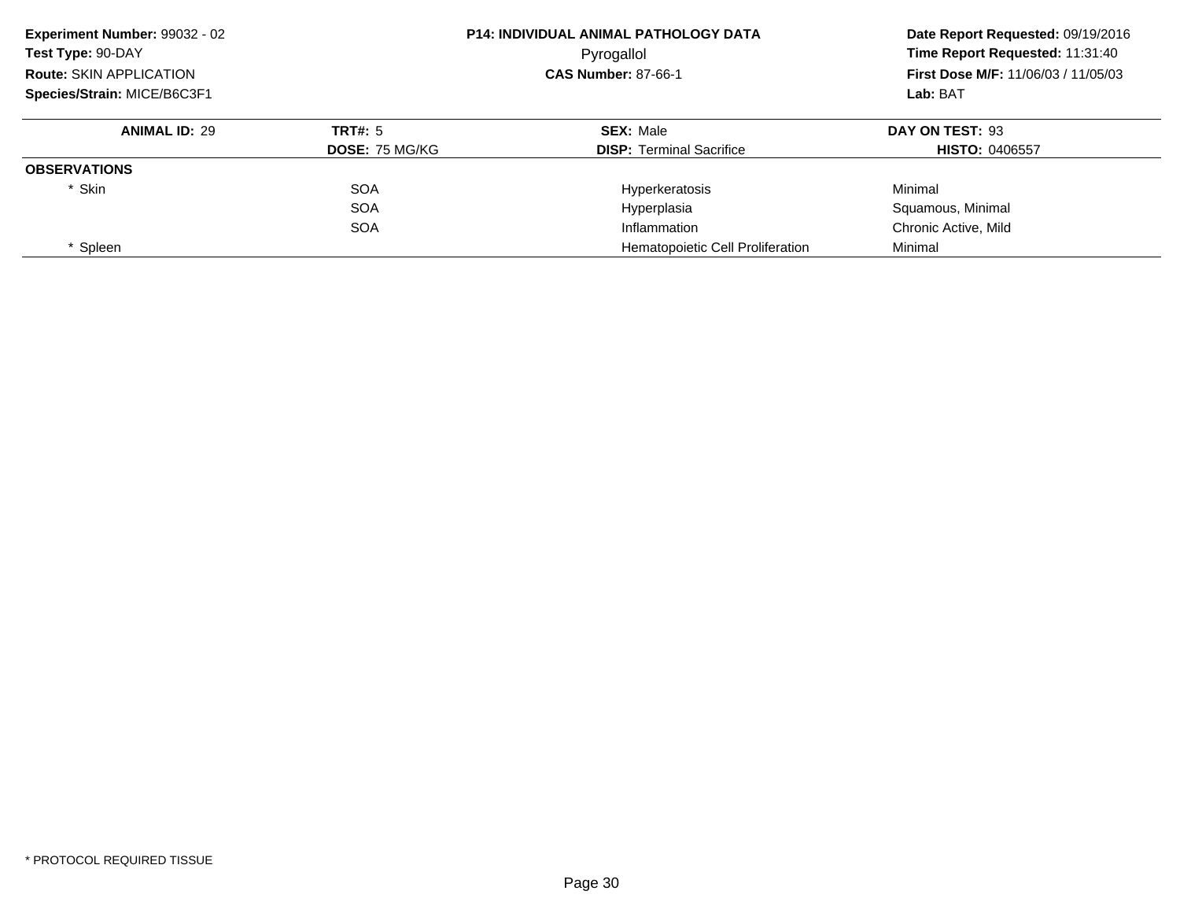**Experiment Number:** 99032 - 02
**Test Type:** 90-DAY
**Route:** SKIN APPLICATION
**Species/Strain:** MICE/B6C3F1

**P14: INDIVIDUAL ANIMAL PATHOLOGY DATA**
Pyrogallol
**CAS Number:** 87-66-1

**Date Report Requested:** 09/19/2016
**Time Report Requested:** 11:31:40
**First Dose M/F:** 11/06/03 / 11/05/03
**Lab:** BAT

| **ANIMAL ID:** 29 | **TRT#:** 5 | **SEX:** Male | **DAY ON TEST:** 93 |
|---|---|---|---|
| | **DOSE:** 75 MG/KG | **DISP:** Terminal Sacrifice | **HISTO:** 0406557 |
| **OBSERVATIONS** | | | |
| * Skin | SOA | Hyperkeratosis | Minimal |
| | SOA | Hyperplasia | Squamous, Minimal |
| | SOA | Inflammation | Chronic Active, Mild |
| * Spleen | | Hematopoietic Cell Proliferation | Minimal |

* PROTOCOL REQUIRED TISSUE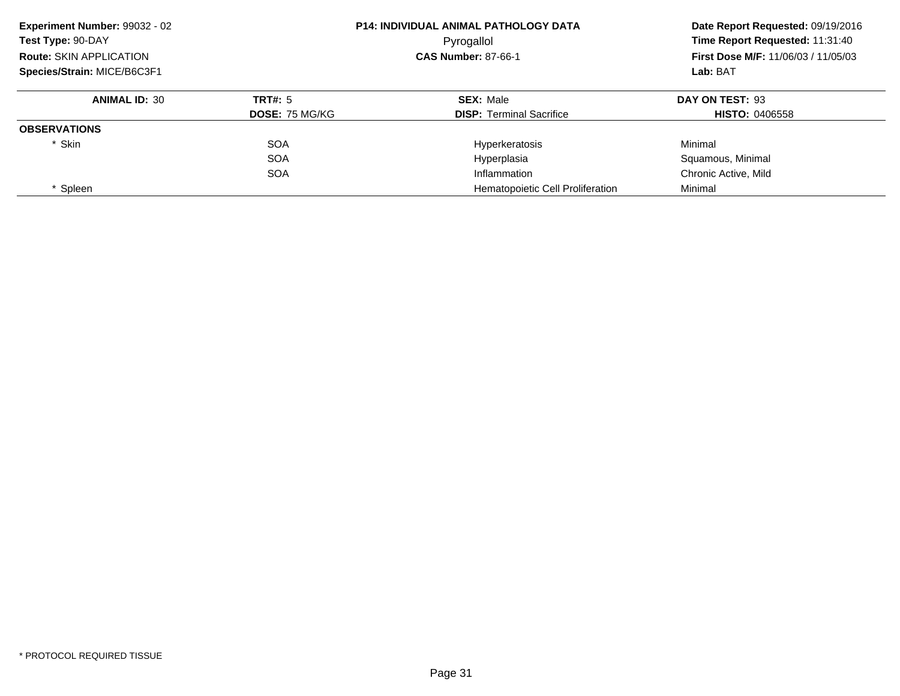**Experiment Number:** 99032 - 02
**Test Type:** 90-DAY
**Route:** SKIN APPLICATION
**Species/Strain:** MICE/B6C3F1

**P14: INDIVIDUAL ANIMAL PATHOLOGY DATA**
Pyrogallol
**CAS Number:** 87-66-1

**Date Report Requested:** 09/19/2016
**Time Report Requested:** 11:31:40
**First Dose M/F:** 11/06/03 / 11/05/03
**Lab:** BAT

| **ANIMAL ID:** 30 | **TRT#:** 5 | **SEX:** Male | **DAY ON TEST:** 93 |
|---|---|---|---|
| | **DOSE:** 75 MG/KG | **DISP:** Terminal Sacrifice | **HISTO:** 0406558 |
| **OBSERVATIONS** | | | |
| * Skin | SOA | Hyperkeratosis | Minimal |
| | SOA | Hyperplasia | Squamous, Minimal |
| | SOA | Inflammation | Chronic Active, Mild |
| * Spleen | | Hematopoietic Cell Proliferation | Minimal |

* PROTOCOL REQUIRED TISSUE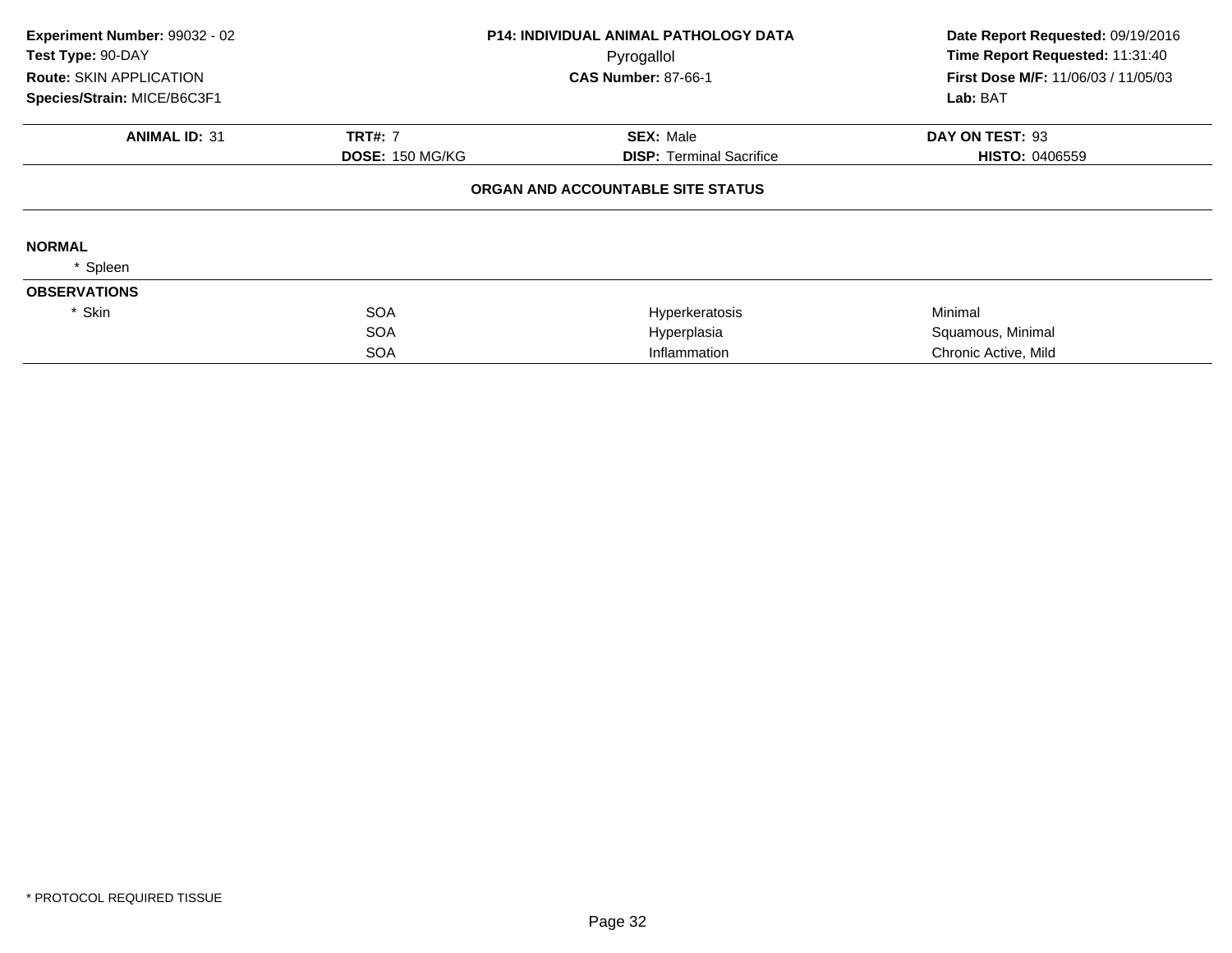**Experiment Number:** 99032 - 02
**Test Type:** 90-DAY
**Route:** SKIN APPLICATION
**Species/Strain:** MICE/B6C3F1

**P14: INDIVIDUAL ANIMAL PATHOLOGY DATA**
Pyrogallol
**CAS Number:** 87-66-1

**Date Report Requested:** 09/19/2016
**Time Report Requested:** 11:31:40
**First Dose M/F:** 11/06/03 / 11/05/03
**Lab:** BAT

| **ANIMAL ID:** 31 | **TRT#:** 7 | **SEX:** Male | **DAY ON TEST:** 93 |
|---|---|---|---|
| | **DOSE:** 150 MG/KG | **DISP:** Terminal Sacrifice | **HISTO:** 0406559 |

**ORGAN AND ACCOUNTABLE SITE STATUS**

**NORMAL**

\* Spleen

**OBSERVATIONS**

| | | | |
|---|---|---|---|
| * Skin | SOA | Hyperkeratosis | Minimal |
| | SOA | Hyperplasia | Squamous, Minimal |
| | SOA | Inflammation | Chronic Active, Mild |

\* PROTOCOL REQUIRED TISSUE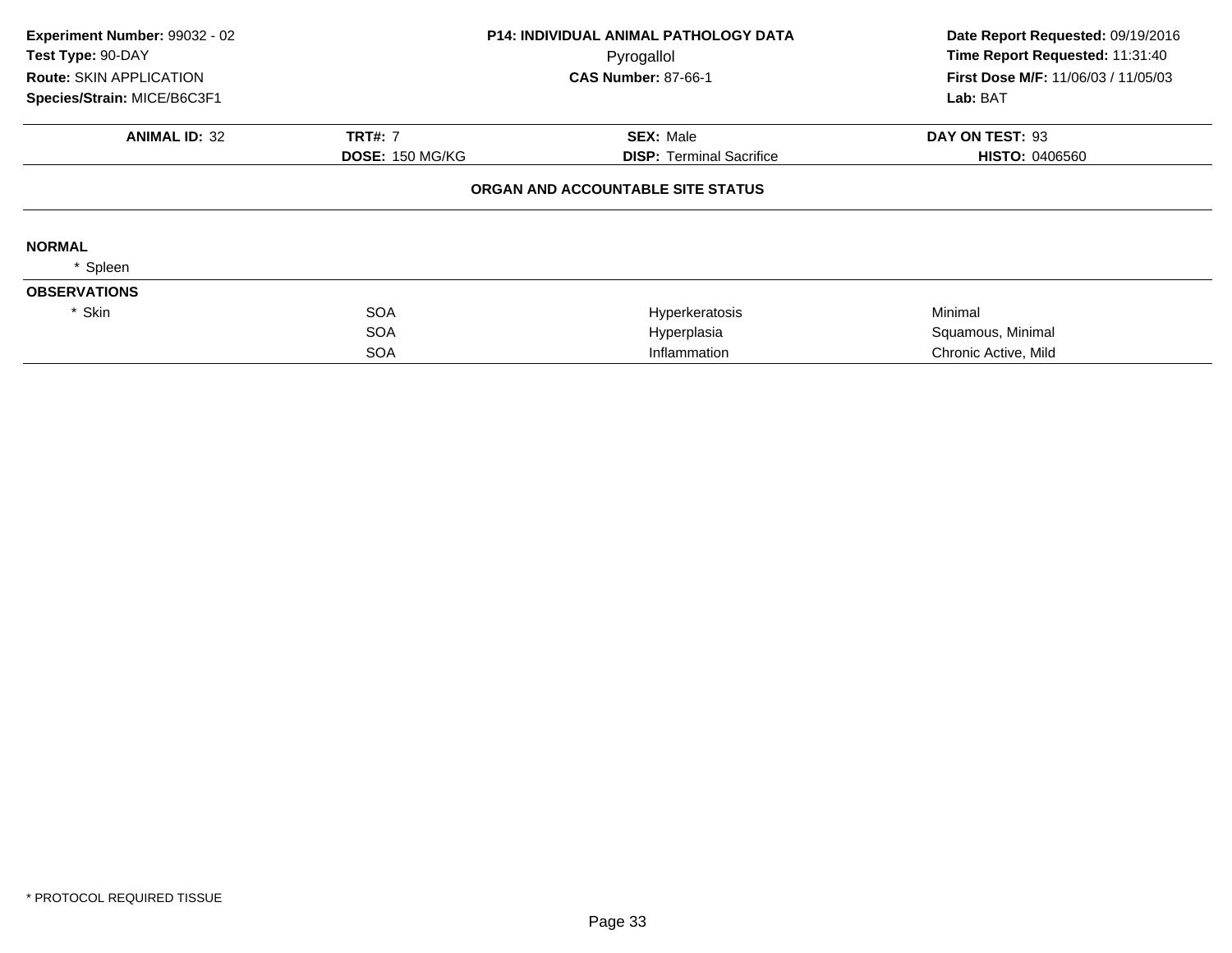**Experiment Number:** 99032 - 02
**Test Type:** 90-DAY
**Route:** SKIN APPLICATION
**Species/Strain:** MICE/B6C3F1

**P14: INDIVIDUAL ANIMAL PATHOLOGY DATA**
Pyrogallol
**CAS Number:** 87-66-1

**Date Report Requested:** 09/19/2016
**Time Report Requested:** 11:31:40
**First Dose M/F:** 11/06/03 / 11/05/03
**Lab:** BAT

| **ANIMAL ID:** 32 | **TRT#:** 7 | **SEX:** Male | **DAY ON TEST:** 93 |
|---|---|---|---|
| | **DOSE:** 150 MG/KG | **DISP:** Terminal Sacrifice | **HISTO:** 0406560 |

**ORGAN AND ACCOUNTABLE SITE STATUS**

**NORMAL**

* Spleen

**OBSERVATIONS**

| | | | |
|---|---|---|---|
| * Skin | SOA | Hyperkeratosis | Minimal |
| | SOA | Hyperplasia | Squamous, Minimal |
| | SOA | Inflammation | Chronic Active, Mild |

* PROTOCOL REQUIRED TISSUE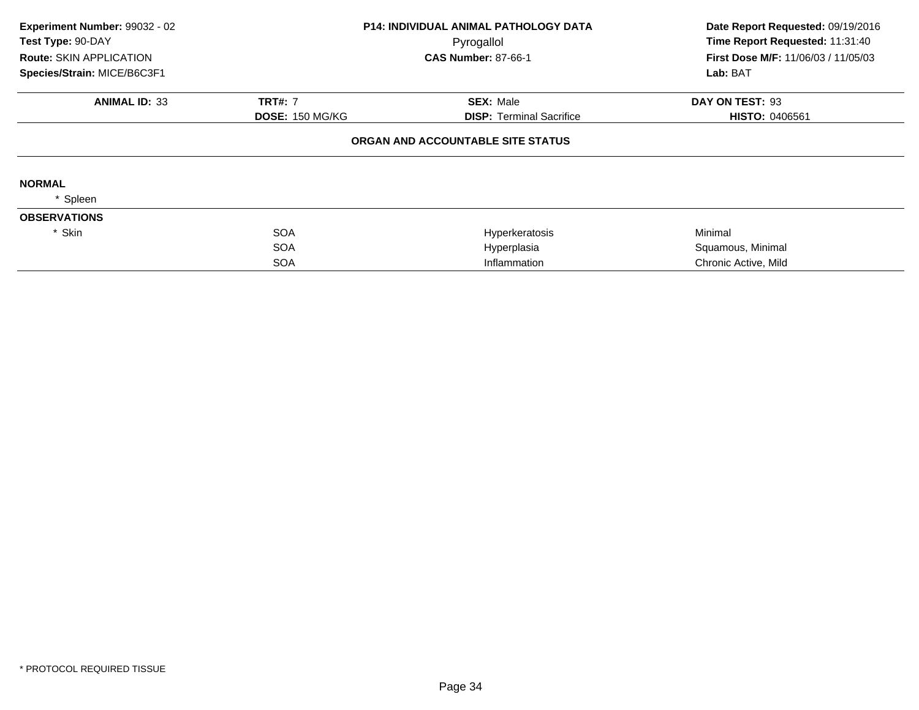**Experiment Number:** 99032 - 02
**Test Type:** 90-DAY
**Route:** SKIN APPLICATION
**Species/Strain:** MICE/B6C3F1

**P14: INDIVIDUAL ANIMAL PATHOLOGY DATA**
Pyrogallol
**CAS Number:** 87-66-1

**Date Report Requested:** 09/19/2016
**Time Report Requested:** 11:31:40
**First Dose M/F:** 11/06/03 / 11/05/03
**Lab:** BAT

| **ANIMAL ID:** 33 | **TRT#:** 7 | **SEX:** Male | **DAY ON TEST:** 93 |
|---|---|---|---|
| | **DOSE:** 150 MG/KG | **DISP:** Terminal Sacrifice | **HISTO:** 0406561 |

## ORGAN AND ACCOUNTABLE SITE STATUS

**NORMAL**

\* Spleen

**OBSERVATIONS**

| | | | |
|---|---|---|---|
| * Skin | SOA | Hyperkeratosis | Minimal |
| | SOA | Hyperplasia | Squamous, Minimal |
| | SOA | Inflammation | Chronic Active, Mild |

\* PROTOCOL REQUIRED TISSUE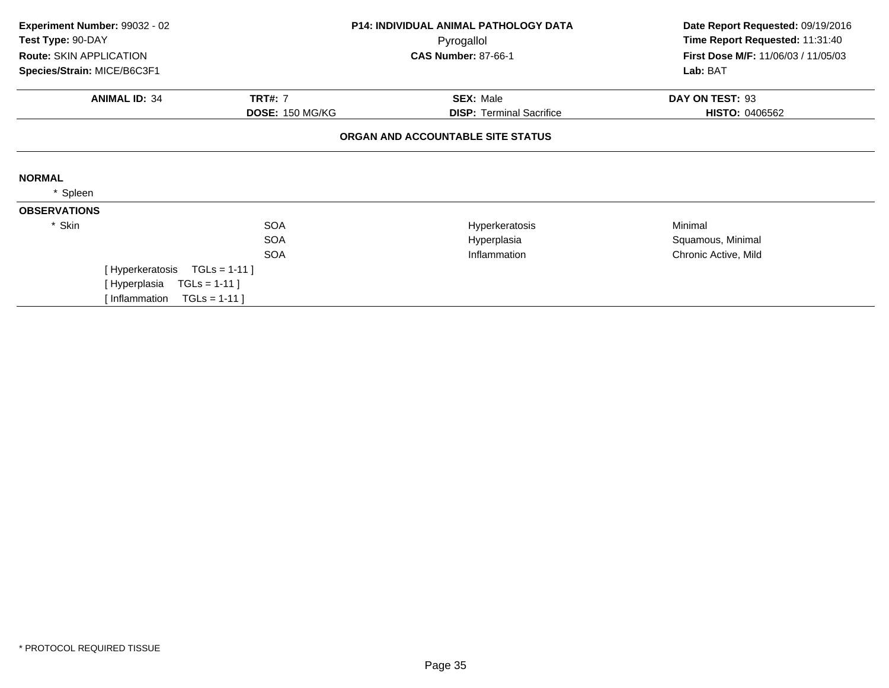**Experiment Number:** 99032 - 02
**Test Type:** 90-DAY
**Route:** SKIN APPLICATION
**Species/Strain:** MICE/B6C3F1

**P14: INDIVIDUAL ANIMAL PATHOLOGY DATA**
Pyrogallol
**CAS Number:** 87-66-1

**Date Report Requested:** 09/19/2016
**Time Report Requested:** 11:31:40
**First Dose M/F:** 11/06/03 / 11/05/03
**Lab:** BAT

| **ANIMAL ID:** 34 | **TRT#:** 7 | **SEX:** Male | **DAY ON TEST:** 93 |
|---|---|---|---|
| | **DOSE:** 150 MG/KG | **DISP:** Terminal Sacrifice | **HISTO:** 0406562 |

**ORGAN AND ACCOUNTABLE SITE STATUS**

**NORMAL**

* Spleen

**OBSERVATIONS**

| | | | |
|---|---|---|---|
| * Skin | SOA | Hyperkeratosis | Minimal |
| | SOA | Hyperplasia | Squamous, Minimal |
| | SOA | Inflammation | Chronic Active, Mild |

[ Hyperkeratosis TGLs = 1-11 ]
[ Hyperplasia TGLs = 1-11 ]
[ Inflammation TGLs = 1-11 ]

* PROTOCOL REQUIRED TISSUE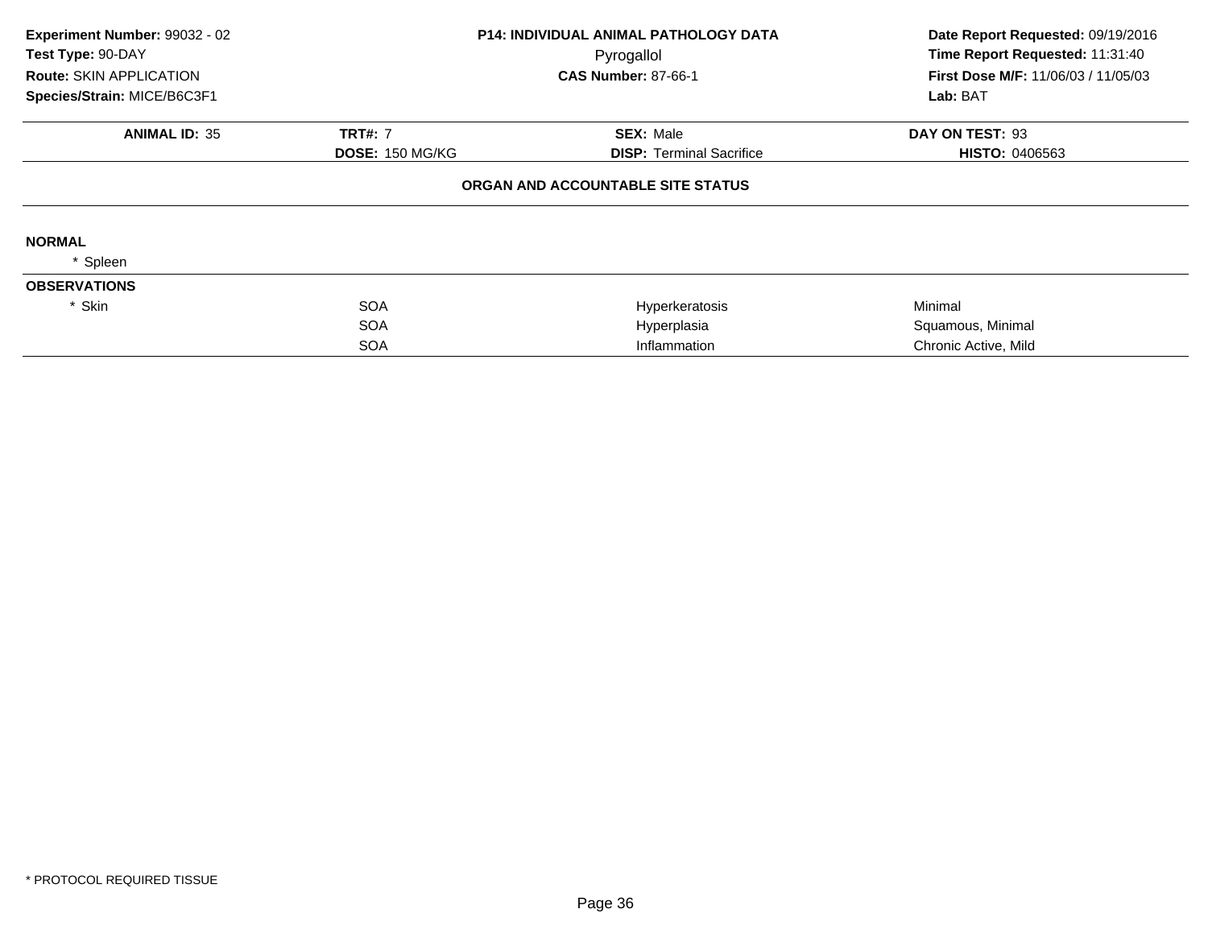**Experiment Number:** 99032 - 02
**Test Type:** 90-DAY
**Route:** SKIN APPLICATION
**Species/Strain:** MICE/B6C3F1

**P14: INDIVIDUAL ANIMAL PATHOLOGY DATA**
Pyrogallol
**CAS Number:** 87-66-1

**Date Report Requested:** 09/19/2016
**Time Report Requested:** 11:31:40
**First Dose M/F:** 11/06/03 / 11/05/03
**Lab:** BAT

| **ANIMAL ID:** 35 | **TRT#:** 7 | **SEX:** Male | **DAY ON TEST:** 93 |
|---|---|---|---|
| | **DOSE:** 150 MG/KG | **DISP:** Terminal Sacrifice | **HISTO:** 0406563 |

**ORGAN AND ACCOUNTABLE SITE STATUS**

**NORMAL**

\* Spleen

**OBSERVATIONS**

| | | | |
|---|---|---|---|
| * Skin | SOA | Hyperkeratosis | Minimal |
| | SOA | Hyperplasia | Squamous, Minimal |
| | SOA | Inflammation | Chronic Active, Mild |

\* PROTOCOL REQUIRED TISSUE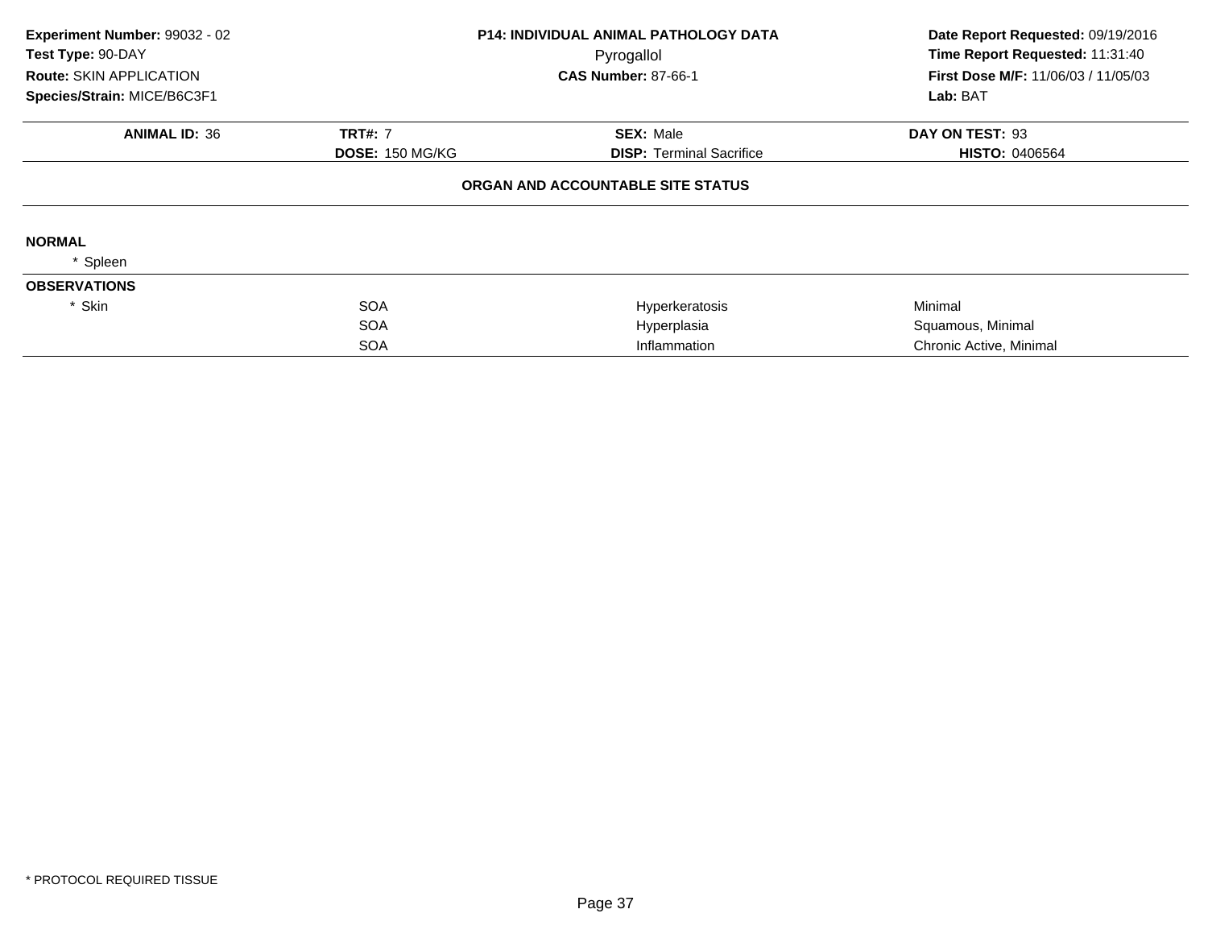| Experiment Number: 99032 - 02 | P14: INDIVIDUAL ANIMAL PATHOLOGY DATA | Date Report Requested: 09/19/2016 |
|---|---|---|
| Test Type: 90-DAY | Pyrogallol | Time Report Requested: 11:31:40 |
| Route: SKIN APPLICATION | CAS Number: 87-66-1 | First Dose M/F: 11/06/03 / 11/05/03 |
| Species/Strain: MICE/B6C3F1 | | Lab: BAT |

| ANIMAL ID: 36 | TRT#: 7 | SEX: Male | DAY ON TEST: 93 |
|---|---|---|---|
| | DOSE: 150 MG/KG | DISP: Terminal Sacrifice | HISTO: 0406564 |

**ORGAN AND ACCOUNTABLE SITE STATUS**

**NORMAL**

* Spleen

**OBSERVATIONS**

| | | | |
|---|---|---|---|
| * Skin | SOA | Hyperkeratosis | Minimal |
| | SOA | Hyperplasia | Squamous, Minimal |
| | SOA | Inflammation | Chronic Active, Minimal |

\* PROTOCOL REQUIRED TISSUE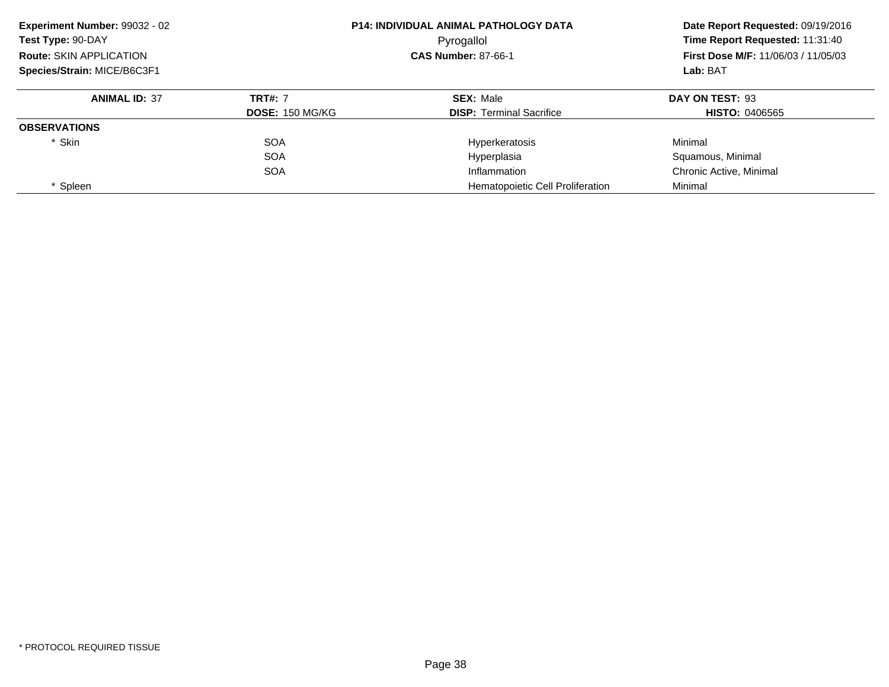**Experiment Number:** 99032 - 02
**Test Type:** 90-DAY
**Route:** SKIN APPLICATION
**Species/Strain:** MICE/B6C3F1

**P14: INDIVIDUAL ANIMAL PATHOLOGY DATA**
Pyrogallol
**CAS Number:** 87-66-1

**Date Report Requested:** 09/19/2016
**Time Report Requested:** 11:31:40
**First Dose M/F:** 11/06/03 / 11/05/03
**Lab:** BAT

| **ANIMAL ID:** 37 | **TRT#:** 7 | **SEX:** Male | **DAY ON TEST:** 93 |
|---|---|---|---|
| | **DOSE:** 150 MG/KG | **DISP:** Terminal Sacrifice | **HISTO:** 0406565 |
| **OBSERVATIONS** | | | |
| * Skin | SOA | Hyperkeratosis | Minimal |
| | SOA | Hyperplasia | Squamous, Minimal |
| | SOA | Inflammation | Chronic Active, Minimal |
| * Spleen | | Hematopoietic Cell Proliferation | Minimal |

* PROTOCOL REQUIRED TISSUE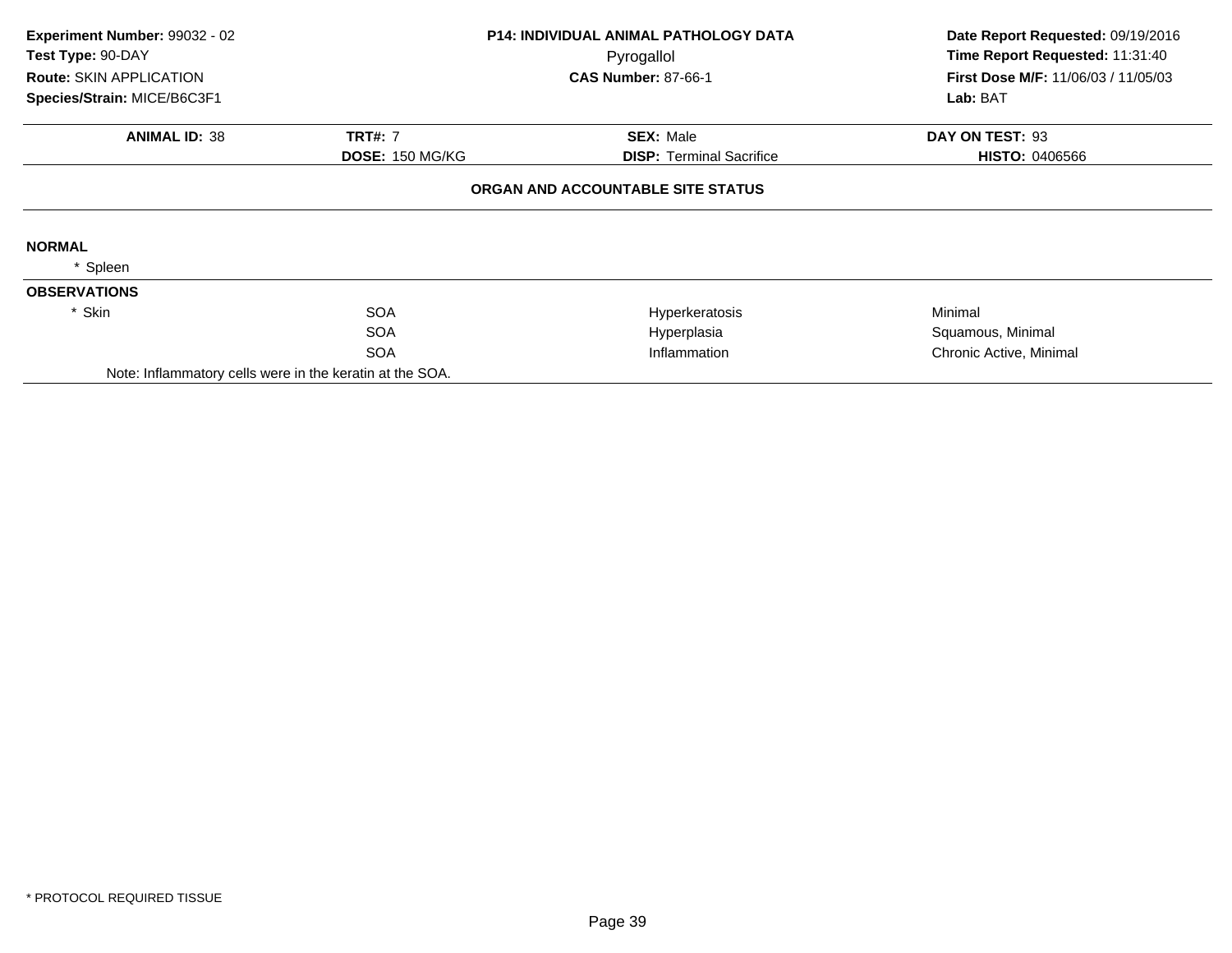**Experiment Number:** 99032 - 02
**Test Type:** 90-DAY
**Route:** SKIN APPLICATION
**Species/Strain:** MICE/B6C3F1

**P14: INDIVIDUAL ANIMAL PATHOLOGY DATA**
Pyrogallol
**CAS Number:** 87-66-1

**Date Report Requested:** 09/19/2016
**Time Report Requested:** 11:31:40
**First Dose M/F:** 11/06/03 / 11/05/03
**Lab:** BAT

| **ANIMAL ID:** 38 | **TRT#:** 7 | **SEX:** Male | **DAY ON TEST:** 93 |
|---|---|---|---|
| | **DOSE:** 150 MG/KG | **DISP:** Terminal Sacrifice | **HISTO:** 0406566 |

**ORGAN AND ACCOUNTABLE SITE STATUS**

**NORMAL**

* Spleen

**OBSERVATIONS**

| | | | |
|---|---|---|---|
| * Skin | SOA | Hyperkeratosis | Minimal |
| | SOA | Hyperplasia | Squamous, Minimal |
| | SOA | Inflammation | Chronic Active, Minimal |

Note: Inflammatory cells were in the keratin at the SOA.

* PROTOCOL REQUIRED TISSUE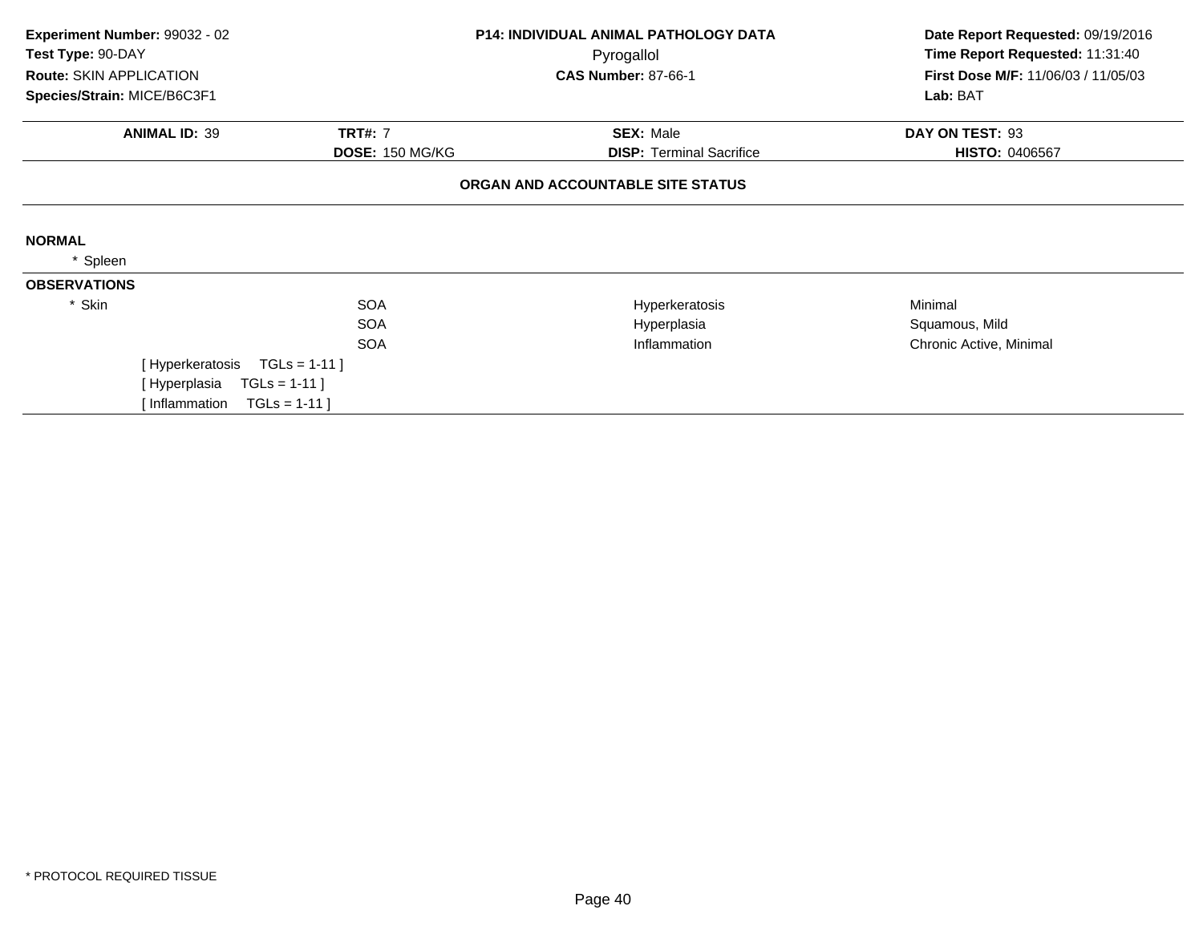**Experiment Number:** 99032 - 02
**Test Type:** 90-DAY
**Route:** SKIN APPLICATION
**Species/Strain:** MICE/B6C3F1

**P14: INDIVIDUAL ANIMAL PATHOLOGY DATA**
Pyrogallol
**CAS Number:** 87-66-1

**Date Report Requested:** 09/19/2016
**Time Report Requested:** 11:31:40
**First Dose M/F:** 11/06/03 / 11/05/03
**Lab:** BAT

| **ANIMAL ID:** 39 | **TRT#:** 7 | **SEX:** Male | **DAY ON TEST:** 93 |
|---|---|---|---|
| | **DOSE:** 150 MG/KG | **DISP:** Terminal Sacrifice | **HISTO:** 0406567 |

**ORGAN AND ACCOUNTABLE SITE STATUS**

**NORMAL**

* Spleen

**OBSERVATIONS**

| Organ | Site | Observation | Qualifier |
|---|---|---|---|
| * Skin | SOA | Hyperkeratosis | Minimal |
| | SOA | Hyperplasia | Squamous, Mild |
| | SOA | Inflammation | Chronic Active, Minimal |

[ Hyperkeratosis TGLs = 1-11 ]
[ Hyperplasia TGLs = 1-11 ]
[ Inflammation TGLs = 1-11 ]

* PROTOCOL REQUIRED TISSUE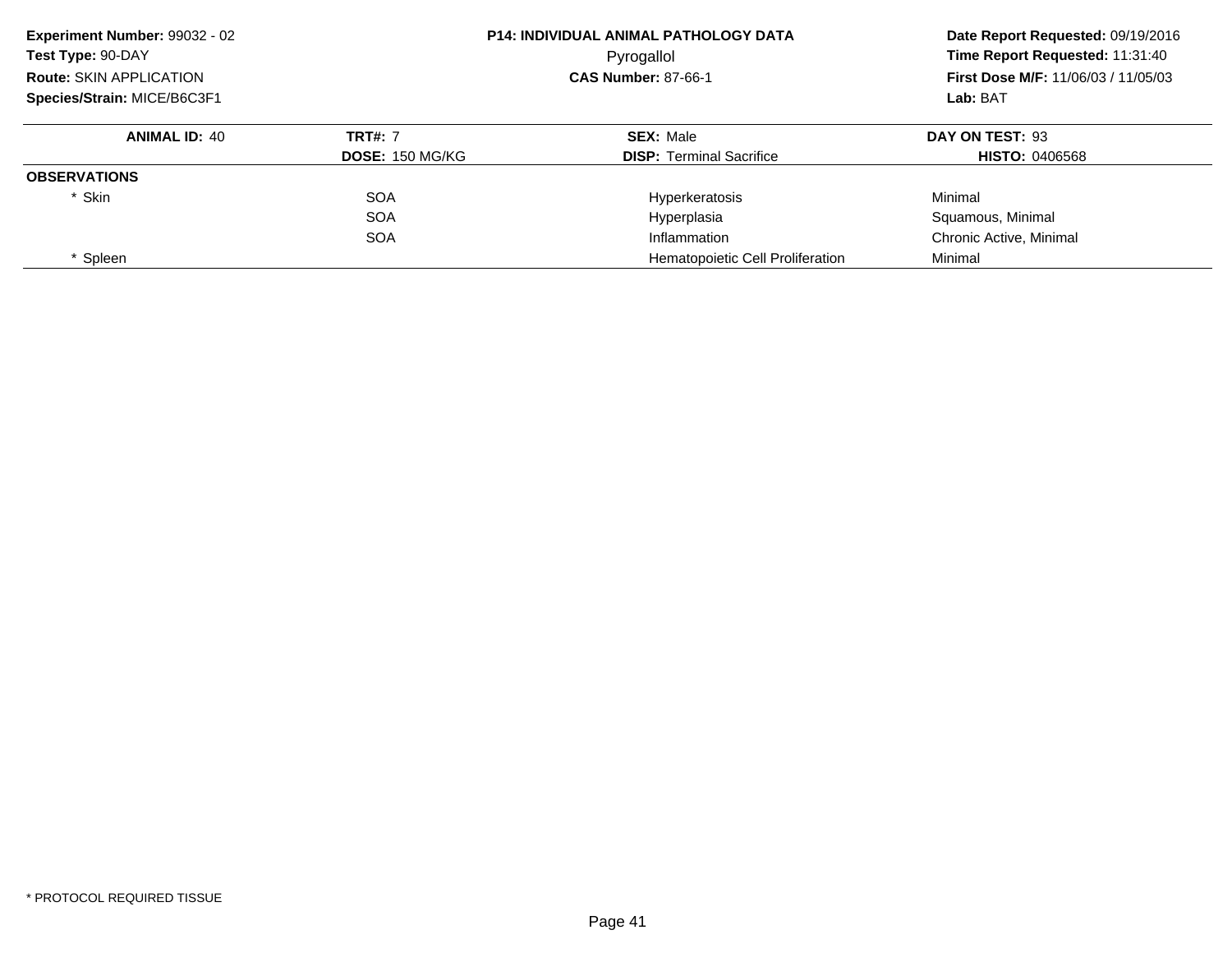**Experiment Number:** 99032 - 02
**Test Type:** 90-DAY
**Route:** SKIN APPLICATION
**Species/Strain:** MICE/B6C3F1

**P14: INDIVIDUAL ANIMAL PATHOLOGY DATA**
Pyrogallol
**CAS Number:** 87-66-1

**Date Report Requested:** 09/19/2016
**Time Report Requested:** 11:31:40
**First Dose M/F:** 11/06/03 / 11/05/03
**Lab:** BAT

| **ANIMAL ID:** 40 | **TRT#:** 7 | **SEX:** Male | **DAY ON TEST:** 93 |
|---|---|---|---|
| | **DOSE:** 150 MG/KG | **DISP:** Terminal Sacrifice | **HISTO:** 0406568 |
| **OBSERVATIONS** | | | |
| * Skin | SOA | Hyperkeratosis | Minimal |
| | SOA | Hyperplasia | Squamous, Minimal |
| | SOA | Inflammation | Chronic Active, Minimal |
| * Spleen | | Hematopoietic Cell Proliferation | Minimal |

* PROTOCOL REQUIRED TISSUE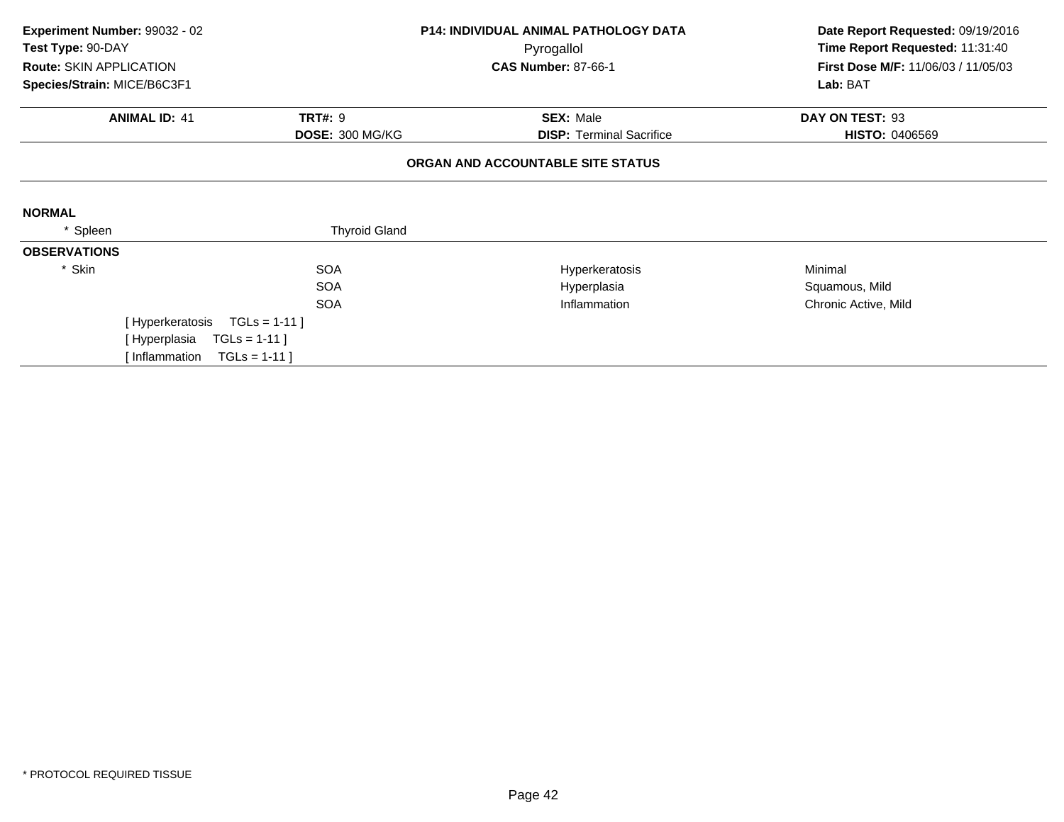**Experiment Number:** 99032 - 02
**Test Type:** 90-DAY
**Route:** SKIN APPLICATION
**Species/Strain:** MICE/B6C3F1

**P14: INDIVIDUAL ANIMAL PATHOLOGY DATA**
Pyrogallol
**CAS Number:** 87-66-1

**Date Report Requested:** 09/19/2016
**Time Report Requested:** 11:31:40
**First Dose M/F:** 11/06/03 / 11/05/03
**Lab:** BAT

| **ANIMAL ID:** 41 | **TRT#:** 9 | **SEX:** Male | **DAY ON TEST:** 93 |
|---|---|---|---|
| | **DOSE:** 300 MG/KG | **DISP:** Terminal Sacrifice | **HISTO:** 0406569 |

### ORGAN AND ACCOUNTABLE SITE STATUS

**NORMAL**

| | |
|---|---|
| * Spleen | Thyroid Gland |

**OBSERVATIONS**

| | | | |
|---|---|---|---|
| * Skin | SOA | Hyperkeratosis | Minimal |
| | SOA | Hyperplasia | Squamous, Mild |
| | SOA | Inflammation | Chronic Active, Mild |

[ Hyperkeratosis TGLs = 1-11 ]
[ Hyperplasia TGLs = 1-11 ]
[ Inflammation TGLs = 1-11 ]

* PROTOCOL REQUIRED TISSUE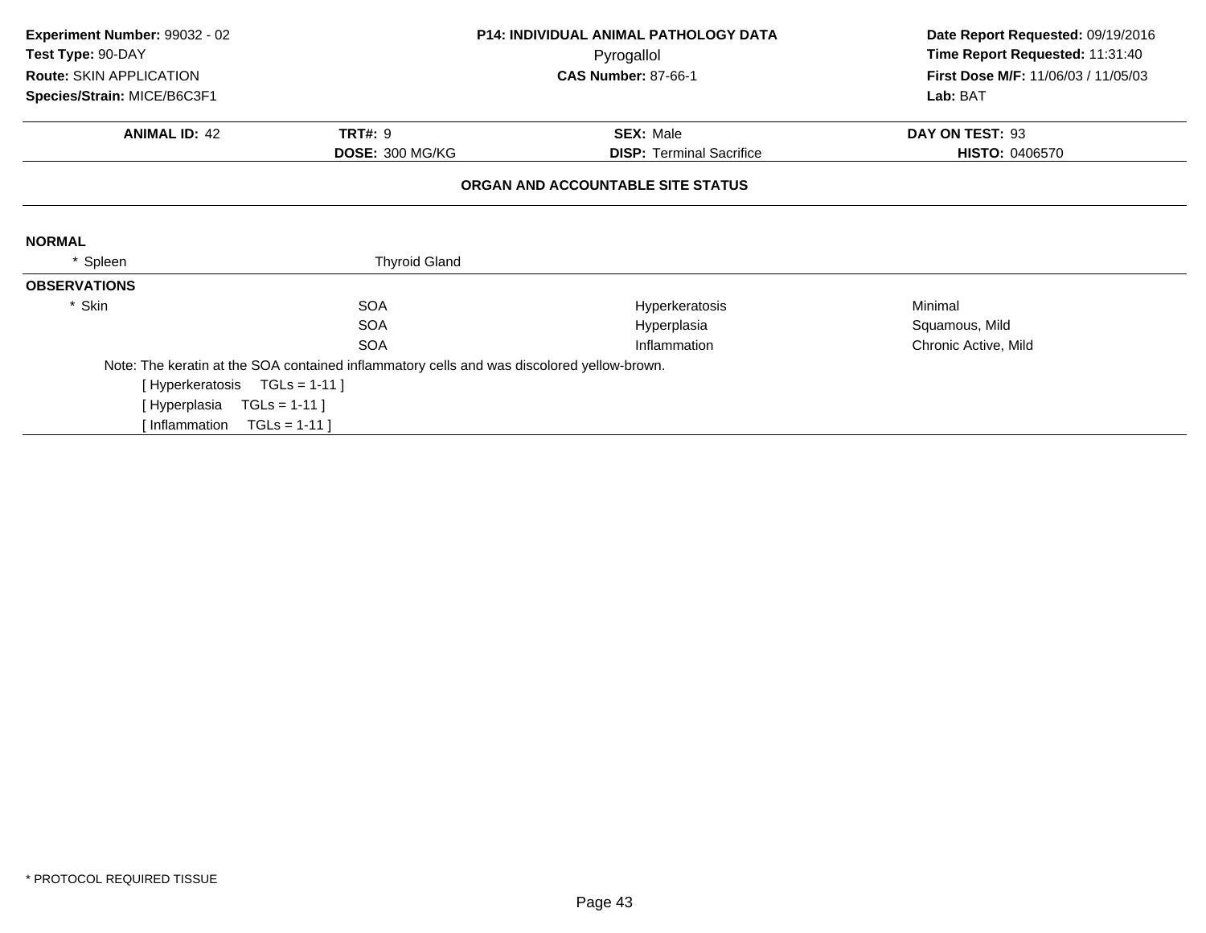**Experiment Number:** 99032 - 02
**Test Type:** 90-DAY
**Route:** SKIN APPLICATION
**Species/Strain:** MICE/B6C3F1

**P14: INDIVIDUAL ANIMAL PATHOLOGY DATA**
Pyrogallol
**CAS Number:** 87-66-1

**Date Report Requested:** 09/19/2016
**Time Report Requested:** 11:31:40
**First Dose M/F:** 11/06/03 / 11/05/03
**Lab:** BAT

| **ANIMAL ID:** 42 | **TRT#:** 9 | **SEX:** Male | **DAY ON TEST:** 93 |
|---|---|---|---|
| | **DOSE:** 300 MG/KG | **DISP:** Terminal Sacrifice | **HISTO:** 0406570 |

**ORGAN AND ACCOUNTABLE SITE STATUS**

**NORMAL**

| * Spleen | Thyroid Gland | | |
|---|---|---|---|

**OBSERVATIONS**

| * Skin | SOA | Hyperkeratosis | Minimal |
|---|---|---|---|
| | SOA | Hyperplasia | Squamous, Mild |
| | SOA | Inflammation | Chronic Active, Mild |

Note: The keratin at the SOA contained inflammatory cells and was discolored yellow-brown.

[ Hyperkeratosis TGLs = 1-11 ]
[ Hyperplasia TGLs = 1-11 ]
[ Inflammation TGLs = 1-11 ]

* PROTOCOL REQUIRED TISSUE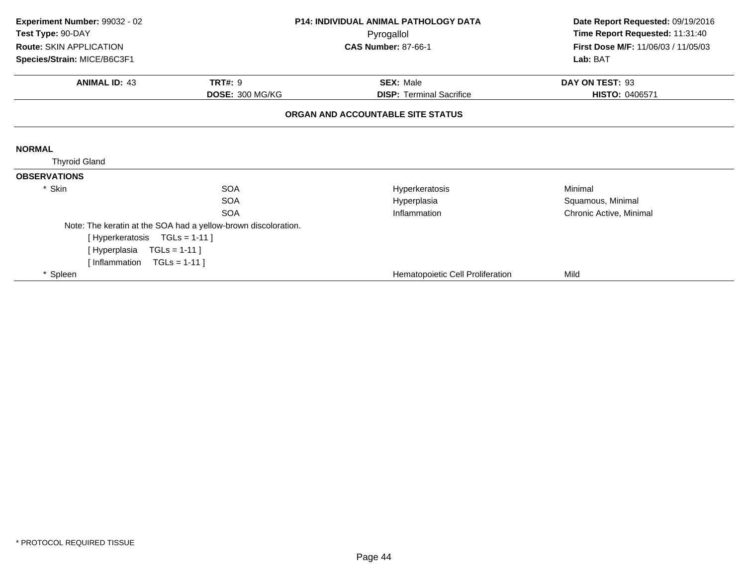**Experiment Number:** 99032 - 02
**Test Type:** 90-DAY
**Route:** SKIN APPLICATION
**Species/Strain:** MICE/B6C3F1

**P14: INDIVIDUAL ANIMAL PATHOLOGY DATA**
Pyrogallol
**CAS Number:** 87-66-1

**Date Report Requested:** 09/19/2016
**Time Report Requested:** 11:31:40
**First Dose M/F:** 11/06/03 / 11/05/03
**Lab:** BAT

| **ANIMAL ID:** 43 | **TRT#:** 9 | **SEX:** Male | **DAY ON TEST:** 93 |
|---|---|---|---|
| | **DOSE:** 300 MG/KG | **DISP:** Terminal Sacrifice | **HISTO:** 0406571 |

**ORGAN AND ACCOUNTABLE SITE STATUS**

**NORMAL**

Thyroid Gland

**OBSERVATIONS**

| | | | |
|---|---|---|---|
| * Skin | SOA | Hyperkeratosis | Minimal |
| | SOA | Hyperplasia | Squamous, Minimal |
| | SOA | Inflammation | Chronic Active, Minimal |

Note: The keratin at the SOA had a yellow-brown discoloration.
[ Hyperkeratosis TGLs = 1-11 ]
[ Hyperplasia TGLs = 1-11 ]
[ Inflammation TGLs = 1-11 ]

| | | | |
|---|---|---|---|
| * Spleen | | Hematopoietic Cell Proliferation | Mild |

* PROTOCOL REQUIRED TISSUE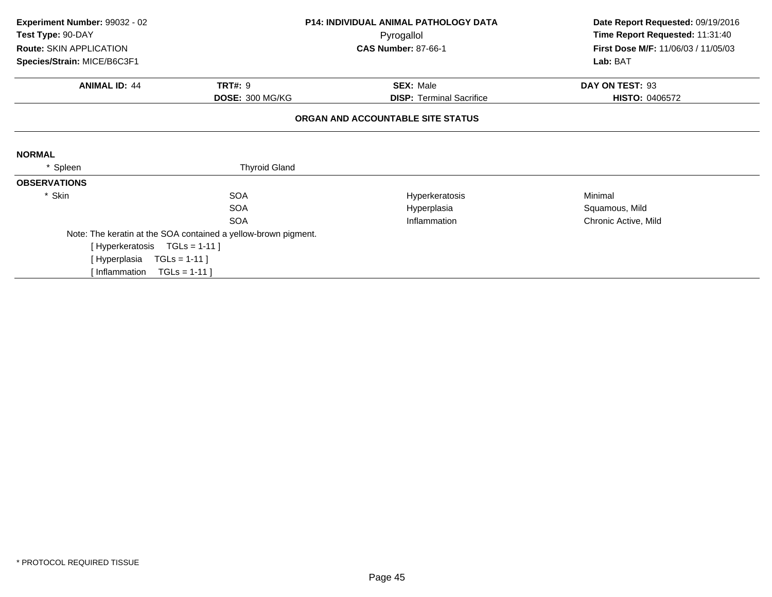**Experiment Number:** 99032 - 02
**Test Type:** 90-DAY
**Route:** SKIN APPLICATION
**Species/Strain:** MICE/B6C3F1

**P14: INDIVIDUAL ANIMAL PATHOLOGY DATA**
Pyrogallol
**CAS Number:** 87-66-1

**Date Report Requested:** 09/19/2016
**Time Report Requested:** 11:31:40
**First Dose M/F:** 11/06/03 / 11/05/03
**Lab:** BAT

| **ANIMAL ID:** 44 | **TRT#:** 9 | **SEX:** Male | **DAY ON TEST:** 93 |
|---|---|---|---|
| | **DOSE:** 300 MG/KG | **DISP:** Terminal Sacrifice | **HISTO:** 0406572 |

**ORGAN AND ACCOUNTABLE SITE STATUS**

**NORMAL**

| * Spleen | Thyroid Gland | | |
|---|---|---|---|

**OBSERVATIONS**

| * Skin | SOA | Hyperkeratosis | Minimal |
|---|---|---|---|
| | SOA | Hyperplasia | Squamous, Mild |
| | SOA | Inflammation | Chronic Active, Mild |

Note: The keratin at the SOA contained a yellow-brown pigment.
[ Hyperkeratosis TGLs = 1-11 ]
[ Hyperplasia TGLs = 1-11 ]
[ Inflammation TGLs = 1-11 ]

* PROTOCOL REQUIRED TISSUE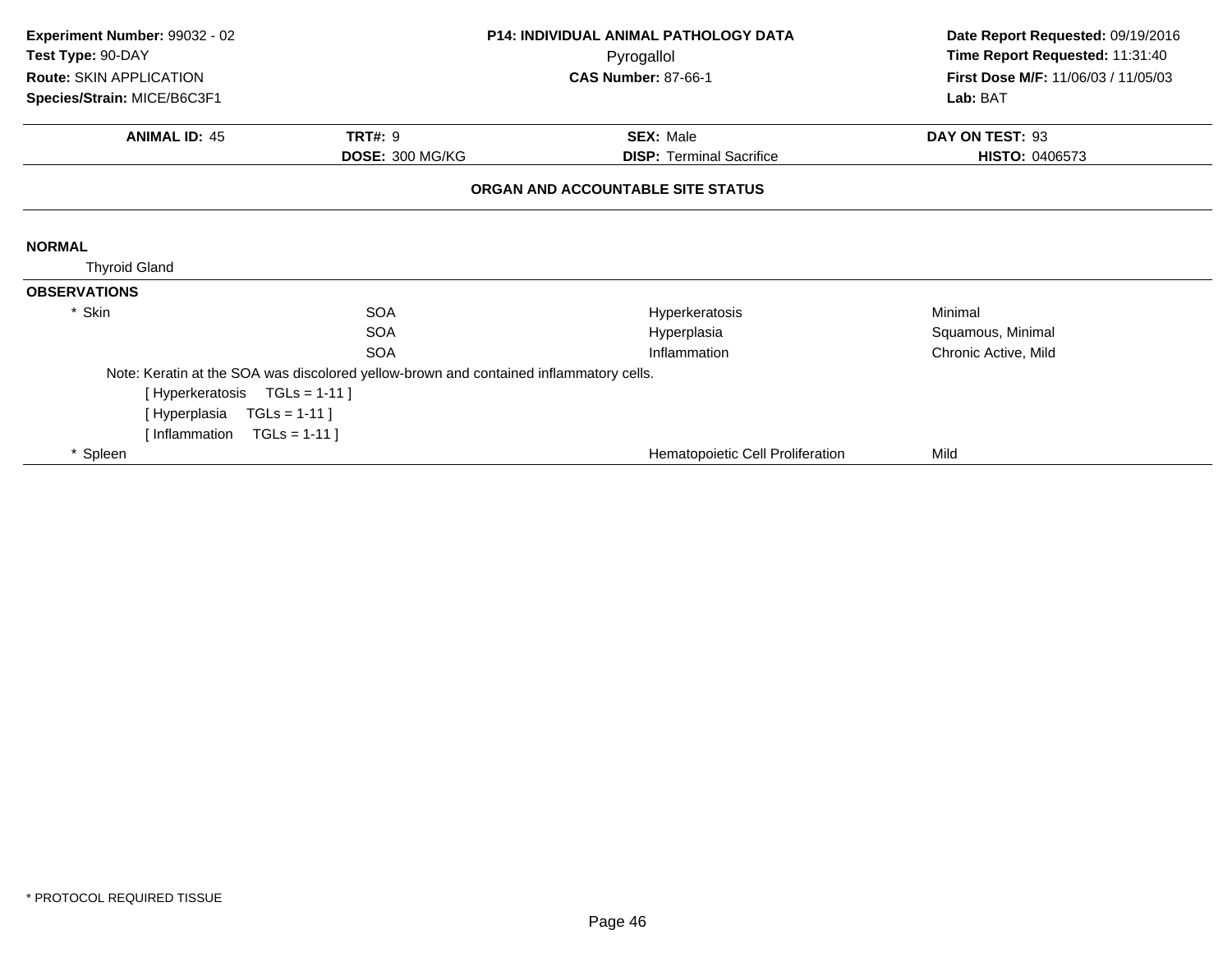**Experiment Number:** 99032 - 02
**Test Type:** 90-DAY
**Route:** SKIN APPLICATION
**Species/Strain:** MICE/B6C3F1

**P14: INDIVIDUAL ANIMAL PATHOLOGY DATA**
Pyrogallol
**CAS Number:** 87-66-1

**Date Report Requested:** 09/19/2016
**Time Report Requested:** 11:31:40
**First Dose M/F:** 11/06/03 / 11/05/03
**Lab:** BAT

| **ANIMAL ID:** 45 | **TRT#:** 9 | **SEX:** Male | **DAY ON TEST:** 93 |
|---|---|---|---|
| | **DOSE:** 300 MG/KG | **DISP:** Terminal Sacrifice | **HISTO:** 0406573 |

**ORGAN AND ACCOUNTABLE SITE STATUS**

**NORMAL**

Thyroid Gland

**OBSERVATIONS**

| | | | |
|---|---|---|---|
| * Skin | SOA | Hyperkeratosis | Minimal |
| | SOA | Hyperplasia | Squamous, Minimal |
| | SOA | Inflammation | Chronic Active, Mild |

Note: Keratin at the SOA was discolored yellow-brown and contained inflammatory cells.

[ Hyperkeratosis TGLs = 1-11 ]
[ Hyperplasia TGLs = 1-11 ]
[ Inflammation TGLs = 1-11 ]

| | | | |
|---|---|---|---|
| * Spleen | | Hematopoietic Cell Proliferation | Mild |

* PROTOCOL REQUIRED TISSUE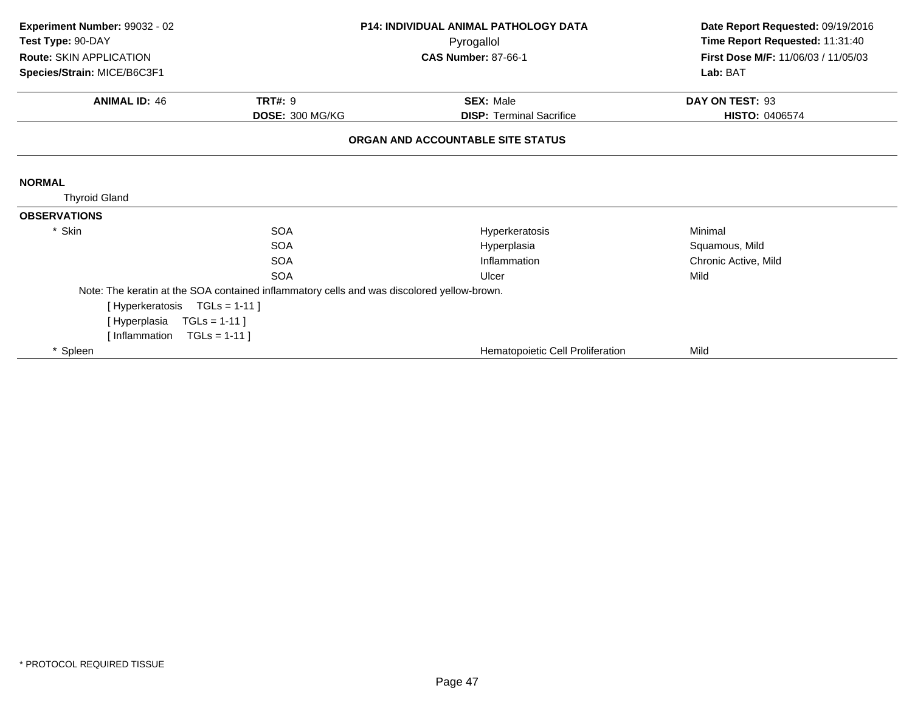**Experiment Number:** 99032 - 02
**Test Type:** 90-DAY
**Route:** SKIN APPLICATION
**Species/Strain:** MICE/B6C3F1

**P14: INDIVIDUAL ANIMAL PATHOLOGY DATA**
Pyrogallol
**CAS Number:** 87-66-1

**Date Report Requested:** 09/19/2016
**Time Report Requested:** 11:31:40
**First Dose M/F:** 11/06/03 / 11/05/03
**Lab:** BAT

| **ANIMAL ID:** 46 | **TRT#:** 9 | **SEX:** Male | **DAY ON TEST:** 93 |
|---|---|---|---|
| | **DOSE:** 300 MG/KG | **DISP:** Terminal Sacrifice | **HISTO:** 0406574 |

**ORGAN AND ACCOUNTABLE SITE STATUS**

**NORMAL**

Thyroid Gland

**OBSERVATIONS**

| | | | |
|---|---|---|---|
| * Skin | SOA | Hyperkeratosis | Minimal |
| | SOA | Hyperplasia | Squamous, Mild |
| | SOA | Inflammation | Chronic Active, Mild |
| | SOA | Ulcer | Mild |

Note: The keratin at the SOA contained inflammatory cells and was discolored yellow-brown.

[ Hyperkeratosis    TGLs = 1-11 ]
[ Hyperplasia    TGLs = 1-11 ]
[ Inflammation    TGLs = 1-11 ]

| | | | |
|---|---|---|---|
| * Spleen | | Hematopoietic Cell Proliferation | Mild |

* PROTOCOL REQUIRED TISSUE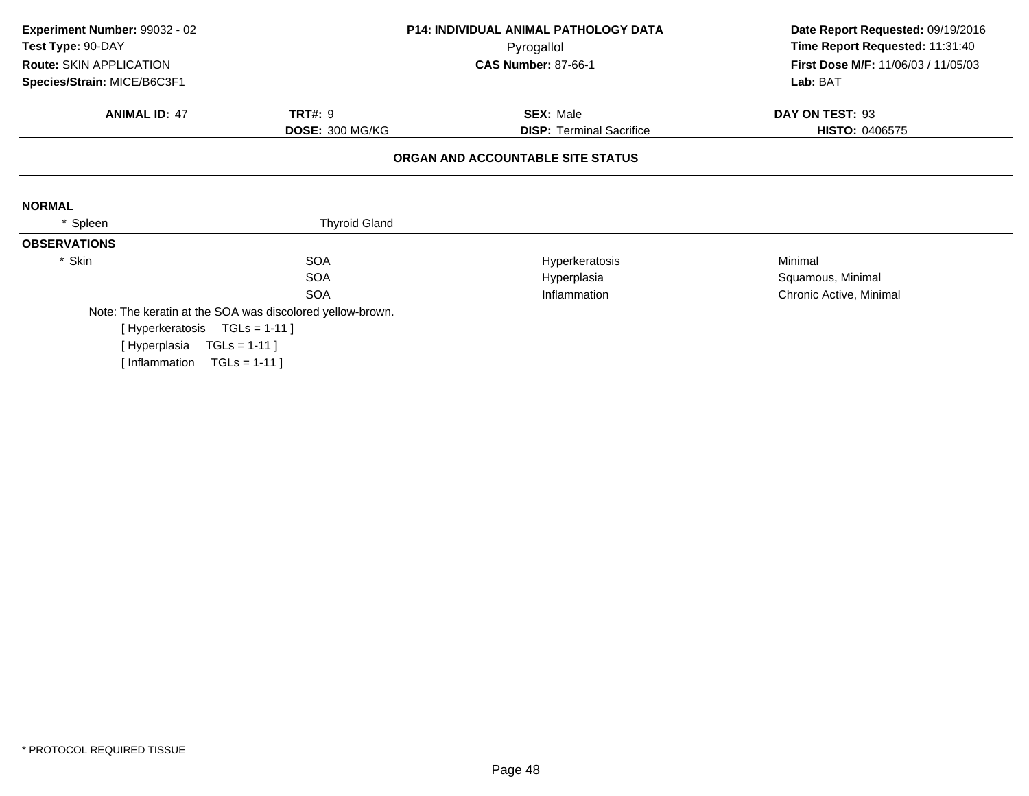**Experiment Number:** 99032 - 02
**Test Type:** 90-DAY
**Route:** SKIN APPLICATION
**Species/Strain:** MICE/B6C3F1

**P14: INDIVIDUAL ANIMAL PATHOLOGY DATA**
Pyrogallol
**CAS Number:** 87-66-1

**Date Report Requested:** 09/19/2016
**Time Report Requested:** 11:31:40
**First Dose M/F:** 11/06/03 / 11/05/03
**Lab:** BAT

| **ANIMAL ID:** 47 | **TRT#:** 9 | **SEX:** Male | **DAY ON TEST:** 93 |
|---|---|---|---|
| | **DOSE:** 300 MG/KG | **DISP:** Terminal Sacrifice | **HISTO:** 0406575 |

## ORGAN AND ACCOUNTABLE SITE STATUS

**NORMAL**

| | |
|---|---|
| * Spleen | Thyroid Gland |

**OBSERVATIONS**

| | | | |
|---|---|---|---|
| * Skin | SOA | Hyperkeratosis | Minimal |
| | SOA | Hyperplasia | Squamous, Minimal |
| | SOA | Inflammation | Chronic Active, Minimal |

Note: The keratin at the SOA was discolored yellow-brown.

[ Hyperkeratosis TGLs = 1-11 ]
[ Hyperplasia TGLs = 1-11 ]
[ Inflammation TGLs = 1-11 ]

* PROTOCOL REQUIRED TISSUE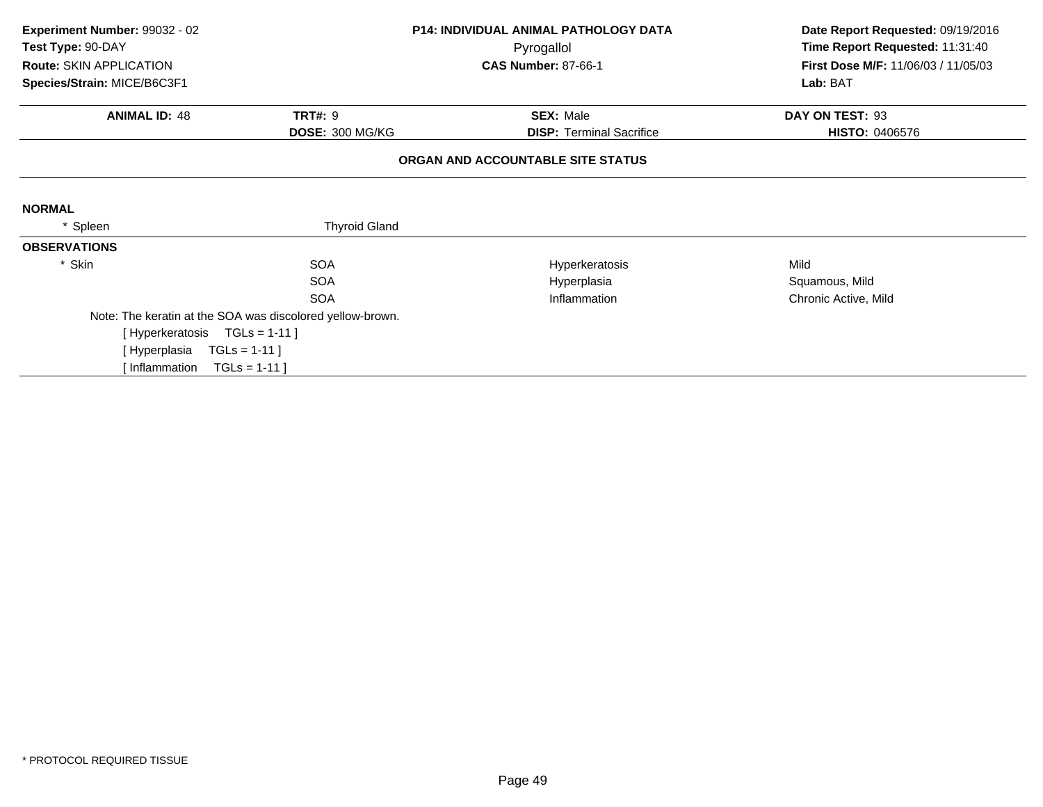**Experiment Number:** 99032 - 02
**Test Type:** 90-DAY
**Route:** SKIN APPLICATION
**Species/Strain:** MICE/B6C3F1

**P14: INDIVIDUAL ANIMAL PATHOLOGY DATA**
Pyrogallol
**CAS Number:** 87-66-1

**Date Report Requested:** 09/19/2016
**Time Report Requested:** 11:31:40
**First Dose M/F:** 11/06/03 / 11/05/03
**Lab:** BAT

| **ANIMAL ID:** 48 | **TRT#:** 9 | **SEX:** Male | **DAY ON TEST:** 93 |
|---|---|---|---|
| | **DOSE:** 300 MG/KG | **DISP:** Terminal Sacrifice | **HISTO:** 0406576 |

## ORGAN AND ACCOUNTABLE SITE STATUS

**NORMAL**

| | |
|---|---|
| * Spleen | Thyroid Gland |

**OBSERVATIONS**

| | | | |
|---|---|---|---|
| * Skin | SOA | Hyperkeratosis | Mild |
| | SOA | Hyperplasia | Squamous, Mild |
| | SOA | Inflammation | Chronic Active, Mild |

Note: The keratin at the SOA was discolored yellow-brown.
[ Hyperkeratosis TGLs = 1-11 ]
[ Hyperplasia TGLs = 1-11 ]
[ Inflammation TGLs = 1-11 ]

* PROTOCOL REQUIRED TISSUE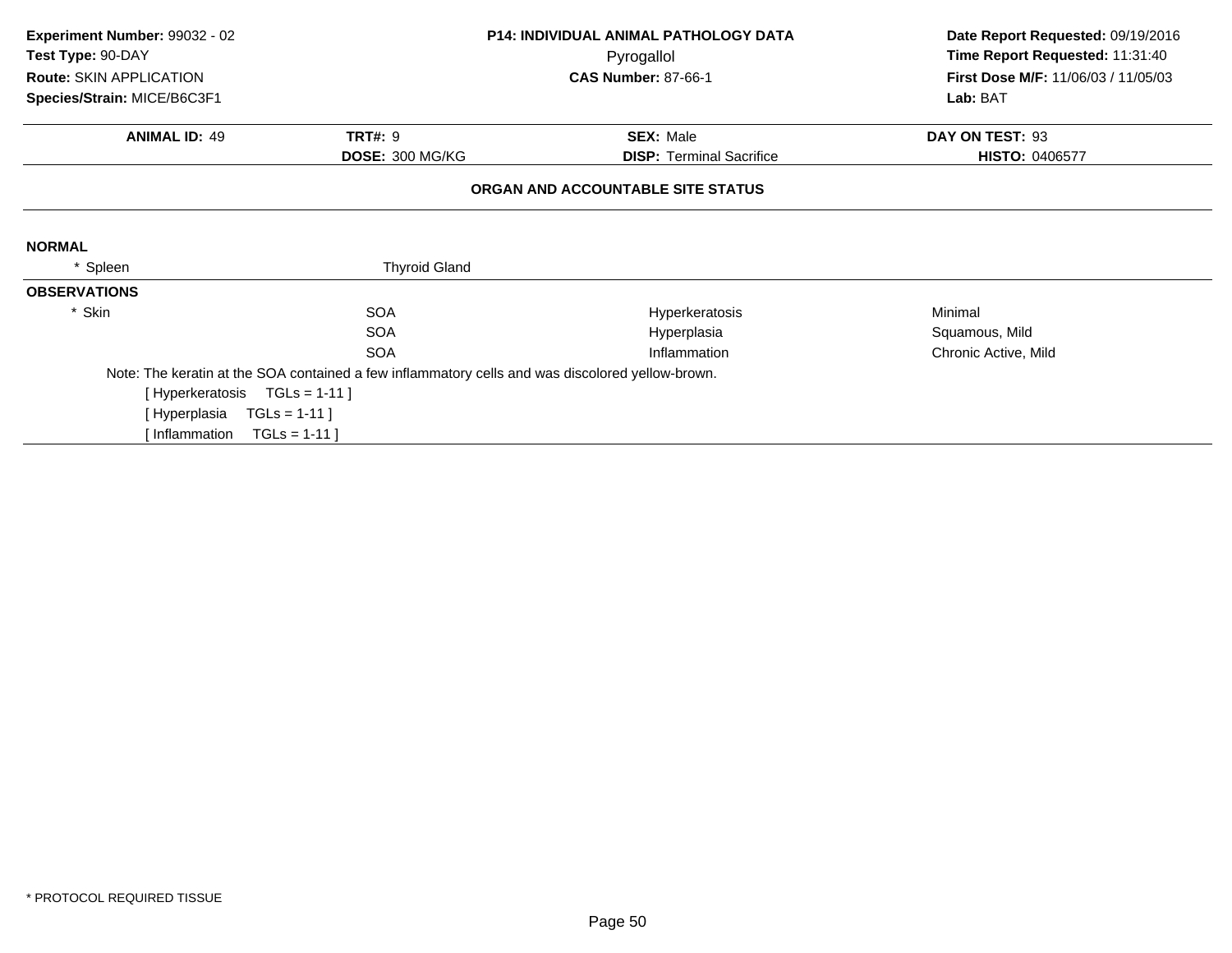**Experiment Number:** 99032 - 02
**Test Type:** 90-DAY
**Route:** SKIN APPLICATION
**Species/Strain:** MICE/B6C3F1

**P14: INDIVIDUAL ANIMAL PATHOLOGY DATA**
Pyrogallol
**CAS Number:** 87-66-1

**Date Report Requested:** 09/19/2016
**Time Report Requested:** 11:31:40
**First Dose M/F:** 11/06/03 / 11/05/03
**Lab:** BAT

| **ANIMAL ID:** 49 | **TRT#:** 9 | **SEX:** Male | **DAY ON TEST:** 93 |
|---|---|---|---|
| | **DOSE:** 300 MG/KG | **DISP:** Terminal Sacrifice | **HISTO:** 0406577 |

**ORGAN AND ACCOUNTABLE SITE STATUS**

**NORMAL**

* Spleen    Thyroid Gland

**OBSERVATIONS**

| | | | |
|---|---|---|---|
| * Skin | SOA | Hyperkeratosis | Minimal |
| | SOA | Hyperplasia | Squamous, Mild |
| | SOA | Inflammation | Chronic Active, Mild |

Note: The keratin at the SOA contained a few inflammatory cells and was discolored yellow-brown.

[ Hyperkeratosis    TGLs = 1-11 ]
[ Hyperplasia    TGLs = 1-11 ]
[ Inflammation    TGLs = 1-11 ]

* PROTOCOL REQUIRED TISSUE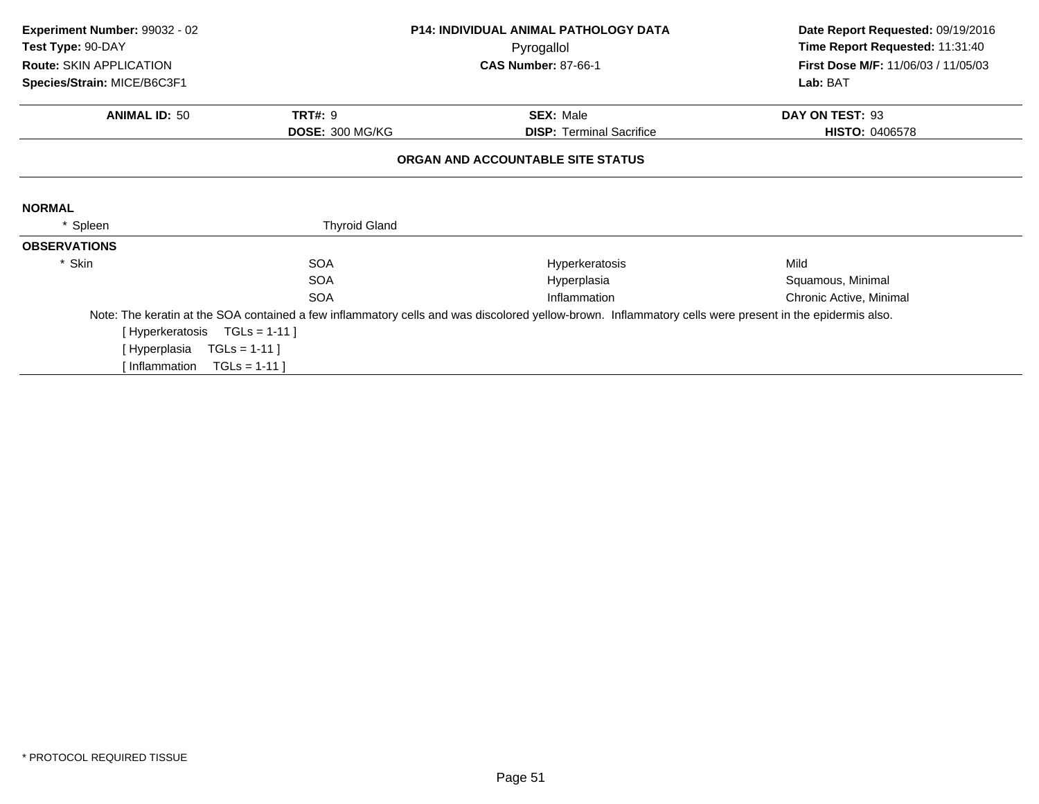**Experiment Number:** 99032 - 02
**Test Type:** 90-DAY
**Route:** SKIN APPLICATION
**Species/Strain:** MICE/B6C3F1

**P14: INDIVIDUAL ANIMAL PATHOLOGY DATA**
Pyrogallol
**CAS Number:** 87-66-1

**Date Report Requested:** 09/19/2016
**Time Report Requested:** 11:31:40
**First Dose M/F:** 11/06/03 / 11/05/03
**Lab:** BAT

| **ANIMAL ID:** 50 | **TRT#:** 9 | **SEX:** Male | **DAY ON TEST:** 93 |
|---|---|---|---|
| | **DOSE:** 300 MG/KG | **DISP:** Terminal Sacrifice | **HISTO:** 0406578 |

**ORGAN AND ACCOUNTABLE SITE STATUS**

**NORMAL**

| | | | |
|---|---|---|---|
| * Spleen | Thyroid Gland | | |

**OBSERVATIONS**

| | | | |
|---|---|---|---|
| * Skin | SOA | Hyperkeratosis | Mild |
| | SOA | Hyperplasia | Squamous, Minimal |
| | SOA | Inflammation | Chronic Active, Minimal |

Note: The keratin at the SOA contained a few inflammatory cells and was discolored yellow-brown. Inflammatory cells were present in the epidermis also.

[ Hyperkeratosis TGLs = 1-11 ]
[ Hyperplasia TGLs = 1-11 ]
[ Inflammation TGLs = 1-11 ]

* PROTOCOL REQUIRED TISSUE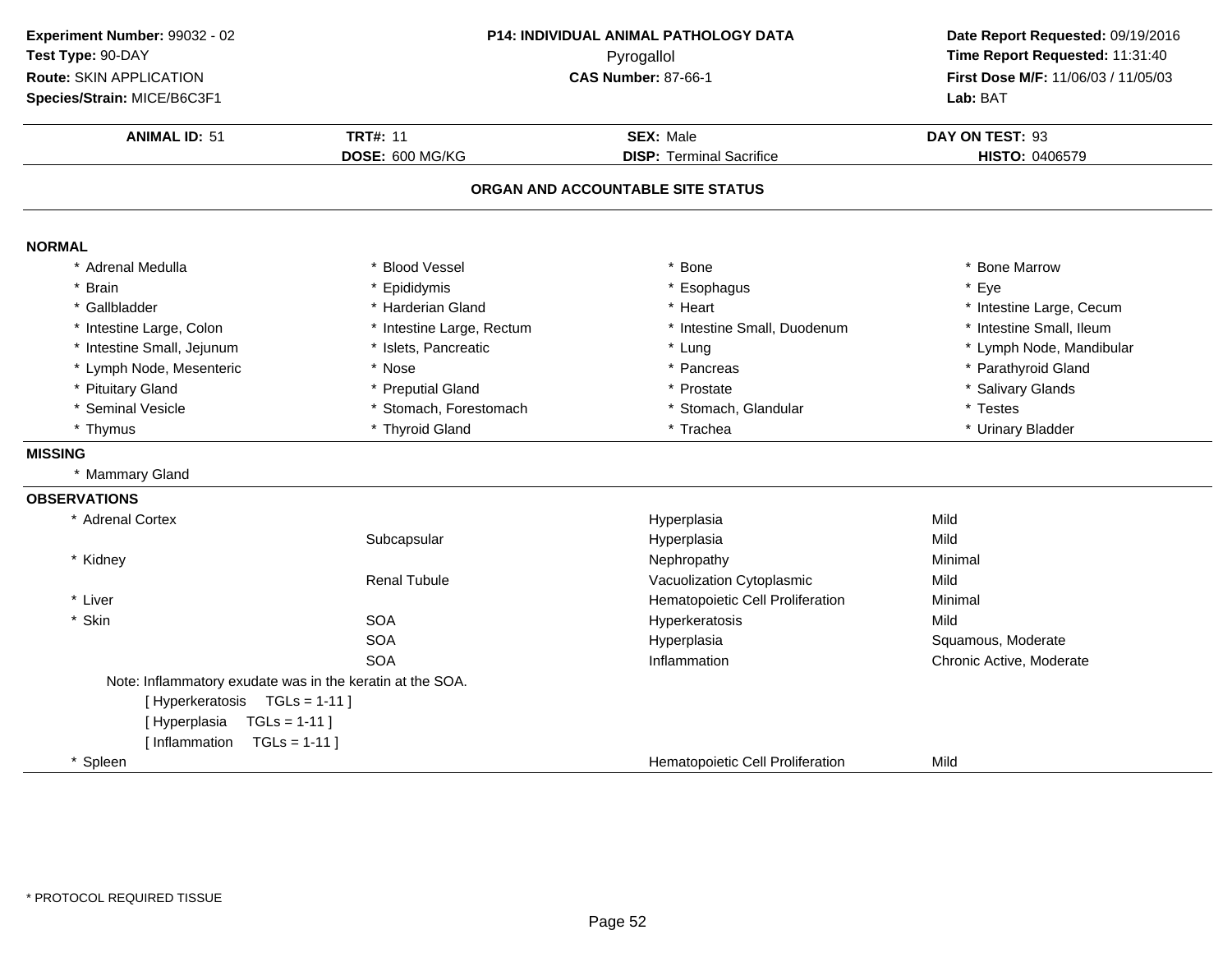**Experiment Number:** 99032 - 02
**Test Type:** 90-DAY
**Route:** SKIN APPLICATION
**Species/Strain:** MICE/B6C3F1

**P14: INDIVIDUAL ANIMAL PATHOLOGY DATA**
Pyrogallol
**CAS Number:** 87-66-1

**Date Report Requested:** 09/19/2016
**Time Report Requested:** 11:31:40
**First Dose M/F:** 11/06/03 / 11/05/03
**Lab:** BAT

| **ANIMAL ID:** 51 | **TRT#:** 11 | **SEX:** Male | **DAY ON TEST:** 93 |
|---|---|---|---|
| | **DOSE:** 600 MG/KG | **DISP:** Terminal Sacrifice | **HISTO:** 0406579 |

## ORGAN AND ACCOUNTABLE SITE STATUS

**NORMAL**

| | | | |
|---|---|---|---|
| * Adrenal Medulla | * Blood Vessel | * Bone | * Bone Marrow |
| * Brain | * Epididymis | * Esophagus | * Eye |
| * Gallbladder | * Harderian Gland | * Heart | * Intestine Large, Cecum |
| * Intestine Large, Colon | * Intestine Large, Rectum | * Intestine Small, Duodenum | * Intestine Small, Ileum |
| * Intestine Small, Jejunum | * Islets, Pancreatic | * Lung | * Lymph Node, Mandibular |
| * Lymph Node, Mesenteric | * Nose | * Pancreas | * Parathyroid Gland |
| * Pituitary Gland | * Preputial Gland | * Prostate | * Salivary Glands |
| * Seminal Vesicle | * Stomach, Forestomach | * Stomach, Glandular | * Testes |
| * Thymus | * Thyroid Gland | * Trachea | * Urinary Bladder |

**MISSING**

* Mammary Gland

**OBSERVATIONS**

| | | | |
|---|---|---|---|
| * Adrenal Cortex | | Hyperplasia | Mild |
| | Subcapsular | Hyperplasia | Mild |
| * Kidney | | Nephropathy | Minimal |
| | Renal Tubule | Vacuolization Cytoplasmic | Mild |
| * Liver | | Hematopoietic Cell Proliferation | Minimal |
| * Skin | SOA | Hyperkeratosis | Mild |
| | SOA | Hyperplasia | Squamous, Moderate |
| | SOA | Inflammation | Chronic Active, Moderate |

Note: Inflammatory exudate was in the keratin at the SOA.
[ Hyperkeratosis TGLs = 1-11 ]
[ Hyperplasia TGLs = 1-11 ]
[ Inflammation TGLs = 1-11 ]

| | | | |
|---|---|---|---|
| * Spleen | | Hematopoietic Cell Proliferation | Mild |

* PROTOCOL REQUIRED TISSUE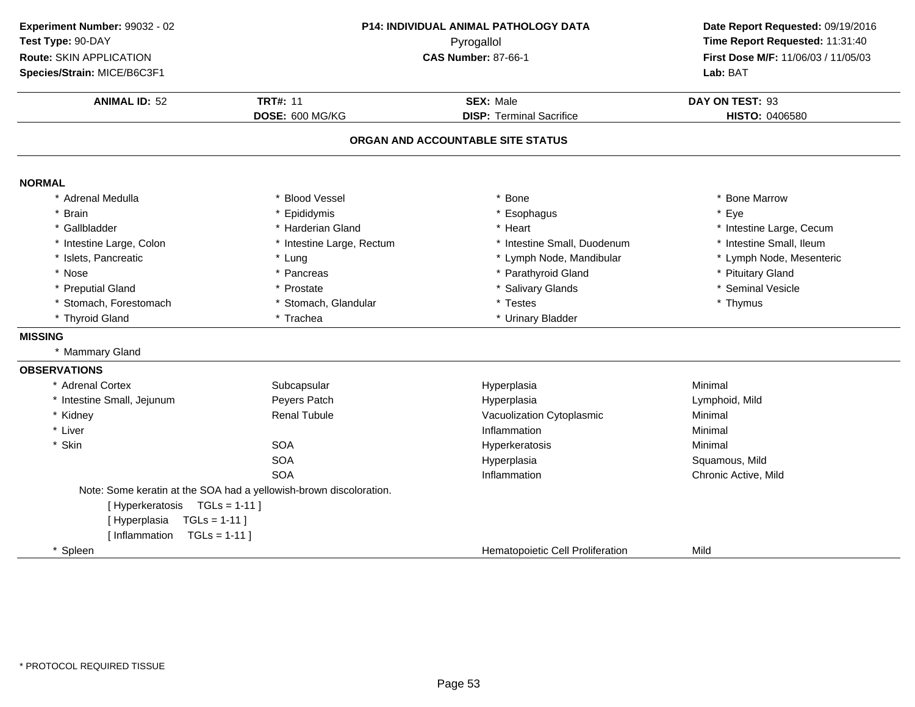**Experiment Number:** 99032 - 02
**Test Type:** 90-DAY
**Route:** SKIN APPLICATION
**Species/Strain:** MICE/B6C3F1

**P14: INDIVIDUAL ANIMAL PATHOLOGY DATA**
Pyrogallol
**CAS Number:** 87-66-1

**Date Report Requested:** 09/19/2016
**Time Report Requested:** 11:31:40
**First Dose M/F:** 11/06/03 / 11/05/03
**Lab:** BAT

| **ANIMAL ID:** 52 | **TRT#:** 11 | **SEX:** Male | **DAY ON TEST:** 93 |
|---|---|---|---|
| | **DOSE:** 600 MG/KG | **DISP:** Terminal Sacrifice | **HISTO:** 0406580 |

## ORGAN AND ACCOUNTABLE SITE STATUS

### NORMAL

| | | | |
|---|---|---|---|
| * Adrenal Medulla | * Blood Vessel | * Bone | * Bone Marrow |
| * Brain | * Epididymis | * Esophagus | * Eye |
| * Gallbladder | * Harderian Gland | * Heart | * Intestine Large, Cecum |
| * Intestine Large, Colon | * Intestine Large, Rectum | * Intestine Small, Duodenum | * Intestine Small, Ileum |
| * Islets, Pancreatic | * Lung | * Lymph Node, Mandibular | * Lymph Node, Mesenteric |
| * Nose | * Pancreas | * Parathyroid Gland | * Pituitary Gland |
| * Preputial Gland | * Prostate | * Salivary Glands | * Seminal Vesicle |
| * Stomach, Forestomach | * Stomach, Glandular | * Testes | * Thymus |
| * Thyroid Gland | * Trachea | * Urinary Bladder | |

### MISSING

* Mammary Gland

### OBSERVATIONS

| | | | |
|---|---|---|---|
| * Adrenal Cortex | Subcapsular | Hyperplasia | Minimal |
| * Intestine Small, Jejunum | Peyers Patch | Hyperplasia | Lymphoid, Mild |
| * Kidney | Renal Tubule | Vacuolization Cytoplasmic | Minimal |
| * Liver | | Inflammation | Minimal |
| * Skin | SOA | Hyperkeratosis | Minimal |
| | SOA | Hyperplasia | Squamous, Mild |
| | SOA | Inflammation | Chronic Active, Mild |

Note: Some keratin at the SOA had a yellowish-brown discoloration.
[ Hyperkeratosis TGLs = 1-11 ]
[ Hyperplasia TGLs = 1-11 ]
[ Inflammation TGLs = 1-11 ]

| | | | |
|---|---|---|---|
| * Spleen | | Hematopoietic Cell Proliferation | Mild |

\* PROTOCOL REQUIRED TISSUE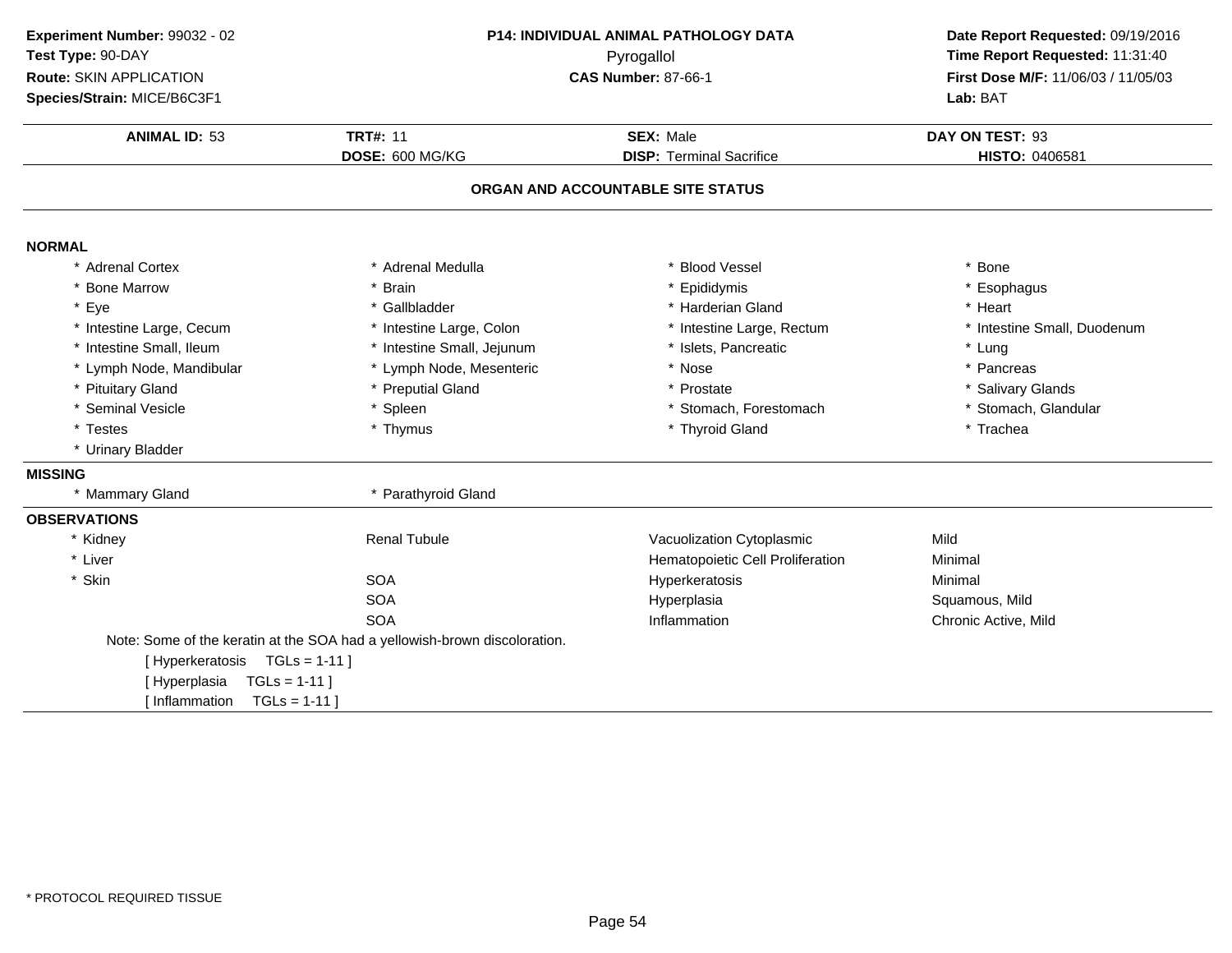**Experiment Number:** 99032 - 02
**Test Type:** 90-DAY
**Route:** SKIN APPLICATION
**Species/Strain:** MICE/B6C3F1

**P14: INDIVIDUAL ANIMAL PATHOLOGY DATA**
Pyrogallol
**CAS Number:** 87-66-1

**Date Report Requested:** 09/19/2016
**Time Report Requested:** 11:31:40
**First Dose M/F:** 11/06/03 / 11/05/03
**Lab:** BAT

| **ANIMAL ID:** 53 | **TRT#:** 11 | **SEX:** Male | **DAY ON TEST:** 93 |
|---|---|---|---|
| | **DOSE:** 600 MG/KG | **DISP:** Terminal Sacrifice | **HISTO:** 0406581 |

## ORGAN AND ACCOUNTABLE SITE STATUS

**NORMAL**

| | | | |
|---|---|---|---|
| * Adrenal Cortex | * Adrenal Medulla | * Blood Vessel | * Bone |
| * Bone Marrow | * Brain | * Epididymis | * Esophagus |
| * Eye | * Gallbladder | * Harderian Gland | * Heart |
| * Intestine Large, Cecum | * Intestine Large, Colon | * Intestine Large, Rectum | * Intestine Small, Duodenum |
| * Intestine Small, Ileum | * Intestine Small, Jejunum | * Islets, Pancreatic | * Lung |
| * Lymph Node, Mandibular | * Lymph Node, Mesenteric | * Nose | * Pancreas |
| * Pituitary Gland | * Preputial Gland | * Prostate | * Salivary Glands |
| * Seminal Vesicle | * Spleen | * Stomach, Forestomach | * Stomach, Glandular |
| * Testes | * Thymus | * Thyroid Gland | * Trachea |
| * Urinary Bladder | | | |

**MISSING**

| | |
|---|---|
| * Mammary Gland | * Parathyroid Gland |

**OBSERVATIONS**

| | | | |
|---|---|---|---|
| * Kidney | Renal Tubule | Vacuolization Cytoplasmic | Mild |
| * Liver | | Hematopoietic Cell Proliferation | Minimal |
| * Skin | SOA | Hyperkeratosis | Minimal |
| | SOA | Hyperplasia | Squamous, Mild |
| | SOA | Inflammation | Chronic Active, Mild |

Note: Some of the keratin at the SOA had a yellowish-brown discoloration.

[ Hyperkeratosis TGLs = 1-11 ]
[ Hyperplasia TGLs = 1-11 ]
[ Inflammation TGLs = 1-11 ]

* PROTOCOL REQUIRED TISSUE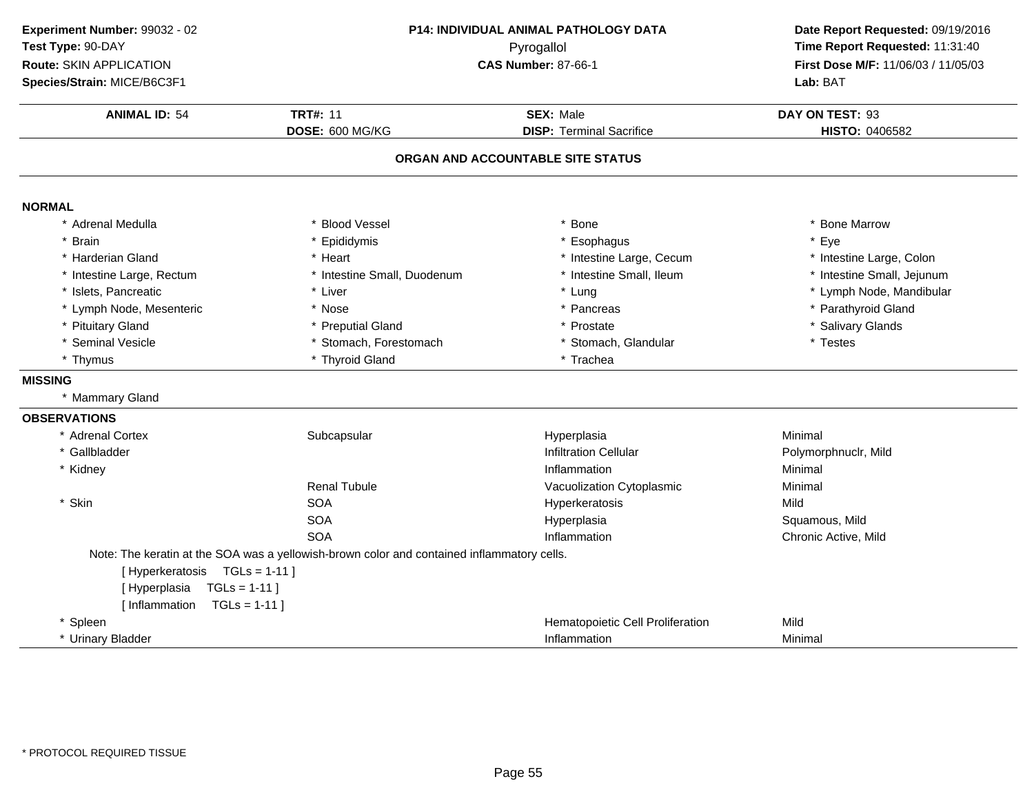**Experiment Number:** 99032 - 02
**Test Type:** 90-DAY
**Route:** SKIN APPLICATION
**Species/Strain:** MICE/B6C3F1

**P14: INDIVIDUAL ANIMAL PATHOLOGY DATA**
Pyrogallol
**CAS Number:** 87-66-1

**Date Report Requested:** 09/19/2016
**Time Report Requested:** 11:31:40
**First Dose M/F:** 11/06/03 / 11/05/03
**Lab:** BAT

| **ANIMAL ID:** 54 | **TRT#:** 11 | **SEX:** Male | **DAY ON TEST:** 93 |
|---|---|---|---|
| | **DOSE:** 600 MG/KG | **DISP:** Terminal Sacrifice | **HISTO:** 0406582 |

## ORGAN AND ACCOUNTABLE SITE STATUS

### NORMAL

| | | | |
|---|---|---|---|
| * Adrenal Medulla | * Blood Vessel | * Bone | * Bone Marrow |
| * Brain | * Epididymis | * Esophagus | * Eye |
| * Harderian Gland | * Heart | * Intestine Large, Cecum | * Intestine Large, Colon |
| * Intestine Large, Rectum | * Intestine Small, Duodenum | * Intestine Small, Ileum | * Intestine Small, Jejunum |
| * Islets, Pancreatic | * Liver | * Lung | * Lymph Node, Mandibular |
| * Lymph Node, Mesenteric | * Nose | * Pancreas | * Parathyroid Gland |
| * Pituitary Gland | * Preputial Gland | * Prostate | * Salivary Glands |
| * Seminal Vesicle | * Stomach, Forestomach | * Stomach, Glandular | * Testes |
| * Thymus | * Thyroid Gland | * Trachea | |

### MISSING

* Mammary Gland

### OBSERVATIONS

| | | | |
|---|---|---|---|
| * Adrenal Cortex | Subcapsular | Hyperplasia | Minimal |
| * Gallbladder | | Infiltration Cellular | Polymorphnuclr, Mild |
| * Kidney | | Inflammation | Minimal |
| | Renal Tubule | Vacuolization Cytoplasmic | Minimal |
| * Skin | SOA | Hyperkeratosis | Mild |
| | SOA | Hyperplasia | Squamous, Mild |
| | SOA | Inflammation | Chronic Active, Mild |

Note: The keratin at the SOA was a yellowish-brown color and contained inflammatory cells.

[ Hyperkeratosis TGLs = 1-11 ]
[ Hyperplasia TGLs = 1-11 ]
[ Inflammation TGLs = 1-11 ]

| | | | |
|---|---|---|---|
| * Spleen | | Hematopoietic Cell Proliferation | Mild |
| * Urinary Bladder | | Inflammation | Minimal |

* PROTOCOL REQUIRED TISSUE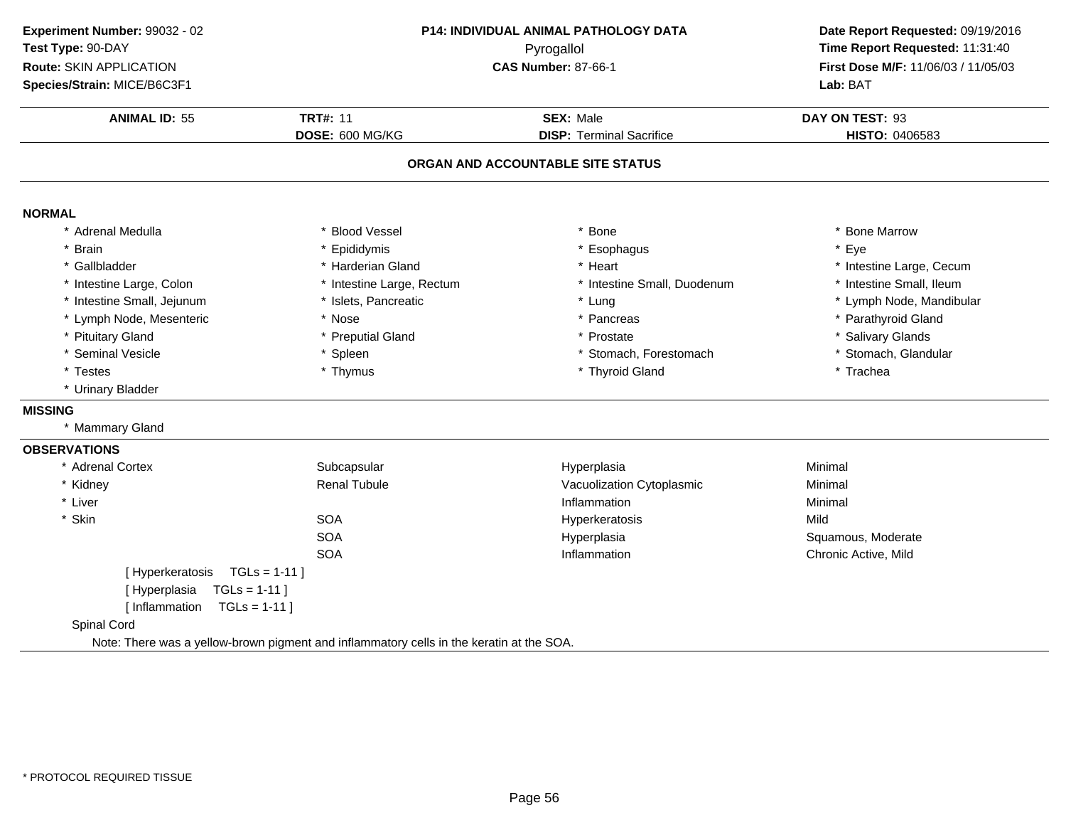**Experiment Number:** 99032 - 02
**Test Type:** 90-DAY
**Route:** SKIN APPLICATION
**Species/Strain:** MICE/B6C3F1

**P14: INDIVIDUAL ANIMAL PATHOLOGY DATA**
Pyrogallol
**CAS Number:** 87-66-1

**Date Report Requested:** 09/19/2016
**Time Report Requested:** 11:31:40
**First Dose M/F:** 11/06/03 / 11/05/03
**Lab:** BAT

| **ANIMAL ID:** 55 | **TRT#:** 11 | **SEX:** Male | **DAY ON TEST:** 93 |
|---|---|---|---|
| | **DOSE:** 600 MG/KG | **DISP:** Terminal Sacrifice | **HISTO:** 0406583 |

**ORGAN AND ACCOUNTABLE SITE STATUS**

**NORMAL**

| | | | |
|---|---|---|---|
| * Adrenal Medulla | * Blood Vessel | * Bone | * Bone Marrow |
| * Brain | * Epididymis | * Esophagus | * Eye |
| * Gallbladder | * Harderian Gland | * Heart | * Intestine Large, Cecum |
| * Intestine Large, Colon | * Intestine Large, Rectum | * Intestine Small, Duodenum | * Intestine Small, Ileum |
| * Intestine Small, Jejunum | * Islets, Pancreatic | * Lung | * Lymph Node, Mandibular |
| * Lymph Node, Mesenteric | * Nose | * Pancreas | * Parathyroid Gland |
| * Pituitary Gland | * Preputial Gland | * Prostate | * Salivary Glands |
| * Seminal Vesicle | * Spleen | * Stomach, Forestomach | * Stomach, Glandular |
| * Testes | * Thymus | * Thyroid Gland | * Trachea |
| * Urinary Bladder | | | |

**MISSING**

* Mammary Gland

**OBSERVATIONS**

| | | | |
|---|---|---|---|
| * Adrenal Cortex | Subcapsular | Hyperplasia | Minimal |
| * Kidney | Renal Tubule | Vacuolization Cytoplasmic | Minimal |
| * Liver | | Inflammation | Minimal |
| * Skin | SOA | Hyperkeratosis | Mild |
| | SOA | Hyperplasia | Squamous, Moderate |
| | SOA | Inflammation | Chronic Active, Mild |

[ Hyperkeratosis TGLs = 1-11 ]
[ Hyperplasia TGLs = 1-11 ]
[ Inflammation TGLs = 1-11 ]

Spinal Cord

Note: There was a yellow-brown pigment and inflammatory cells in the keratin at the SOA.

* PROTOCOL REQUIRED TISSUE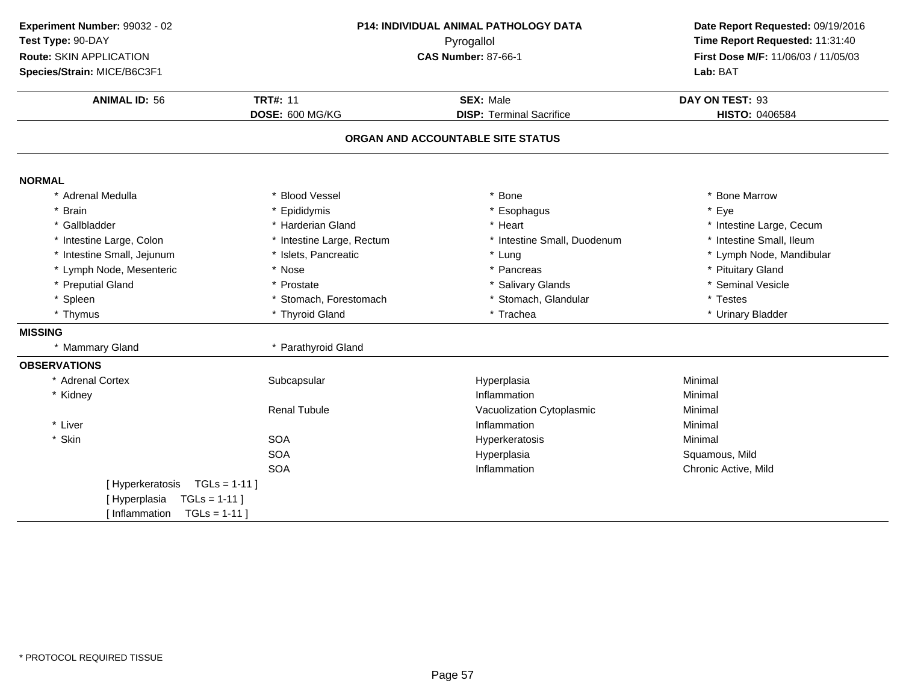**Experiment Number:** 99032 - 02
**Test Type:** 90-DAY
**Route:** SKIN APPLICATION
**Species/Strain:** MICE/B6C3F1

**P14: INDIVIDUAL ANIMAL PATHOLOGY DATA**
Pyrogallol
**CAS Number:** 87-66-1

**Date Report Requested:** 09/19/2016
**Time Report Requested:** 11:31:40
**First Dose M/F:** 11/06/03 / 11/05/03
**Lab:** BAT

| **ANIMAL ID:** 56 | **TRT#:** 11 | **SEX:** Male | **DAY ON TEST:** 93 |
|---|---|---|---|
| | **DOSE:** 600 MG/KG | **DISP:** Terminal Sacrifice | **HISTO:** 0406584 |

## ORGAN AND ACCOUNTABLE SITE STATUS

**NORMAL**

| | | | |
|---|---|---|---|
| * Adrenal Medulla | * Blood Vessel | * Bone | * Bone Marrow |
| * Brain | * Epididymis | * Esophagus | * Eye |
| * Gallbladder | * Harderian Gland | * Heart | * Intestine Large, Cecum |
| * Intestine Large, Colon | * Intestine Large, Rectum | * Intestine Small, Duodenum | * Intestine Small, Ileum |
| * Intestine Small, Jejunum | * Islets, Pancreatic | * Lung | * Lymph Node, Mandibular |
| * Lymph Node, Mesenteric | * Nose | * Pancreas | * Pituitary Gland |
| * Preputial Gland | * Prostate | * Salivary Glands | * Seminal Vesicle |
| * Spleen | * Stomach, Forestomach | * Stomach, Glandular | * Testes |
| * Thymus | * Thyroid Gland | * Trachea | * Urinary Bladder |

**MISSING**

| | |
|---|---|
| * Mammary Gland | * Parathyroid Gland |

**OBSERVATIONS**

| | | | |
|---|---|---|---|
| * Adrenal Cortex | Subcapsular | Hyperplasia | Minimal |
| * Kidney | | Inflammation | Minimal |
| | Renal Tubule | Vacuolization Cytoplasmic | Minimal |
| * Liver | | Inflammation | Minimal |
| * Skin | SOA | Hyperkeratosis | Minimal |
| | SOA | Hyperplasia | Squamous, Mild |
| | SOA | Inflammation | Chronic Active, Mild |

[ Hyperkeratosis TGLs = 1-11 ]
[ Hyperplasia TGLs = 1-11 ]
[ Inflammation TGLs = 1-11 ]

* PROTOCOL REQUIRED TISSUE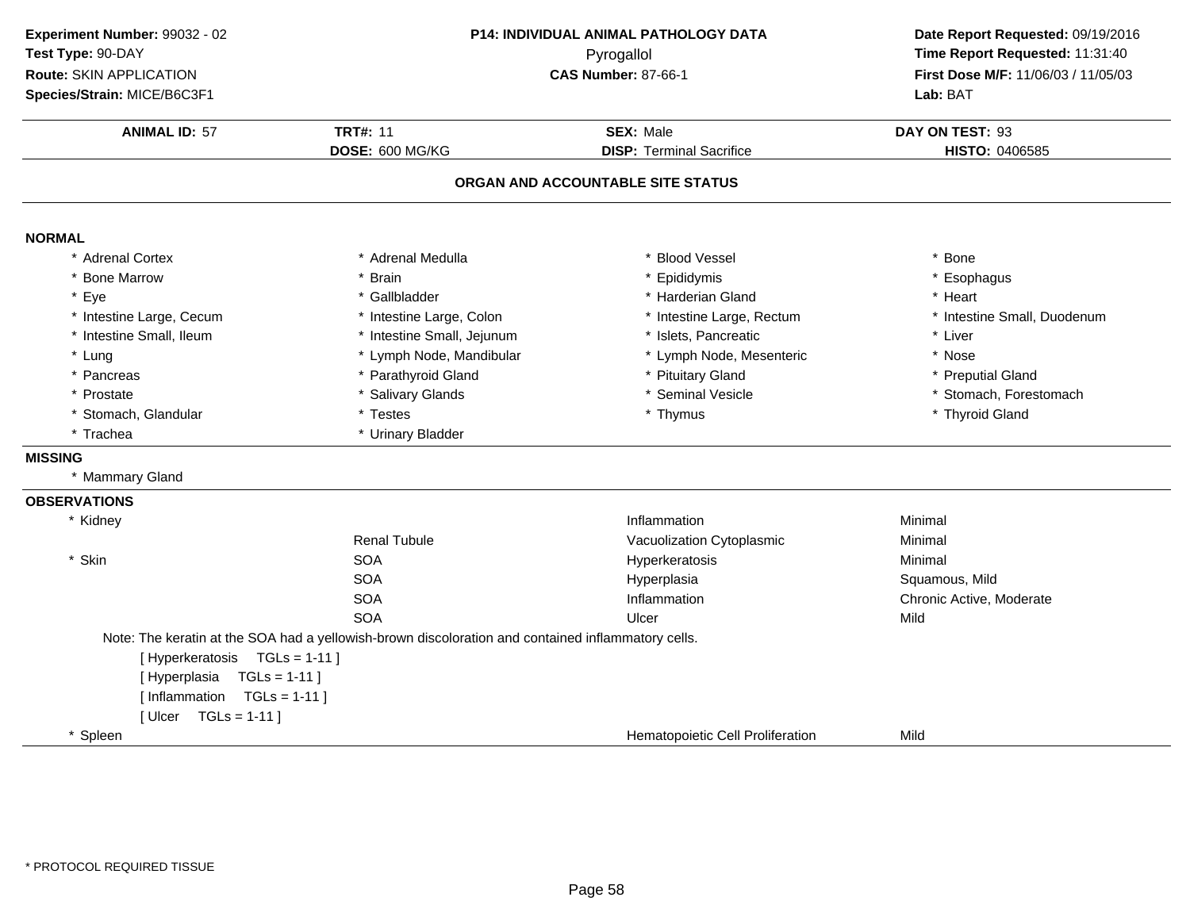**Experiment Number:** 99032 - 02
**Test Type:** 90-DAY
**Route:** SKIN APPLICATION
**Species/Strain:** MICE/B6C3F1

**P14: INDIVIDUAL ANIMAL PATHOLOGY DATA**
Pyrogallol
**CAS Number:** 87-66-1

**Date Report Requested:** 09/19/2016
**Time Report Requested:** 11:31:40
**First Dose M/F:** 11/06/03 / 11/05/03
**Lab:** BAT

| **ANIMAL ID:** 57 | **TRT#:** 11 | **SEX:** Male | **DAY ON TEST:** 93 |
|---|---|---|---|
| | **DOSE:** 600 MG/KG | **DISP:** Terminal Sacrifice | **HISTO:** 0406585 |

## ORGAN AND ACCOUNTABLE SITE STATUS

### NORMAL

| | | | |
|---|---|---|---|
| * Adrenal Cortex | * Adrenal Medulla | * Blood Vessel | * Bone |
| * Bone Marrow | * Brain | * Epididymis | * Esophagus |
| * Eye | * Gallbladder | * Harderian Gland | * Heart |
| * Intestine Large, Cecum | * Intestine Large, Colon | * Intestine Large, Rectum | * Intestine Small, Duodenum |
| * Intestine Small, Ileum | * Intestine Small, Jejunum | * Islets, Pancreatic | * Liver |
| * Lung | * Lymph Node, Mandibular | * Lymph Node, Mesenteric | * Nose |
| * Pancreas | * Parathyroid Gland | * Pituitary Gland | * Preputial Gland |
| * Prostate | * Salivary Glands | * Seminal Vesicle | * Stomach, Forestomach |
| * Stomach, Glandular | * Testes | * Thymus | * Thyroid Gland |
| * Trachea | * Urinary Bladder | | |

### MISSING

* Mammary Gland

### OBSERVATIONS

| | | | |
|---|---|---|---|
| * Kidney | | Inflammation | Minimal |
| | Renal Tubule | Vacuolization Cytoplasmic | Minimal |
| * Skin | SOA | Hyperkeratosis | Minimal |
| | SOA | Hyperplasia | Squamous, Mild |
| | SOA | Inflammation | Chronic Active, Moderate |
| | SOA | Ulcer | Mild |

Note: The keratin at the SOA had a yellowish-brown discoloration and contained inflammatory cells.

[ Hyperkeratosis TGLs = 1-11 ]
[ Hyperplasia TGLs = 1-11 ]
[ Inflammation TGLs = 1-11 ]
[ Ulcer TGLs = 1-11 ]

| | | | |
|---|---|---|---|
| * Spleen | | Hematopoietic Cell Proliferation | Mild |

* PROTOCOL REQUIRED TISSUE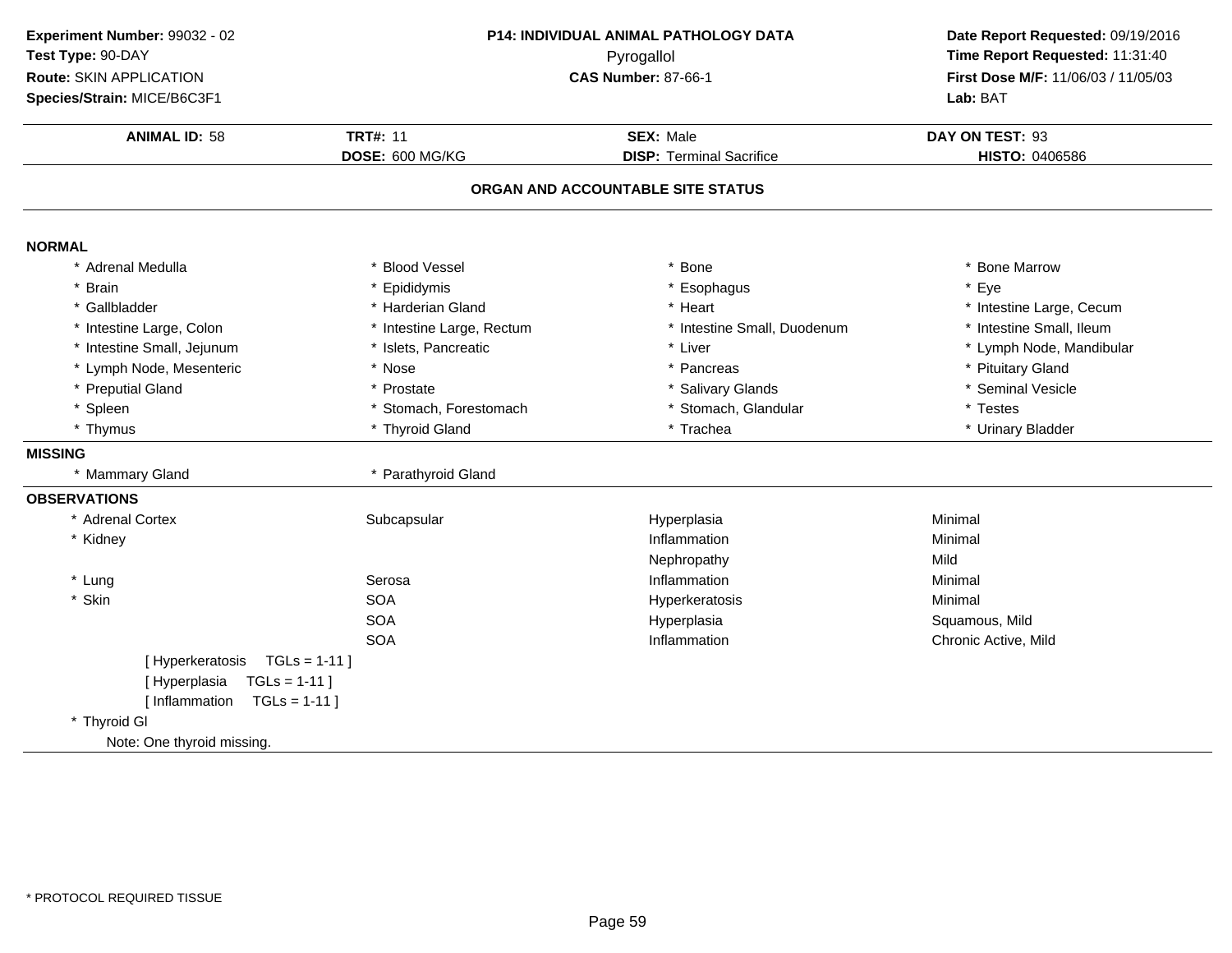**Experiment Number:** 99032 - 02
**Test Type:** 90-DAY
**Route:** SKIN APPLICATION
**Species/Strain:** MICE/B6C3F1

**P14: INDIVIDUAL ANIMAL PATHOLOGY DATA**
Pyrogallol
**CAS Number:** 87-66-1

**Date Report Requested:** 09/19/2016
**Time Report Requested:** 11:31:40
**First Dose M/F:** 11/06/03 / 11/05/03
**Lab:** BAT

| **ANIMAL ID:** 58 | **TRT#:** 11 | **SEX:** Male | **DAY ON TEST:** 93 |
|---|---|---|---|
| | **DOSE:** 600 MG/KG | **DISP:** Terminal Sacrifice | **HISTO:** 0406586 |

## ORGAN AND ACCOUNTABLE SITE STATUS

### NORMAL

| | | | |
|---|---|---|---|
| * Adrenal Medulla | * Blood Vessel | * Bone | * Bone Marrow |
| * Brain | * Epididymis | * Esophagus | * Eye |
| * Gallbladder | * Harderian Gland | * Heart | * Intestine Large, Cecum |
| * Intestine Large, Colon | * Intestine Large, Rectum | * Intestine Small, Duodenum | * Intestine Small, Ileum |
| * Intestine Small, Jejunum | * Islets, Pancreatic | * Liver | * Lymph Node, Mandibular |
| * Lymph Node, Mesenteric | * Nose | * Pancreas | * Pituitary Gland |
| * Preputial Gland | * Prostate | * Salivary Glands | * Seminal Vesicle |
| * Spleen | * Stomach, Forestomach | * Stomach, Glandular | * Testes |
| * Thymus | * Thyroid Gland | * Trachea | * Urinary Bladder |

### MISSING

| | |
|---|---|
| * Mammary Gland | * Parathyroid Gland |

### OBSERVATIONS

| | | | |
|---|---|---|---|
| * Adrenal Cortex | Subcapsular | Hyperplasia | Minimal |
| * Kidney | | Inflammation | Minimal |
| | | Nephropathy | Mild |
| * Lung | Serosa | Inflammation | Minimal |
| * Skin | SOA | Hyperkeratosis | Minimal |
| | SOA | Hyperplasia | Squamous, Mild |
| | SOA | Inflammation | Chronic Active, Mild |

[ Hyperkeratosis TGLs = 1-11 ]
[ Hyperplasia TGLs = 1-11 ]
[ Inflammation TGLs = 1-11 ]

* Thyroid Gl
  Note: One thyroid missing.

* PROTOCOL REQUIRED TISSUE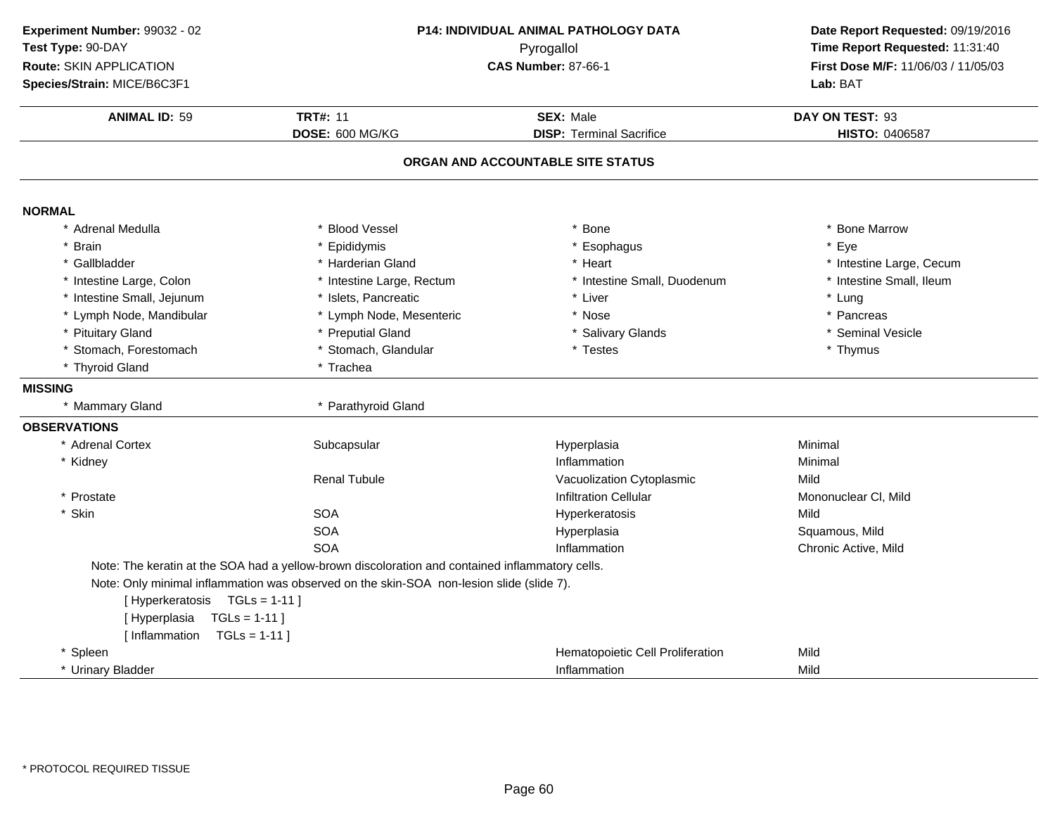**Experiment Number:** 99032 - 02
**Test Type:** 90-DAY
**Route:** SKIN APPLICATION
**Species/Strain:** MICE/B6C3F1

**P14: INDIVIDUAL ANIMAL PATHOLOGY DATA**
Pyrogallol
**CAS Number:** 87-66-1

**Date Report Requested:** 09/19/2016
**Time Report Requested:** 11:31:40
**First Dose M/F:** 11/06/03 / 11/05/03
**Lab:** BAT

| **ANIMAL ID:** 59 | **TRT#:** 11 | **SEX:** Male | **DAY ON TEST:** 93 |
|---|---|---|---|
| | **DOSE:** 600 MG/KG | **DISP:** Terminal Sacrifice | **HISTO:** 0406587 |

## ORGAN AND ACCOUNTABLE SITE STATUS

### NORMAL

| | | | |
|---|---|---|---|
| * Adrenal Medulla | * Blood Vessel | * Bone | * Bone Marrow |
| * Brain | * Epididymis | * Esophagus | * Eye |
| * Gallbladder | * Harderian Gland | * Heart | * Intestine Large, Cecum |
| * Intestine Large, Colon | * Intestine Large, Rectum | * Intestine Small, Duodenum | * Intestine Small, Ileum |
| * Intestine Small, Jejunum | * Islets, Pancreatic | * Liver | * Lung |
| * Lymph Node, Mandibular | * Lymph Node, Mesenteric | * Nose | * Pancreas |
| * Pituitary Gland | * Preputial Gland | * Salivary Glands | * Seminal Vesicle |
| * Stomach, Forestomach | * Stomach, Glandular | * Testes | * Thymus |
| * Thyroid Gland | * Trachea | | |

### MISSING

| | |
|---|---|
| * Mammary Gland | * Parathyroid Gland |

### OBSERVATIONS

| | | | |
|---|---|---|---|
| * Adrenal Cortex | Subcapsular | Hyperplasia | Minimal |
| * Kidney | | Inflammation | Minimal |
| | Renal Tubule | Vacuolization Cytoplasmic | Mild |
| * Prostate | | Infiltration Cellular | Mononuclear Cl, Mild |
| * Skin | SOA | Hyperkeratosis | Mild |
| | SOA | Hyperplasia | Squamous, Mild |
| | SOA | Inflammation | Chronic Active, Mild |

Note: The keratin at the SOA had a yellow-brown discoloration and contained inflammatory cells.

Note: Only minimal inflammation was observed on the skin-SOA non-lesion slide (slide 7).

[ Hyperkeratosis TGLs = 1-11 ]
[ Hyperplasia TGLs = 1-11 ]
[ Inflammation TGLs = 1-11 ]

| | | | |
|---|---|---|---|
| * Spleen | | Hematopoietic Cell Proliferation | Mild |
| * Urinary Bladder | | Inflammation | Mild |

\* PROTOCOL REQUIRED TISSUE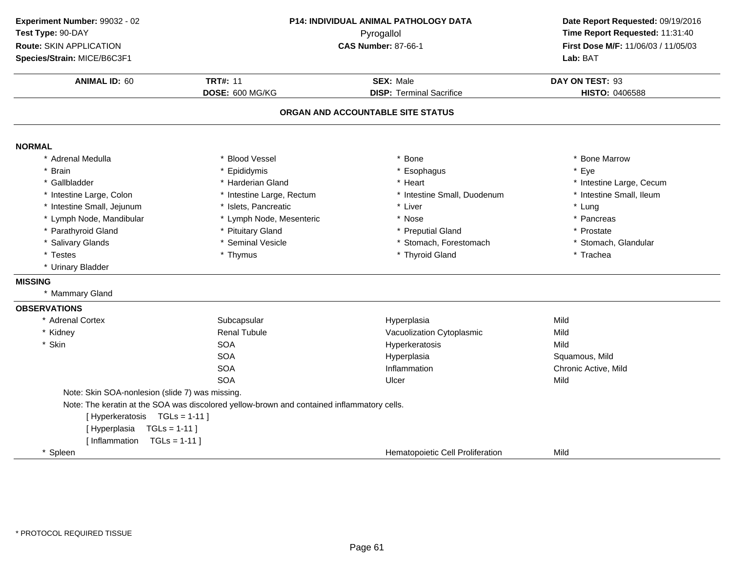**Experiment Number:** 99032 - 02
**Test Type:** 90-DAY
**Route:** SKIN APPLICATION
**Species/Strain:** MICE/B6C3F1

**P14: INDIVIDUAL ANIMAL PATHOLOGY DATA**
Pyrogallol
**CAS Number:** 87-66-1

**Date Report Requested:** 09/19/2016
**Time Report Requested:** 11:31:40
**First Dose M/F:** 11/06/03 / 11/05/03
**Lab:** BAT

| **ANIMAL ID:** 60 | **TRT#:** 11 | **SEX:** Male | **DAY ON TEST:** 93 |
|---|---|---|---|
| | **DOSE:** 600 MG/KG | **DISP:** Terminal Sacrifice | **HISTO:** 0406588 |

**ORGAN AND ACCOUNTABLE SITE STATUS**

**NORMAL**

| | | | |
|---|---|---|---|
| * Adrenal Medulla | * Blood Vessel | * Bone | * Bone Marrow |
| * Brain | * Epididymis | * Esophagus | * Eye |
| * Gallbladder | * Harderian Gland | * Heart | * Intestine Large, Cecum |
| * Intestine Large, Colon | * Intestine Large, Rectum | * Intestine Small, Duodenum | * Intestine Small, Ileum |
| * Intestine Small, Jejunum | * Islets, Pancreatic | * Liver | * Lung |
| * Lymph Node, Mandibular | * Lymph Node, Mesenteric | * Nose | * Pancreas |
| * Parathyroid Gland | * Pituitary Gland | * Preputial Gland | * Prostate |
| * Salivary Glands | * Seminal Vesicle | * Stomach, Forestomach | * Stomach, Glandular |
| * Testes | * Thymus | * Thyroid Gland | * Trachea |
| * Urinary Bladder | | | |

**MISSING**

* Mammary Gland

**OBSERVATIONS**

| | | | |
|---|---|---|---|
| * Adrenal Cortex | Subcapsular | Hyperplasia | Mild |
| * Kidney | Renal Tubule | Vacuolization Cytoplasmic | Mild |
| * Skin | SOA | Hyperkeratosis | Mild |
| | SOA | Hyperplasia | Squamous, Mild |
| | SOA | Inflammation | Chronic Active, Mild |
| | SOA | Ulcer | Mild |

Note: Skin SOA-nonlesion (slide 7) was missing.

Note: The keratin at the SOA was discolored yellow-brown and contained inflammatory cells.

[ Hyperkeratosis TGLs = 1-11 ]
[ Hyperplasia TGLs = 1-11 ]
[ Inflammation TGLs = 1-11 ]

| | | | |
|---|---|---|---|
| * Spleen | | Hematopoietic Cell Proliferation | Mild |

\* PROTOCOL REQUIRED TISSUE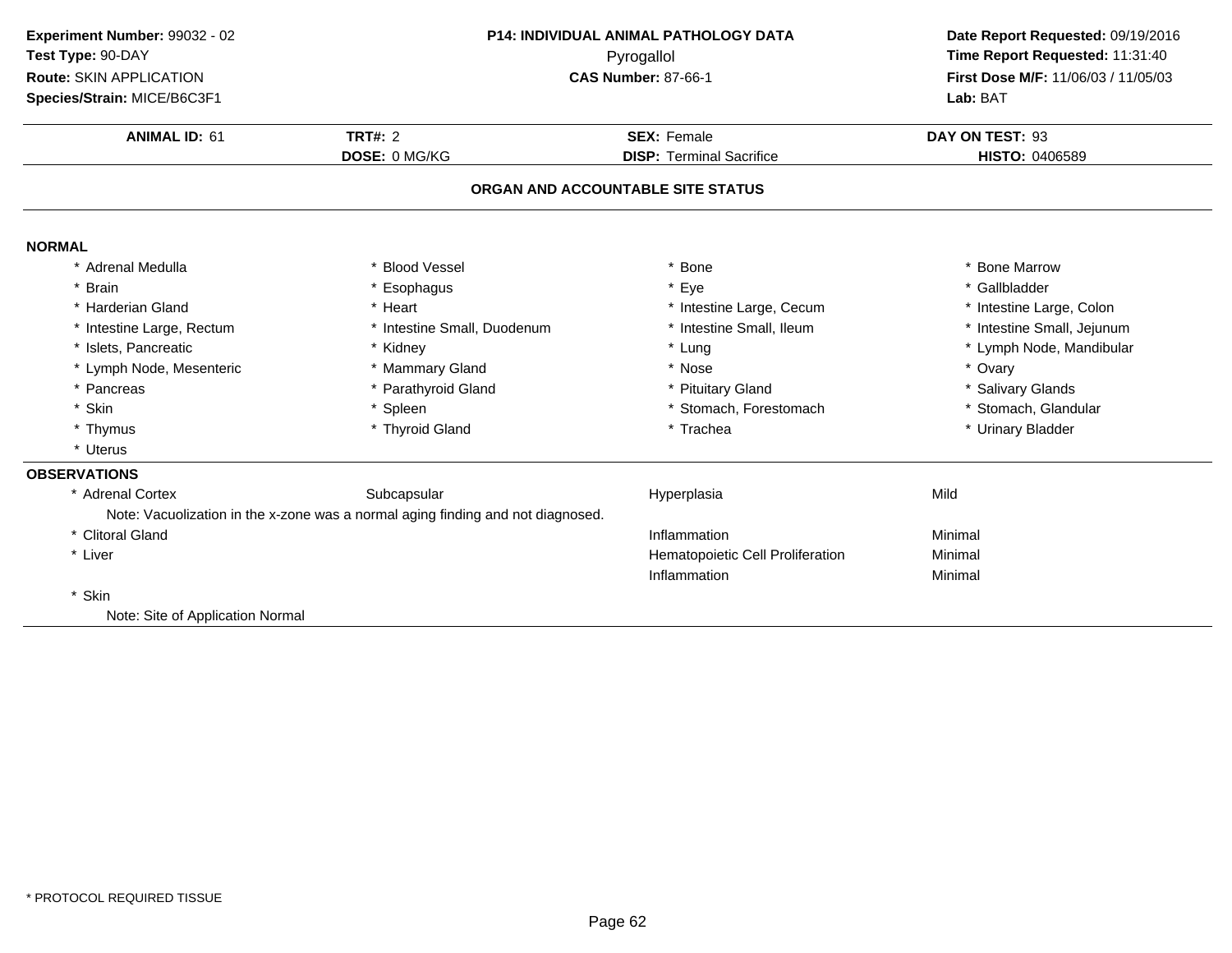**Experiment Number:** 99032 - 02
**Test Type:** 90-DAY
**Route:** SKIN APPLICATION
**Species/Strain:** MICE/B6C3F1

**P14: INDIVIDUAL ANIMAL PATHOLOGY DATA**
Pyrogallol
**CAS Number:** 87-66-1

**Date Report Requested:** 09/19/2016
**Time Report Requested:** 11:31:40
**First Dose M/F:** 11/06/03 / 11/05/03
**Lab:** BAT

| **ANIMAL ID:** 61 | **TRT#:** 2 | **SEX:** Female | **DAY ON TEST:** 93 |
|---|---|---|---|
| | **DOSE:** 0 MG/KG | **DISP:** Terminal Sacrifice | **HISTO:** 0406589 |

## ORGAN AND ACCOUNTABLE SITE STATUS

**NORMAL**

| | | | |
|---|---|---|---|
| * Adrenal Medulla | * Blood Vessel | * Bone | * Bone Marrow |
| * Brain | * Esophagus | * Eye | * Gallbladder |
| * Harderian Gland | * Heart | * Intestine Large, Cecum | * Intestine Large, Colon |
| * Intestine Large, Rectum | * Intestine Small, Duodenum | * Intestine Small, Ileum | * Intestine Small, Jejunum |
| * Islets, Pancreatic | * Kidney | * Lung | * Lymph Node, Mandibular |
| * Lymph Node, Mesenteric | * Mammary Gland | * Nose | * Ovary |
| * Pancreas | * Parathyroid Gland | * Pituitary Gland | * Salivary Glands |
| * Skin | * Spleen | * Stomach, Forestomach | * Stomach, Glandular |
| * Thymus | * Thyroid Gland | * Trachea | * Urinary Bladder |
| * Uterus | | | |

**OBSERVATIONS**

| | | | |
|---|---|---|---|
| * Adrenal Cortex | Subcapsular | Hyperplasia | Mild |
| Note: Vacuolization in the x-zone was a normal aging finding and not diagnosed. | | | |
| * Clitoral Gland | | Inflammation | Minimal |
| * Liver | | Hematopoietic Cell Proliferation | Minimal |
| | | Inflammation | Minimal |
| * Skin | | | |
| Note: Site of Application Normal | | | |

* PROTOCOL REQUIRED TISSUE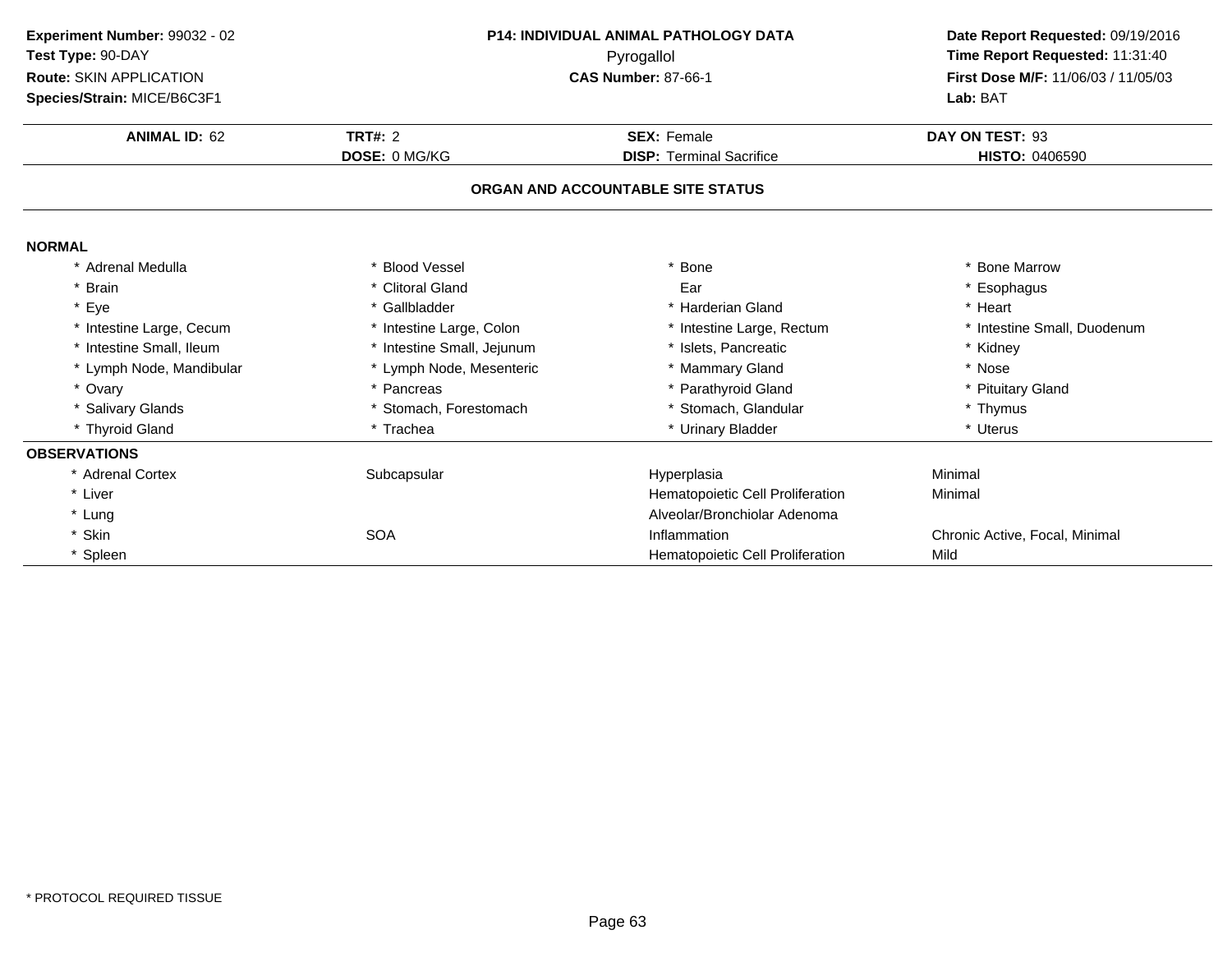**Experiment Number:** 99032 - 02
**Test Type:** 90-DAY
**Route:** SKIN APPLICATION
**Species/Strain:** MICE/B6C3F1

**P14: INDIVIDUAL ANIMAL PATHOLOGY DATA**
Pyrogallol
**CAS Number:** 87-66-1

**Date Report Requested:** 09/19/2016
**Time Report Requested:** 11:31:40
**First Dose M/F:** 11/06/03 / 11/05/03
**Lab:** BAT

| **ANIMAL ID:** 62 | **TRT#:** 2 | **SEX:** Female | **DAY ON TEST:** 93 |
|---|---|---|---|
| | **DOSE:** 0 MG/KG | **DISP:** Terminal Sacrifice | **HISTO:** 0406590 |

## ORGAN AND ACCOUNTABLE SITE STATUS

### NORMAL

| | | | |
|---|---|---|---|
| * Adrenal Medulla | * Blood Vessel | * Bone | * Bone Marrow |
| * Brain | * Clitoral Gland | Ear | * Esophagus |
| * Eye | * Gallbladder | * Harderian Gland | * Heart |
| * Intestine Large, Cecum | * Intestine Large, Colon | * Intestine Large, Rectum | * Intestine Small, Duodenum |
| * Intestine Small, Ileum | * Intestine Small, Jejunum | * Islets, Pancreatic | * Kidney |
| * Lymph Node, Mandibular | * Lymph Node, Mesenteric | * Mammary Gland | * Nose |
| * Ovary | * Pancreas | * Parathyroid Gland | * Pituitary Gland |
| * Salivary Glands | * Stomach, Forestomach | * Stomach, Glandular | * Thymus |
| * Thyroid Gland | * Trachea | * Urinary Bladder | * Uterus |

### OBSERVATIONS

| | | | |
|---|---|---|---|
| * Adrenal Cortex | Subcapsular | Hyperplasia | Minimal |
| * Liver | | Hematopoietic Cell Proliferation | Minimal |
| * Lung | | Alveolar/Bronchiolar Adenoma | |
| * Skin | SOA | Inflammation | Chronic Active, Focal, Minimal |
| * Spleen | | Hematopoietic Cell Proliferation | Mild |

* PROTOCOL REQUIRED TISSUE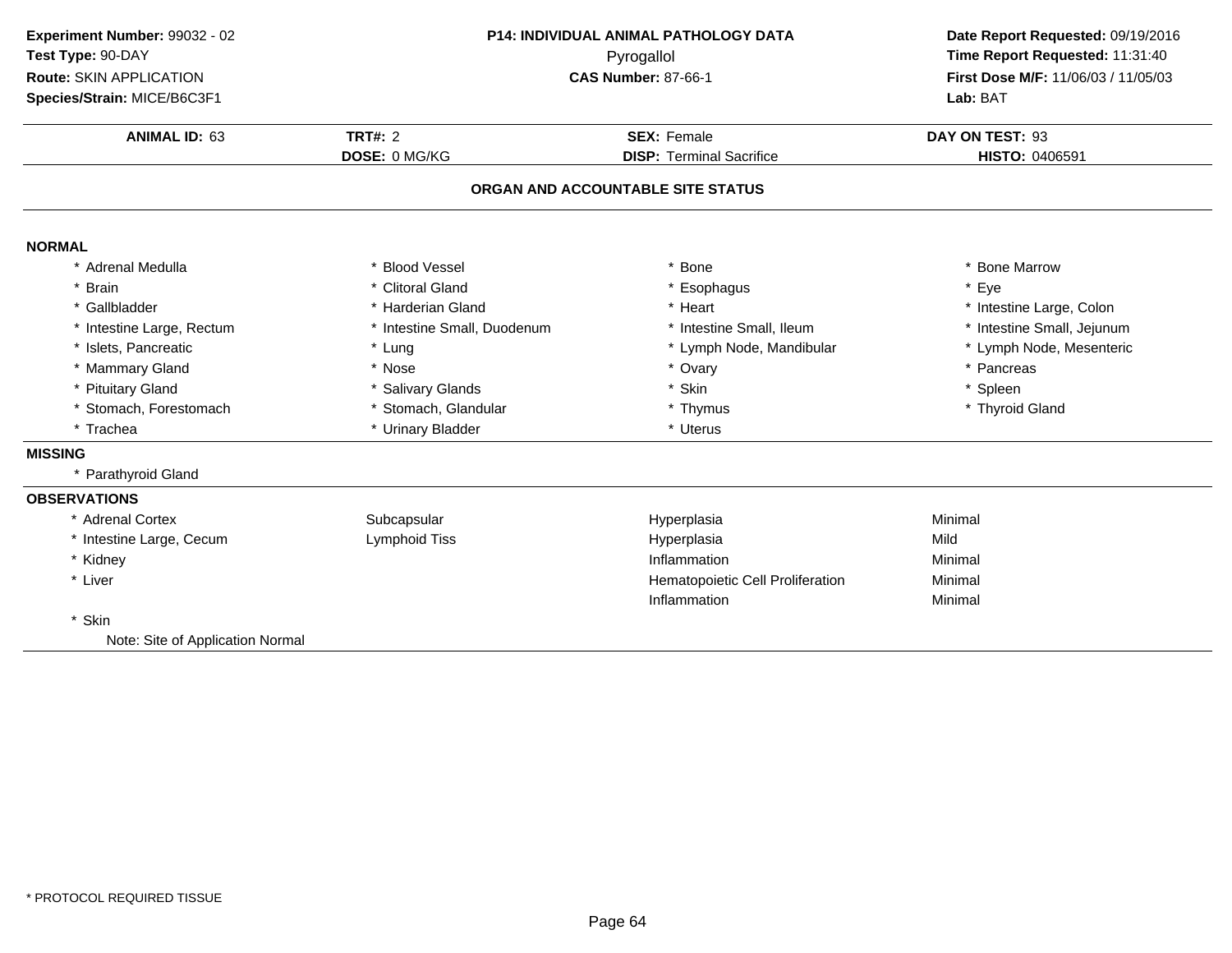**Experiment Number:** 99032 - 02
**Test Type:** 90-DAY
**Route:** SKIN APPLICATION
**Species/Strain:** MICE/B6C3F1

**P14: INDIVIDUAL ANIMAL PATHOLOGY DATA**
Pyrogallol
**CAS Number:** 87-66-1

**Date Report Requested:** 09/19/2016
**Time Report Requested:** 11:31:40
**First Dose M/F:** 11/06/03 / 11/05/03
**Lab:** BAT

| **ANIMAL ID:** 63 | **TRT#:** 2 | **SEX:** Female | **DAY ON TEST:** 93 |
|---|---|---|---|
| | **DOSE:** 0 MG/KG | **DISP:** Terminal Sacrifice | **HISTO:** 0406591 |

## ORGAN AND ACCOUNTABLE SITE STATUS

### NORMAL

| | | | |
|---|---|---|---|
| * Adrenal Medulla | * Blood Vessel | * Bone | * Bone Marrow |
| * Brain | * Clitoral Gland | * Esophagus | * Eye |
| * Gallbladder | * Harderian Gland | * Heart | * Intestine Large, Colon |
| * Intestine Large, Rectum | * Intestine Small, Duodenum | * Intestine Small, Ileum | * Intestine Small, Jejunum |
| * Islets, Pancreatic | * Lung | * Lymph Node, Mandibular | * Lymph Node, Mesenteric |
| * Mammary Gland | * Nose | * Ovary | * Pancreas |
| * Pituitary Gland | * Salivary Glands | * Skin | * Spleen |
| * Stomach, Forestomach | * Stomach, Glandular | * Thymus | * Thyroid Gland |
| * Trachea | * Urinary Bladder | * Uterus | |

### MISSING

* Parathyroid Gland

### OBSERVATIONS

| | | | |
|---|---|---|---|
| * Adrenal Cortex | Subcapsular | Hyperplasia | Minimal |
| * Intestine Large, Cecum | Lymphoid Tiss | Hyperplasia | Mild |
| * Kidney | | Inflammation | Minimal |
| * Liver | | Hematopoietic Cell Proliferation | Minimal |
| | | Inflammation | Minimal |
| * Skin | | | |
| Note: Site of Application Normal | | | |

* PROTOCOL REQUIRED TISSUE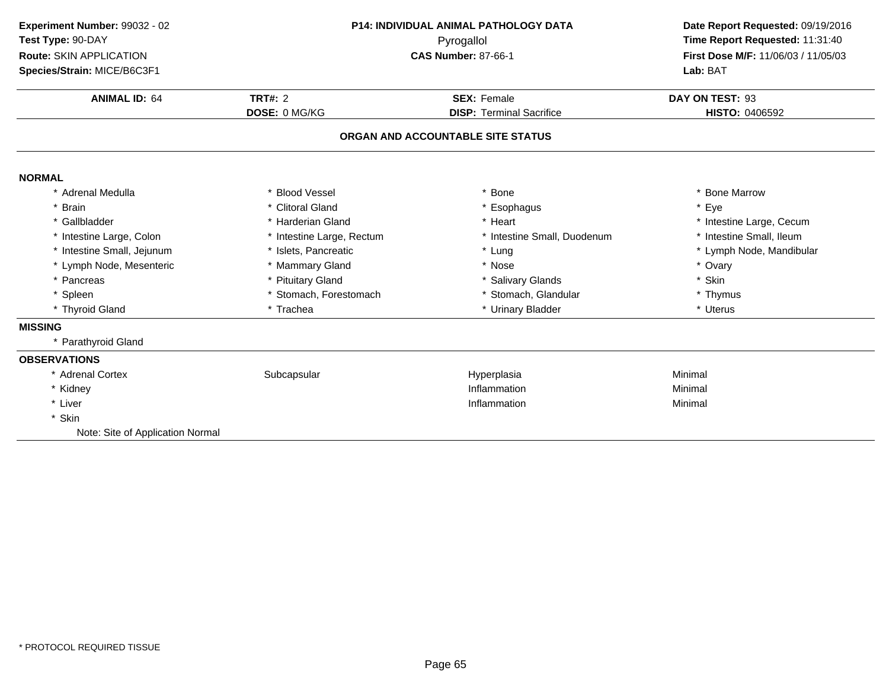**Experiment Number:** 99032 - 02
**Test Type:** 90-DAY
**Route:** SKIN APPLICATION
**Species/Strain:** MICE/B6C3F1

**P14: INDIVIDUAL ANIMAL PATHOLOGY DATA**
Pyrogallol
**CAS Number:** 87-66-1

**Date Report Requested:** 09/19/2016
**Time Report Requested:** 11:31:40
**First Dose M/F:** 11/06/03 / 11/05/03
**Lab:** BAT

| **ANIMAL ID:** 64 | **TRT#:** 2 | **SEX:** Female | **DAY ON TEST:** 93 |
|---|---|---|---|
| | **DOSE:** 0 MG/KG | **DISP:** Terminal Sacrifice | **HISTO:** 0406592 |

## ORGAN AND ACCOUNTABLE SITE STATUS

**NORMAL**

| | | | |
|---|---|---|---|
| * Adrenal Medulla | * Blood Vessel | * Bone | * Bone Marrow |
| * Brain | * Clitoral Gland | * Esophagus | * Eye |
| * Gallbladder | * Harderian Gland | * Heart | * Intestine Large, Cecum |
| * Intestine Large, Colon | * Intestine Large, Rectum | * Intestine Small, Duodenum | * Intestine Small, Ileum |
| * Intestine Small, Jejunum | * Islets, Pancreatic | * Lung | * Lymph Node, Mandibular |
| * Lymph Node, Mesenteric | * Mammary Gland | * Nose | * Ovary |
| * Pancreas | * Pituitary Gland | * Salivary Glands | * Skin |
| * Spleen | * Stomach, Forestomach | * Stomach, Glandular | * Thymus |
| * Thyroid Gland | * Trachea | * Urinary Bladder | * Uterus |

**MISSING**

* Parathyroid Gland

**OBSERVATIONS**

| | | | |
|---|---|---|---|
| * Adrenal Cortex | Subcapsular | Hyperplasia | Minimal |
| * Kidney | | Inflammation | Minimal |
| * Liver | | Inflammation | Minimal |
| * Skin | | | |
| Note: Site of Application Normal | | | |

* PROTOCOL REQUIRED TISSUE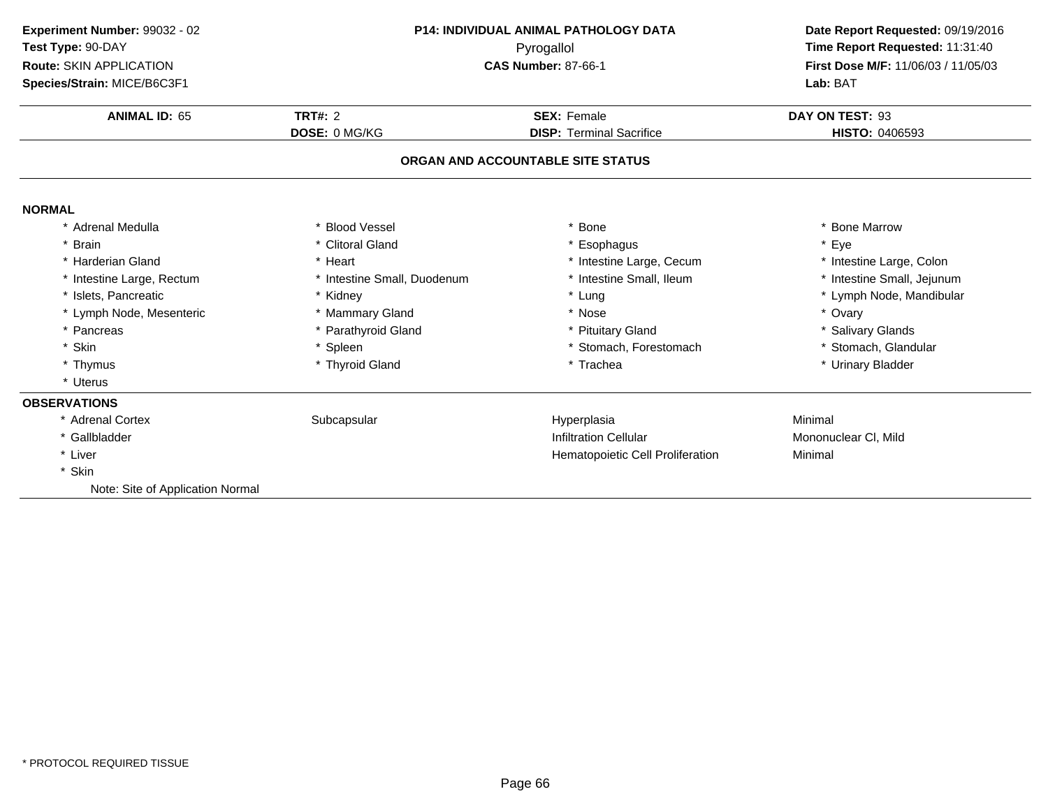**Experiment Number:** 99032 - 02
**Test Type:** 90-DAY
**Route:** SKIN APPLICATION
**Species/Strain:** MICE/B6C3F1

**P14: INDIVIDUAL ANIMAL PATHOLOGY DATA**
Pyrogallol
**CAS Number:** 87-66-1

**Date Report Requested:** 09/19/2016
**Time Report Requested:** 11:31:40
**First Dose M/F:** 11/06/03 / 11/05/03
**Lab:** BAT

| **ANIMAL ID:** 65 | **TRT#:** 2 | **SEX:** Female | **DAY ON TEST:** 93 |
|---|---|---|---|
| | **DOSE:** 0 MG/KG | **DISP:** Terminal Sacrifice | **HISTO:** 0406593 |

## ORGAN AND ACCOUNTABLE SITE STATUS

### NORMAL

| | | | |
|---|---|---|---|
| * Adrenal Medulla | * Blood Vessel | * Bone | * Bone Marrow |
| * Brain | * Clitoral Gland | * Esophagus | * Eye |
| * Harderian Gland | * Heart | * Intestine Large, Cecum | * Intestine Large, Colon |
| * Intestine Large, Rectum | * Intestine Small, Duodenum | * Intestine Small, Ileum | * Intestine Small, Jejunum |
| * Islets, Pancreatic | * Kidney | * Lung | * Lymph Node, Mandibular |
| * Lymph Node, Mesenteric | * Mammary Gland | * Nose | * Ovary |
| * Pancreas | * Parathyroid Gland | * Pituitary Gland | * Salivary Glands |
| * Skin | * Spleen | * Stomach, Forestomach | * Stomach, Glandular |
| * Thymus | * Thyroid Gland | * Trachea | * Urinary Bladder |
| * Uterus | | | |

### OBSERVATIONS

| | | | |
|---|---|---|---|
| * Adrenal Cortex | Subcapsular | Hyperplasia | Minimal |
| * Gallbladder | | Infiltration Cellular | Mononuclear Cl, Mild |
| * Liver | | Hematopoietic Cell Proliferation | Minimal |
| * Skin | | | |
| Note: Site of Application Normal | | | |

* PROTOCOL REQUIRED TISSUE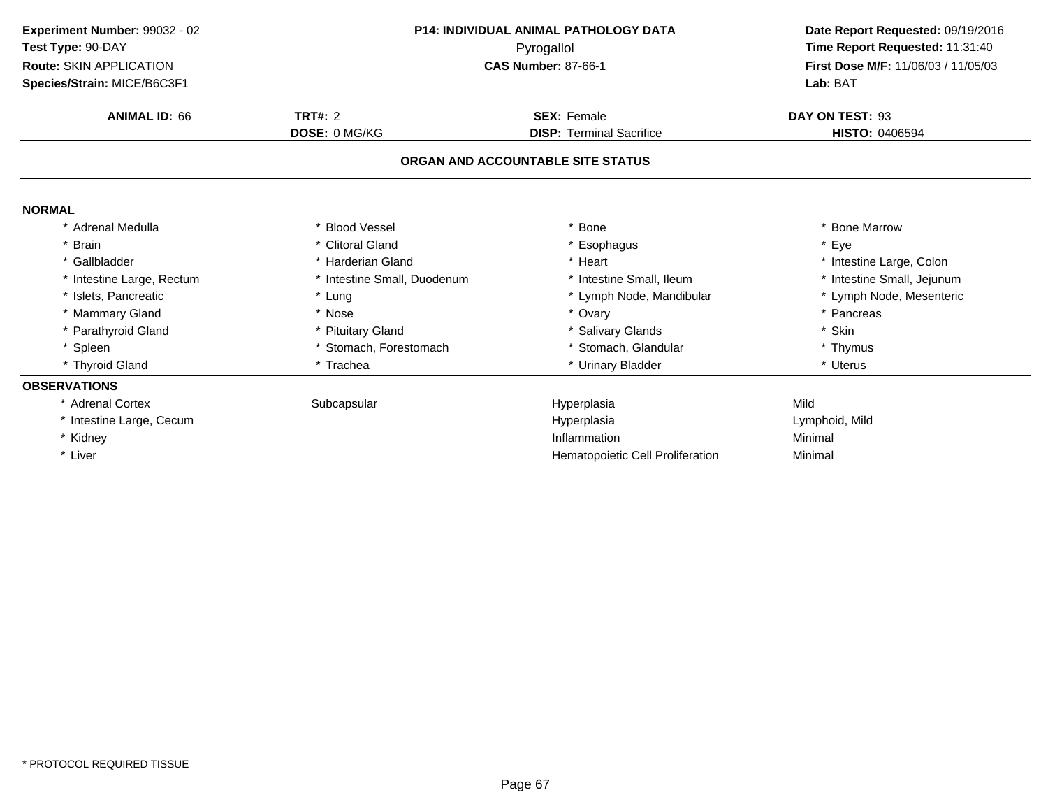**Experiment Number:** 99032 - 02
**Test Type:** 90-DAY
**Route:** SKIN APPLICATION
**Species/Strain:** MICE/B6C3F1

**P14: INDIVIDUAL ANIMAL PATHOLOGY DATA**
Pyrogallol
**CAS Number:** 87-66-1

**Date Report Requested:** 09/19/2016
**Time Report Requested:** 11:31:40
**First Dose M/F:** 11/06/03 / 11/05/03
**Lab:** BAT

| **ANIMAL ID:** 66 | **TRT#:** 2 | **SEX:** Female | **DAY ON TEST:** 93 |
|---|---|---|---|
| | **DOSE:** 0 MG/KG | **DISP:** Terminal Sacrifice | **HISTO:** 0406594 |

## ORGAN AND ACCOUNTABLE SITE STATUS

### NORMAL

| | | | |
|---|---|---|---|
| * Adrenal Medulla | * Blood Vessel | * Bone | * Bone Marrow |
| * Brain | * Clitoral Gland | * Esophagus | * Eye |
| * Gallbladder | * Harderian Gland | * Heart | * Intestine Large, Colon |
| * Intestine Large, Rectum | * Intestine Small, Duodenum | * Intestine Small, Ileum | * Intestine Small, Jejunum |
| * Islets, Pancreatic | * Lung | * Lymph Node, Mandibular | * Lymph Node, Mesenteric |
| * Mammary Gland | * Nose | * Ovary | * Pancreas |
| * Parathyroid Gland | * Pituitary Gland | * Salivary Glands | * Skin |
| * Spleen | * Stomach, Forestomach | * Stomach, Glandular | * Thymus |
| * Thyroid Gland | * Trachea | * Urinary Bladder | * Uterus |

### OBSERVATIONS

| | | | |
|---|---|---|---|
| * Adrenal Cortex | Subcapsular | Hyperplasia | Mild |
| * Intestine Large, Cecum | | Hyperplasia | Lymphoid, Mild |
| * Kidney | | Inflammation | Minimal |
| * Liver | | Hematopoietic Cell Proliferation | Minimal |

* PROTOCOL REQUIRED TISSUE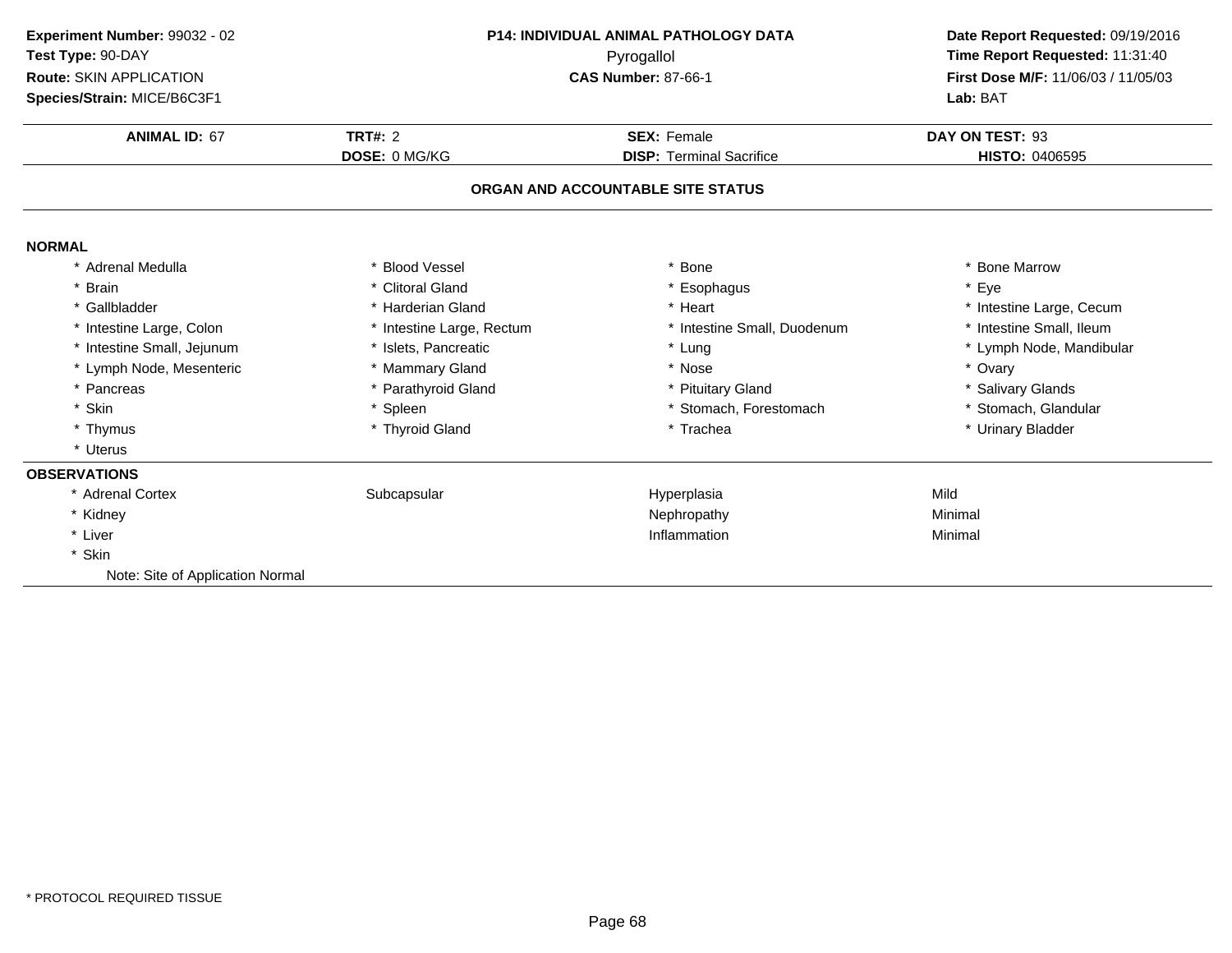**Experiment Number:** 99032 - 02
**Test Type:** 90-DAY
**Route:** SKIN APPLICATION
**Species/Strain:** MICE/B6C3F1

**P14: INDIVIDUAL ANIMAL PATHOLOGY DATA**
Pyrogallol
**CAS Number:** 87-66-1

**Date Report Requested:** 09/19/2016
**Time Report Requested:** 11:31:40
**First Dose M/F:** 11/06/03 / 11/05/03
**Lab:** BAT

| **ANIMAL ID:** 67 | **TRT#:** 2 | **SEX:** Female | **DAY ON TEST:** 93 |
|---|---|---|---|
| | **DOSE:** 0 MG/KG | **DISP:** Terminal Sacrifice | **HISTO:** 0406595 |

**ORGAN AND ACCOUNTABLE SITE STATUS**

**NORMAL**

| | | | |
|---|---|---|---|
| * Adrenal Medulla | * Blood Vessel | * Bone | * Bone Marrow |
| * Brain | * Clitoral Gland | * Esophagus | * Eye |
| * Gallbladder | * Harderian Gland | * Heart | * Intestine Large, Cecum |
| * Intestine Large, Colon | * Intestine Large, Rectum | * Intestine Small, Duodenum | * Intestine Small, Ileum |
| * Intestine Small, Jejunum | * Islets, Pancreatic | * Lung | * Lymph Node, Mandibular |
| * Lymph Node, Mesenteric | * Mammary Gland | * Nose | * Ovary |
| * Pancreas | * Parathyroid Gland | * Pituitary Gland | * Salivary Glands |
| * Skin | * Spleen | * Stomach, Forestomach | * Stomach, Glandular |
| * Thymus | * Thyroid Gland | * Trachea | * Urinary Bladder |
| * Uterus | | | |

**OBSERVATIONS**

| | | | |
|---|---|---|---|
| * Adrenal Cortex | Subcapsular | Hyperplasia | Mild |
| * Kidney | | Nephropathy | Minimal |
| * Liver | | Inflammation | Minimal |
| * Skin | | | |
| Note: Site of Application Normal | | | |

\* PROTOCOL REQUIRED TISSUE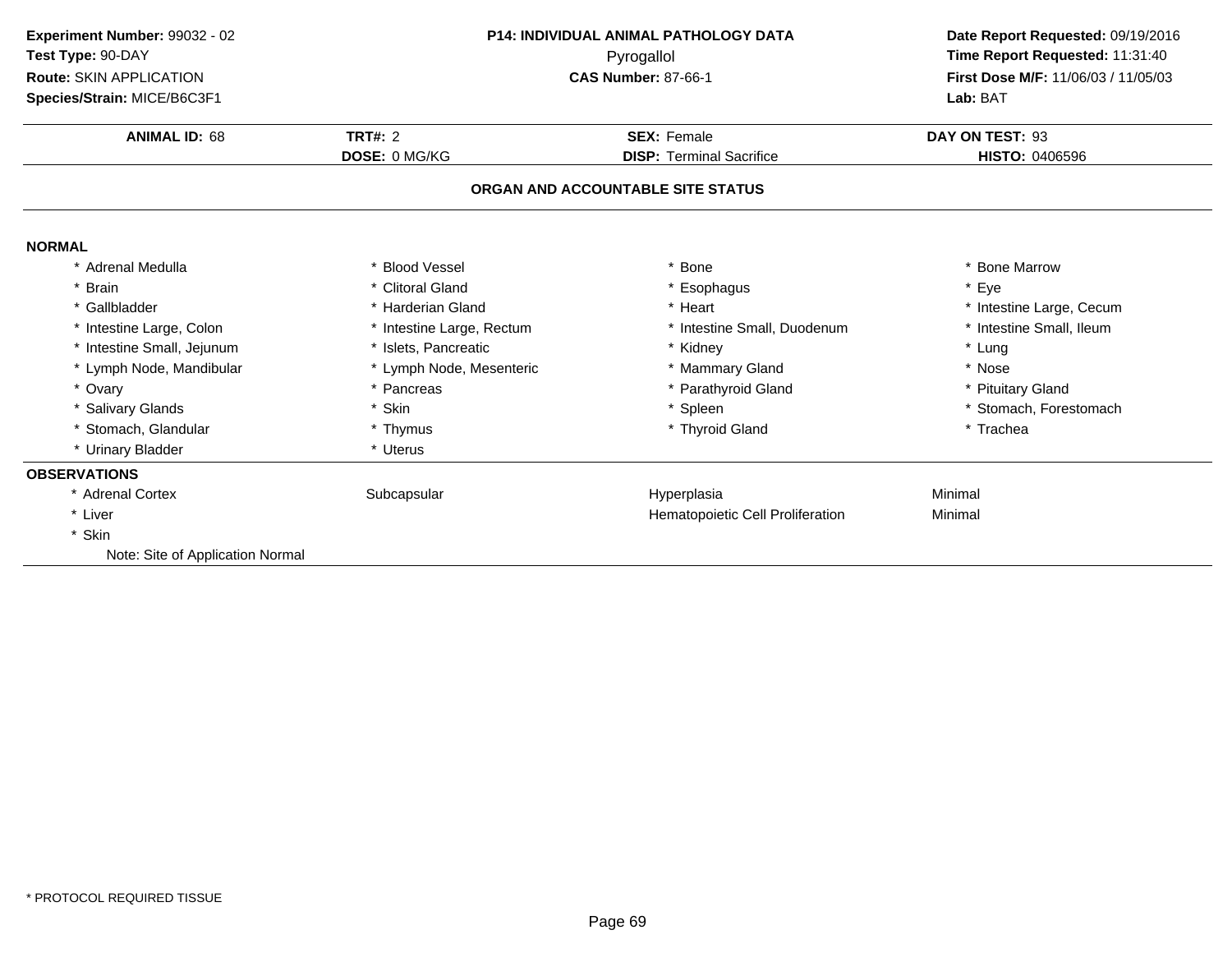**Experiment Number:** 99032 - 02
**Test Type:** 90-DAY
**Route:** SKIN APPLICATION
**Species/Strain:** MICE/B6C3F1

**P14: INDIVIDUAL ANIMAL PATHOLOGY DATA**
Pyrogallol
**CAS Number:** 87-66-1

**Date Report Requested:** 09/19/2016
**Time Report Requested:** 11:31:40
**First Dose M/F:** 11/06/03 / 11/05/03
**Lab:** BAT

| **ANIMAL ID:** 68 | **TRT#:** 2 | **SEX:** Female | **DAY ON TEST:** 93 |
|---|---|---|---|
| | **DOSE:** 0 MG/KG | **DISP:** Terminal Sacrifice | **HISTO:** 0406596 |

## ORGAN AND ACCOUNTABLE SITE STATUS

**NORMAL**

| | | | |
|---|---|---|---|
| * Adrenal Medulla | * Blood Vessel | * Bone | * Bone Marrow |
| * Brain | * Clitoral Gland | * Esophagus | * Eye |
| * Gallbladder | * Harderian Gland | * Heart | * Intestine Large, Cecum |
| * Intestine Large, Colon | * Intestine Large, Rectum | * Intestine Small, Duodenum | * Intestine Small, Ileum |
| * Intestine Small, Jejunum | * Islets, Pancreatic | * Kidney | * Lung |
| * Lymph Node, Mandibular | * Lymph Node, Mesenteric | * Mammary Gland | * Nose |
| * Ovary | * Pancreas | * Parathyroid Gland | * Pituitary Gland |
| * Salivary Glands | * Skin | * Spleen | * Stomach, Forestomach |
| * Stomach, Glandular | * Thymus | * Thyroid Gland | * Trachea |
| * Urinary Bladder | * Uterus | | |

**OBSERVATIONS**

| | | | |
|---|---|---|---|
| * Adrenal Cortex | Subcapsular | Hyperplasia | Minimal |
| * Liver | | Hematopoietic Cell Proliferation | Minimal |
| * Skin | | | |
| Note: Site of Application Normal | | | |

* PROTOCOL REQUIRED TISSUE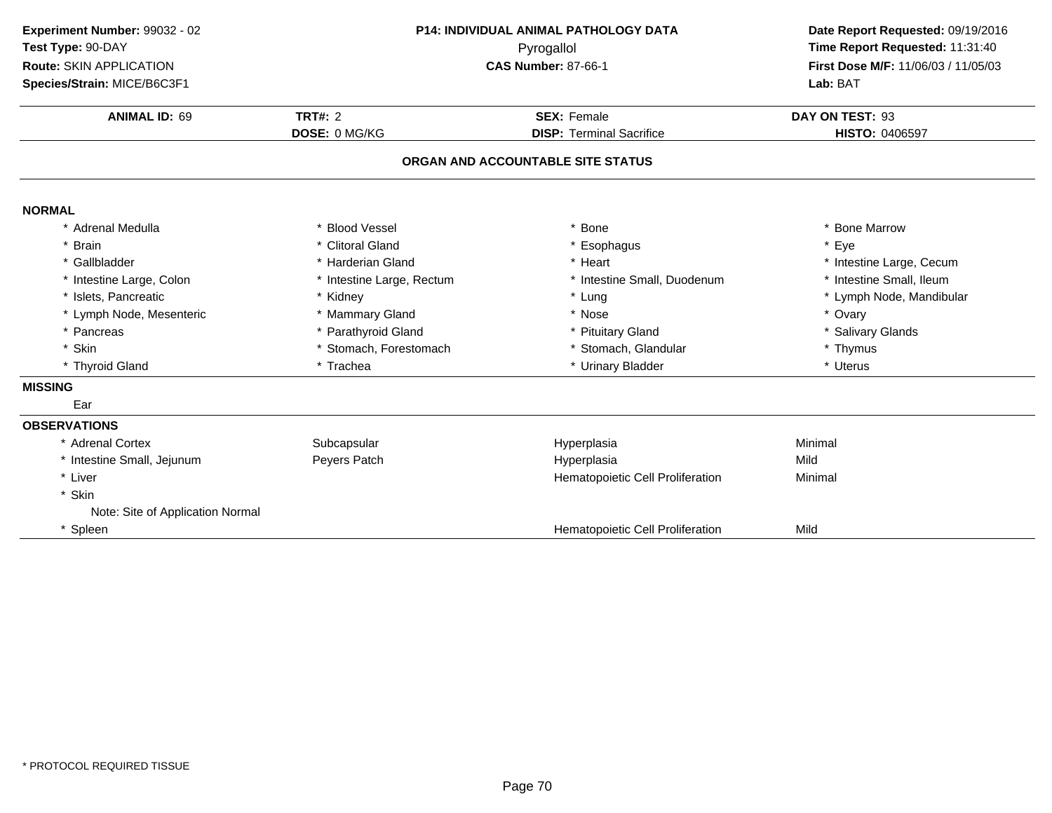**Experiment Number:** 99032 - 02
**Test Type:** 90-DAY
**Route:** SKIN APPLICATION
**Species/Strain:** MICE/B6C3F1

**P14: INDIVIDUAL ANIMAL PATHOLOGY DATA**
Pyrogallol
**CAS Number:** 87-66-1

**Date Report Requested:** 09/19/2016
**Time Report Requested:** 11:31:40
**First Dose M/F:** 11/06/03 / 11/05/03
**Lab:** BAT

| **ANIMAL ID:** 69 | **TRT#:** 2 | **SEX:** Female | **DAY ON TEST:** 93 |
|---|---|---|---|
| | **DOSE:** 0 MG/KG | **DISP:** Terminal Sacrifice | **HISTO:** 0406597 |

## ORGAN AND ACCOUNTABLE SITE STATUS

**NORMAL**

| | | | |
|---|---|---|---|
| * Adrenal Medulla | * Blood Vessel | * Bone | * Bone Marrow |
| * Brain | * Clitoral Gland | * Esophagus | * Eye |
| * Gallbladder | * Harderian Gland | * Heart | * Intestine Large, Cecum |
| * Intestine Large, Colon | * Intestine Large, Rectum | * Intestine Small, Duodenum | * Intestine Small, Ileum |
| * Islets, Pancreatic | * Kidney | * Lung | * Lymph Node, Mandibular |
| * Lymph Node, Mesenteric | * Mammary Gland | * Nose | * Ovary |
| * Pancreas | * Parathyroid Gland | * Pituitary Gland | * Salivary Glands |
| * Skin | * Stomach, Forestomach | * Stomach, Glandular | * Thymus |
| * Thyroid Gland | * Trachea | * Urinary Bladder | * Uterus |

**MISSING**

Ear

**OBSERVATIONS**

| | | | |
|---|---|---|---|
| * Adrenal Cortex | Subcapsular | Hyperplasia | Minimal |
| * Intestine Small, Jejunum | Peyers Patch | Hyperplasia | Mild |
| * Liver | | Hematopoietic Cell Proliferation | Minimal |
| * Skin | | | |
| Note: Site of Application Normal | | | |
| * Spleen | | Hematopoietic Cell Proliferation | Mild |

* PROTOCOL REQUIRED TISSUE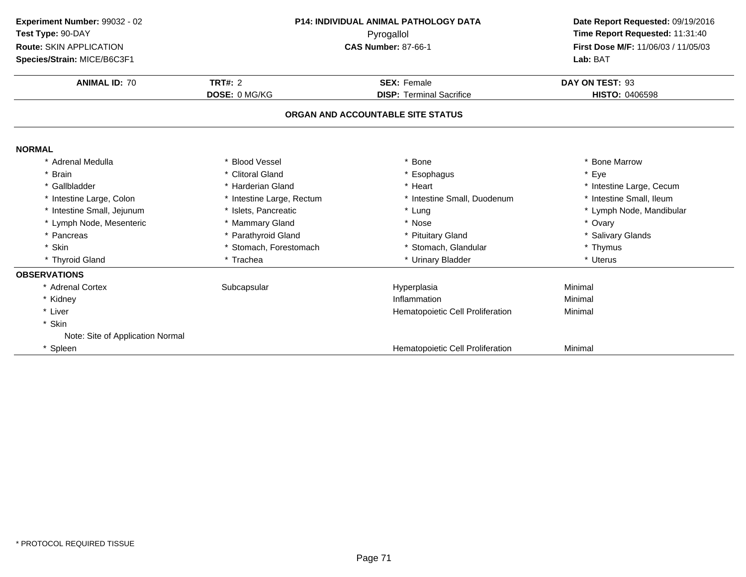**Experiment Number:** 99032 - 02
**Test Type:** 90-DAY
**Route:** SKIN APPLICATION
**Species/Strain:** MICE/B6C3F1

**P14: INDIVIDUAL ANIMAL PATHOLOGY DATA**
Pyrogallol
**CAS Number:** 87-66-1

**Date Report Requested:** 09/19/2016
**Time Report Requested:** 11:31:40
**First Dose M/F:** 11/06/03 / 11/05/03
**Lab:** BAT

| **ANIMAL ID:** 70 | **TRT#:** 2 | **SEX:** Female | **DAY ON TEST:** 93 |
|---|---|---|---|
| | **DOSE:** 0 MG/KG | **DISP:** Terminal Sacrifice | **HISTO:** 0406598 |

## ORGAN AND ACCOUNTABLE SITE STATUS

**NORMAL**

| | | | |
|---|---|---|---|
| * Adrenal Medulla | * Blood Vessel | * Bone | * Bone Marrow |
| * Brain | * Clitoral Gland | * Esophagus | * Eye |
| * Gallbladder | * Harderian Gland | * Heart | * Intestine Large, Cecum |
| * Intestine Large, Colon | * Intestine Large, Rectum | * Intestine Small, Duodenum | * Intestine Small, Ileum |
| * Intestine Small, Jejunum | * Islets, Pancreatic | * Lung | * Lymph Node, Mandibular |
| * Lymph Node, Mesenteric | * Mammary Gland | * Nose | * Ovary |
| * Pancreas | * Parathyroid Gland | * Pituitary Gland | * Salivary Glands |
| * Skin | * Stomach, Forestomach | * Stomach, Glandular | * Thymus |
| * Thyroid Gland | * Trachea | * Urinary Bladder | * Uterus |

**OBSERVATIONS**

| | | | |
|---|---|---|---|
| * Adrenal Cortex | Subcapsular | Hyperplasia | Minimal |
| * Kidney | | Inflammation | Minimal |
| * Liver | | Hematopoietic Cell Proliferation | Minimal |
| * Skin | | | |
| Note: Site of Application Normal | | | |
| * Spleen | | Hematopoietic Cell Proliferation | Minimal |

* PROTOCOL REQUIRED TISSUE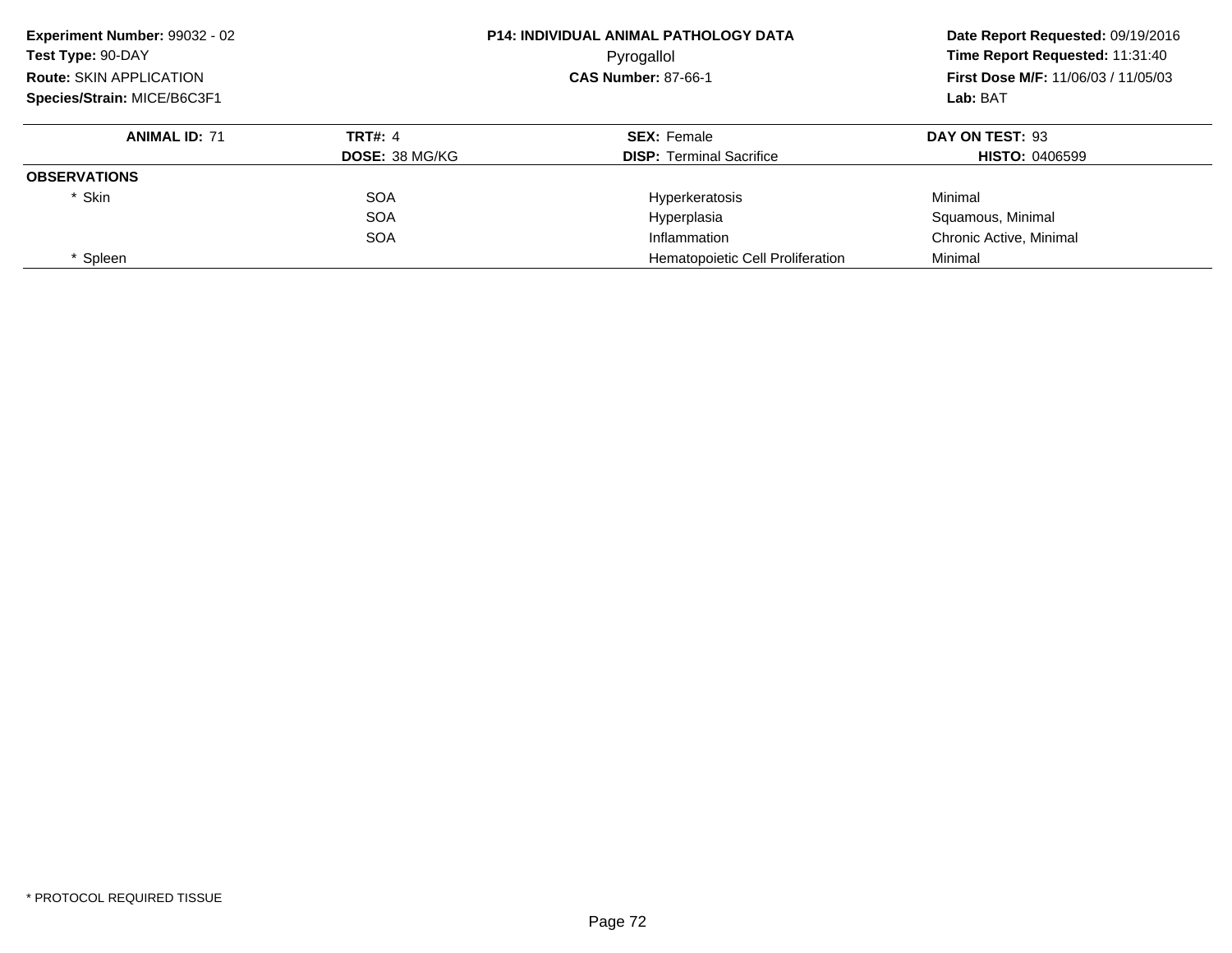**Experiment Number:** 99032 - 02
**Test Type:** 90-DAY
**Route:** SKIN APPLICATION
**Species/Strain:** MICE/B6C3F1

**P14: INDIVIDUAL ANIMAL PATHOLOGY DATA**
Pyrogallol
**CAS Number:** 87-66-1

**Date Report Requested:** 09/19/2016
**Time Report Requested:** 11:31:40
**First Dose M/F:** 11/06/03 / 11/05/03
**Lab:** BAT

| **ANIMAL ID:** 71 | **TRT#:** 4 | **SEX:** Female | **DAY ON TEST:** 93 |
|---|---|---|---|
| | **DOSE:** 38 MG/KG | **DISP:** Terminal Sacrifice | **HISTO:** 0406599 |
| **OBSERVATIONS** | | | |
| * Skin | SOA | Hyperkeratosis | Minimal |
| | SOA | Hyperplasia | Squamous, Minimal |
| | SOA | Inflammation | Chronic Active, Minimal |
| * Spleen | | Hematopoietic Cell Proliferation | Minimal |

* PROTOCOL REQUIRED TISSUE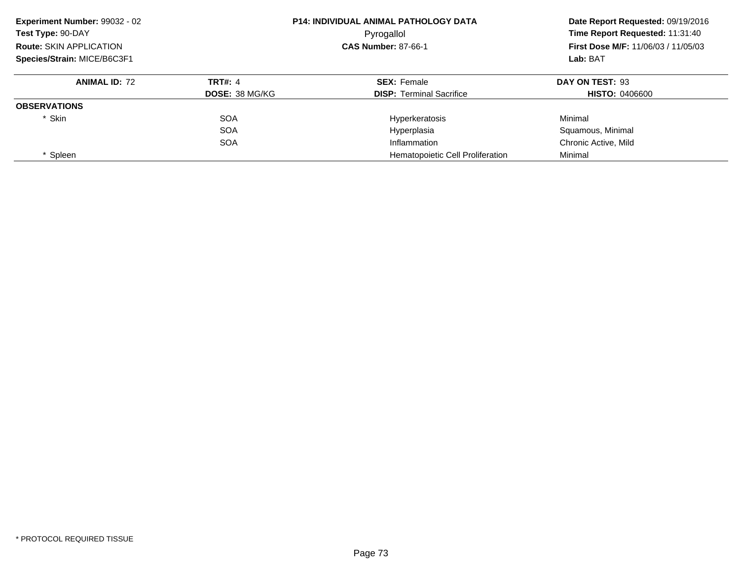**Experiment Number:** 99032 - 02
**Test Type:** 90-DAY
**Route:** SKIN APPLICATION
**Species/Strain:** MICE/B6C3F1

**P14: INDIVIDUAL ANIMAL PATHOLOGY DATA**
Pyrogallol
**CAS Number:** 87-66-1

**Date Report Requested:** 09/19/2016
**Time Report Requested:** 11:31:40
**First Dose M/F:** 11/06/03 / 11/05/03
**Lab:** BAT

| **ANIMAL ID:** 72 | **TRT#:** 4 | **SEX:** Female | **DAY ON TEST:** 93 |
|---|---|---|---|
| | **DOSE:** 38 MG/KG | **DISP:** Terminal Sacrifice | **HISTO:** 0406600 |
| **OBSERVATIONS** | | | |
| * Skin | SOA | Hyperkeratosis | Minimal |
| | SOA | Hyperplasia | Squamous, Minimal |
| | SOA | Inflammation | Chronic Active, Mild |
| * Spleen | | Hematopoietic Cell Proliferation | Minimal |

* PROTOCOL REQUIRED TISSUE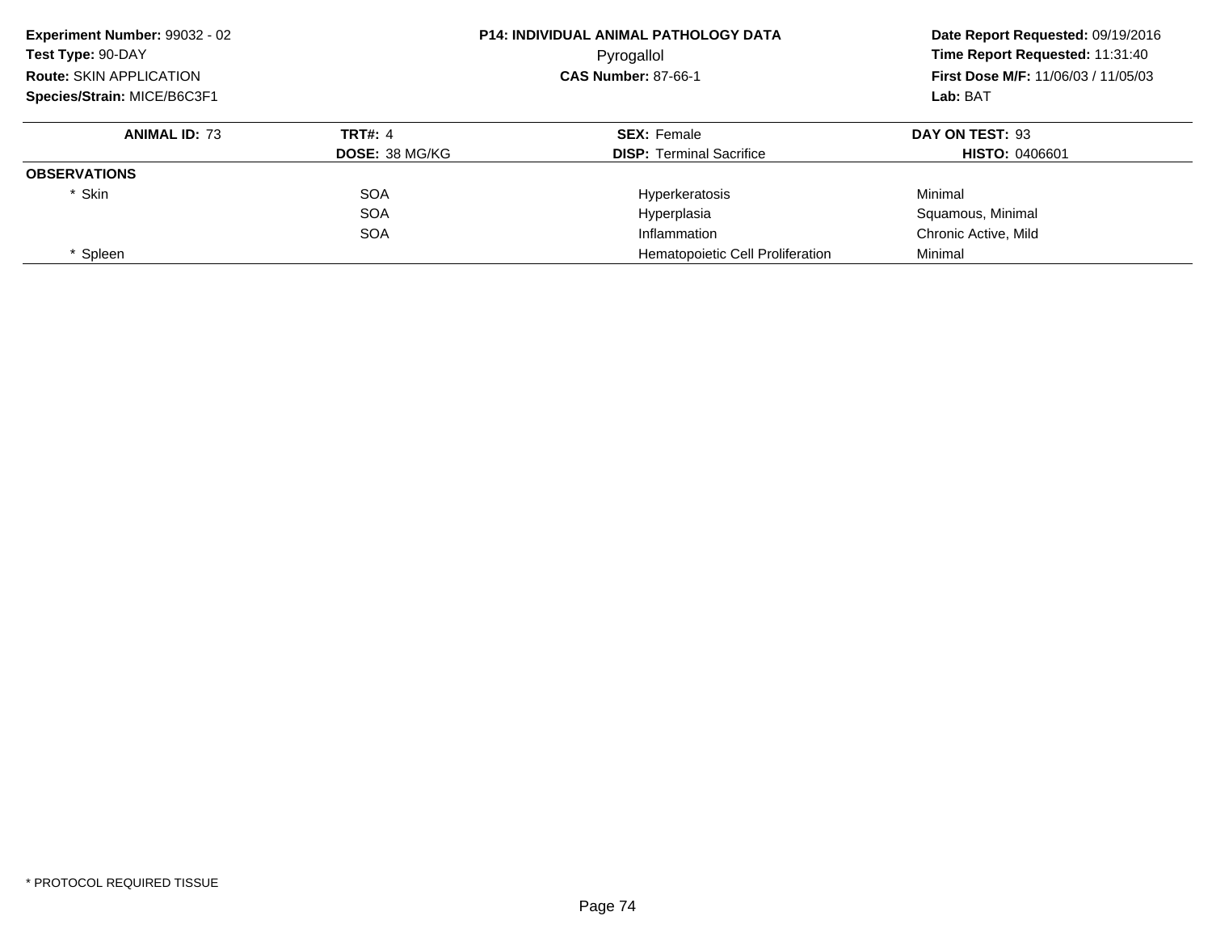**Experiment Number:** 99032 - 02
**Test Type:** 90-DAY
**Route:** SKIN APPLICATION
**Species/Strain:** MICE/B6C3F1

**P14: INDIVIDUAL ANIMAL PATHOLOGY DATA**
Pyrogallol
**CAS Number:** 87-66-1

**Date Report Requested:** 09/19/2016
**Time Report Requested:** 11:31:40
**First Dose M/F:** 11/06/03 / 11/05/03
**Lab:** BAT

| **ANIMAL ID:** 73 | **TRT#:** 4 | **SEX:** Female | **DAY ON TEST:** 93 |
|---|---|---|---|
| | **DOSE:** 38 MG/KG | **DISP:** Terminal Sacrifice | **HISTO:** 0406601 |
| **OBSERVATIONS** | | | |
| * Skin | SOA | Hyperkeratosis | Minimal |
| | SOA | Hyperplasia | Squamous, Minimal |
| | SOA | Inflammation | Chronic Active, Mild |
| * Spleen | | Hematopoietic Cell Proliferation | Minimal |

* PROTOCOL REQUIRED TISSUE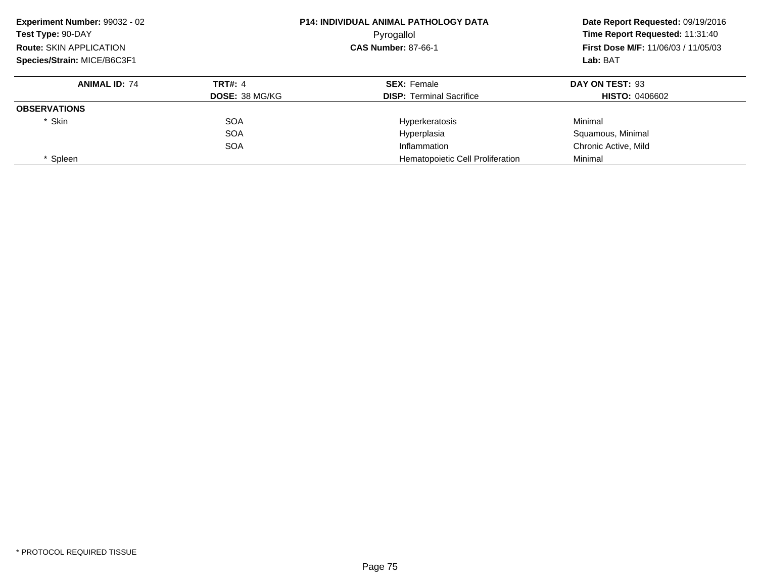**Experiment Number:** 99032 - 02
**Test Type:** 90-DAY
**Route:** SKIN APPLICATION
**Species/Strain:** MICE/B6C3F1

**P14: INDIVIDUAL ANIMAL PATHOLOGY DATA**
Pyrogallol
**CAS Number:** 87-66-1

**Date Report Requested:** 09/19/2016
**Time Report Requested:** 11:31:40
**First Dose M/F:** 11/06/03 / 11/05/03
**Lab:** BAT

| **ANIMAL ID:** 74 | **TRT#:** 4 | **SEX:** Female | **DAY ON TEST:** 93 |
|---|---|---|---|
| | **DOSE:** 38 MG/KG | **DISP:** Terminal Sacrifice | **HISTO:** 0406602 |
| **OBSERVATIONS** | | | |
| * Skin | SOA | Hyperkeratosis | Minimal |
| | SOA | Hyperplasia | Squamous, Minimal |
| | SOA | Inflammation | Chronic Active, Mild |
| * Spleen | | Hematopoietic Cell Proliferation | Minimal |

* PROTOCOL REQUIRED TISSUE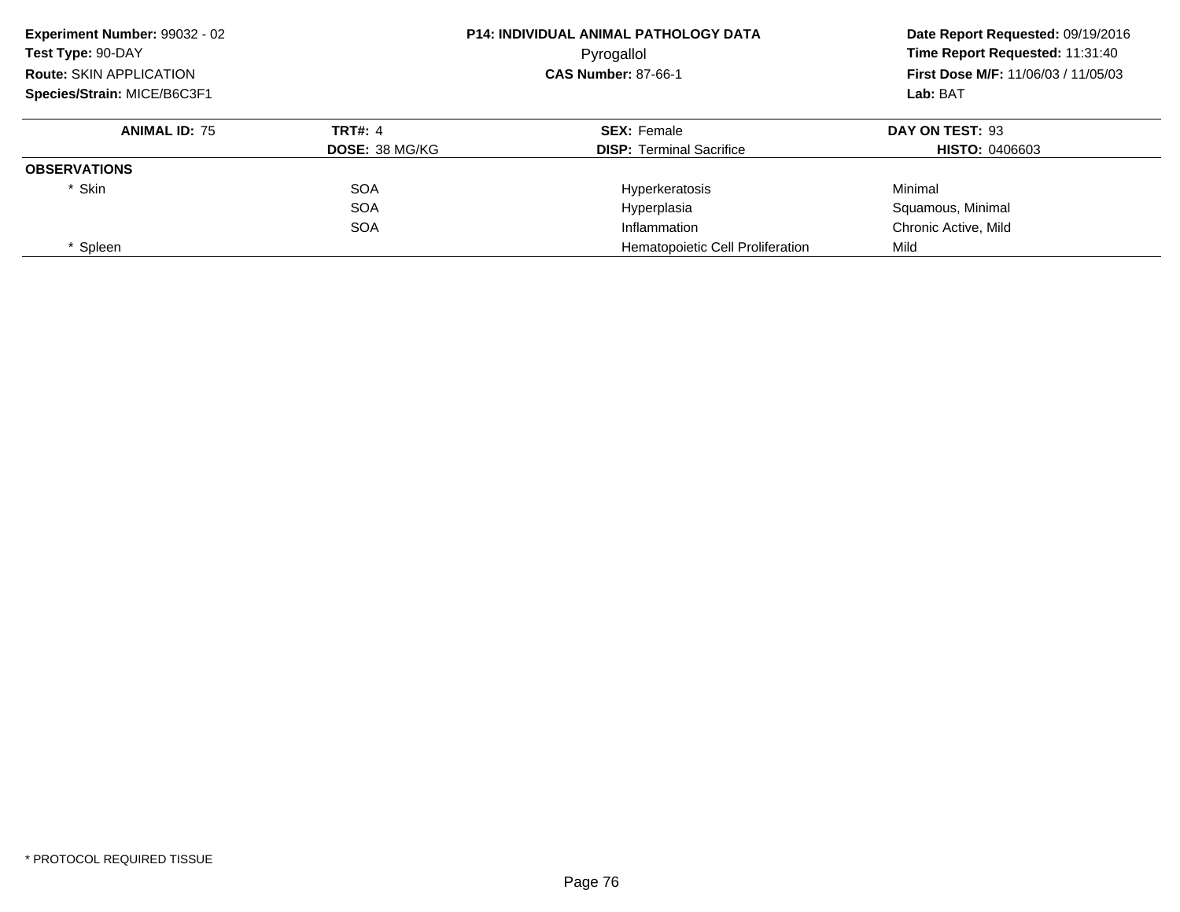**Experiment Number:** 99032 - 02
**Test Type:** 90-DAY
**Route:** SKIN APPLICATION
**Species/Strain:** MICE/B6C3F1

**P14: INDIVIDUAL ANIMAL PATHOLOGY DATA**
Pyrogallol
**CAS Number:** 87-66-1

**Date Report Requested:** 09/19/2016
**Time Report Requested:** 11:31:40
**First Dose M/F:** 11/06/03 / 11/05/03
**Lab:** BAT

| **ANIMAL ID:** 75 | **TRT#:** 4 | **SEX:** Female | **DAY ON TEST:** 93 |
|---|---|---|---|
| | **DOSE:** 38 MG/KG | **DISP:** Terminal Sacrifice | **HISTO:** 0406603 |
| **OBSERVATIONS** | | | |
| * Skin | SOA | Hyperkeratosis | Minimal |
| | SOA | Hyperplasia | Squamous, Minimal |
| | SOA | Inflammation | Chronic Active, Mild |
| * Spleen | | Hematopoietic Cell Proliferation | Mild |

* PROTOCOL REQUIRED TISSUE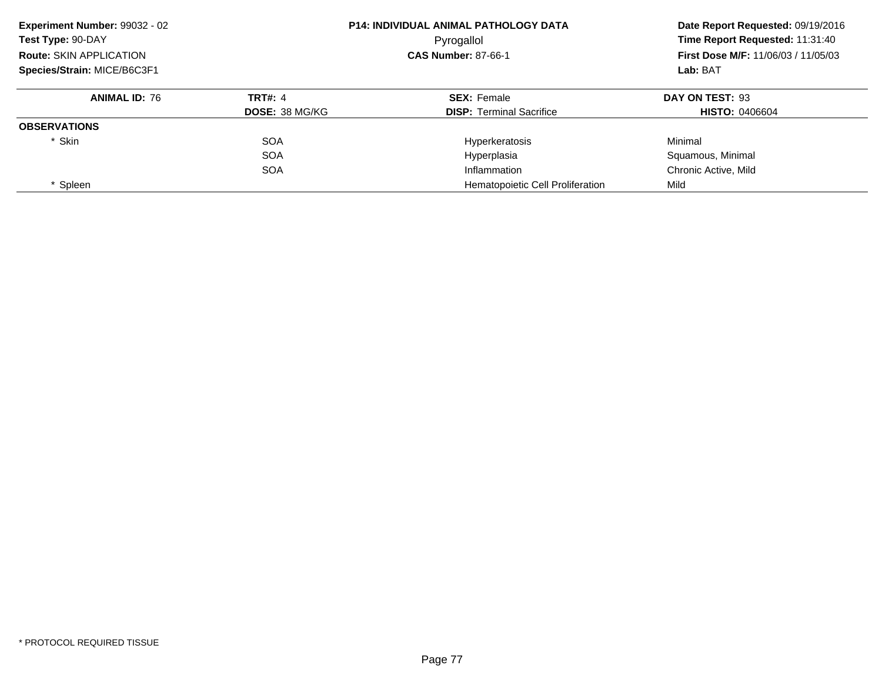**Experiment Number:** 99032 - 02
**Test Type:** 90-DAY
**Route:** SKIN APPLICATION
**Species/Strain:** MICE/B6C3F1

**P14: INDIVIDUAL ANIMAL PATHOLOGY DATA**
Pyrogallol
**CAS Number:** 87-66-1

**Date Report Requested:** 09/19/2016
**Time Report Requested:** 11:31:40
**First Dose M/F:** 11/06/03 / 11/05/03
**Lab:** BAT

| **ANIMAL ID:** 76 | **TRT#:** 4 | **SEX:** Female | **DAY ON TEST:** 93 |
|---|---|---|---|
| | **DOSE:** 38 MG/KG | **DISP:** Terminal Sacrifice | **HISTO:** 0406604 |
| **OBSERVATIONS** | | | |
| * Skin | SOA | Hyperkeratosis | Minimal |
| | SOA | Hyperplasia | Squamous, Minimal |
| | SOA | Inflammation | Chronic Active, Mild |
| * Spleen | | Hematopoietic Cell Proliferation | Mild |

* PROTOCOL REQUIRED TISSUE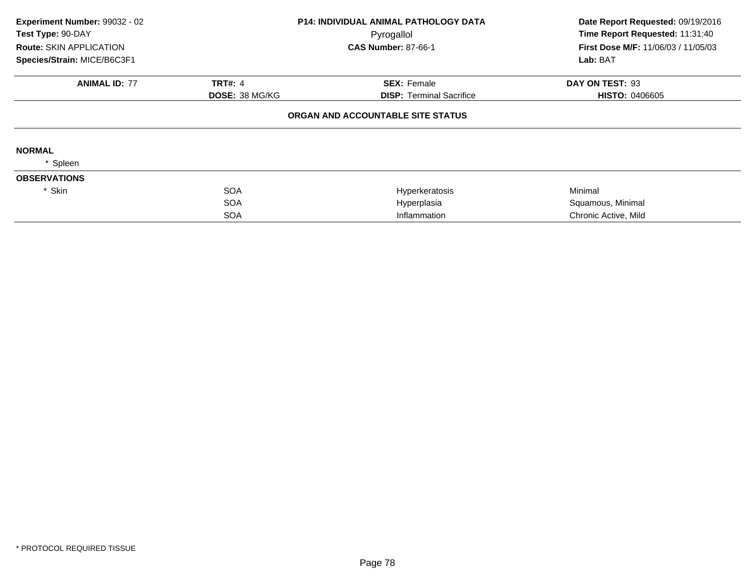**Experiment Number:** 99032 - 02
**Test Type:** 90-DAY
**Route:** SKIN APPLICATION
**Species/Strain:** MICE/B6C3F1

**P14: INDIVIDUAL ANIMAL PATHOLOGY DATA**
Pyrogallol
**CAS Number:** 87-66-1

**Date Report Requested:** 09/19/2016
**Time Report Requested:** 11:31:40
**First Dose M/F:** 11/06/03 / 11/05/03
**Lab:** BAT

| **ANIMAL ID:** 77 | **TRT#:** 4 | **SEX:** Female | **DAY ON TEST:** 93 |
|---|---|---|---|
| | **DOSE:** 38 MG/KG | **DISP:** Terminal Sacrifice | **HISTO:** 0406605 |

**ORGAN AND ACCOUNTABLE SITE STATUS**

**NORMAL**

\* Spleen

**OBSERVATIONS**

| | | | |
|---|---|---|---|
| * Skin | SOA | Hyperkeratosis | Minimal |
| | SOA | Hyperplasia | Squamous, Minimal |
| | SOA | Inflammation | Chronic Active, Mild |

\* PROTOCOL REQUIRED TISSUE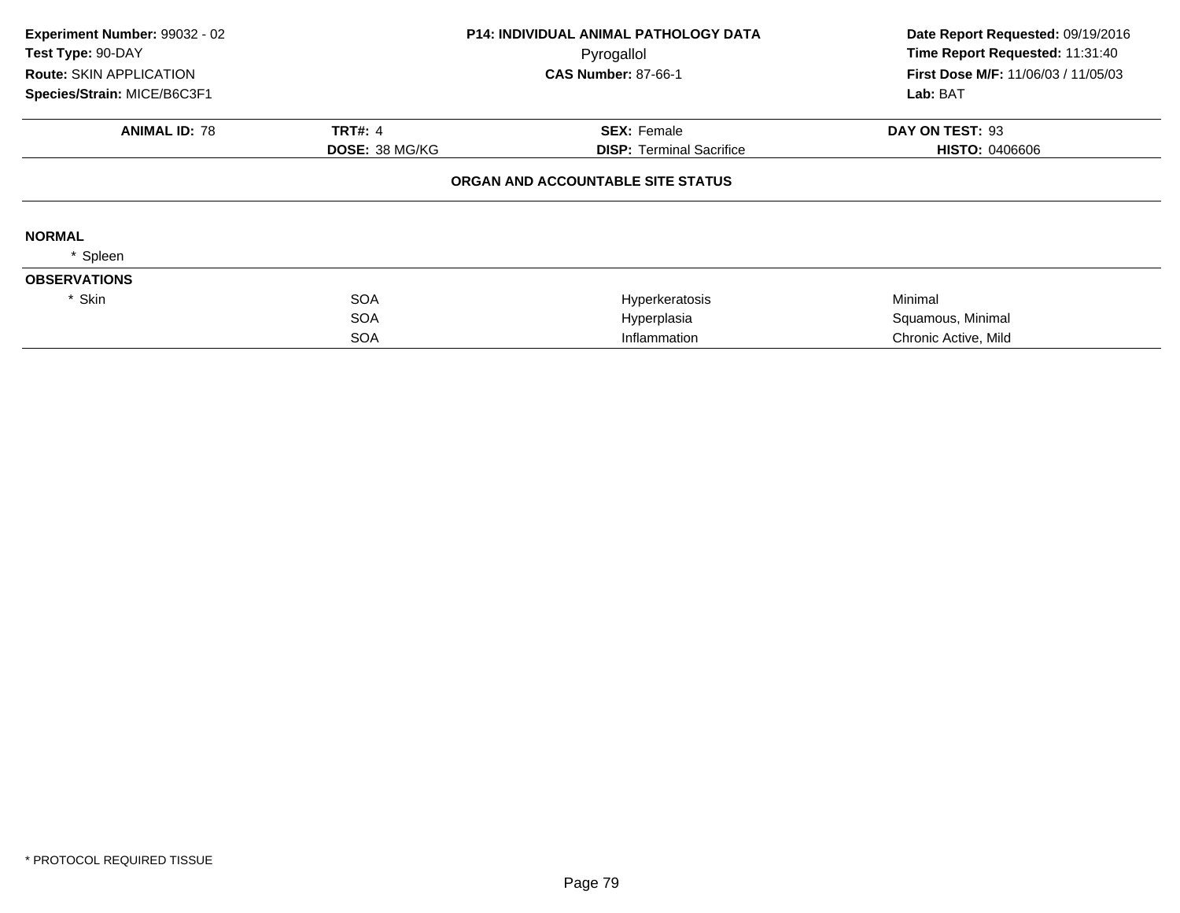**Experiment Number:** 99032 - 02
**Test Type:** 90-DAY
**Route:** SKIN APPLICATION
**Species/Strain:** MICE/B6C3F1

**P14: INDIVIDUAL ANIMAL PATHOLOGY DATA**
Pyrogallol
**CAS Number:** 87-66-1

**Date Report Requested:** 09/19/2016
**Time Report Requested:** 11:31:40
**First Dose M/F:** 11/06/03 / 11/05/03
**Lab:** BAT

| **ANIMAL ID:** 78 | **TRT#:** 4 | **SEX:** Female | **DAY ON TEST:** 93 |
|---|---|---|---|
| | **DOSE:** 38 MG/KG | **DISP:** Terminal Sacrifice | **HISTO:** 0406606 |

**ORGAN AND ACCOUNTABLE SITE STATUS**

**NORMAL**

* Spleen

**OBSERVATIONS**

| | | | |
|---|---|---|---|
| * Skin | SOA | Hyperkeratosis | Minimal |
| | SOA | Hyperplasia | Squamous, Minimal |
| | SOA | Inflammation | Chronic Active, Mild |

* PROTOCOL REQUIRED TISSUE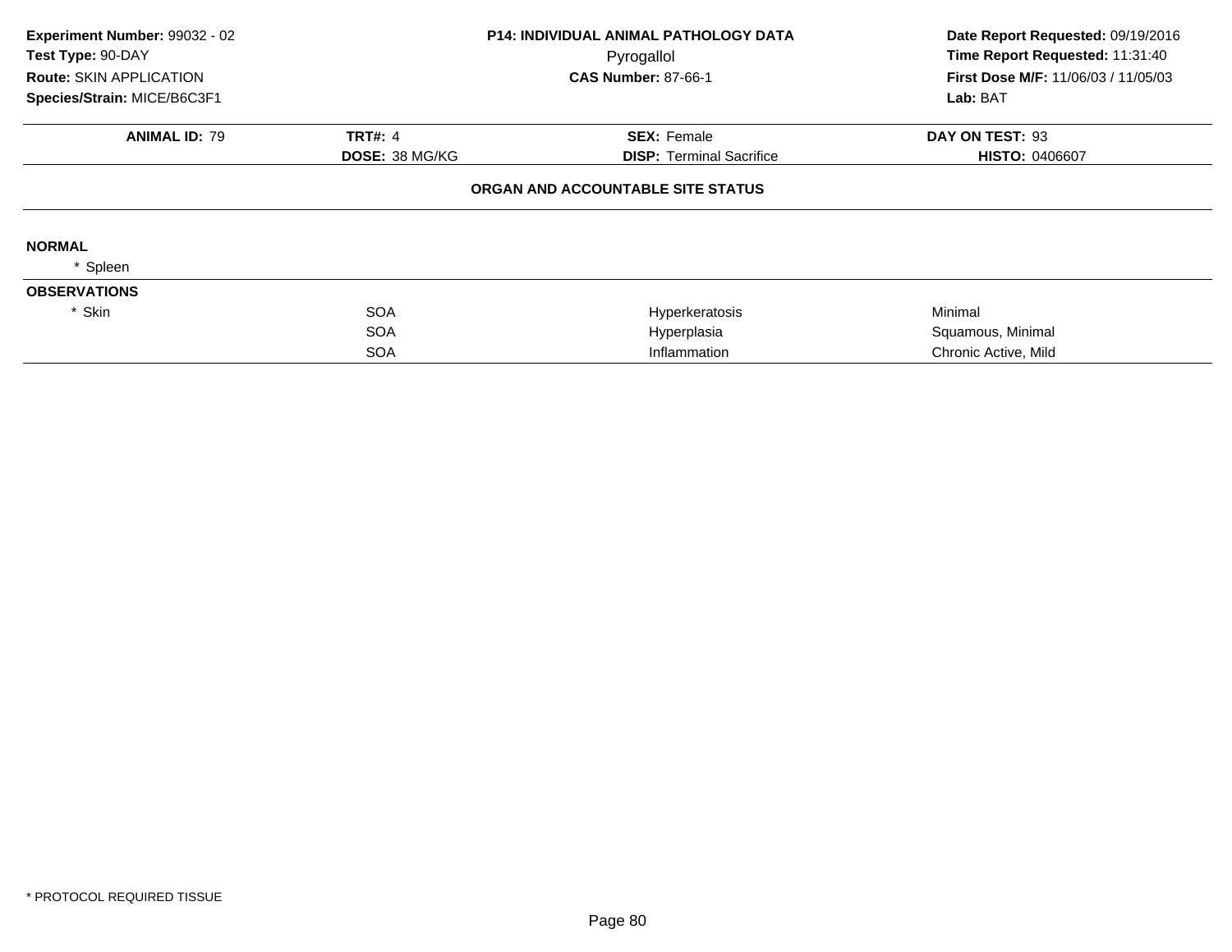**Experiment Number:** 99032 - 02
**Test Type:** 90-DAY
**Route:** SKIN APPLICATION
**Species/Strain:** MICE/B6C3F1

**P14: INDIVIDUAL ANIMAL PATHOLOGY DATA**
Pyrogallol
**CAS Number:** 87-66-1

**Date Report Requested:** 09/19/2016
**Time Report Requested:** 11:31:40
**First Dose M/F:** 11/06/03 / 11/05/03
**Lab:** BAT

| **ANIMAL ID:** 79 | **TRT#:** 4 | **SEX:** Female | **DAY ON TEST:** 93 |
|---|---|---|---|
| | **DOSE:** 38 MG/KG | **DISP:** Terminal Sacrifice | **HISTO:** 0406607 |

**ORGAN AND ACCOUNTABLE SITE STATUS**

**NORMAL**

* Spleen

**OBSERVATIONS**

| | | | |
|---|---|---|---|
| * Skin | SOA | Hyperkeratosis | Minimal |
| | SOA | Hyperplasia | Squamous, Minimal |
| | SOA | Inflammation | Chronic Active, Mild |

* PROTOCOL REQUIRED TISSUE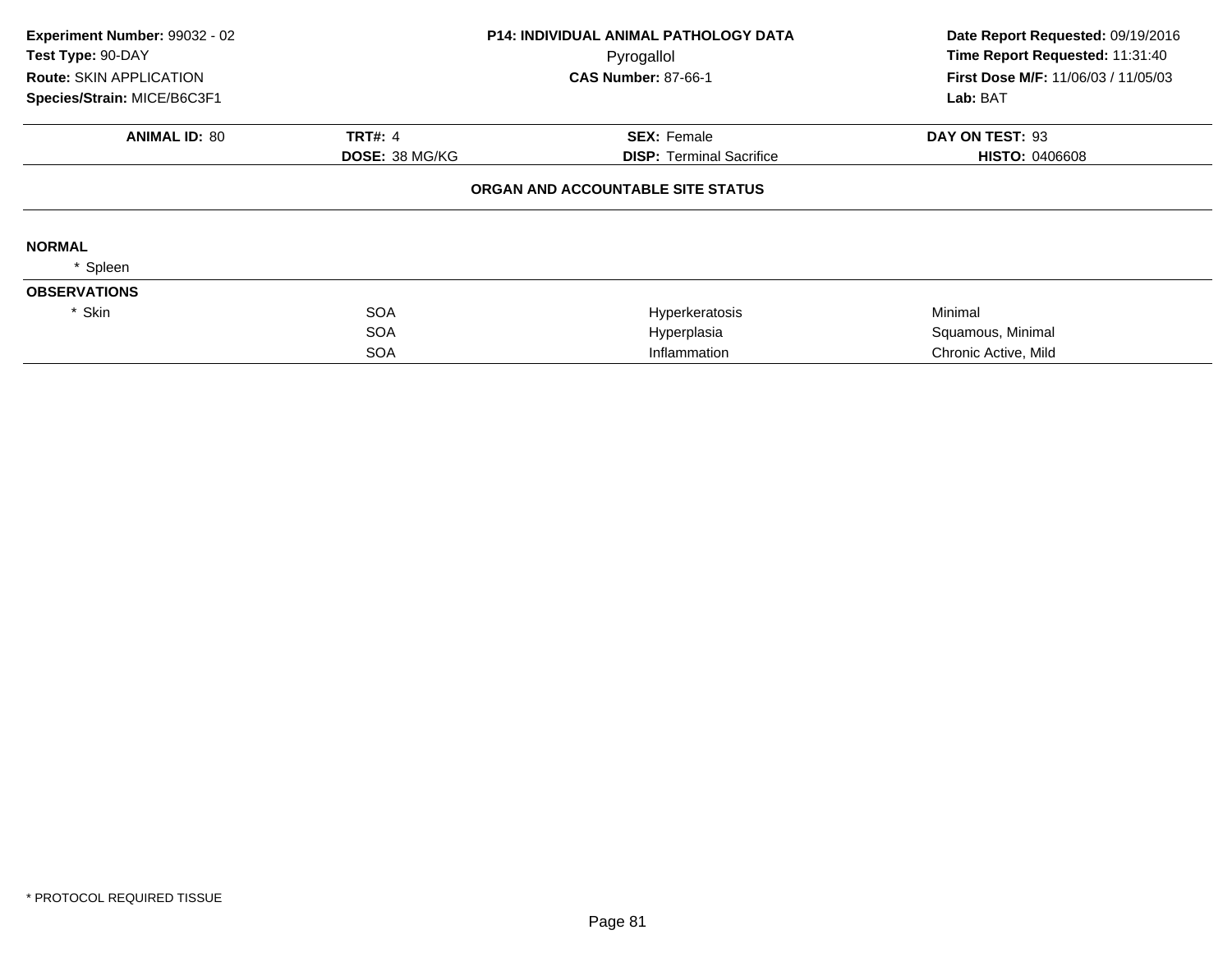**Experiment Number:** 99032 - 02
**Test Type:** 90-DAY
**Route:** SKIN APPLICATION
**Species/Strain:** MICE/B6C3F1

**P14: INDIVIDUAL ANIMAL PATHOLOGY DATA**
Pyrogallol
**CAS Number:** 87-66-1

**Date Report Requested:** 09/19/2016
**Time Report Requested:** 11:31:40
**First Dose M/F:** 11/06/03 / 11/05/03
**Lab:** BAT

| **ANIMAL ID:** 80 | **TRT#:** 4 | **SEX:** Female | **DAY ON TEST:** 93 |
|---|---|---|---|
| | **DOSE:** 38 MG/KG | **DISP:** Terminal Sacrifice | **HISTO:** 0406608 |

**ORGAN AND ACCOUNTABLE SITE STATUS**

**NORMAL**

* Spleen

**OBSERVATIONS**

| | | | |
|---|---|---|---|
| * Skin | SOA | Hyperkeratosis | Minimal |
| | SOA | Hyperplasia | Squamous, Minimal |
| | SOA | Inflammation | Chronic Active, Mild |

\* PROTOCOL REQUIRED TISSUE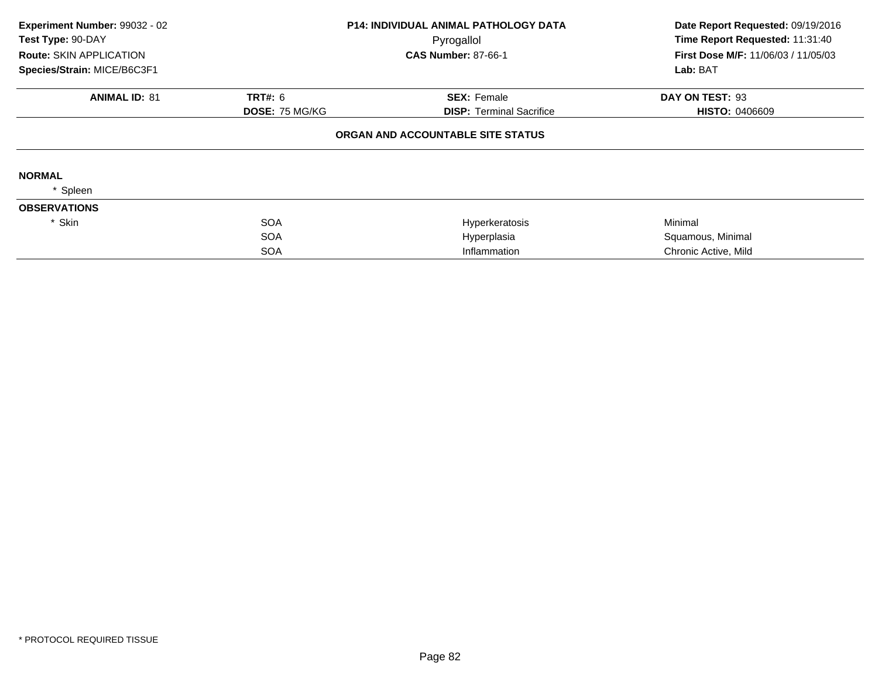| | | | |
|---|---|---|---|
| **Experiment Number:** 99032 - 02 | **P14: INDIVIDUAL ANIMAL PATHOLOGY DATA** | | **Date Report Requested:** 09/19/2016 |
| **Test Type:** 90-DAY | Pyrogallol | | **Time Report Requested:** 11:31:40 |
| **Route:** SKIN APPLICATION | **CAS Number:** 87-66-1 | | **First Dose M/F:** 11/06/03 / 11/05/03 |
| **Species/Strain:** MICE/B6C3F1 | | | **Lab:** BAT |

| **ANIMAL ID:** 81 | **TRT#:** 6 | **SEX:** Female | **DAY ON TEST:** 93 |
|---|---|---|---|
| | **DOSE:** 75 MG/KG | **DISP:** Terminal Sacrifice | **HISTO:** 0406609 |

**ORGAN AND ACCOUNTABLE SITE STATUS**

**NORMAL**

\* Spleen

**OBSERVATIONS**

| | | | |
|---|---|---|---|
| * Skin | SOA | Hyperkeratosis | Minimal |
| | SOA | Hyperplasia | Squamous, Minimal |
| | SOA | Inflammation | Chronic Active, Mild |

\* PROTOCOL REQUIRED TISSUE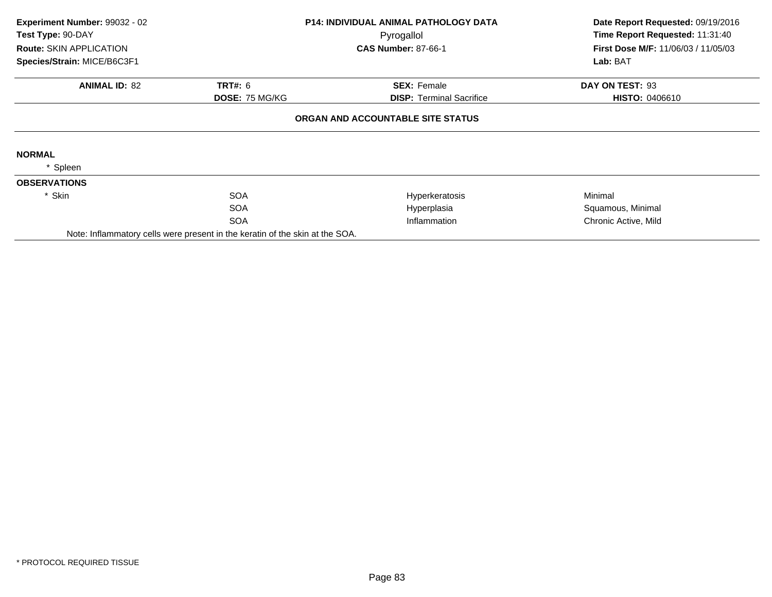**Experiment Number:** 99032 - 02
**Test Type:** 90-DAY
**Route:** SKIN APPLICATION
**Species/Strain:** MICE/B6C3F1

**P14: INDIVIDUAL ANIMAL PATHOLOGY DATA**
Pyrogallol
**CAS Number:** 87-66-1

**Date Report Requested:** 09/19/2016
**Time Report Requested:** 11:31:40
**First Dose M/F:** 11/06/03 / 11/05/03
**Lab:** BAT

| **ANIMAL ID:** 82 | **TRT#:** 6 | **SEX:** Female | **DAY ON TEST:** 93 |
|---|---|---|---|
| | **DOSE:** 75 MG/KG | **DISP:** Terminal Sacrifice | **HISTO:** 0406610 |

**ORGAN AND ACCOUNTABLE SITE STATUS**

**NORMAL**

* Spleen

**OBSERVATIONS**

| | | | |
|---|---|---|---|
| * Skin | SOA | Hyperkeratosis | Minimal |
| | SOA | Hyperplasia | Squamous, Minimal |
| | SOA | Inflammation | Chronic Active, Mild |

Note: Inflammatory cells were present in the keratin of the skin at the SOA.

* PROTOCOL REQUIRED TISSUE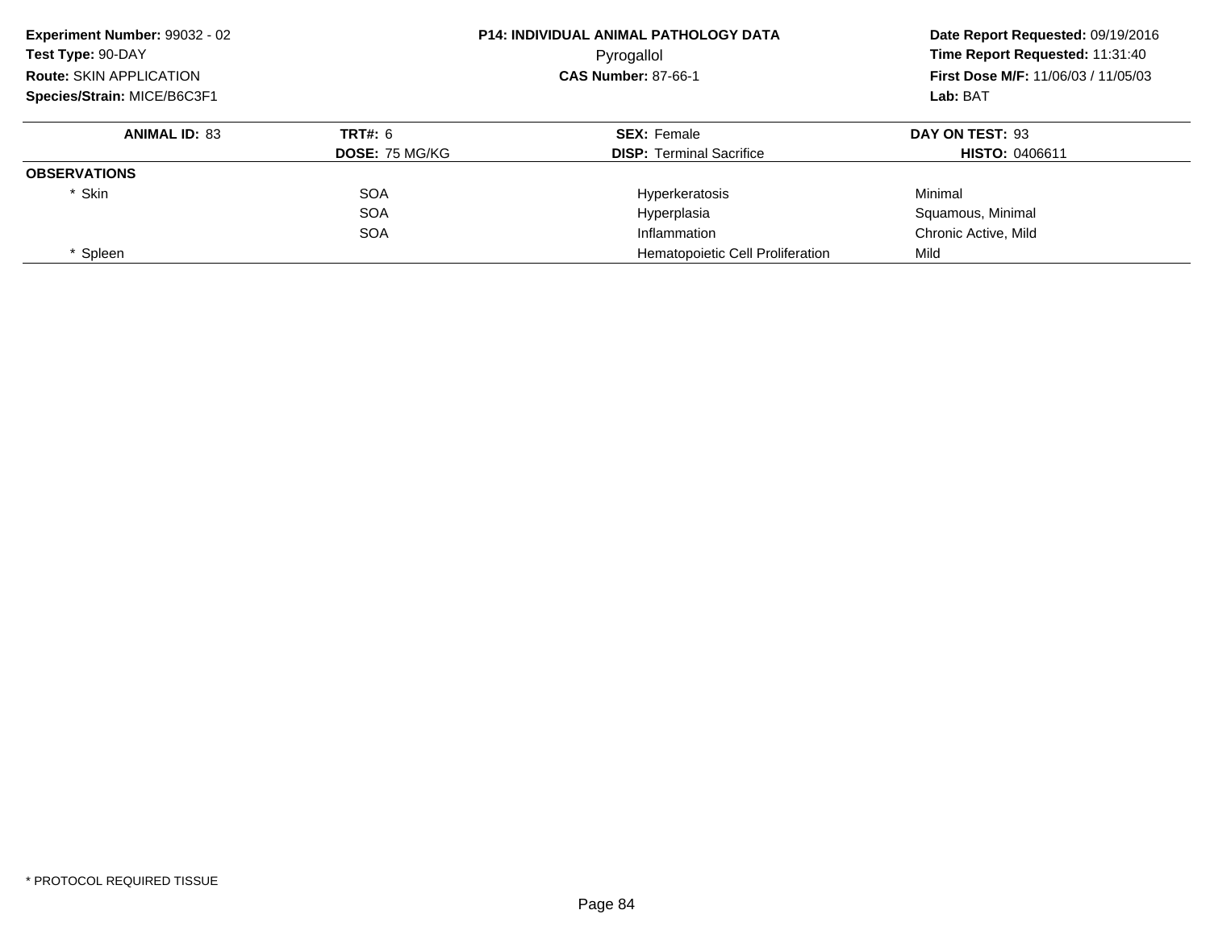**Experiment Number:** 99032 - 02
**Test Type:** 90-DAY
**Route:** SKIN APPLICATION
**Species/Strain:** MICE/B6C3F1

**P14: INDIVIDUAL ANIMAL PATHOLOGY DATA**
Pyrogallol
**CAS Number:** 87-66-1

**Date Report Requested:** 09/19/2016
**Time Report Requested:** 11:31:40
**First Dose M/F:** 11/06/03 / 11/05/03
**Lab:** BAT

| **ANIMAL ID:** 83 | **TRT#:** 6 | **SEX:** Female | **DAY ON TEST:** 93 |
|---|---|---|---|
| | **DOSE:** 75 MG/KG | **DISP:** Terminal Sacrifice | **HISTO:** 0406611 |
| **OBSERVATIONS** | | | |
| * Skin | SOA | Hyperkeratosis | Minimal |
| | SOA | Hyperplasia | Squamous, Minimal |
| | SOA | Inflammation | Chronic Active, Mild |
| * Spleen | | Hematopoietic Cell Proliferation | Mild |

* PROTOCOL REQUIRED TISSUE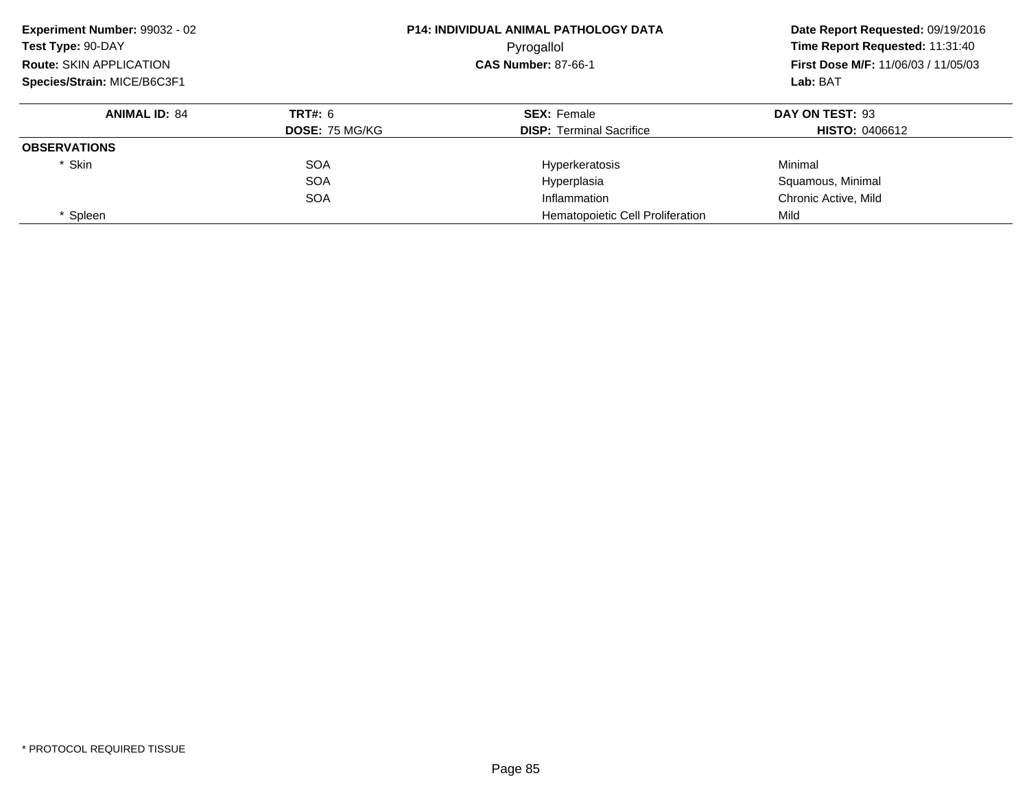**Experiment Number:** 99032 - 02
**Test Type:** 90-DAY
**Route:** SKIN APPLICATION
**Species/Strain:** MICE/B6C3F1

**P14: INDIVIDUAL ANIMAL PATHOLOGY DATA**
Pyrogallol
**CAS Number:** 87-66-1

**Date Report Requested:** 09/19/2016
**Time Report Requested:** 11:31:40
**First Dose M/F:** 11/06/03 / 11/05/03
**Lab:** BAT

| **ANIMAL ID:** 84 | **TRT#:** 6 | **SEX:** Female | **DAY ON TEST:** 93 |
|---|---|---|---|
| | **DOSE:** 75 MG/KG | **DISP:** Terminal Sacrifice | **HISTO:** 0406612 |
| **OBSERVATIONS** | | | |
| * Skin | SOA | Hyperkeratosis | Minimal |
| | SOA | Hyperplasia | Squamous, Minimal |
| | SOA | Inflammation | Chronic Active, Mild |
| * Spleen | | Hematopoietic Cell Proliferation | Mild |

* PROTOCOL REQUIRED TISSUE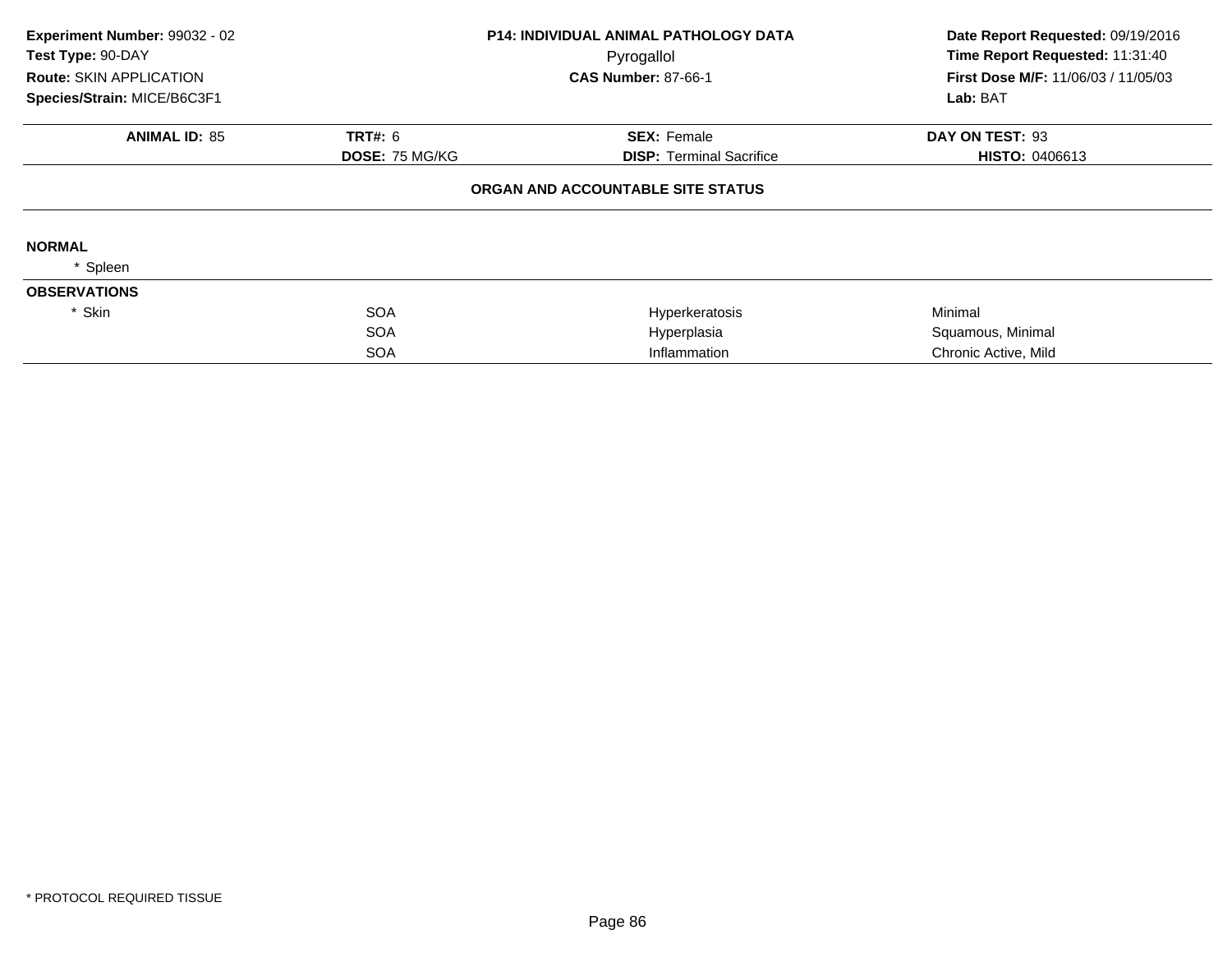**Experiment Number:** 99032 - 02
**Test Type:** 90-DAY
**Route:** SKIN APPLICATION
**Species/Strain:** MICE/B6C3F1

**P14: INDIVIDUAL ANIMAL PATHOLOGY DATA**
Pyrogallol
**CAS Number:** 87-66-1

**Date Report Requested:** 09/19/2016
**Time Report Requested:** 11:31:40
**First Dose M/F:** 11/06/03 / 11/05/03
**Lab:** BAT

| **ANIMAL ID:** 85 | **TRT#:** 6 | **SEX:** Female | **DAY ON TEST:** 93 |
|---|---|---|---|
| | **DOSE:** 75 MG/KG | **DISP:** Terminal Sacrifice | **HISTO:** 0406613 |

**ORGAN AND ACCOUNTABLE SITE STATUS**

**NORMAL**

\* Spleen

**OBSERVATIONS**

| | | | |
|---|---|---|---|
| * Skin | SOA | Hyperkeratosis | Minimal |
| | SOA | Hyperplasia | Squamous, Minimal |
| | SOA | Inflammation | Chronic Active, Mild |

\* PROTOCOL REQUIRED TISSUE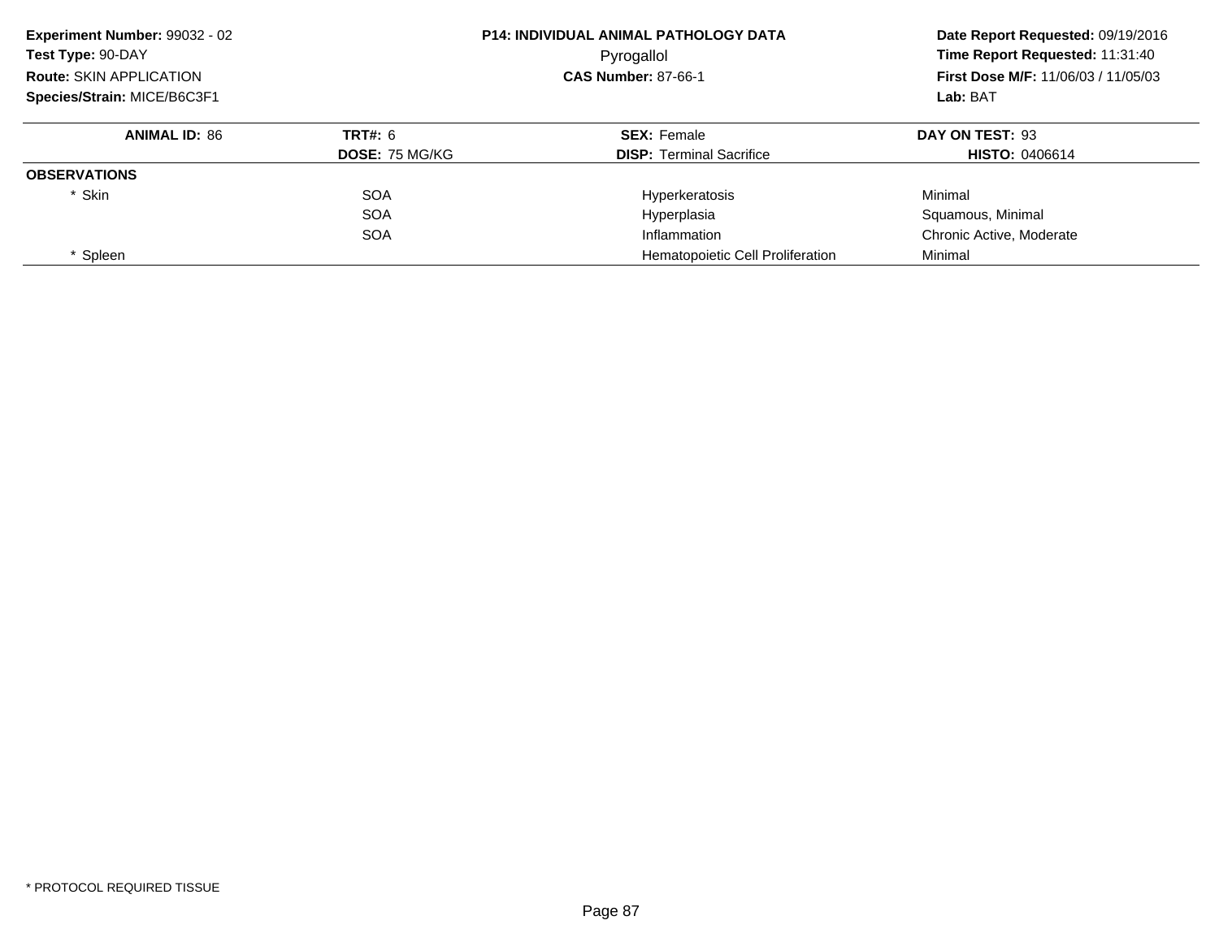**Experiment Number:** 99032 - 02
**Test Type:** 90-DAY
**Route:** SKIN APPLICATION
**Species/Strain:** MICE/B6C3F1

**P14: INDIVIDUAL ANIMAL PATHOLOGY DATA**
Pyrogallol
**CAS Number:** 87-66-1

**Date Report Requested:** 09/19/2016
**Time Report Requested:** 11:31:40
**First Dose M/F:** 11/06/03 / 11/05/03
**Lab:** BAT

| **ANIMAL ID:** 86 | **TRT#:** 6 | **SEX:** Female | **DAY ON TEST:** 93 |
|---|---|---|---|
| | **DOSE:** 75 MG/KG | **DISP:** Terminal Sacrifice | **HISTO:** 0406614 |
| **OBSERVATIONS** | | | |
| * Skin | SOA | Hyperkeratosis | Minimal |
| | SOA | Hyperplasia | Squamous, Minimal |
| | SOA | Inflammation | Chronic Active, Moderate |
| * Spleen | | Hematopoietic Cell Proliferation | Minimal |

* PROTOCOL REQUIRED TISSUE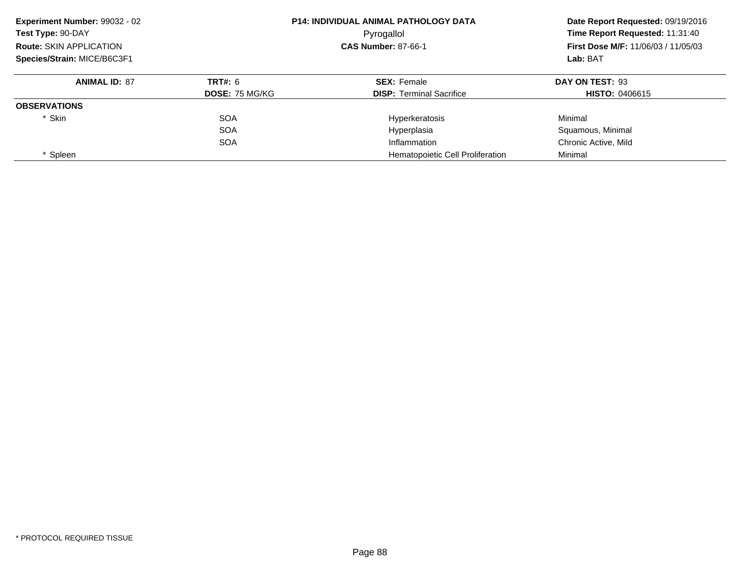**Experiment Number:** 99032 - 02
**Test Type:** 90-DAY
**Route:** SKIN APPLICATION
**Species/Strain:** MICE/B6C3F1

**P14: INDIVIDUAL ANIMAL PATHOLOGY DATA**
Pyrogallol
**CAS Number:** 87-66-1

**Date Report Requested:** 09/19/2016
**Time Report Requested:** 11:31:40
**First Dose M/F:** 11/06/03 / 11/05/03
**Lab:** BAT

| **ANIMAL ID:** 87 | **TRT#:** 6 | **SEX:** Female | **DAY ON TEST:** 93 |
|---|---|---|---|
| | **DOSE:** 75 MG/KG | **DISP:** Terminal Sacrifice | **HISTO:** 0406615 |
| **OBSERVATIONS** | | | |
| * Skin | SOA | Hyperkeratosis | Minimal |
| | SOA | Hyperplasia | Squamous, Minimal |
| | SOA | Inflammation | Chronic Active, Mild |
| * Spleen | | Hematopoietic Cell Proliferation | Minimal |

* PROTOCOL REQUIRED TISSUE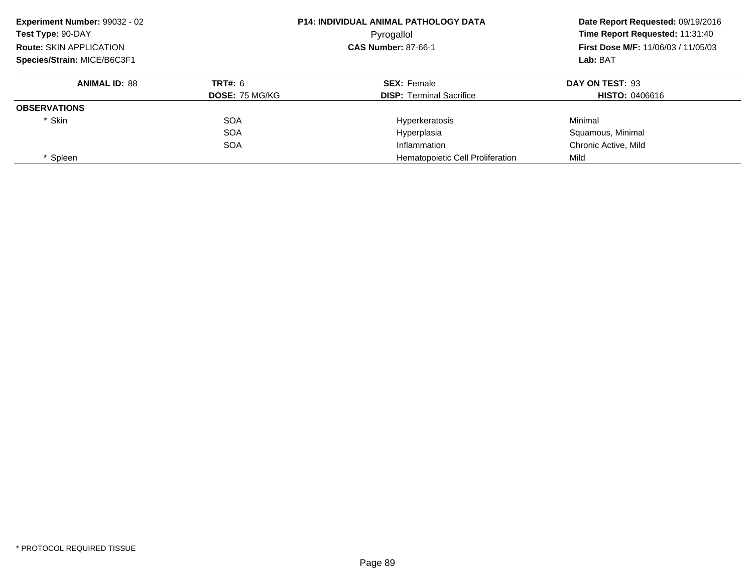**Experiment Number:** 99032 - 02
**Test Type:** 90-DAY
**Route:** SKIN APPLICATION
**Species/Strain:** MICE/B6C3F1

**P14: INDIVIDUAL ANIMAL PATHOLOGY DATA**
Pyrogallol
**CAS Number:** 87-66-1

**Date Report Requested:** 09/19/2016
**Time Report Requested:** 11:31:40
**First Dose M/F:** 11/06/03 / 11/05/03
**Lab:** BAT

| **ANIMAL ID:** 88 | **TRT#:** 6 | **SEX:** Female | **DAY ON TEST:** 93 |
|---|---|---|---|
| | **DOSE:** 75 MG/KG | **DISP:** Terminal Sacrifice | **HISTO:** 0406616 |
| **OBSERVATIONS** | | | |
| * Skin | SOA | Hyperkeratosis | Minimal |
| | SOA | Hyperplasia | Squamous, Minimal |
| | SOA | Inflammation | Chronic Active, Mild |
| * Spleen | | Hematopoietic Cell Proliferation | Mild |

* PROTOCOL REQUIRED TISSUE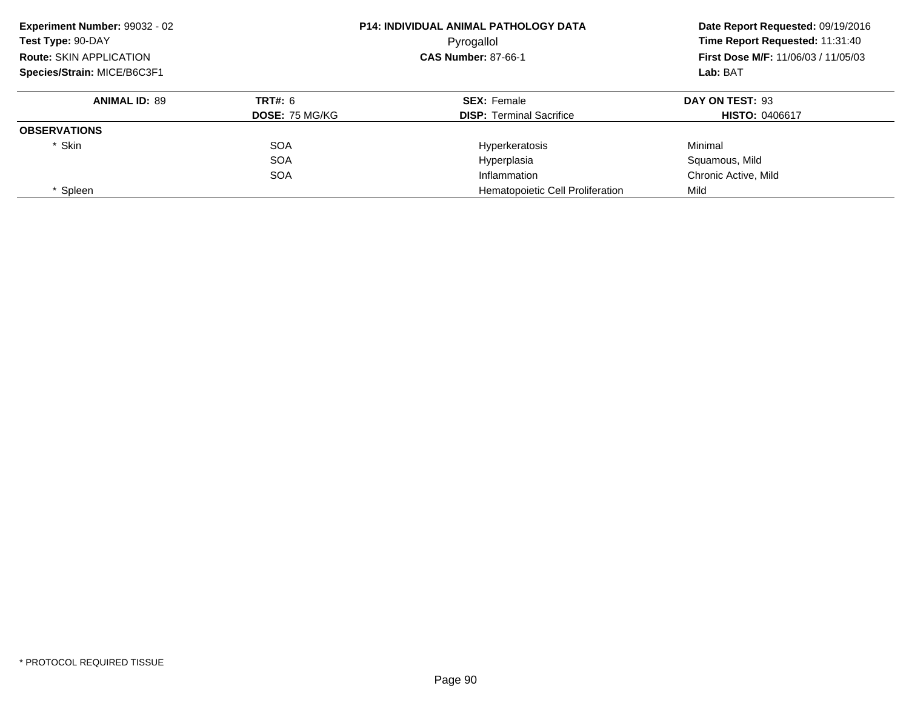**Experiment Number:** 99032 - 02
**Test Type:** 90-DAY
**Route:** SKIN APPLICATION
**Species/Strain:** MICE/B6C3F1

**P14: INDIVIDUAL ANIMAL PATHOLOGY DATA**
Pyrogallol
**CAS Number:** 87-66-1

**Date Report Requested:** 09/19/2016
**Time Report Requested:** 11:31:40
**First Dose M/F:** 11/06/03 / 11/05/03
**Lab:** BAT

| **ANIMAL ID:** 89 | **TRT#:** 6 | **SEX:** Female | **DAY ON TEST:** 93 |
|---|---|---|---|
| | **DOSE:** 75 MG/KG | **DISP:** Terminal Sacrifice | **HISTO:** 0406617 |
| **OBSERVATIONS** | | | |
| * Skin | SOA | Hyperkeratosis | Minimal |
| | SOA | Hyperplasia | Squamous, Mild |
| | SOA | Inflammation | Chronic Active, Mild |
| * Spleen | | Hematopoietic Cell Proliferation | Mild |

* PROTOCOL REQUIRED TISSUE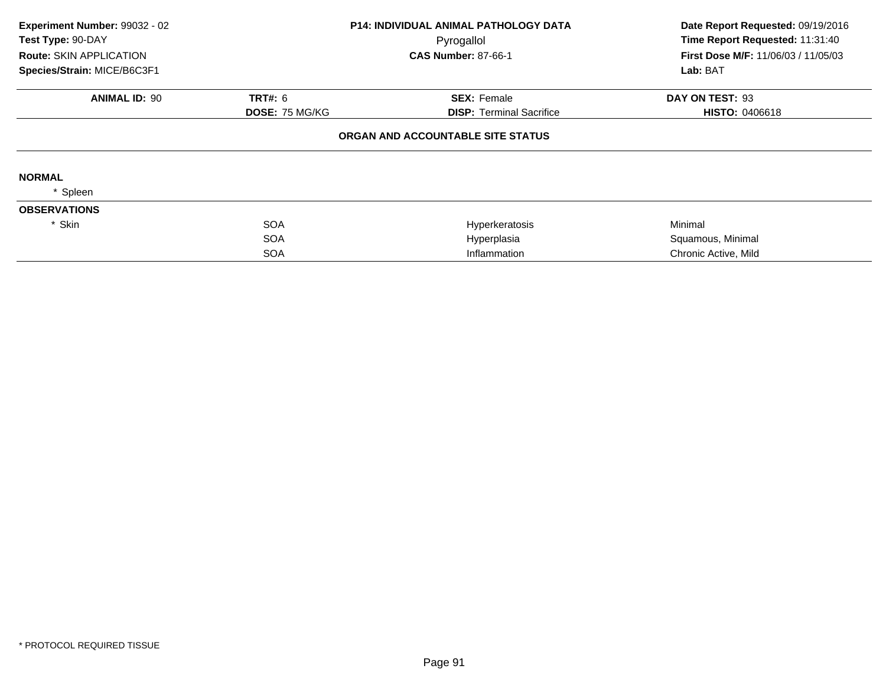**Experiment Number:** 99032 - 02
**Test Type:** 90-DAY
**Route:** SKIN APPLICATION
**Species/Strain:** MICE/B6C3F1

**P14: INDIVIDUAL ANIMAL PATHOLOGY DATA**
Pyrogallol
**CAS Number:** 87-66-1

**Date Report Requested:** 09/19/2016
**Time Report Requested:** 11:31:40
**First Dose M/F:** 11/06/03 / 11/05/03
**Lab:** BAT

| **ANIMAL ID:** 90 | **TRT#:** 6 | **SEX:** Female | **DAY ON TEST:** 93 |
|---|---|---|---|
| | **DOSE:** 75 MG/KG | **DISP:** Terminal Sacrifice | **HISTO:** 0406618 |

**ORGAN AND ACCOUNTABLE SITE STATUS**

**NORMAL**

| | | | |
|---|---|---|---|
| * Spleen | | | |

**OBSERVATIONS**

| | | | |
|---|---|---|---|
| * Skin | SOA | Hyperkeratosis | Minimal |
| | SOA | Hyperplasia | Squamous, Minimal |
| | SOA | Inflammation | Chronic Active, Mild |

* PROTOCOL REQUIRED TISSUE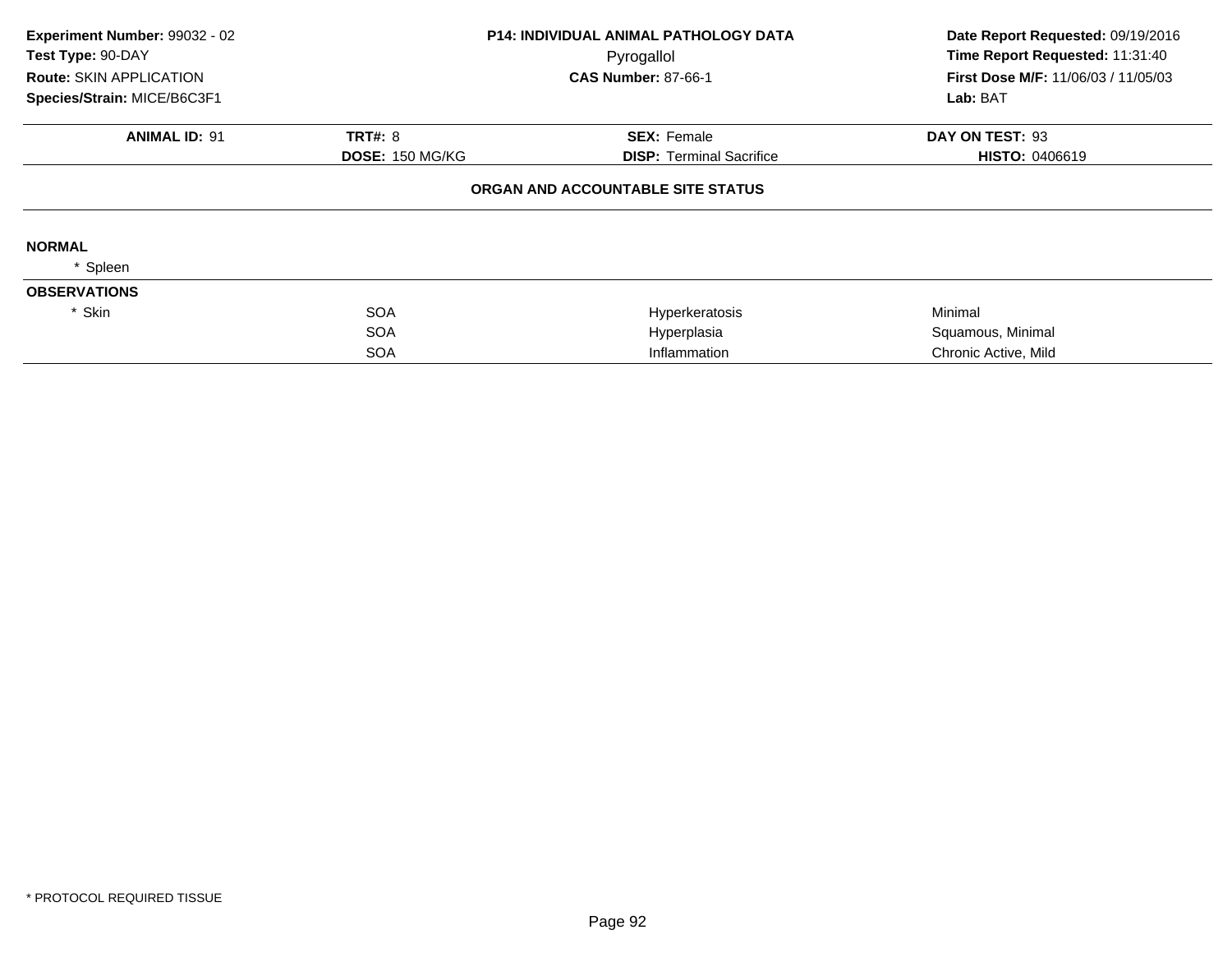**Experiment Number:** 99032 - 02
**Test Type:** 90-DAY
**Route:** SKIN APPLICATION
**Species/Strain:** MICE/B6C3F1

**P14: INDIVIDUAL ANIMAL PATHOLOGY DATA**
Pyrogallol
**CAS Number:** 87-66-1

**Date Report Requested:** 09/19/2016
**Time Report Requested:** 11:31:40
**First Dose M/F:** 11/06/03 / 11/05/03
**Lab:** BAT

| **ANIMAL ID:** 91 | **TRT#:** 8 | **SEX:** Female | **DAY ON TEST:** 93 |
|---|---|---|---|
| | **DOSE:** 150 MG/KG | **DISP:** Terminal Sacrifice | **HISTO:** 0406619 |

**ORGAN AND ACCOUNTABLE SITE STATUS**

**NORMAL**

\* Spleen

**OBSERVATIONS**

| | | | |
|---|---|---|---|
| * Skin | SOA | Hyperkeratosis | Minimal |
| | SOA | Hyperplasia | Squamous, Minimal |
| | SOA | Inflammation | Chronic Active, Mild |

\* PROTOCOL REQUIRED TISSUE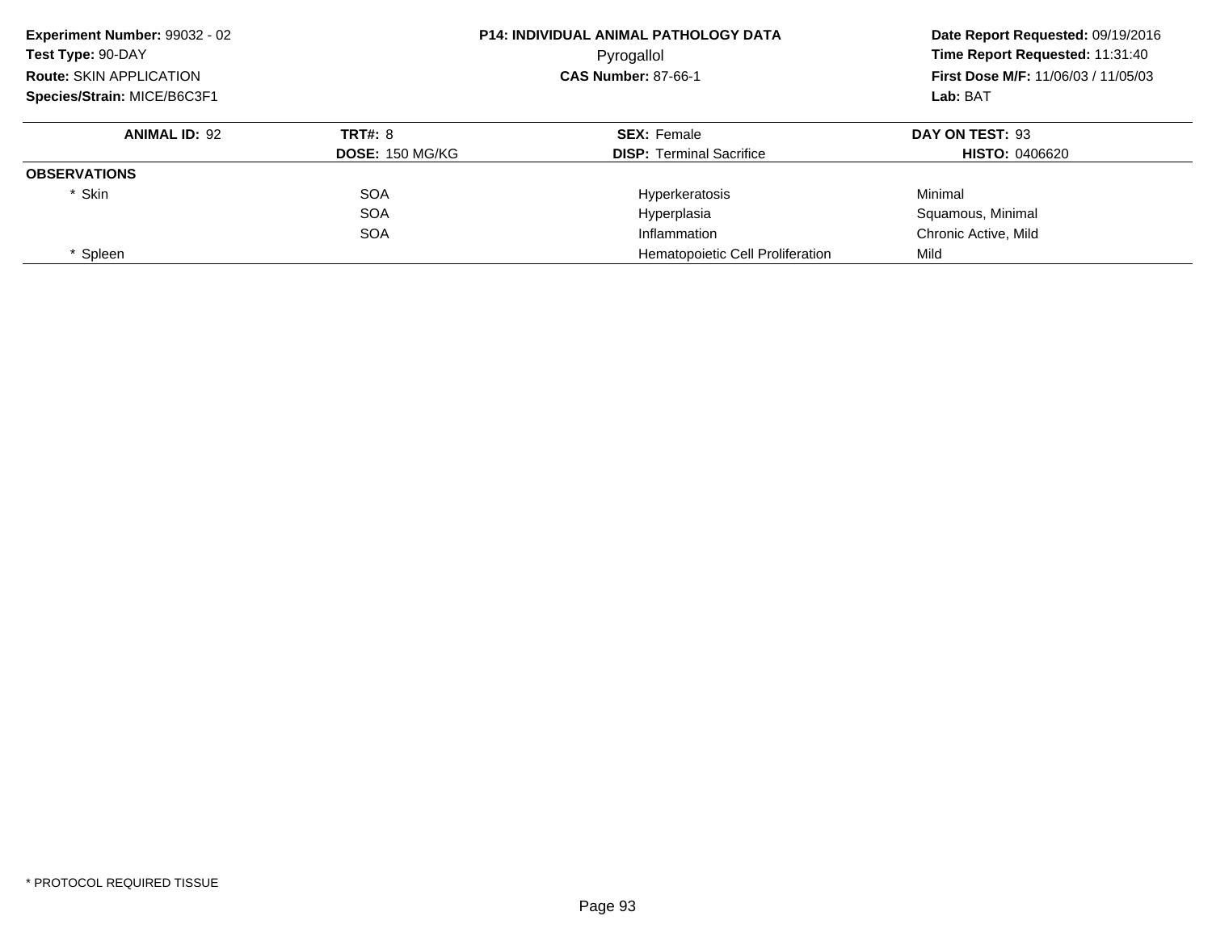**Experiment Number:** 99032 - 02
**Test Type:** 90-DAY
**Route:** SKIN APPLICATION
**Species/Strain:** MICE/B6C3F1

**P14: INDIVIDUAL ANIMAL PATHOLOGY DATA**
Pyrogallol
**CAS Number:** 87-66-1

**Date Report Requested:** 09/19/2016
**Time Report Requested:** 11:31:40
**First Dose M/F:** 11/06/03 / 11/05/03
**Lab:** BAT

| **ANIMAL ID:** 92 | **TRT#:** 8 | **SEX:** Female | **DAY ON TEST:** 93 |
|---|---|---|---|
| | **DOSE:** 150 MG/KG | **DISP:** Terminal Sacrifice | **HISTO:** 0406620 |
| **OBSERVATIONS** | | | |
| * Skin | SOA | Hyperkeratosis | Minimal |
| | SOA | Hyperplasia | Squamous, Minimal |
| | SOA | Inflammation | Chronic Active, Mild |
| * Spleen | | Hematopoietic Cell Proliferation | Mild |

* PROTOCOL REQUIRED TISSUE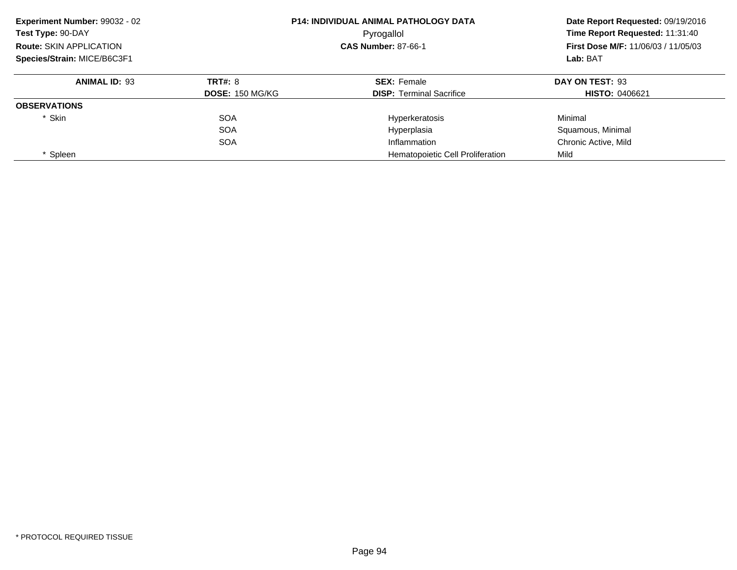**Experiment Number:** 99032 - 02
**Test Type:** 90-DAY
**Route:** SKIN APPLICATION
**Species/Strain:** MICE/B6C3F1

**P14: INDIVIDUAL ANIMAL PATHOLOGY DATA**
Pyrogallol
**CAS Number:** 87-66-1

**Date Report Requested:** 09/19/2016
**Time Report Requested:** 11:31:40
**First Dose M/F:** 11/06/03 / 11/05/03
**Lab:** BAT

| **ANIMAL ID:** 93 | **TRT#:** 8 | **SEX:** Female | **DAY ON TEST:** 93 |
|---|---|---|---|
| | **DOSE:** 150 MG/KG | **DISP:** Terminal Sacrifice | **HISTO:** 0406621 |
| **OBSERVATIONS** | | | |
| * Skin | SOA | Hyperkeratosis | Minimal |
| | SOA | Hyperplasia | Squamous, Minimal |
| | SOA | Inflammation | Chronic Active, Mild |
| * Spleen | | Hematopoietic Cell Proliferation | Mild |

* PROTOCOL REQUIRED TISSUE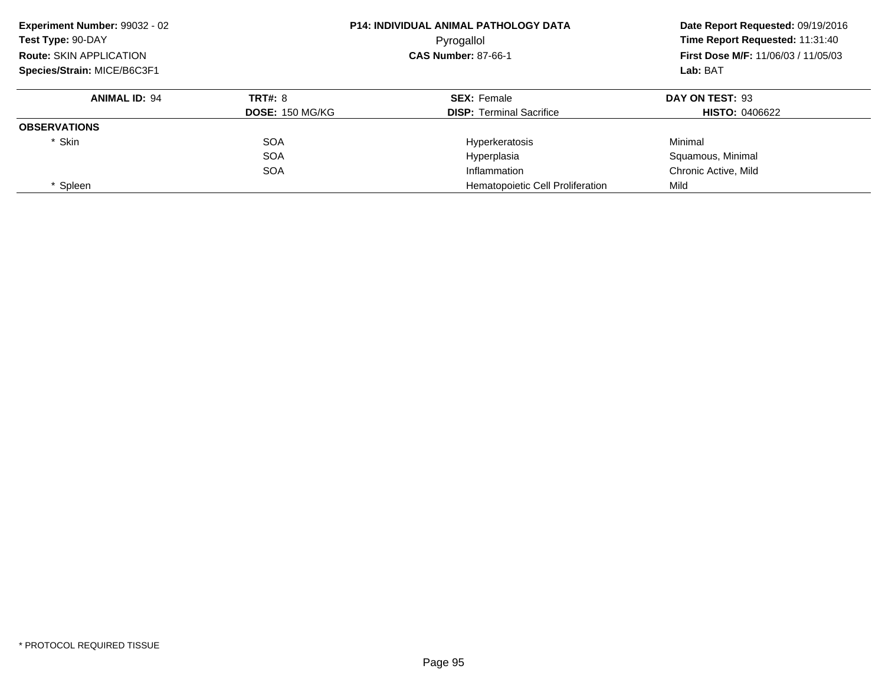**Experiment Number:** 99032 - 02
**Test Type:** 90-DAY
**Route:** SKIN APPLICATION
**Species/Strain:** MICE/B6C3F1

**P14: INDIVIDUAL ANIMAL PATHOLOGY DATA**
Pyrogallol
**CAS Number:** 87-66-1

**Date Report Requested:** 09/19/2016
**Time Report Requested:** 11:31:40
**First Dose M/F:** 11/06/03 / 11/05/03
**Lab:** BAT

| **ANIMAL ID:** 94 | **TRT#:** 8 | **SEX:** Female | **DAY ON TEST:** 93 |
|---|---|---|---|
| | **DOSE:** 150 MG/KG | **DISP:** Terminal Sacrifice | **HISTO:** 0406622 |
| **OBSERVATIONS** | | | |
| * Skin | SOA | Hyperkeratosis | Minimal |
| | SOA | Hyperplasia | Squamous, Minimal |
| | SOA | Inflammation | Chronic Active, Mild |
| * Spleen | | Hematopoietic Cell Proliferation | Mild |

* PROTOCOL REQUIRED TISSUE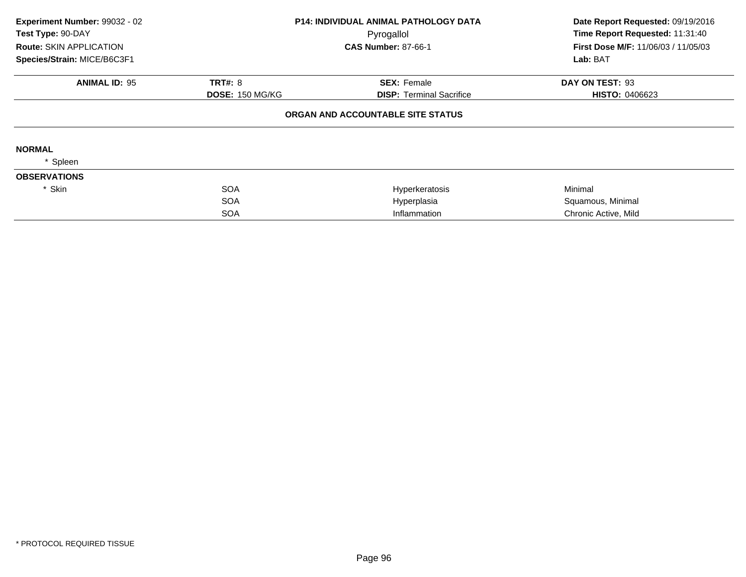**Experiment Number:** 99032 - 02
**Test Type:** 90-DAY
**Route:** SKIN APPLICATION
**Species/Strain:** MICE/B6C3F1

**P14: INDIVIDUAL ANIMAL PATHOLOGY DATA**
Pyrogallol
**CAS Number:** 87-66-1

**Date Report Requested:** 09/19/2016
**Time Report Requested:** 11:31:40
**First Dose M/F:** 11/06/03 / 11/05/03
**Lab:** BAT

| **ANIMAL ID:** 95 | **TRT#:** 8 | **SEX:** Female | **DAY ON TEST:** 93 |
|---|---|---|---|
| | **DOSE:** 150 MG/KG | **DISP:** Terminal Sacrifice | **HISTO:** 0406623 |

**ORGAN AND ACCOUNTABLE SITE STATUS**

**NORMAL**

\* Spleen

**OBSERVATIONS**

| | | | |
|---|---|---|---|
| * Skin | SOA | Hyperkeratosis | Minimal |
| | SOA | Hyperplasia | Squamous, Minimal |
| | SOA | Inflammation | Chronic Active, Mild |

\* PROTOCOL REQUIRED TISSUE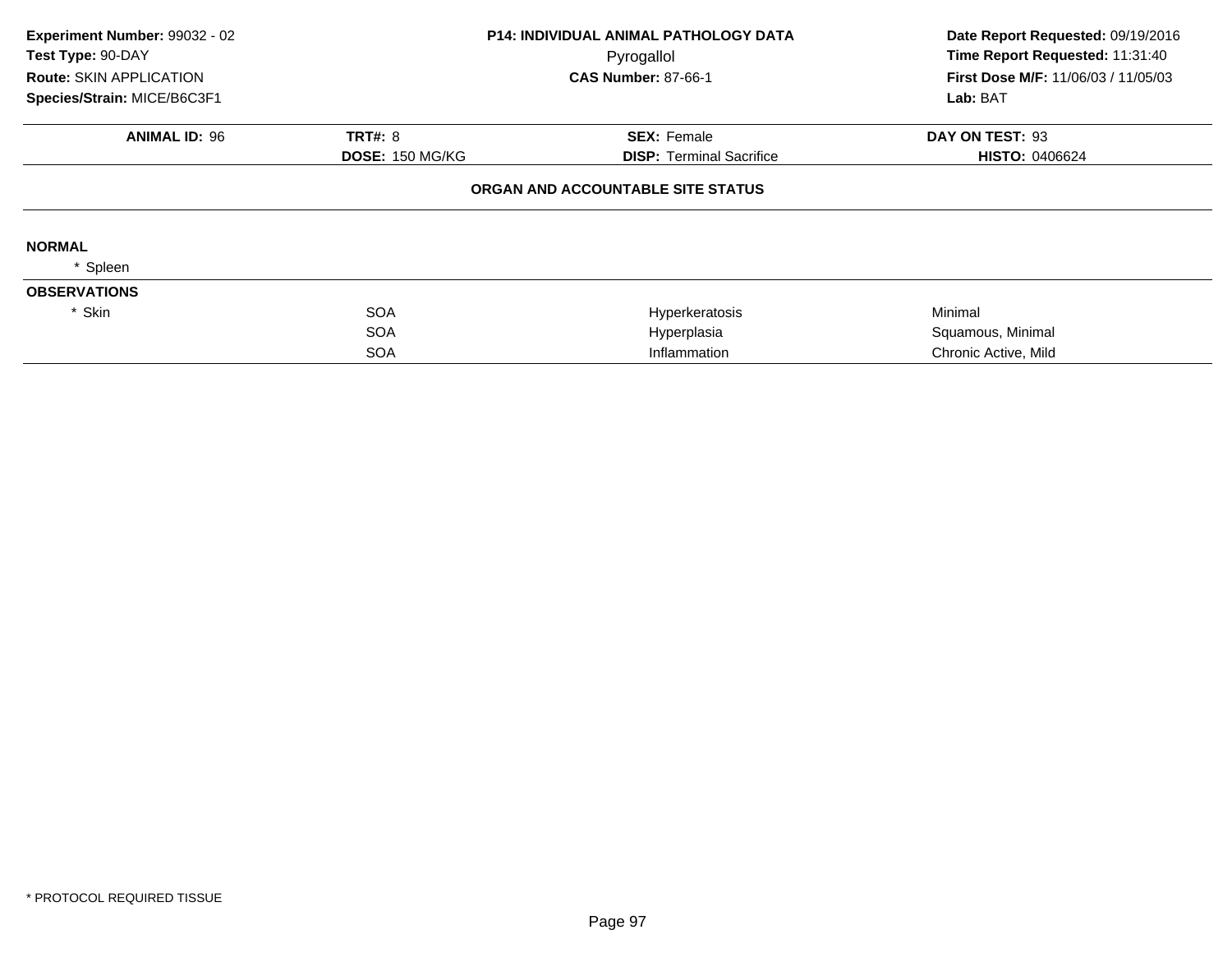**Experiment Number:** 99032 - 02
**Test Type:** 90-DAY
**Route:** SKIN APPLICATION
**Species/Strain:** MICE/B6C3F1

**P14: INDIVIDUAL ANIMAL PATHOLOGY DATA**
Pyrogallol
**CAS Number:** 87-66-1

**Date Report Requested:** 09/19/2016
**Time Report Requested:** 11:31:40
**First Dose M/F:** 11/06/03 / 11/05/03
**Lab:** BAT

| **ANIMAL ID:** 96 | **TRT#:** 8 | **SEX:** Female | **DAY ON TEST:** 93 |
|---|---|---|---|
| | **DOSE:** 150 MG/KG | **DISP:** Terminal Sacrifice | **HISTO:** 0406624 |

**ORGAN AND ACCOUNTABLE SITE STATUS**

**NORMAL**

* Spleen

**OBSERVATIONS**

| | | | |
|---|---|---|---|
| * Skin | SOA | Hyperkeratosis | Minimal |
| | SOA | Hyperplasia | Squamous, Minimal |
| | SOA | Inflammation | Chronic Active, Mild |

* PROTOCOL REQUIRED TISSUE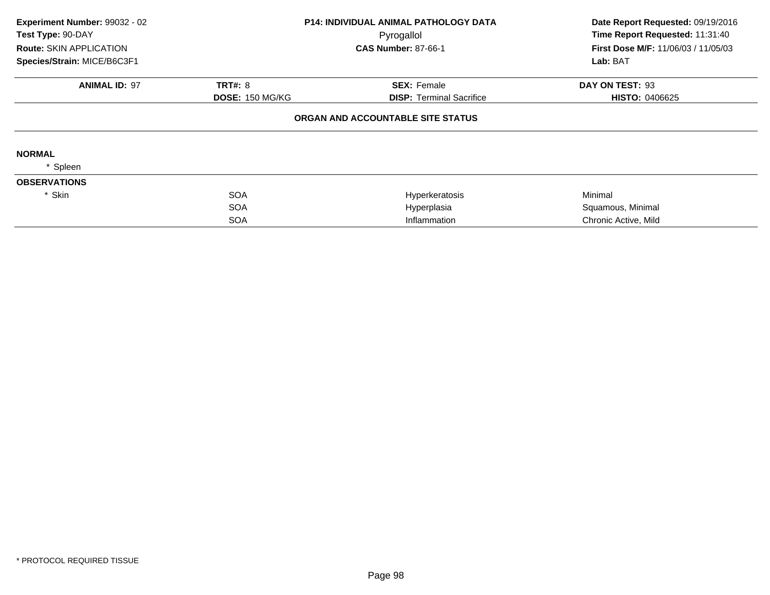**Experiment Number:** 99032 - 02
**Test Type:** 90-DAY
**Route:** SKIN APPLICATION
**Species/Strain:** MICE/B6C3F1

**P14: INDIVIDUAL ANIMAL PATHOLOGY DATA**
Pyrogallol
**CAS Number:** 87-66-1

**Date Report Requested:** 09/19/2016
**Time Report Requested:** 11:31:40
**First Dose M/F:** 11/06/03 / 11/05/03
**Lab:** BAT

| **ANIMAL ID:** 97 | **TRT#:** 8 | **SEX:** Female | **DAY ON TEST:** 93 |
|---|---|---|---|
| | **DOSE:** 150 MG/KG | **DISP:** Terminal Sacrifice | **HISTO:** 0406625 |

**ORGAN AND ACCOUNTABLE SITE STATUS**

**NORMAL**

* Spleen

**OBSERVATIONS**

| | | | |
|---|---|---|---|
| * Skin | SOA | Hyperkeratosis | Minimal |
| | SOA | Hyperplasia | Squamous, Minimal |
| | SOA | Inflammation | Chronic Active, Mild |

* PROTOCOL REQUIRED TISSUE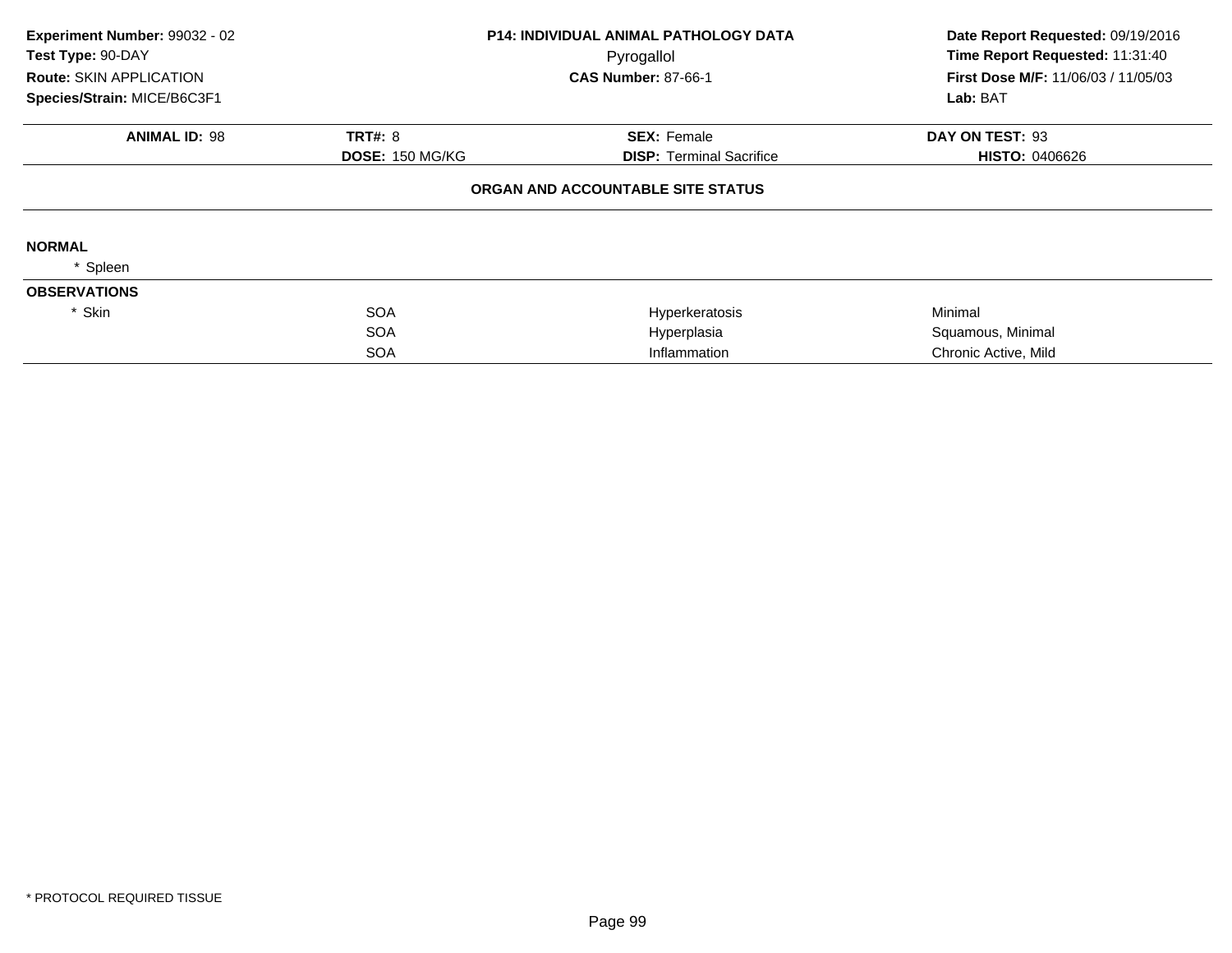**Experiment Number:** 99032 - 02
**Test Type:** 90-DAY
**Route:** SKIN APPLICATION
**Species/Strain:** MICE/B6C3F1

**P14: INDIVIDUAL ANIMAL PATHOLOGY DATA**
Pyrogallol
**CAS Number:** 87-66-1

**Date Report Requested:** 09/19/2016
**Time Report Requested:** 11:31:40
**First Dose M/F:** 11/06/03 / 11/05/03
**Lab:** BAT

| **ANIMAL ID:** 98 | **TRT#:** 8 | **SEX:** Female | **DAY ON TEST:** 93 |
|---|---|---|---|
| | **DOSE:** 150 MG/KG | **DISP:** Terminal Sacrifice | **HISTO:** 0406626 |

**ORGAN AND ACCOUNTABLE SITE STATUS**

**NORMAL**

* Spleen

**OBSERVATIONS**

| | | | |
|---|---|---|---|
| * Skin | SOA | Hyperkeratosis | Minimal |
| | SOA | Hyperplasia | Squamous, Minimal |
| | SOA | Inflammation | Chronic Active, Mild |

* PROTOCOL REQUIRED TISSUE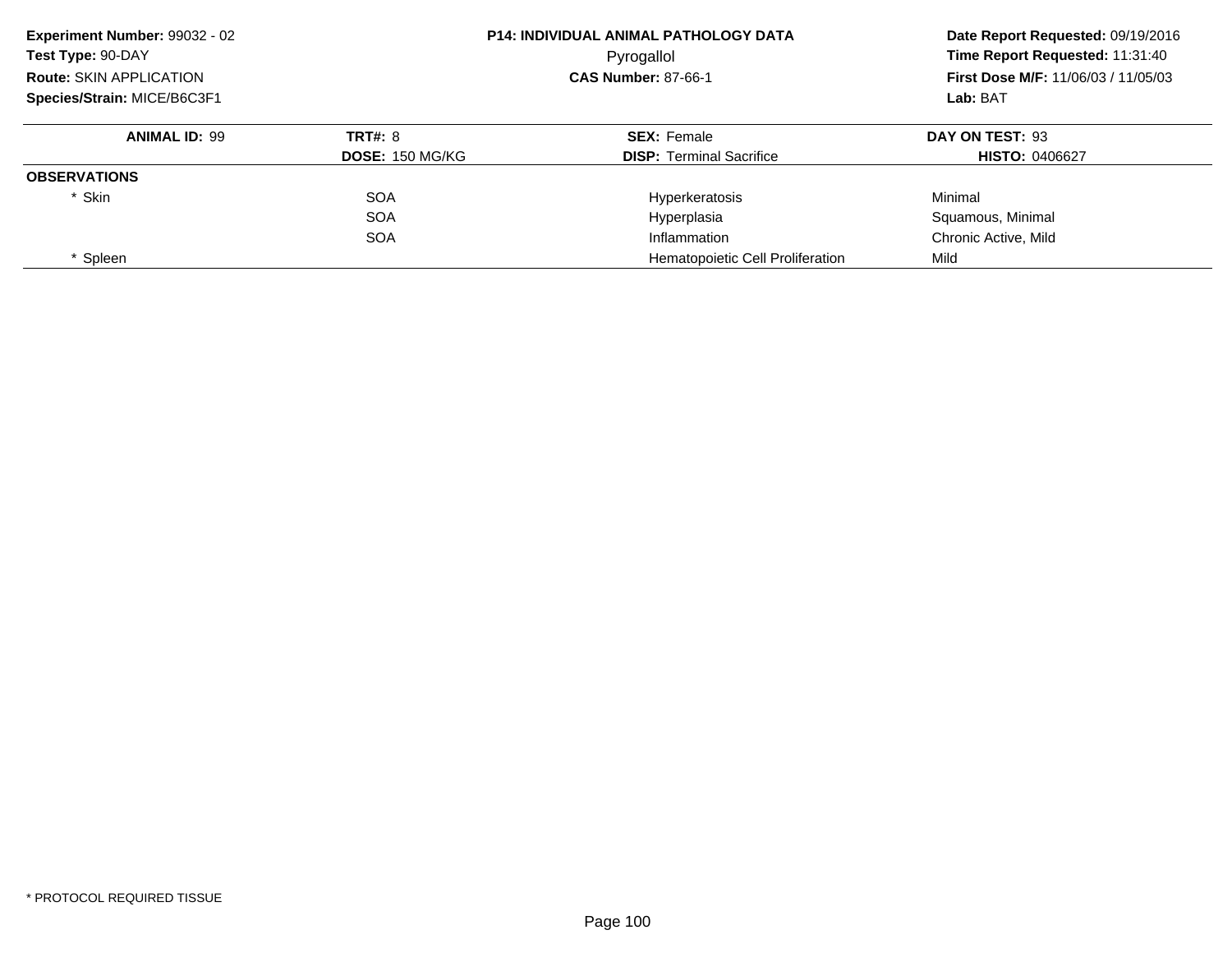**Experiment Number:** 99032 - 02
**Test Type:** 90-DAY
**Route:** SKIN APPLICATION
**Species/Strain:** MICE/B6C3F1

**P14: INDIVIDUAL ANIMAL PATHOLOGY DATA**
Pyrogallol
**CAS Number:** 87-66-1

**Date Report Requested:** 09/19/2016
**Time Report Requested:** 11:31:40
**First Dose M/F:** 11/06/03 / 11/05/03
**Lab:** BAT

| **ANIMAL ID:** 99 | **TRT#:** 8 | **SEX:** Female | **DAY ON TEST:** 93 |
|---|---|---|---|
| | **DOSE:** 150 MG/KG | **DISP:** Terminal Sacrifice | **HISTO:** 0406627 |
| **OBSERVATIONS** | | | |
| * Skin | SOA | Hyperkeratosis | Minimal |
| | SOA | Hyperplasia | Squamous, Minimal |
| | SOA | Inflammation | Chronic Active, Mild |
| * Spleen | | Hematopoietic Cell Proliferation | Mild |

* PROTOCOL REQUIRED TISSUE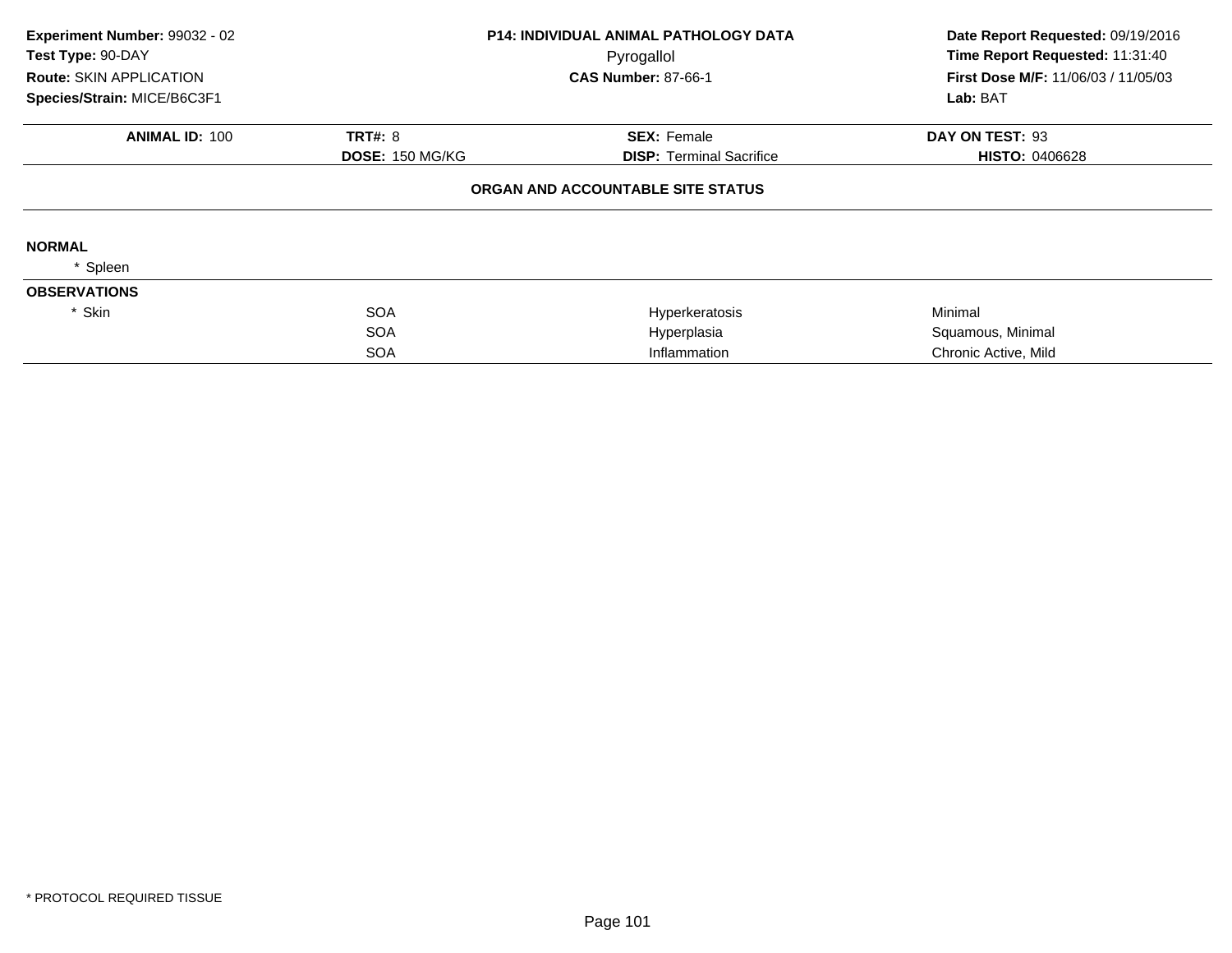| Experiment Number: 99032 - 02 | P14: INDIVIDUAL ANIMAL PATHOLOGY DATA | Date Report Requested: 09/19/2016 |
|---|---|---|
| Test Type: 90-DAY | Pyrogallol | Time Report Requested: 11:31:40 |
| Route: SKIN APPLICATION | CAS Number: 87-66-1 | First Dose M/F: 11/06/03 / 11/05/03 |
| Species/Strain: MICE/B6C3F1 | | Lab: BAT |

| ANIMAL ID: 100 | TRT#: 8 | SEX: Female | DAY ON TEST: 93 |
|---|---|---|---|
| | DOSE: 150 MG/KG | DISP: Terminal Sacrifice | HISTO: 0406628 |

**ORGAN AND ACCOUNTABLE SITE STATUS**

**NORMAL**

* Spleen

**OBSERVATIONS**

| | | | |
|---|---|---|---|
| * Skin | SOA | Hyperkeratosis | Minimal |
| | SOA | Hyperplasia | Squamous, Minimal |
| | SOA | Inflammation | Chronic Active, Mild |

* PROTOCOL REQUIRED TISSUE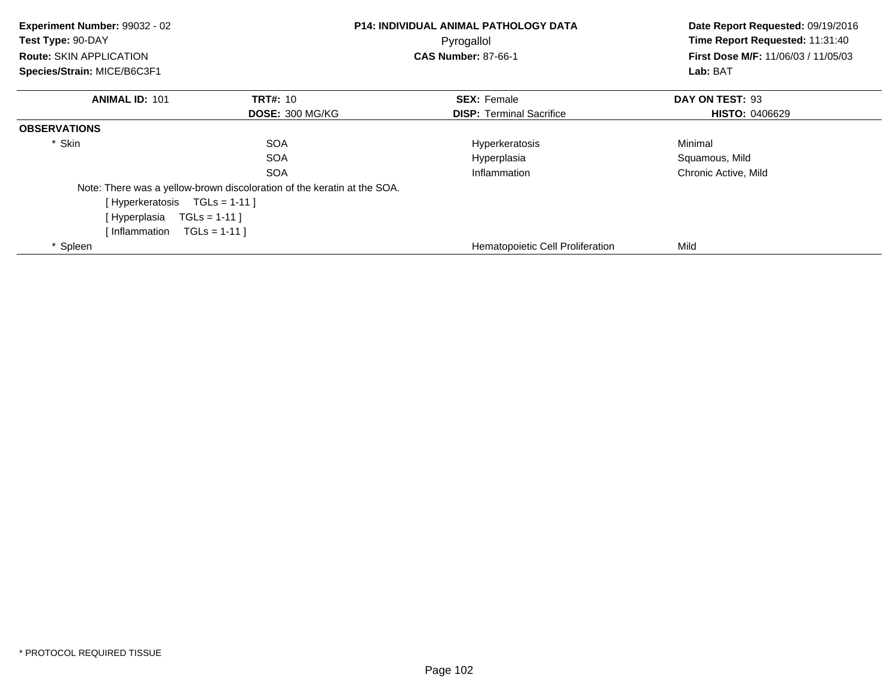**Experiment Number:** 99032 - 02
**Test Type:** 90-DAY
**Route:** SKIN APPLICATION
**Species/Strain:** MICE/B6C3F1

**P14: INDIVIDUAL ANIMAL PATHOLOGY DATA**
Pyrogallol
**CAS Number:** 87-66-1

**Date Report Requested:** 09/19/2016
**Time Report Requested:** 11:31:40
**First Dose M/F:** 11/06/03 / 11/05/03
**Lab:** BAT

| **ANIMAL ID:** 101 | **TRT#:** 10 | **SEX:** Female | **DAY ON TEST:** 93 |
|---|---|---|---|
| | **DOSE:** 300 MG/KG | **DISP:** Terminal Sacrifice | **HISTO:** 0406629 |

**OBSERVATIONS**

| | | | |
|---|---|---|---|
| * Skin | SOA | Hyperkeratosis | Minimal |
| | SOA | Hyperplasia | Squamous, Mild |
| | SOA | Inflammation | Chronic Active, Mild |

Note: There was a yellow-brown discoloration of the keratin at the SOA.

[ Hyperkeratosis TGLs = 1-11 ]
[ Hyperplasia TGLs = 1-11 ]
[ Inflammation TGLs = 1-11 ]

| | | | |
|---|---|---|---|
| * Spleen | | Hematopoietic Cell Proliferation | Mild |

* PROTOCOL REQUIRED TISSUE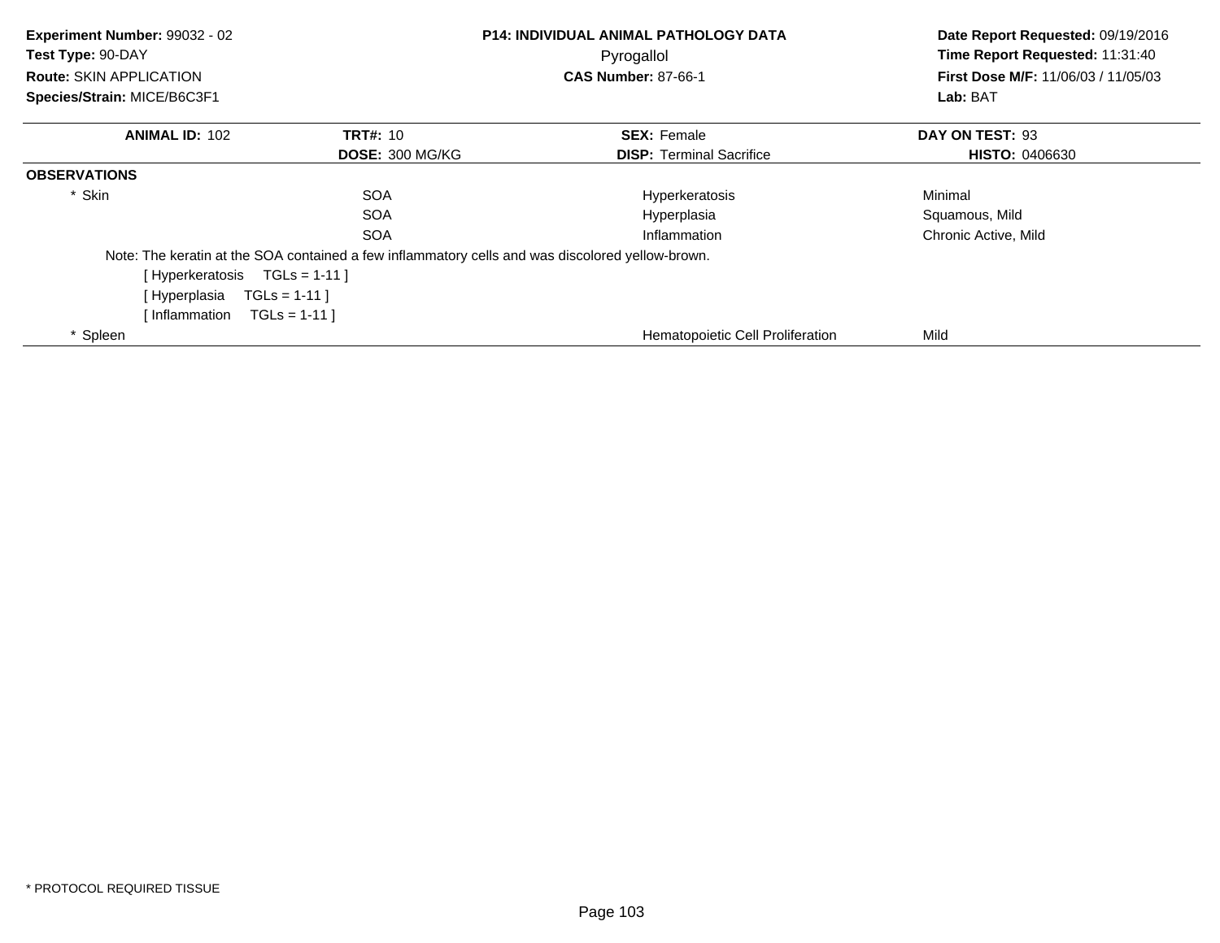**Experiment Number:** 99032 - 02
**Test Type:** 90-DAY
**Route:** SKIN APPLICATION
**Species/Strain:** MICE/B6C3F1

**P14: INDIVIDUAL ANIMAL PATHOLOGY DATA**
Pyrogallol
**CAS Number:** 87-66-1

**Date Report Requested:** 09/19/2016
**Time Report Requested:** 11:31:40
**First Dose M/F:** 11/06/03 / 11/05/03
**Lab:** BAT

| **ANIMAL ID:** 102 | **TRT#:** 10 | **SEX:** Female | **DAY ON TEST:** 93 |
|---|---|---|---|
| | **DOSE:** 300 MG/KG | **DISP:** Terminal Sacrifice | **HISTO:** 0406630 |

**OBSERVATIONS**

| | | | |
|---|---|---|---|
| * Skin | SOA | Hyperkeratosis | Minimal |
| | SOA | Hyperplasia | Squamous, Mild |
| | SOA | Inflammation | Chronic Active, Mild |

Note: The keratin at the SOA contained a few inflammatory cells and was discolored yellow-brown.
[ Hyperkeratosis TGLs = 1-11 ]
[ Hyperplasia TGLs = 1-11 ]
[ Inflammation TGLs = 1-11 ]

| | | | |
|---|---|---|---|
| * Spleen | | Hematopoietic Cell Proliferation | Mild |

* PROTOCOL REQUIRED TISSUE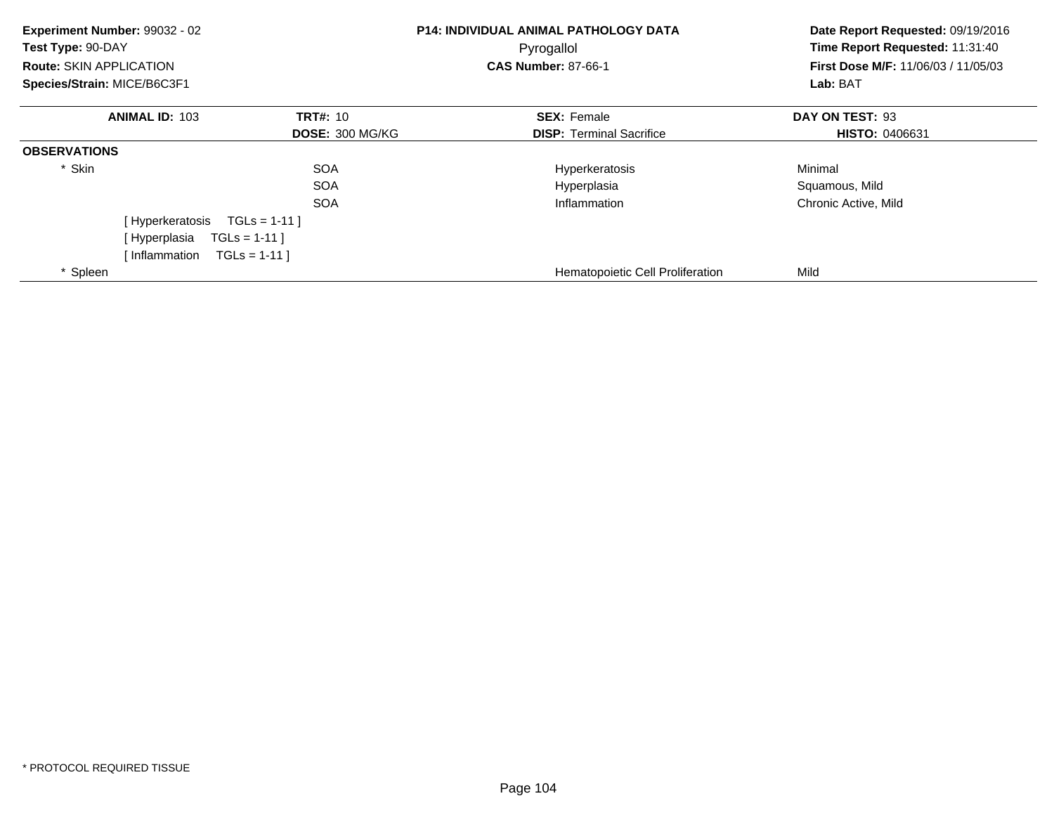**Experiment Number:** 99032 - 02
**Test Type:** 90-DAY
**Route:** SKIN APPLICATION
**Species/Strain:** MICE/B6C3F1

**P14: INDIVIDUAL ANIMAL PATHOLOGY DATA**
Pyrogallol
**CAS Number:** 87-66-1

**Date Report Requested:** 09/19/2016
**Time Report Requested:** 11:31:40
**First Dose M/F:** 11/06/03 / 11/05/03
**Lab:** BAT

| **ANIMAL ID:** 103 | **TRT#:** 10 | **SEX:** Female | **DAY ON TEST:** 93 |
|---|---|---|---|
| | **DOSE:** 300 MG/KG | **DISP:** Terminal Sacrifice | **HISTO:** 0406631 |

**OBSERVATIONS**

| | | | |
|---|---|---|---|
| * Skin | SOA | Hyperkeratosis | Minimal |
| | SOA | Hyperplasia | Squamous, Mild |
| | SOA | Inflammation | Chronic Active, Mild |
| [ Hyperkeratosis TGLs = 1-11 ] | | | |
| [ Hyperplasia TGLs = 1-11 ] | | | |
| [ Inflammation TGLs = 1-11 ] | | | |
| * Spleen | | Hematopoietic Cell Proliferation | Mild |

* PROTOCOL REQUIRED TISSUE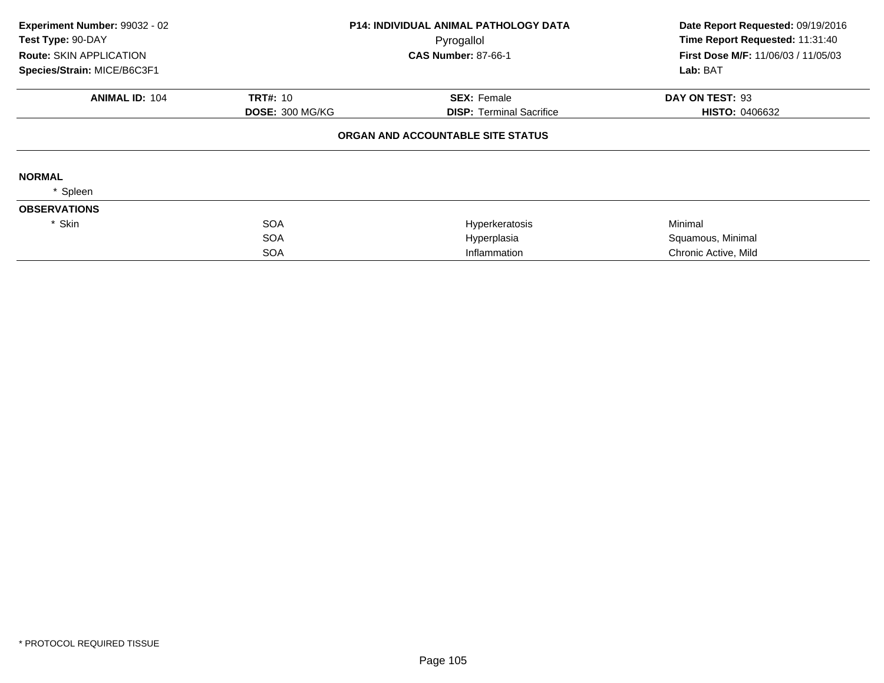**Experiment Number:** 99032 - 02
**Test Type:** 90-DAY
**Route:** SKIN APPLICATION
**Species/Strain:** MICE/B6C3F1

**P14: INDIVIDUAL ANIMAL PATHOLOGY DATA**
Pyrogallol
**CAS Number:** 87-66-1

**Date Report Requested:** 09/19/2016
**Time Report Requested:** 11:31:40
**First Dose M/F:** 11/06/03 / 11/05/03
**Lab:** BAT

| **ANIMAL ID:** 104 | **TRT#:** 10 | **SEX:** Female | **DAY ON TEST:** 93 |
|---|---|---|---|
| | **DOSE:** 300 MG/KG | **DISP:** Terminal Sacrifice | **HISTO:** 0406632 |

**ORGAN AND ACCOUNTABLE SITE STATUS**

**NORMAL**

* Spleen

**OBSERVATIONS**

| | | | |
|---|---|---|---|
| * Skin | SOA | Hyperkeratosis | Minimal |
| | SOA | Hyperplasia | Squamous, Minimal |
| | SOA | Inflammation | Chronic Active, Mild |

* PROTOCOL REQUIRED TISSUE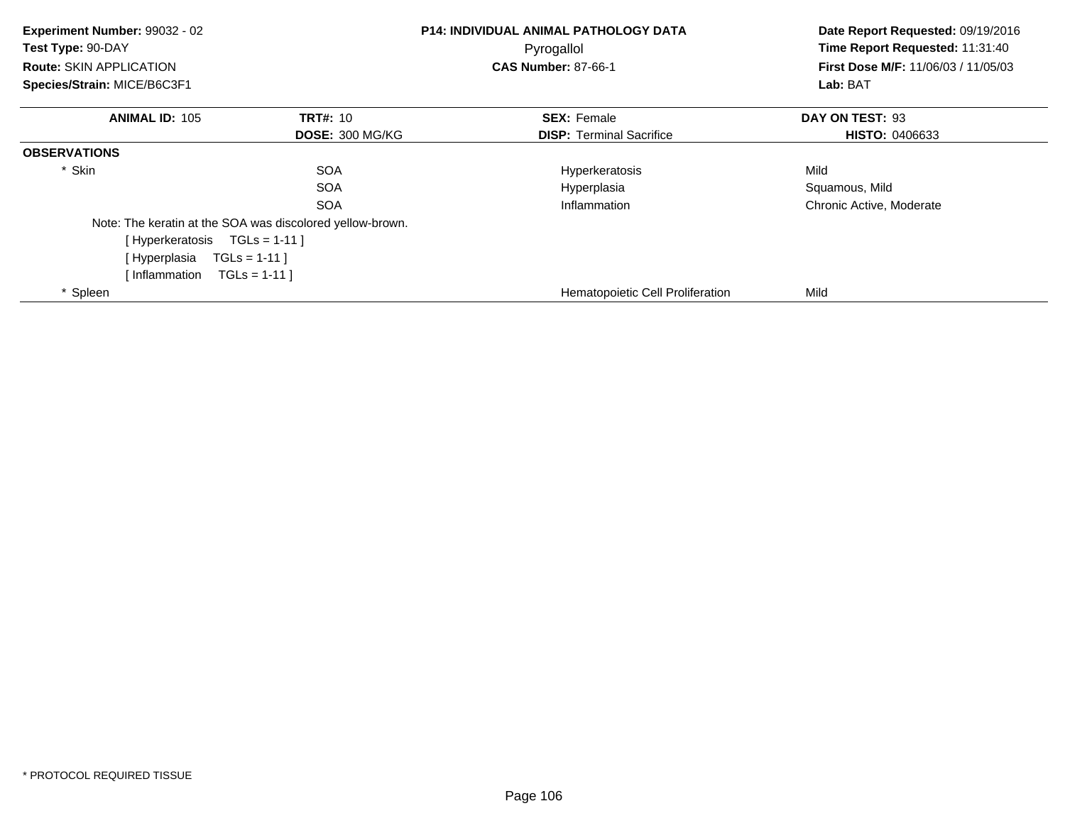**Experiment Number:** 99032 - 02
**Test Type:** 90-DAY
**Route:** SKIN APPLICATION
**Species/Strain:** MICE/B6C3F1

**P14: INDIVIDUAL ANIMAL PATHOLOGY DATA**
Pyrogallol
**CAS Number:** 87-66-1

**Date Report Requested:** 09/19/2016
**Time Report Requested:** 11:31:40
**First Dose M/F:** 11/06/03 / 11/05/03
**Lab:** BAT

| **ANIMAL ID:** 105 | **TRT#:** 10 | **SEX:** Female | **DAY ON TEST:** 93 |
|---|---|---|---|
| | **DOSE:** 300 MG/KG | **DISP:** Terminal Sacrifice | **HISTO:** 0406633 |

**OBSERVATIONS**

| | | | |
|---|---|---|---|
| * Skin | SOA | Hyperkeratosis | Mild |
| | SOA | Hyperplasia | Squamous, Mild |
| | SOA | Inflammation | Chronic Active, Moderate |

Note: The keratin at the SOA was discolored yellow-brown.
[ Hyperkeratosis TGLs = 1-11 ]
[ Hyperplasia TGLs = 1-11 ]
[ Inflammation TGLs = 1-11 ]

| | | | |
|---|---|---|---|
| * Spleen | | Hematopoietic Cell Proliferation | Mild |

* PROTOCOL REQUIRED TISSUE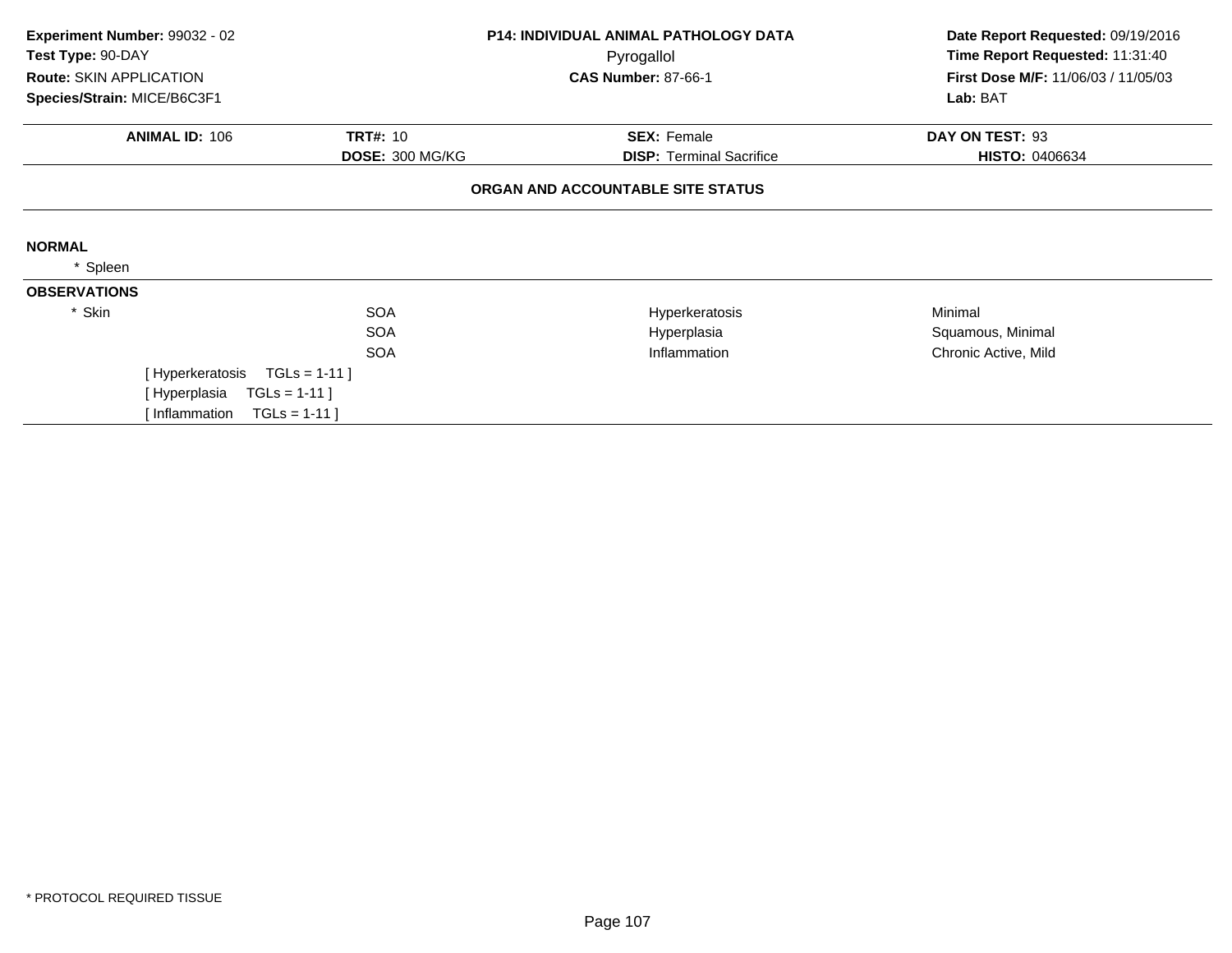**Experiment Number:** 99032 - 02
**Test Type:** 90-DAY
**Route:** SKIN APPLICATION
**Species/Strain:** MICE/B6C3F1

**P14: INDIVIDUAL ANIMAL PATHOLOGY DATA**
Pyrogallol
**CAS Number:** 87-66-1

**Date Report Requested:** 09/19/2016
**Time Report Requested:** 11:31:40
**First Dose M/F:** 11/06/03 / 11/05/03
**Lab:** BAT

| **ANIMAL ID:** 106 | **TRT#:** 10 | **SEX:** Female | **DAY ON TEST:** 93 |
|---|---|---|---|
| | **DOSE:** 300 MG/KG | **DISP:** Terminal Sacrifice | **HISTO:** 0406634 |

**ORGAN AND ACCOUNTABLE SITE STATUS**

**NORMAL**

* Spleen

**OBSERVATIONS**

| | | | |
|---|---|---|---|
| * Skin | SOA | Hyperkeratosis | Minimal |
| | SOA | Hyperplasia | Squamous, Minimal |
| | SOA | Inflammation | Chronic Active, Mild |

[ Hyperkeratosis TGLs = 1-11 ]
[ Hyperplasia TGLs = 1-11 ]
[ Inflammation TGLs = 1-11 ]

* PROTOCOL REQUIRED TISSUE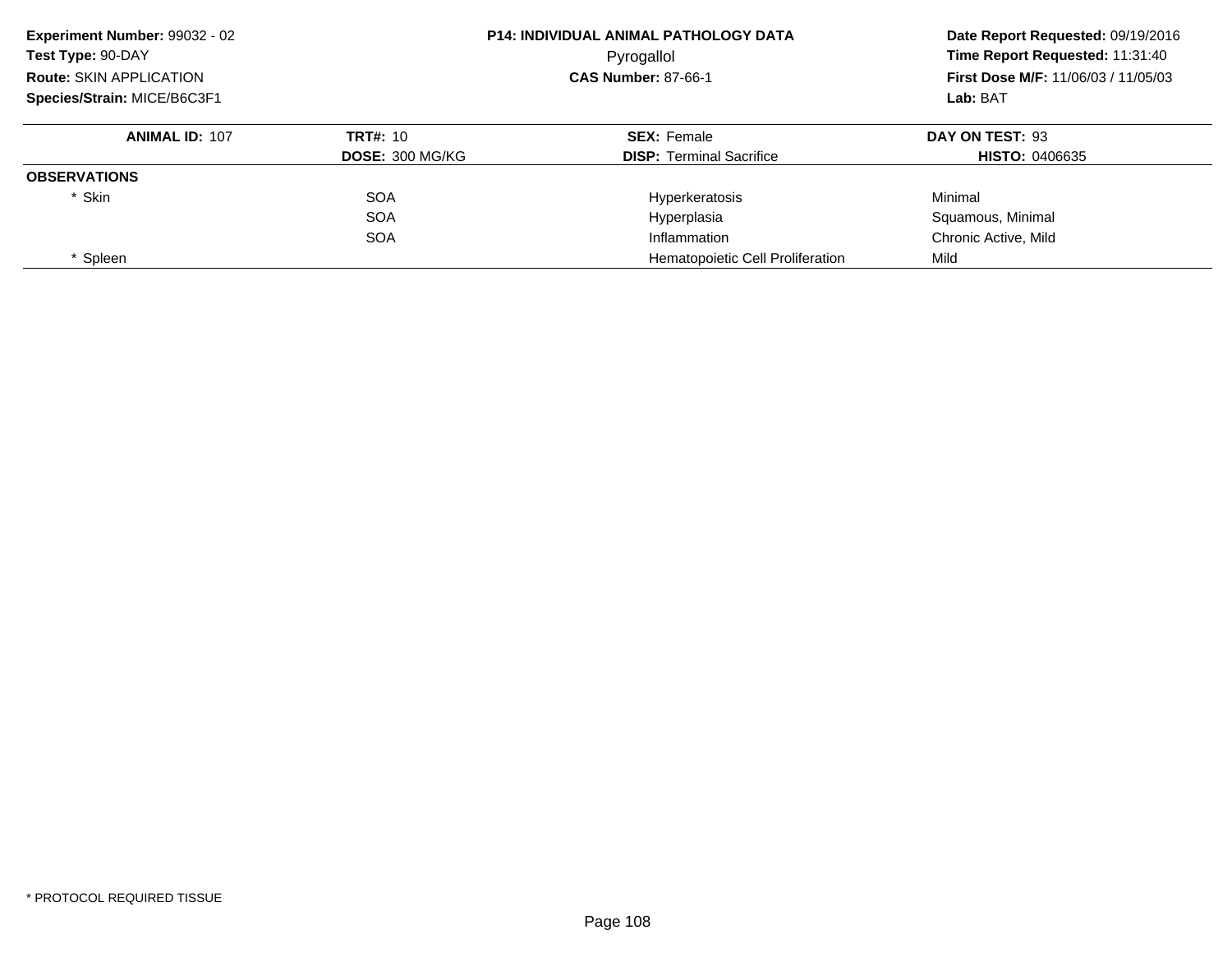**Experiment Number:** 99032 - 02
**Test Type:** 90-DAY
**Route:** SKIN APPLICATION
**Species/Strain:** MICE/B6C3F1

**P14: INDIVIDUAL ANIMAL PATHOLOGY DATA**
Pyrogallol
**CAS Number:** 87-66-1

**Date Report Requested:** 09/19/2016
**Time Report Requested:** 11:31:40
**First Dose M/F:** 11/06/03 / 11/05/03
**Lab:** BAT

| **ANIMAL ID:** 107 | **TRT#:** 10 | **SEX:** Female | **DAY ON TEST:** 93 |
|---|---|---|---|
| | **DOSE:** 300 MG/KG | **DISP:** Terminal Sacrifice | **HISTO:** 0406635 |
| **OBSERVATIONS** | | | |
| * Skin | SOA | Hyperkeratosis | Minimal |
| | SOA | Hyperplasia | Squamous, Minimal |
| | SOA | Inflammation | Chronic Active, Mild |
| * Spleen | | Hematopoietic Cell Proliferation | Mild |

* PROTOCOL REQUIRED TISSUE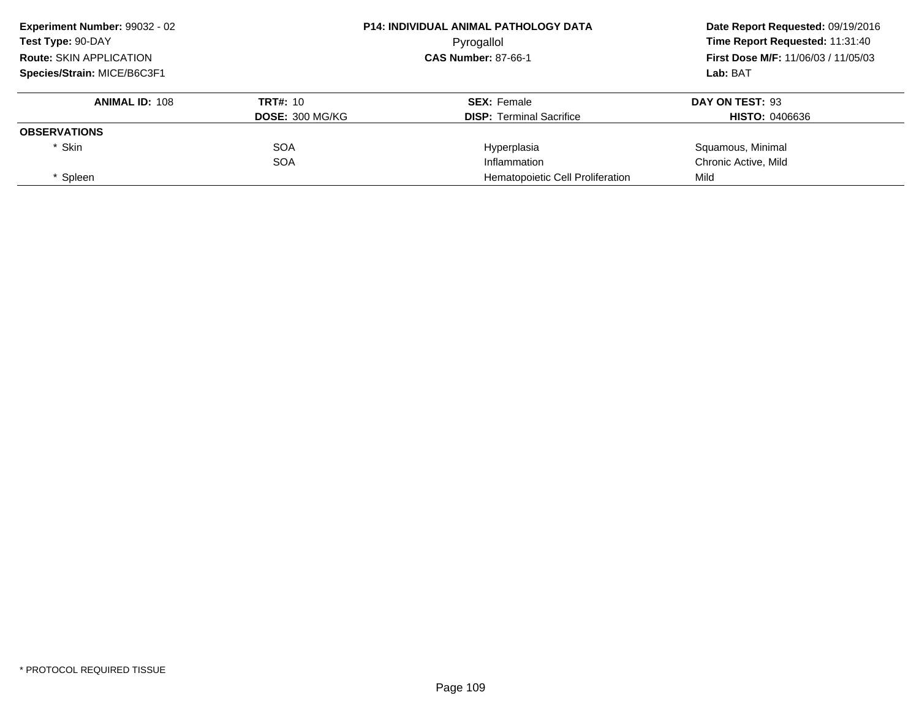**Experiment Number:** 99032 - 02
**Test Type:** 90-DAY
**Route:** SKIN APPLICATION
**Species/Strain:** MICE/B6C3F1

**P14: INDIVIDUAL ANIMAL PATHOLOGY DATA**
Pyrogallol
**CAS Number:** 87-66-1

**Date Report Requested:** 09/19/2016
**Time Report Requested:** 11:31:40
**First Dose M/F:** 11/06/03 / 11/05/03
**Lab:** BAT

| **ANIMAL ID:** 108 | **TRT#:** 10 | **SEX:** Female | **DAY ON TEST:** 93 |
|---|---|---|---|
| | **DOSE:** 300 MG/KG | **DISP:** Terminal Sacrifice | **HISTO:** 0406636 |
| **OBSERVATIONS** | | | |
| * Skin | SOA | Hyperplasia | Squamous, Minimal |
| | SOA | Inflammation | Chronic Active, Mild |
| * Spleen | | Hematopoietic Cell Proliferation | Mild |

* PROTOCOL REQUIRED TISSUE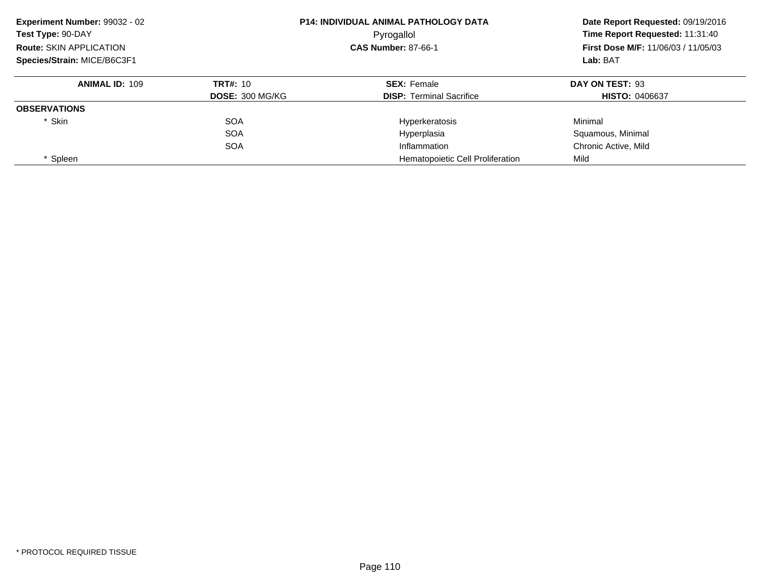**Experiment Number:** 99032 - 02
**Test Type:** 90-DAY
**Route:** SKIN APPLICATION
**Species/Strain:** MICE/B6C3F1

**P14: INDIVIDUAL ANIMAL PATHOLOGY DATA**
Pyrogallol
**CAS Number:** 87-66-1

**Date Report Requested:** 09/19/2016
**Time Report Requested:** 11:31:40
**First Dose M/F:** 11/06/03 / 11/05/03
**Lab:** BAT

| **ANIMAL ID:** 109 | **TRT#:** 10 | **SEX:** Female | **DAY ON TEST:** 93 |
|---|---|---|---|
| | **DOSE:** 300 MG/KG | **DISP:** Terminal Sacrifice | **HISTO:** 0406637 |
| **OBSERVATIONS** | | | |
| * Skin | SOA | Hyperkeratosis | Minimal |
| | SOA | Hyperplasia | Squamous, Minimal |
| | SOA | Inflammation | Chronic Active, Mild |
| * Spleen | | Hematopoietic Cell Proliferation | Mild |

* PROTOCOL REQUIRED TISSUE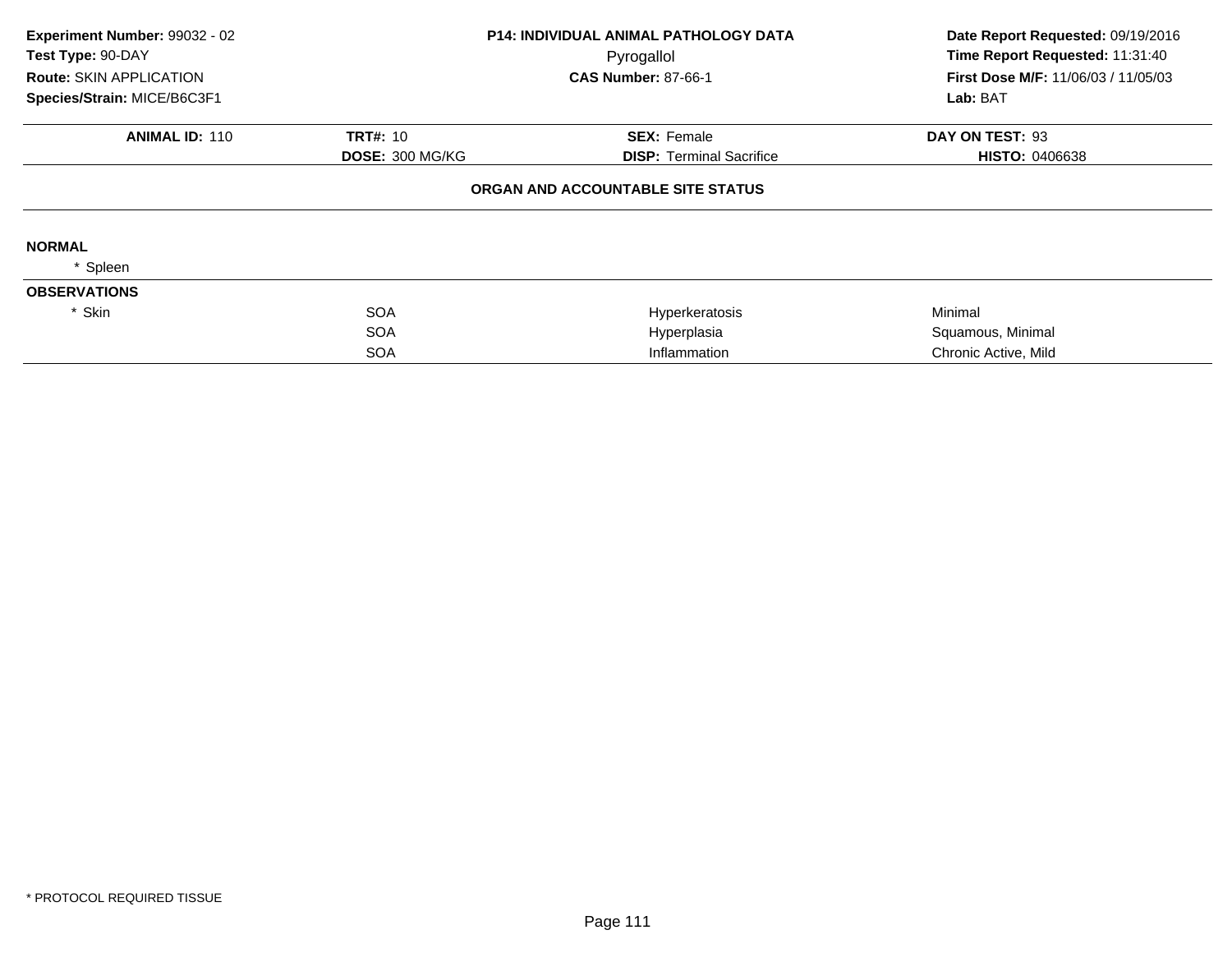**Experiment Number:** 99032 - 02
**Test Type:** 90-DAY
**Route:** SKIN APPLICATION
**Species/Strain:** MICE/B6C3F1

**P14: INDIVIDUAL ANIMAL PATHOLOGY DATA**
Pyrogallol
**CAS Number:** 87-66-1

**Date Report Requested:** 09/19/2016
**Time Report Requested:** 11:31:40
**First Dose M/F:** 11/06/03 / 11/05/03
**Lab:** BAT

| **ANIMAL ID:** 110 | **TRT#:** 10 | **SEX:** Female | **DAY ON TEST:** 93 |
|---|---|---|---|
| | **DOSE:** 300 MG/KG | **DISP:** Terminal Sacrifice | **HISTO:** 0406638 |

**ORGAN AND ACCOUNTABLE SITE STATUS**

**NORMAL**

* Spleen

**OBSERVATIONS**

| | | | |
|---|---|---|---|
| * Skin | SOA | Hyperkeratosis | Minimal |
| | SOA | Hyperplasia | Squamous, Minimal |
| | SOA | Inflammation | Chronic Active, Mild |

* PROTOCOL REQUIRED TISSUE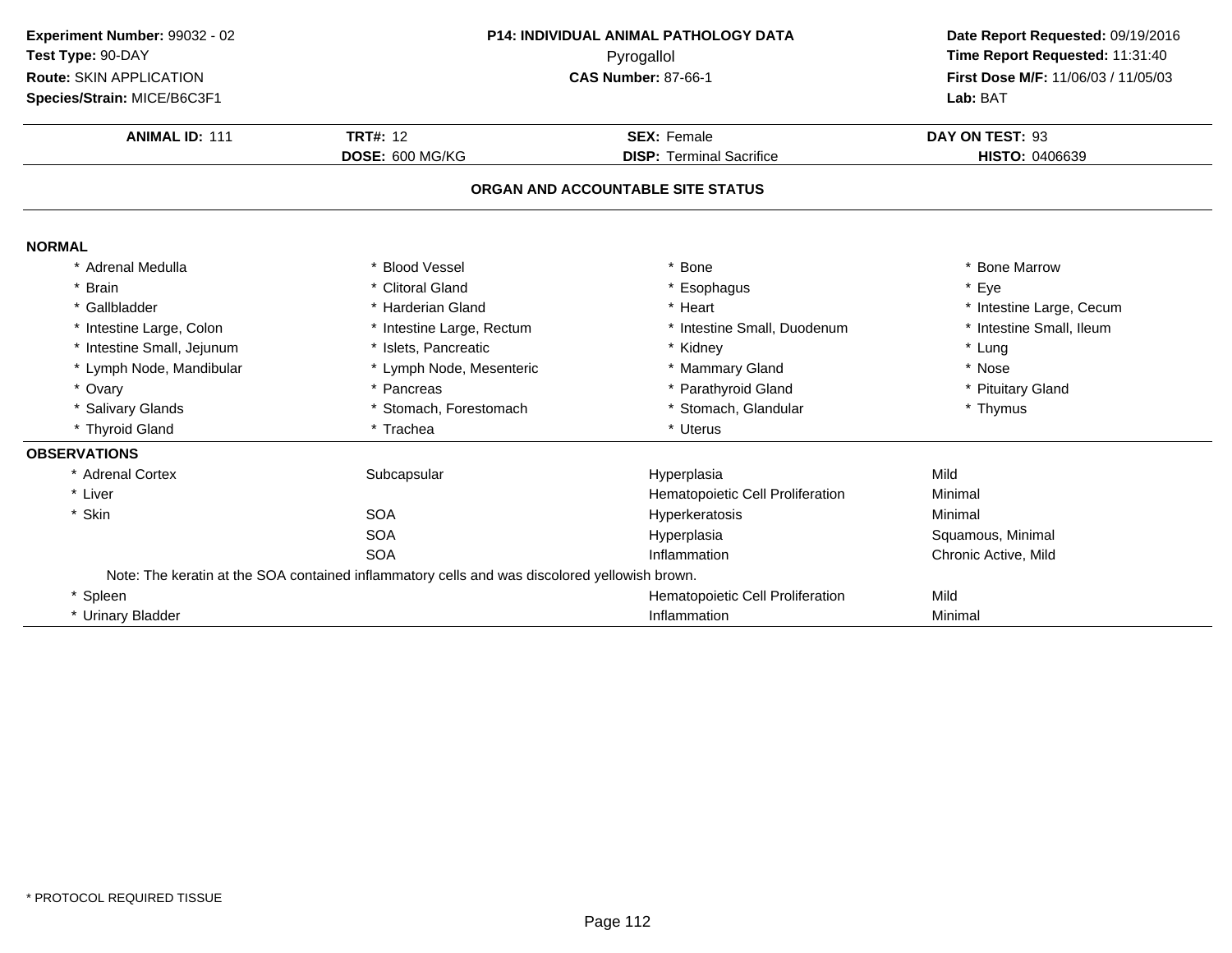**Experiment Number:** 99032 - 02
**Test Type:** 90-DAY
**Route:** SKIN APPLICATION
**Species/Strain:** MICE/B6C3F1

**P14: INDIVIDUAL ANIMAL PATHOLOGY DATA**
Pyrogallol
**CAS Number:** 87-66-1

**Date Report Requested:** 09/19/2016
**Time Report Requested:** 11:31:40
**First Dose M/F:** 11/06/03 / 11/05/03
**Lab:** BAT

| **ANIMAL ID:** 111 | **TRT#:** 12 | **SEX:** Female | **DAY ON TEST:** 93 |
|---|---|---|---|
| | **DOSE:** 600 MG/KG | **DISP:** Terminal Sacrifice | **HISTO:** 0406639 |

## ORGAN AND ACCOUNTABLE SITE STATUS

### NORMAL

| | | | |
|---|---|---|---|
| * Adrenal Medulla | * Blood Vessel | * Bone | * Bone Marrow |
| * Brain | * Clitoral Gland | * Esophagus | * Eye |
| * Gallbladder | * Harderian Gland | * Heart | * Intestine Large, Cecum |
| * Intestine Large, Colon | * Intestine Large, Rectum | * Intestine Small, Duodenum | * Intestine Small, Ileum |
| * Intestine Small, Jejunum | * Islets, Pancreatic | * Kidney | * Lung |
| * Lymph Node, Mandibular | * Lymph Node, Mesenteric | * Mammary Gland | * Nose |
| * Ovary | * Pancreas | * Parathyroid Gland | * Pituitary Gland |
| * Salivary Glands | * Stomach, Forestomach | * Stomach, Glandular | * Thymus |
| * Thyroid Gland | * Trachea | * Uterus | |

### OBSERVATIONS

| | | | |
|---|---|---|---|
| * Adrenal Cortex | Subcapsular | Hyperplasia | Mild |
| * Liver | | Hematopoietic Cell Proliferation | Minimal |
| * Skin | SOA | Hyperkeratosis | Minimal |
| | SOA | Hyperplasia | Squamous, Minimal |
| | SOA | Inflammation | Chronic Active, Mild |

Note: The keratin at the SOA contained inflammatory cells and was discolored yellowish brown.

| | | | |
|---|---|---|---|
| * Spleen | | Hematopoietic Cell Proliferation | Mild |
| * Urinary Bladder | | Inflammation | Minimal |

* PROTOCOL REQUIRED TISSUE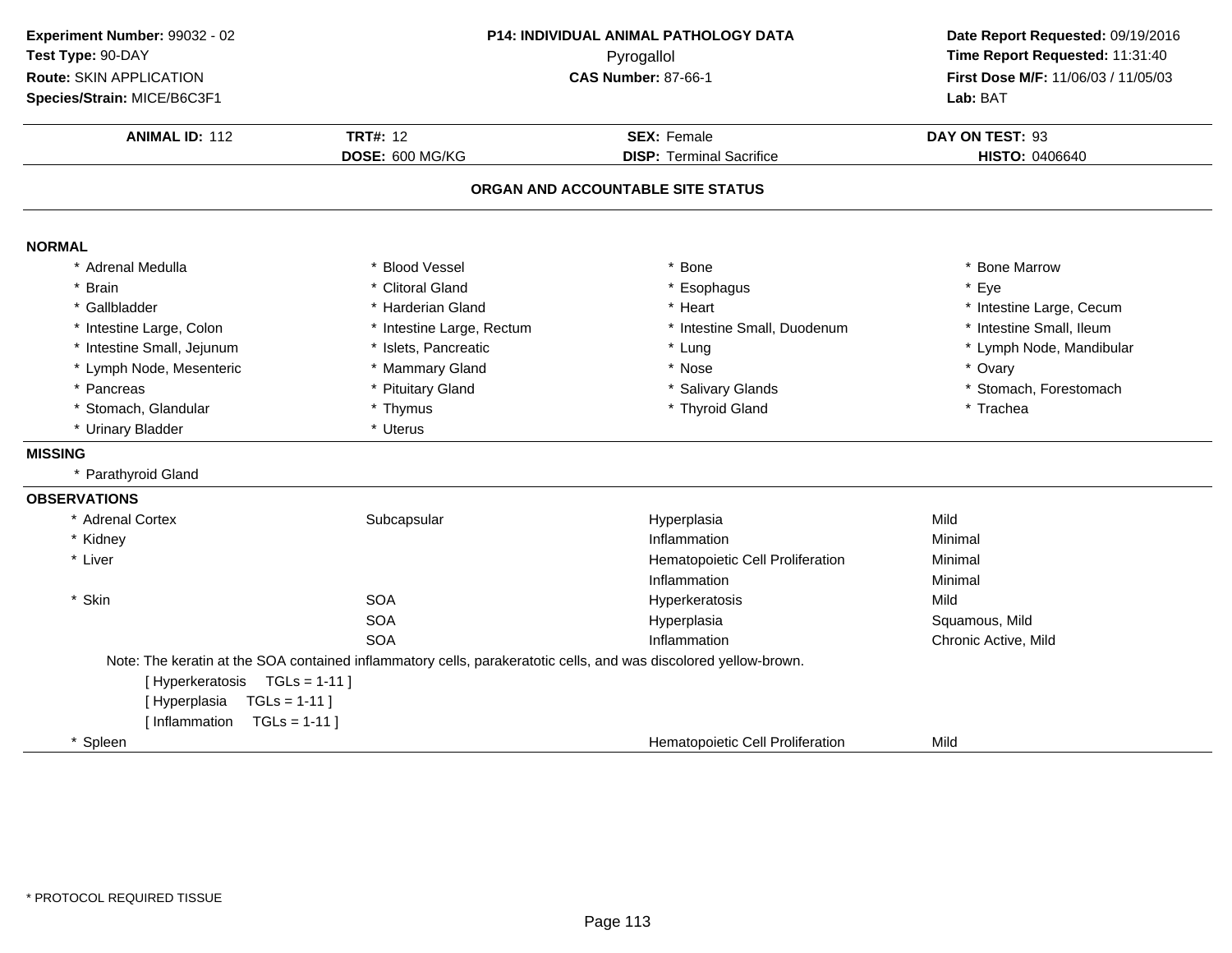**Experiment Number:** 99032 - 02
**Test Type:** 90-DAY
**Route:** SKIN APPLICATION
**Species/Strain:** MICE/B6C3F1

**P14: INDIVIDUAL ANIMAL PATHOLOGY DATA**
Pyrogallol
**CAS Number:** 87-66-1

**Date Report Requested:** 09/19/2016
**Time Report Requested:** 11:31:40
**First Dose M/F:** 11/06/03 / 11/05/03
**Lab:** BAT

| **ANIMAL ID:** 112 | **TRT#:** 12 | **SEX:** Female | **DAY ON TEST:** 93 |
|---|---|---|---|
| | **DOSE:** 600 MG/KG | **DISP:** Terminal Sacrifice | **HISTO:** 0406640 |

## ORGAN AND ACCOUNTABLE SITE STATUS

### NORMAL

| | | | |
|---|---|---|---|
| * Adrenal Medulla | * Blood Vessel | * Bone | * Bone Marrow |
| * Brain | * Clitoral Gland | * Esophagus | * Eye |
| * Gallbladder | * Harderian Gland | * Heart | * Intestine Large, Cecum |
| * Intestine Large, Colon | * Intestine Large, Rectum | * Intestine Small, Duodenum | * Intestine Small, Ileum |
| * Intestine Small, Jejunum | * Islets, Pancreatic | * Lung | * Lymph Node, Mandibular |
| * Lymph Node, Mesenteric | * Mammary Gland | * Nose | * Ovary |
| * Pancreas | * Pituitary Gland | * Salivary Glands | * Stomach, Forestomach |
| * Stomach, Glandular | * Thymus | * Thyroid Gland | * Trachea |
| * Urinary Bladder | * Uterus | | |

### MISSING

* Parathyroid Gland

### OBSERVATIONS

| | | | |
|---|---|---|---|
| * Adrenal Cortex | Subcapsular | Hyperplasia | Mild |
| * Kidney | | Inflammation | Minimal |
| * Liver | | Hematopoietic Cell Proliferation | Minimal |
| | | Inflammation | Minimal |
| * Skin | SOA | Hyperkeratosis | Mild |
| | SOA | Hyperplasia | Squamous, Mild |
| | SOA | Inflammation | Chronic Active, Mild |

Note: The keratin at the SOA contained inflammatory cells, parakeratotic cells, and was discolored yellow-brown.

[ Hyperkeratosis TGLs = 1-11 ]
[ Hyperplasia TGLs = 1-11 ]
[ Inflammation TGLs = 1-11 ]

| | | | |
|---|---|---|---|
| * Spleen | | Hematopoietic Cell Proliferation | Mild |

\* PROTOCOL REQUIRED TISSUE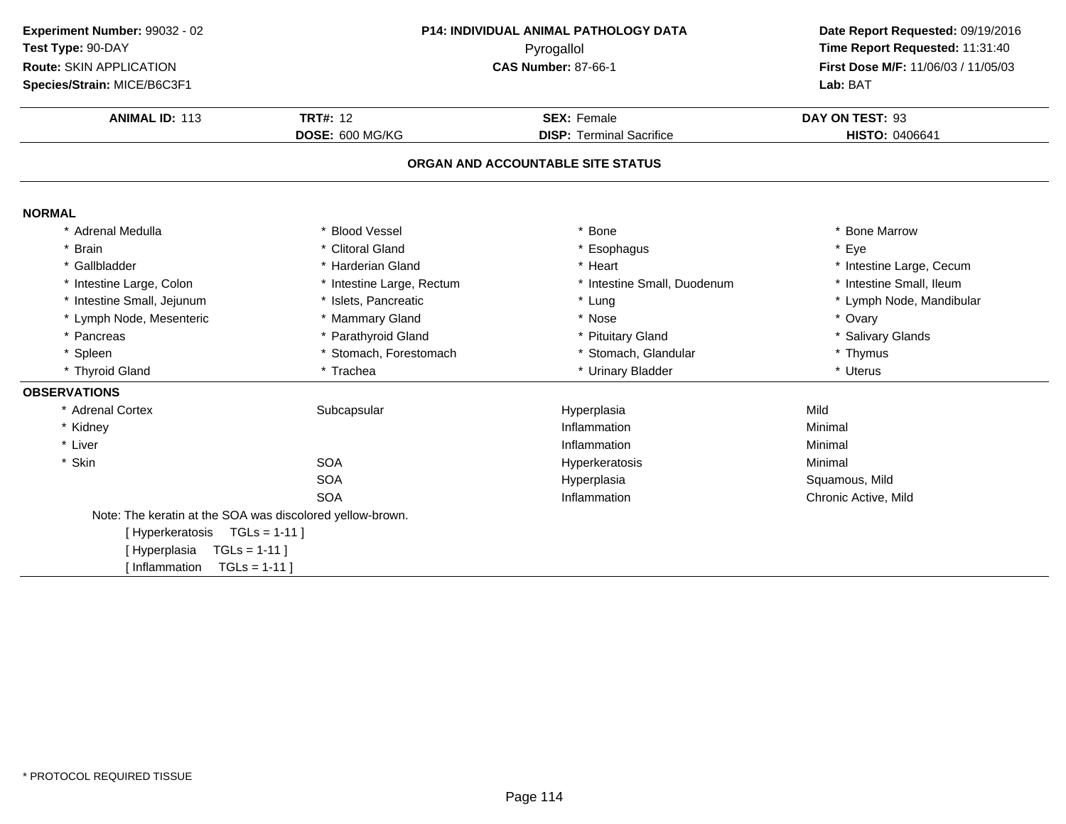**Experiment Number:** 99032 - 02
**Test Type:** 90-DAY
**Route:** SKIN APPLICATION
**Species/Strain:** MICE/B6C3F1

**P14: INDIVIDUAL ANIMAL PATHOLOGY DATA**
Pyrogallol
**CAS Number:** 87-66-1

**Date Report Requested:** 09/19/2016
**Time Report Requested:** 11:31:40
**First Dose M/F:** 11/06/03 / 11/05/03
**Lab:** BAT

| **ANIMAL ID:** 113 | **TRT#:** 12 | **SEX:** Female | **DAY ON TEST:** 93 |
|---|---|---|---|
| | **DOSE:** 600 MG/KG | **DISP:** Terminal Sacrifice | **HISTO:** 0406641 |

## ORGAN AND ACCOUNTABLE SITE STATUS

**NORMAL**

| | | | |
|---|---|---|---|
| * Adrenal Medulla | * Blood Vessel | * Bone | * Bone Marrow |
| * Brain | * Clitoral Gland | * Esophagus | * Eye |
| * Gallbladder | * Harderian Gland | * Heart | * Intestine Large, Cecum |
| * Intestine Large, Colon | * Intestine Large, Rectum | * Intestine Small, Duodenum | * Intestine Small, Ileum |
| * Intestine Small, Jejunum | * Islets, Pancreatic | * Lung | * Lymph Node, Mandibular |
| * Lymph Node, Mesenteric | * Mammary Gland | * Nose | * Ovary |
| * Pancreas | * Parathyroid Gland | * Pituitary Gland | * Salivary Glands |
| * Spleen | * Stomach, Forestomach | * Stomach, Glandular | * Thymus |
| * Thyroid Gland | * Trachea | * Urinary Bladder | * Uterus |

**OBSERVATIONS**

| | | | |
|---|---|---|---|
| * Adrenal Cortex | Subcapsular | Hyperplasia | Mild |
| * Kidney | | Inflammation | Minimal |
| * Liver | | Inflammation | Minimal |
| * Skin | SOA | Hyperkeratosis | Minimal |
| | SOA | Hyperplasia | Squamous, Mild |
| | SOA | Inflammation | Chronic Active, Mild |

Note: The keratin at the SOA was discolored yellow-brown.
[ Hyperkeratosis TGLs = 1-11 ]
[ Hyperplasia TGLs = 1-11 ]
[ Inflammation TGLs = 1-11 ]

* PROTOCOL REQUIRED TISSUE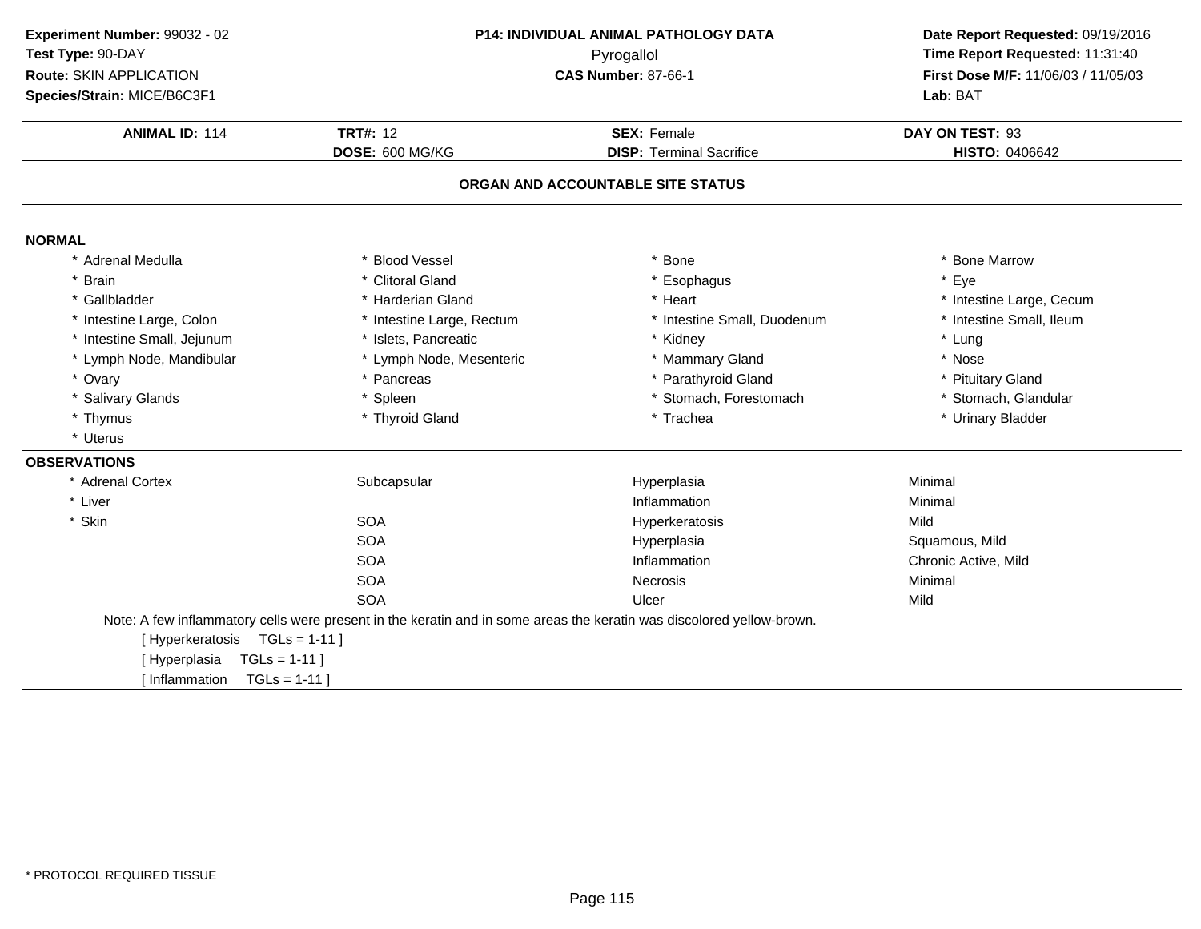**Experiment Number:** 99032 - 02
**Test Type:** 90-DAY
**Route:** SKIN APPLICATION
**Species/Strain:** MICE/B6C3F1

**P14: INDIVIDUAL ANIMAL PATHOLOGY DATA**
Pyrogallol
**CAS Number:** 87-66-1

**Date Report Requested:** 09/19/2016
**Time Report Requested:** 11:31:40
**First Dose M/F:** 11/06/03 / 11/05/03
**Lab:** BAT

| **ANIMAL ID:** 114 | **TRT#:** 12 | **SEX:** Female | **DAY ON TEST:** 93 |
|---|---|---|---|
| | **DOSE:** 600 MG/KG | **DISP:** Terminal Sacrifice | **HISTO:** 0406642 |

## ORGAN AND ACCOUNTABLE SITE STATUS

### NORMAL

| | | | |
|---|---|---|---|
| * Adrenal Medulla | * Blood Vessel | * Bone | * Bone Marrow |
| * Brain | * Clitoral Gland | * Esophagus | * Eye |
| * Gallbladder | * Harderian Gland | * Heart | * Intestine Large, Cecum |
| * Intestine Large, Colon | * Intestine Large, Rectum | * Intestine Small, Duodenum | * Intestine Small, Ileum |
| * Intestine Small, Jejunum | * Islets, Pancreatic | * Kidney | * Lung |
| * Lymph Node, Mandibular | * Lymph Node, Mesenteric | * Mammary Gland | * Nose |
| * Ovary | * Pancreas | * Parathyroid Gland | * Pituitary Gland |
| * Salivary Glands | * Spleen | * Stomach, Forestomach | * Stomach, Glandular |
| * Thymus | * Thyroid Gland | * Trachea | * Urinary Bladder |
| * Uterus | | | |

### OBSERVATIONS

| | | | |
|---|---|---|---|
| * Adrenal Cortex | Subcapsular | Hyperplasia | Minimal |
| * Liver | | Inflammation | Minimal |
| * Skin | SOA | Hyperkeratosis | Mild |
| | SOA | Hyperplasia | Squamous, Mild |
| | SOA | Inflammation | Chronic Active, Mild |
| | SOA | Necrosis | Minimal |
| | SOA | Ulcer | Mild |

Note: A few inflammatory cells were present in the keratin and in some areas the keratin was discolored yellow-brown.

[ Hyperkeratosis TGLs = 1-11 ]
[ Hyperplasia TGLs = 1-11 ]
[ Inflammation TGLs = 1-11 ]

* PROTOCOL REQUIRED TISSUE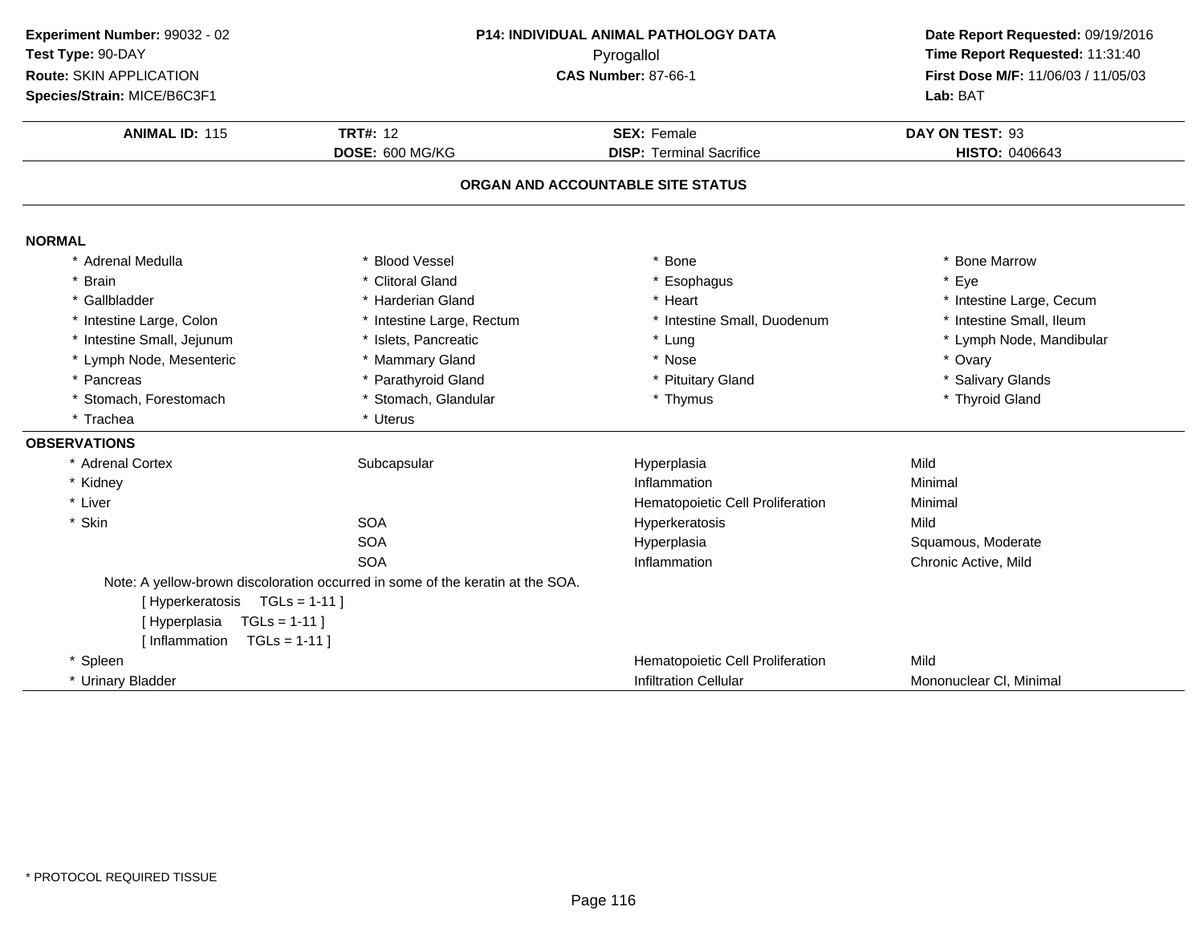**Experiment Number:** 99032 - 02
**Test Type:** 90-DAY
**Route:** SKIN APPLICATION
**Species/Strain:** MICE/B6C3F1

**P14: INDIVIDUAL ANIMAL PATHOLOGY DATA**
Pyrogallol
**CAS Number:** 87-66-1

**Date Report Requested:** 09/19/2016
**Time Report Requested:** 11:31:40
**First Dose M/F:** 11/06/03 / 11/05/03
**Lab:** BAT

| **ANIMAL ID:** 115 | **TRT#:** 12 | **SEX:** Female | **DAY ON TEST:** 93 |
|---|---|---|---|
| | **DOSE:** 600 MG/KG | **DISP:** Terminal Sacrifice | **HISTO:** 0406643 |

## ORGAN AND ACCOUNTABLE SITE STATUS

### NORMAL

| | | | |
|---|---|---|---|
| * Adrenal Medulla | * Blood Vessel | * Bone | * Bone Marrow |
| * Brain | * Clitoral Gland | * Esophagus | * Eye |
| * Gallbladder | * Harderian Gland | * Heart | * Intestine Large, Cecum |
| * Intestine Large, Colon | * Intestine Large, Rectum | * Intestine Small, Duodenum | * Intestine Small, Ileum |
| * Intestine Small, Jejunum | * Islets, Pancreatic | * Lung | * Lymph Node, Mandibular |
| * Lymph Node, Mesenteric | * Mammary Gland | * Nose | * Ovary |
| * Pancreas | * Parathyroid Gland | * Pituitary Gland | * Salivary Glands |
| * Stomach, Forestomach | * Stomach, Glandular | * Thymus | * Thyroid Gland |
| * Trachea | * Uterus | | |

### OBSERVATIONS

| | | | |
|---|---|---|---|
| * Adrenal Cortex | Subcapsular | Hyperplasia | Mild |
| * Kidney | | Inflammation | Minimal |
| * Liver | | Hematopoietic Cell Proliferation | Minimal |
| * Skin | SOA | Hyperkeratosis | Mild |
| | SOA | Hyperplasia | Squamous, Moderate |
| | SOA | Inflammation | Chronic Active, Mild |

Note: A yellow-brown discoloration occurred in some of the keratin at the SOA.
[ Hyperkeratosis TGLs = 1-11 ]
[ Hyperplasia TGLs = 1-11 ]
[ Inflammation TGLs = 1-11 ]

| | | | |
|---|---|---|---|
| * Spleen | | Hematopoietic Cell Proliferation | Mild |
| * Urinary Bladder | | Infiltration Cellular | Mononuclear Cl, Minimal |

* PROTOCOL REQUIRED TISSUE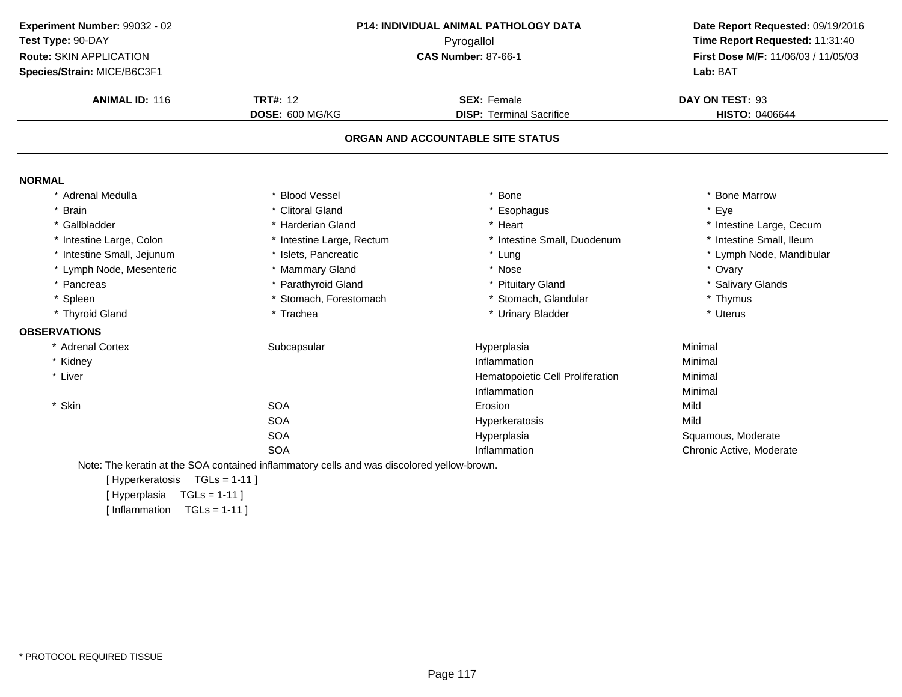**Experiment Number:** 99032 - 02
**Test Type:** 90-DAY
**Route:** SKIN APPLICATION
**Species/Strain:** MICE/B6C3F1

**P14: INDIVIDUAL ANIMAL PATHOLOGY DATA**
Pyrogallol
**CAS Number:** 87-66-1

**Date Report Requested:** 09/19/2016
**Time Report Requested:** 11:31:40
**First Dose M/F:** 11/06/03 / 11/05/03
**Lab:** BAT

| **ANIMAL ID:** 116 | **TRT#:** 12 | **SEX:** Female | **DAY ON TEST:** 93 |
|---|---|---|---|
| | **DOSE:** 600 MG/KG | **DISP:** Terminal Sacrifice | **HISTO:** 0406644 |

## ORGAN AND ACCOUNTABLE SITE STATUS

### NORMAL

| | | | |
|---|---|---|---|
| * Adrenal Medulla | * Blood Vessel | * Bone | * Bone Marrow |
| * Brain | * Clitoral Gland | * Esophagus | * Eye |
| * Gallbladder | * Harderian Gland | * Heart | * Intestine Large, Cecum |
| * Intestine Large, Colon | * Intestine Large, Rectum | * Intestine Small, Duodenum | * Intestine Small, Ileum |
| * Intestine Small, Jejunum | * Islets, Pancreatic | * Lung | * Lymph Node, Mandibular |
| * Lymph Node, Mesenteric | * Mammary Gland | * Nose | * Ovary |
| * Pancreas | * Parathyroid Gland | * Pituitary Gland | * Salivary Glands |
| * Spleen | * Stomach, Forestomach | * Stomach, Glandular | * Thymus |
| * Thyroid Gland | * Trachea | * Urinary Bladder | * Uterus |

### OBSERVATIONS

| | | | |
|---|---|---|---|
| * Adrenal Cortex | Subcapsular | Hyperplasia | Minimal |
| * Kidney | | Inflammation | Minimal |
| * Liver | | Hematopoietic Cell Proliferation | Minimal |
| | | Inflammation | Minimal |
| * Skin | SOA | Erosion | Mild |
| | SOA | Hyperkeratosis | Mild |
| | SOA | Hyperplasia | Squamous, Moderate |
| | SOA | Inflammation | Chronic Active, Moderate |

Note: The keratin at the SOA contained inflammatory cells and was discolored yellow-brown.

[ Hyperkeratosis TGLs = 1-11 ]
[ Hyperplasia TGLs = 1-11 ]
[ Inflammation TGLs = 1-11 ]

* PROTOCOL REQUIRED TISSUE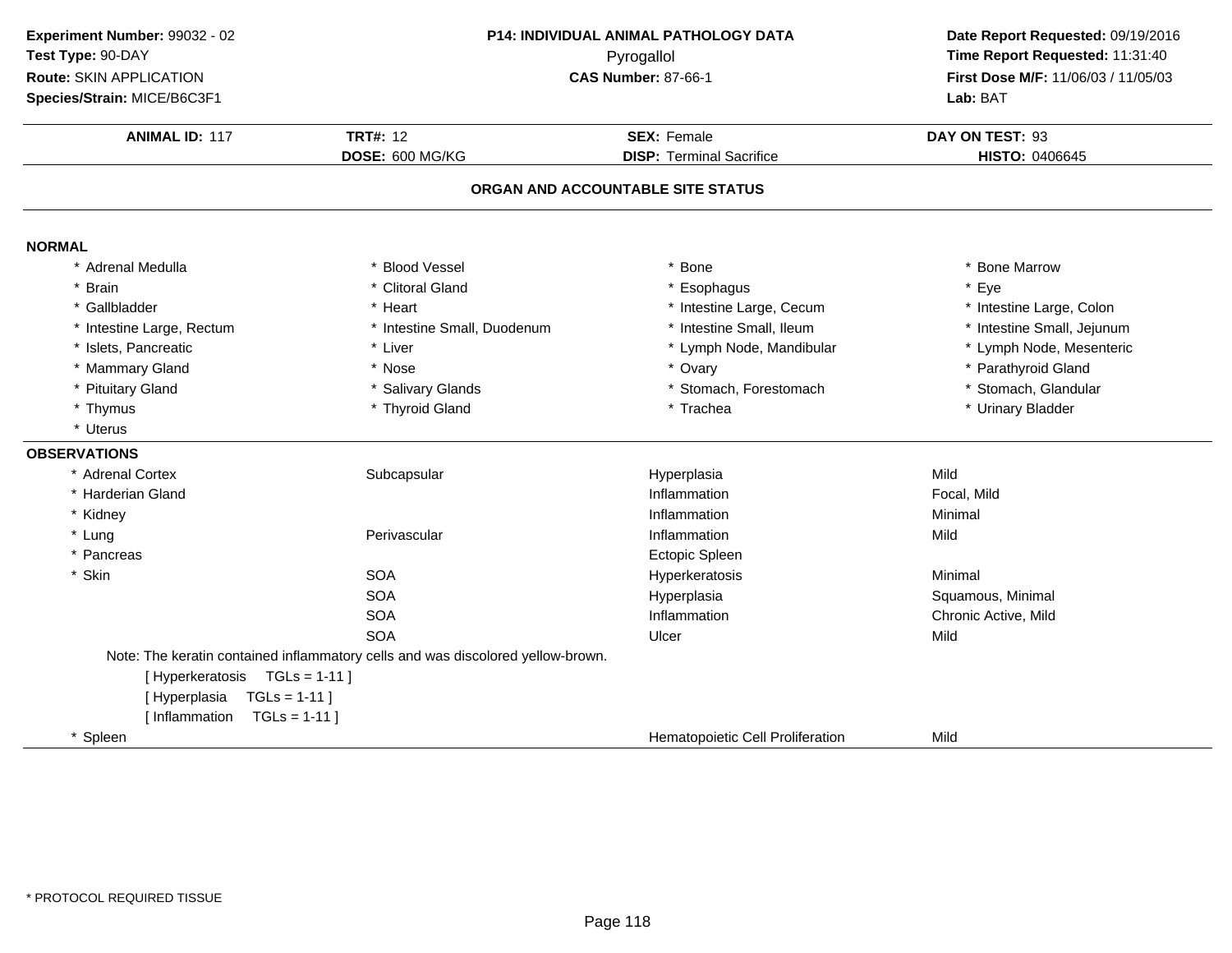**Experiment Number:** 99032 - 02
**Test Type:** 90-DAY
**Route:** SKIN APPLICATION
**Species/Strain:** MICE/B6C3F1

**P14: INDIVIDUAL ANIMAL PATHOLOGY DATA**
Pyrogallol
**CAS Number:** 87-66-1

**Date Report Requested:** 09/19/2016
**Time Report Requested:** 11:31:40
**First Dose M/F:** 11/06/03 / 11/05/03
**Lab:** BAT

| **ANIMAL ID:** 117 | **TRT#:** 12 | **SEX:** Female | **DAY ON TEST:** 93 |
|---|---|---|---|
| | **DOSE:** 600 MG/KG | **DISP:** Terminal Sacrifice | **HISTO:** 0406645 |

## ORGAN AND ACCOUNTABLE SITE STATUS

### NORMAL

| | | | |
|---|---|---|---|
| * Adrenal Medulla | * Blood Vessel | * Bone | * Bone Marrow |
| * Brain | * Clitoral Gland | * Esophagus | * Eye |
| * Gallbladder | * Heart | * Intestine Large, Cecum | * Intestine Large, Colon |
| * Intestine Large, Rectum | * Intestine Small, Duodenum | * Intestine Small, Ileum | * Intestine Small, Jejunum |
| * Islets, Pancreatic | * Liver | * Lymph Node, Mandibular | * Lymph Node, Mesenteric |
| * Mammary Gland | * Nose | * Ovary | * Parathyroid Gland |
| * Pituitary Gland | * Salivary Glands | * Stomach, Forestomach | * Stomach, Glandular |
| * Thymus | * Thyroid Gland | * Trachea | * Urinary Bladder |
| * Uterus | | | |

### OBSERVATIONS

| | | | |
|---|---|---|---|
| * Adrenal Cortex | Subcapsular | Hyperplasia | Mild |
| * Harderian Gland | | Inflammation | Focal, Mild |
| * Kidney | | Inflammation | Minimal |
| * Lung | Perivascular | Inflammation | Mild |
| * Pancreas | | Ectopic Spleen | |
| * Skin | SOA | Hyperkeratosis | Minimal |
| | SOA | Hyperplasia | Squamous, Minimal |
| | SOA | Inflammation | Chronic Active, Mild |
| | SOA | Ulcer | Mild |

Note: The keratin contained inflammatory cells and was discolored yellow-brown.

[ Hyperkeratosis TGLs = 1-11 ]
[ Hyperplasia TGLs = 1-11 ]
[ Inflammation TGLs = 1-11 ]

| | | | |
|---|---|---|---|
| * Spleen | | Hematopoietic Cell Proliferation | Mild |

* PROTOCOL REQUIRED TISSUE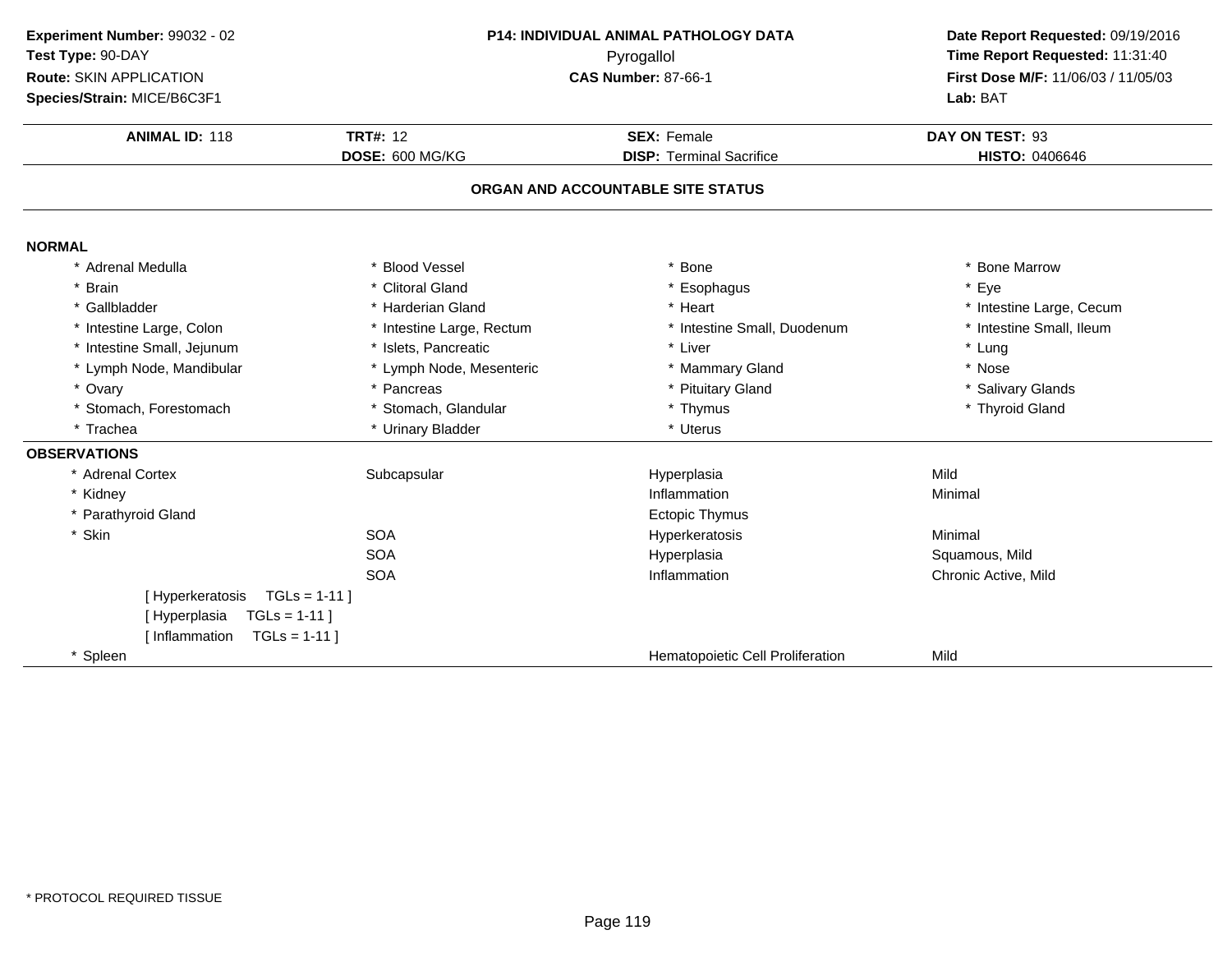**Experiment Number:** 99032 - 02
**Test Type:** 90-DAY
**Route:** SKIN APPLICATION
**Species/Strain:** MICE/B6C3F1

**P14: INDIVIDUAL ANIMAL PATHOLOGY DATA**
Pyrogallol
**CAS Number:** 87-66-1

**Date Report Requested:** 09/19/2016
**Time Report Requested:** 11:31:40
**First Dose M/F:** 11/06/03 / 11/05/03
**Lab:** BAT

| **ANIMAL ID:** 118 | **TRT#:** 12 | **SEX:** Female | **DAY ON TEST:** 93 |
|---|---|---|---|
| | **DOSE:** 600 MG/KG | **DISP:** Terminal Sacrifice | **HISTO:** 0406646 |

## ORGAN AND ACCOUNTABLE SITE STATUS

**NORMAL**

| | | | |
|---|---|---|---|
| * Adrenal Medulla | * Blood Vessel | * Bone | * Bone Marrow |
| * Brain | * Clitoral Gland | * Esophagus | * Eye |
| * Gallbladder | * Harderian Gland | * Heart | * Intestine Large, Cecum |
| * Intestine Large, Colon | * Intestine Large, Rectum | * Intestine Small, Duodenum | * Intestine Small, Ileum |
| * Intestine Small, Jejunum | * Islets, Pancreatic | * Liver | * Lung |
| * Lymph Node, Mandibular | * Lymph Node, Mesenteric | * Mammary Gland | * Nose |
| * Ovary | * Pancreas | * Pituitary Gland | * Salivary Glands |
| * Stomach, Forestomach | * Stomach, Glandular | * Thymus | * Thyroid Gland |
| * Trachea | * Urinary Bladder | * Uterus | |

**OBSERVATIONS**

| | | | |
|---|---|---|---|
| * Adrenal Cortex | Subcapsular | Hyperplasia | Mild |
| * Kidney | | Inflammation | Minimal |
| * Parathyroid Gland | | Ectopic Thymus | |
| * Skin | SOA | Hyperkeratosis | Minimal |
| | SOA | Hyperplasia | Squamous, Mild |
| | SOA | Inflammation | Chronic Active, Mild |
| [ Hyperkeratosis TGLs = 1-11 ] | | | |
| [ Hyperplasia TGLs = 1-11 ] | | | |
| [ Inflammation TGLs = 1-11 ] | | | |
| * Spleen | | Hematopoietic Cell Proliferation | Mild |

* PROTOCOL REQUIRED TISSUE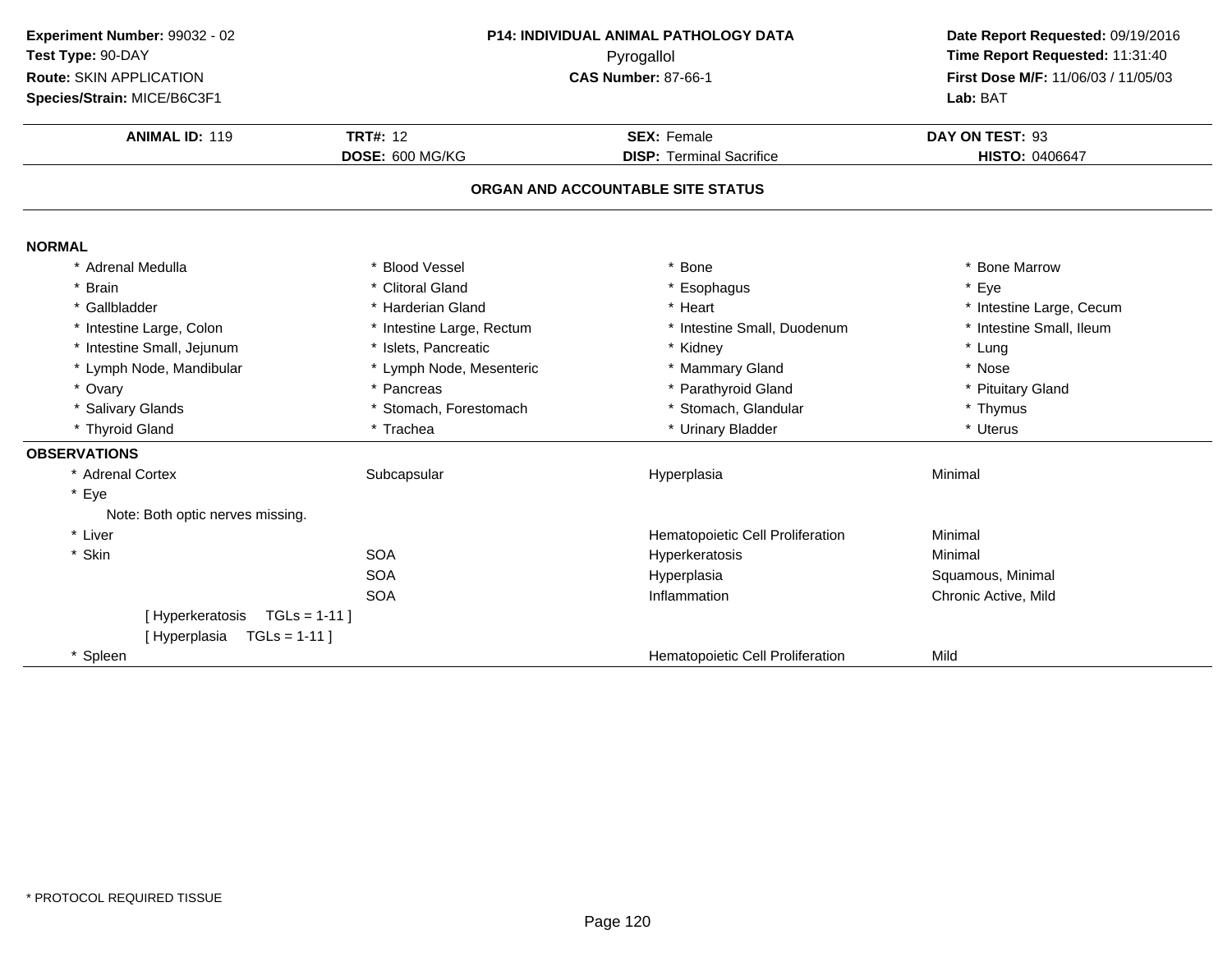**Experiment Number:** 99032 - 02
**Test Type:** 90-DAY
**Route:** SKIN APPLICATION
**Species/Strain:** MICE/B6C3F1

**P14: INDIVIDUAL ANIMAL PATHOLOGY DATA**
Pyrogallol
**CAS Number:** 87-66-1

**Date Report Requested:** 09/19/2016
**Time Report Requested:** 11:31:40
**First Dose M/F:** 11/06/03 / 11/05/03
**Lab:** BAT

| **ANIMAL ID:** 119 | **TRT#:** 12 | **SEX:** Female | **DAY ON TEST:** 93 |
|---|---|---|---|
| | **DOSE:** 600 MG/KG | **DISP:** Terminal Sacrifice | **HISTO:** 0406647 |

## ORGAN AND ACCOUNTABLE SITE STATUS

**NORMAL**

| | | | |
|---|---|---|---|
| * Adrenal Medulla | * Blood Vessel | * Bone | * Bone Marrow |
| * Brain | * Clitoral Gland | * Esophagus | * Eye |
| * Gallbladder | * Harderian Gland | * Heart | * Intestine Large, Cecum |
| * Intestine Large, Colon | * Intestine Large, Rectum | * Intestine Small, Duodenum | * Intestine Small, Ileum |
| * Intestine Small, Jejunum | * Islets, Pancreatic | * Kidney | * Lung |
| * Lymph Node, Mandibular | * Lymph Node, Mesenteric | * Mammary Gland | * Nose |
| * Ovary | * Pancreas | * Parathyroid Gland | * Pituitary Gland |
| * Salivary Glands | * Stomach, Forestomach | * Stomach, Glandular | * Thymus |
| * Thyroid Gland | * Trachea | * Urinary Bladder | * Uterus |

**OBSERVATIONS**

| | | | |
|---|---|---|---|
| * Adrenal Cortex | Subcapsular | Hyperplasia | Minimal |
| * Eye | | | |
| Note: Both optic nerves missing. | | | |
| * Liver | | Hematopoietic Cell Proliferation | Minimal |
| * Skin | SOA | Hyperkeratosis | Minimal |
| | SOA | Hyperplasia | Squamous, Minimal |
| | SOA | Inflammation | Chronic Active, Mild |
| [ Hyperkeratosis TGLs = 1-11 ] | | | |
| [ Hyperplasia TGLs = 1-11 ] | | | |
| * Spleen | | Hematopoietic Cell Proliferation | Mild |

* PROTOCOL REQUIRED TISSUE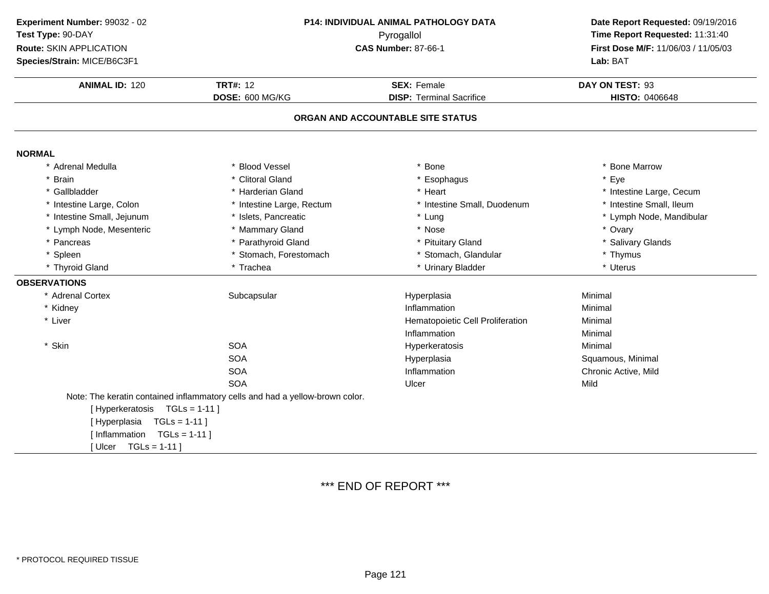**Experiment Number:** 99032 - 02
**Test Type:** 90-DAY
**Route:** SKIN APPLICATION
**Species/Strain:** MICE/B6C3F1

**P14: INDIVIDUAL ANIMAL PATHOLOGY DATA**
Pyrogallol
**CAS Number:** 87-66-1

**Date Report Requested:** 09/19/2016
**Time Report Requested:** 11:31:40
**First Dose M/F:** 11/06/03 / 11/05/03
**Lab:** BAT

| **ANIMAL ID:** 120 | **TRT#:** 12 | **SEX:** Female | **DAY ON TEST:** 93 |
|---|---|---|---|
| | **DOSE:** 600 MG/KG | **DISP:** Terminal Sacrifice | **HISTO:** 0406648 |

## ORGAN AND ACCOUNTABLE SITE STATUS

**NORMAL**

| | | | |
|---|---|---|---|
| * Adrenal Medulla | * Blood Vessel | * Bone | * Bone Marrow |
| * Brain | * Clitoral Gland | * Esophagus | * Eye |
| * Gallbladder | * Harderian Gland | * Heart | * Intestine Large, Cecum |
| * Intestine Large, Colon | * Intestine Large, Rectum | * Intestine Small, Duodenum | * Intestine Small, Ileum |
| * Intestine Small, Jejunum | * Islets, Pancreatic | * Lung | * Lymph Node, Mandibular |
| * Lymph Node, Mesenteric | * Mammary Gland | * Nose | * Ovary |
| * Pancreas | * Parathyroid Gland | * Pituitary Gland | * Salivary Glands |
| * Spleen | * Stomach, Forestomach | * Stomach, Glandular | * Thymus |
| * Thyroid Gland | * Trachea | * Urinary Bladder | * Uterus |

**OBSERVATIONS**

| | | | |
|---|---|---|---|
| * Adrenal Cortex | Subcapsular | Hyperplasia | Minimal |
| * Kidney | | Inflammation | Minimal |
| * Liver | | Hematopoietic Cell Proliferation | Minimal |
| | | Inflammation | Minimal |
| * Skin | SOA | Hyperkeratosis | Minimal |
| | SOA | Hyperplasia | Squamous, Minimal |
| | SOA | Inflammation | Chronic Active, Mild |
| | SOA | Ulcer | Mild |

Note: The keratin contained inflammatory cells and had a yellow-brown color.

[ Hyperkeratosis TGLs = 1-11 ]
[ Hyperplasia TGLs = 1-11 ]
[ Inflammation TGLs = 1-11 ]
[ Ulcer TGLs = 1-11 ]

*** END OF REPORT ***

* PROTOCOL REQUIRED TISSUE